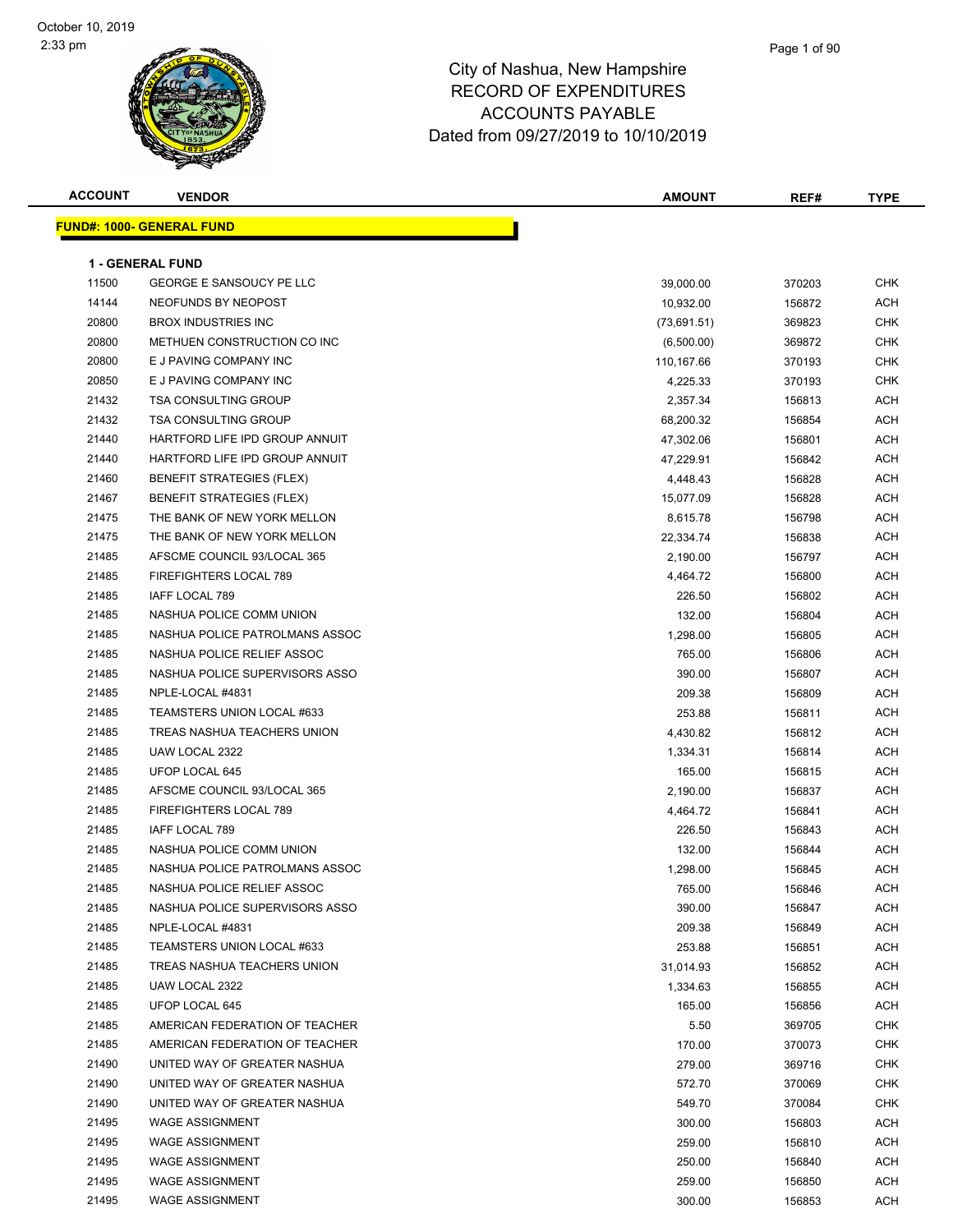# City of Nashua, New Hampshire
## RECORD OF EXPENDITURES
## ACCOUNTS PAYABLE
### Dated from 09/27/2019 to 10/10/2019

October 10, 2019
2:33 pm

**FUND#: 1000- GENERAL FUND**

**1 - GENERAL FUND**

| ACCOUNT | VENDOR | AMOUNT | REF# | TYPE |
|---|---|---|---|---|
| 11500 | GEORGE E SANSOUCY PE LLC | 39,000.00 | 370203 | CHK |
| 14144 | NEOFUNDS BY NEOPOST | 10,932.00 | 156872 | ACH |
| 20800 | BROX INDUSTRIES INC | (73,691.51) | 369823 | CHK |
| 20800 | METHUEN CONSTRUCTION CO INC | (6,500.00) | 369872 | CHK |
| 20800 | E J PAVING COMPANY INC | 110,167.66 | 370193 | CHK |
| 20850 | E J PAVING COMPANY INC | 4,225.33 | 370193 | CHK |
| 21432 | TSA CONSULTING GROUP | 2,357.34 | 156813 | ACH |
| 21432 | TSA CONSULTING GROUP | 68,200.32 | 156854 | ACH |
| 21440 | HARTFORD LIFE IPD GROUP ANNUIT | 47,302.06 | 156801 | ACH |
| 21440 | HARTFORD LIFE IPD GROUP ANNUIT | 47,229.91 | 156842 | ACH |
| 21460 | BENEFIT STRATEGIES (FLEX) | 4,448.43 | 156828 | ACH |
| 21467 | BENEFIT STRATEGIES (FLEX) | 15,077.09 | 156828 | ACH |
| 21475 | THE BANK OF NEW YORK MELLON | 8,615.78 | 156798 | ACH |
| 21475 | THE BANK OF NEW YORK MELLON | 22,334.74 | 156838 | ACH |
| 21485 | AFSCME COUNCIL 93/LOCAL 365 | 2,190.00 | 156797 | ACH |
| 21485 | FIREFIGHTERS LOCAL 789 | 4,464.72 | 156800 | ACH |
| 21485 | IAFF LOCAL 789 | 226.50 | 156802 | ACH |
| 21485 | NASHUA POLICE COMM UNION | 132.00 | 156804 | ACH |
| 21485 | NASHUA POLICE PATROLMANS ASSOC | 1,298.00 | 156805 | ACH |
| 21485 | NASHUA POLICE RELIEF ASSOC | 765.00 | 156806 | ACH |
| 21485 | NASHUA POLICE SUPERVISORS ASSO | 390.00 | 156807 | ACH |
| 21485 | NPLE-LOCAL #4831 | 209.38 | 156809 | ACH |
| 21485 | TEAMSTERS UNION LOCAL #633 | 253.88 | 156811 | ACH |
| 21485 | TREAS NASHUA TEACHERS UNION | 4,430.82 | 156812 | ACH |
| 21485 | UAW LOCAL 2322 | 1,334.31 | 156814 | ACH |
| 21485 | UFOP LOCAL 645 | 165.00 | 156815 | ACH |
| 21485 | AFSCME COUNCIL 93/LOCAL 365 | 2,190.00 | 156837 | ACH |
| 21485 | FIREFIGHTERS LOCAL 789 | 4,464.72 | 156841 | ACH |
| 21485 | IAFF LOCAL 789 | 226.50 | 156843 | ACH |
| 21485 | NASHUA POLICE COMM UNION | 132.00 | 156844 | ACH |
| 21485 | NASHUA POLICE PATROLMANS ASSOC | 1,298.00 | 156845 | ACH |
| 21485 | NASHUA POLICE RELIEF ASSOC | 765.00 | 156846 | ACH |
| 21485 | NASHUA POLICE SUPERVISORS ASSO | 390.00 | 156847 | ACH |
| 21485 | NPLE-LOCAL #4831 | 209.38 | 156849 | ACH |
| 21485 | TEAMSTERS UNION LOCAL #633 | 253.88 | 156851 | ACH |
| 21485 | TREAS NASHUA TEACHERS UNION | 31,014.93 | 156852 | ACH |
| 21485 | UAW LOCAL 2322 | 1,334.63 | 156855 | ACH |
| 21485 | UFOP LOCAL 645 | 165.00 | 156856 | ACH |
| 21485 | AMERICAN FEDERATION OF TEACHER | 5.50 | 369705 | CHK |
| 21485 | AMERICAN FEDERATION OF TEACHER | 170.00 | 370073 | CHK |
| 21490 | UNITED WAY OF GREATER NASHUA | 279.00 | 369716 | CHK |
| 21490 | UNITED WAY OF GREATER NASHUA | 572.70 | 370069 | CHK |
| 21490 | UNITED WAY OF GREATER NASHUA | 549.70 | 370084 | CHK |
| 21495 | WAGE ASSIGNMENT | 300.00 | 156803 | ACH |
| 21495 | WAGE ASSIGNMENT | 259.00 | 156810 | ACH |
| 21495 | WAGE ASSIGNMENT | 250.00 | 156840 | ACH |
| 21495 | WAGE ASSIGNMENT | 259.00 | 156850 | ACH |
| 21495 | WAGE ASSIGNMENT | 300.00 | 156853 | ACH |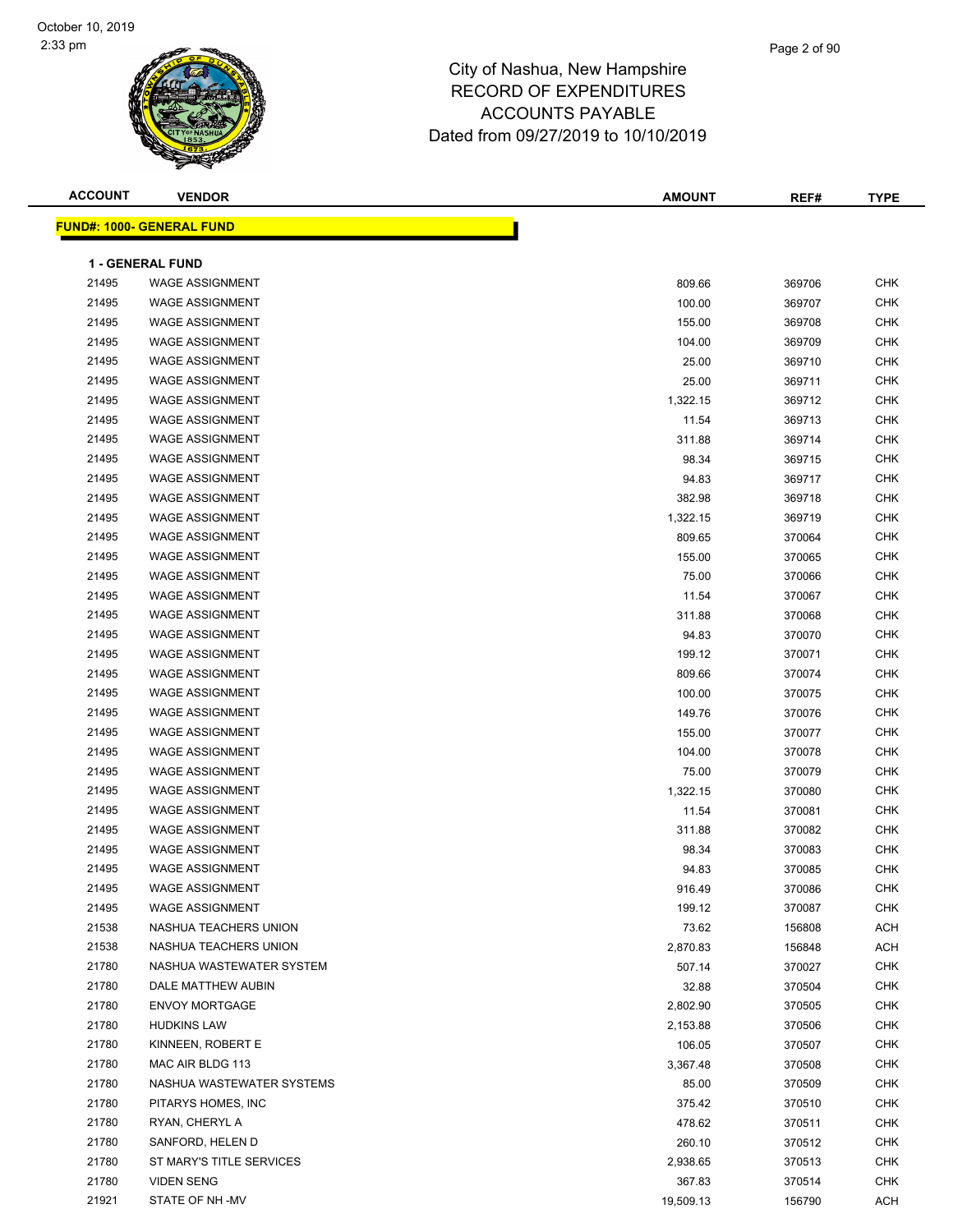# City of Nashua, New Hampshire
# RECORD OF EXPENDITURES
# ACCOUNTS PAYABLE
# Dated from 09/27/2019 to 10/10/2019

October 10, 2019
2:33 pm

**FUND#: 1000- GENERAL FUND**

**1 - GENERAL FUND**

| ACCOUNT | VENDOR | AMOUNT | REF# | TYPE |
|---|---|---|---|---|
| 21495 | WAGE ASSIGNMENT | 809.66 | 369706 | CHK |
| 21495 | WAGE ASSIGNMENT | 100.00 | 369707 | CHK |
| 21495 | WAGE ASSIGNMENT | 155.00 | 369708 | CHK |
| 21495 | WAGE ASSIGNMENT | 104.00 | 369709 | CHK |
| 21495 | WAGE ASSIGNMENT | 25.00 | 369710 | CHK |
| 21495 | WAGE ASSIGNMENT | 25.00 | 369711 | CHK |
| 21495 | WAGE ASSIGNMENT | 1,322.15 | 369712 | CHK |
| 21495 | WAGE ASSIGNMENT | 11.54 | 369713 | CHK |
| 21495 | WAGE ASSIGNMENT | 311.88 | 369714 | CHK |
| 21495 | WAGE ASSIGNMENT | 98.34 | 369715 | CHK |
| 21495 | WAGE ASSIGNMENT | 94.83 | 369717 | CHK |
| 21495 | WAGE ASSIGNMENT | 382.98 | 369718 | CHK |
| 21495 | WAGE ASSIGNMENT | 1,322.15 | 369719 | CHK |
| 21495 | WAGE ASSIGNMENT | 809.65 | 370064 | CHK |
| 21495 | WAGE ASSIGNMENT | 155.00 | 370065 | CHK |
| 21495 | WAGE ASSIGNMENT | 75.00 | 370066 | CHK |
| 21495 | WAGE ASSIGNMENT | 11.54 | 370067 | CHK |
| 21495 | WAGE ASSIGNMENT | 311.88 | 370068 | CHK |
| 21495 | WAGE ASSIGNMENT | 94.83 | 370070 | CHK |
| 21495 | WAGE ASSIGNMENT | 199.12 | 370071 | CHK |
| 21495 | WAGE ASSIGNMENT | 809.66 | 370074 | CHK |
| 21495 | WAGE ASSIGNMENT | 100.00 | 370075 | CHK |
| 21495 | WAGE ASSIGNMENT | 149.76 | 370076 | CHK |
| 21495 | WAGE ASSIGNMENT | 155.00 | 370077 | CHK |
| 21495 | WAGE ASSIGNMENT | 104.00 | 370078 | CHK |
| 21495 | WAGE ASSIGNMENT | 75.00 | 370079 | CHK |
| 21495 | WAGE ASSIGNMENT | 1,322.15 | 370080 | CHK |
| 21495 | WAGE ASSIGNMENT | 11.54 | 370081 | CHK |
| 21495 | WAGE ASSIGNMENT | 311.88 | 370082 | CHK |
| 21495 | WAGE ASSIGNMENT | 98.34 | 370083 | CHK |
| 21495 | WAGE ASSIGNMENT | 94.83 | 370085 | CHK |
| 21495 | WAGE ASSIGNMENT | 916.49 | 370086 | CHK |
| 21495 | WAGE ASSIGNMENT | 199.12 | 370087 | CHK |
| 21538 | NASHUA TEACHERS UNION | 73.62 | 156808 | ACH |
| 21538 | NASHUA TEACHERS UNION | 2,870.83 | 156848 | ACH |
| 21780 | NASHUA WASTEWATER SYSTEM | 507.14 | 370027 | CHK |
| 21780 | DALE MATTHEW AUBIN | 32.88 | 370504 | CHK |
| 21780 | ENVOY MORTGAGE | 2,802.90 | 370505 | CHK |
| 21780 | HUDKINS LAW | 2,153.88 | 370506 | CHK |
| 21780 | KINNEEN, ROBERT E | 106.05 | 370507 | CHK |
| 21780 | MAC AIR BLDG 113 | 3,367.48 | 370508 | CHK |
| 21780 | NASHUA WASTEWATER SYSTEMS | 85.00 | 370509 | CHK |
| 21780 | PITARYS HOMES, INC | 375.42 | 370510 | CHK |
| 21780 | RYAN, CHERYL A | 478.62 | 370511 | CHK |
| 21780 | SANFORD, HELEN D | 260.10 | 370512 | CHK |
| 21780 | ST MARY'S TITLE SERVICES | 2,938.65 | 370513 | CHK |
| 21780 | VIDEN SENG | 367.83 | 370514 | CHK |
| 21921 | STATE OF NH -MV | 19,509.13 | 156790 | ACH |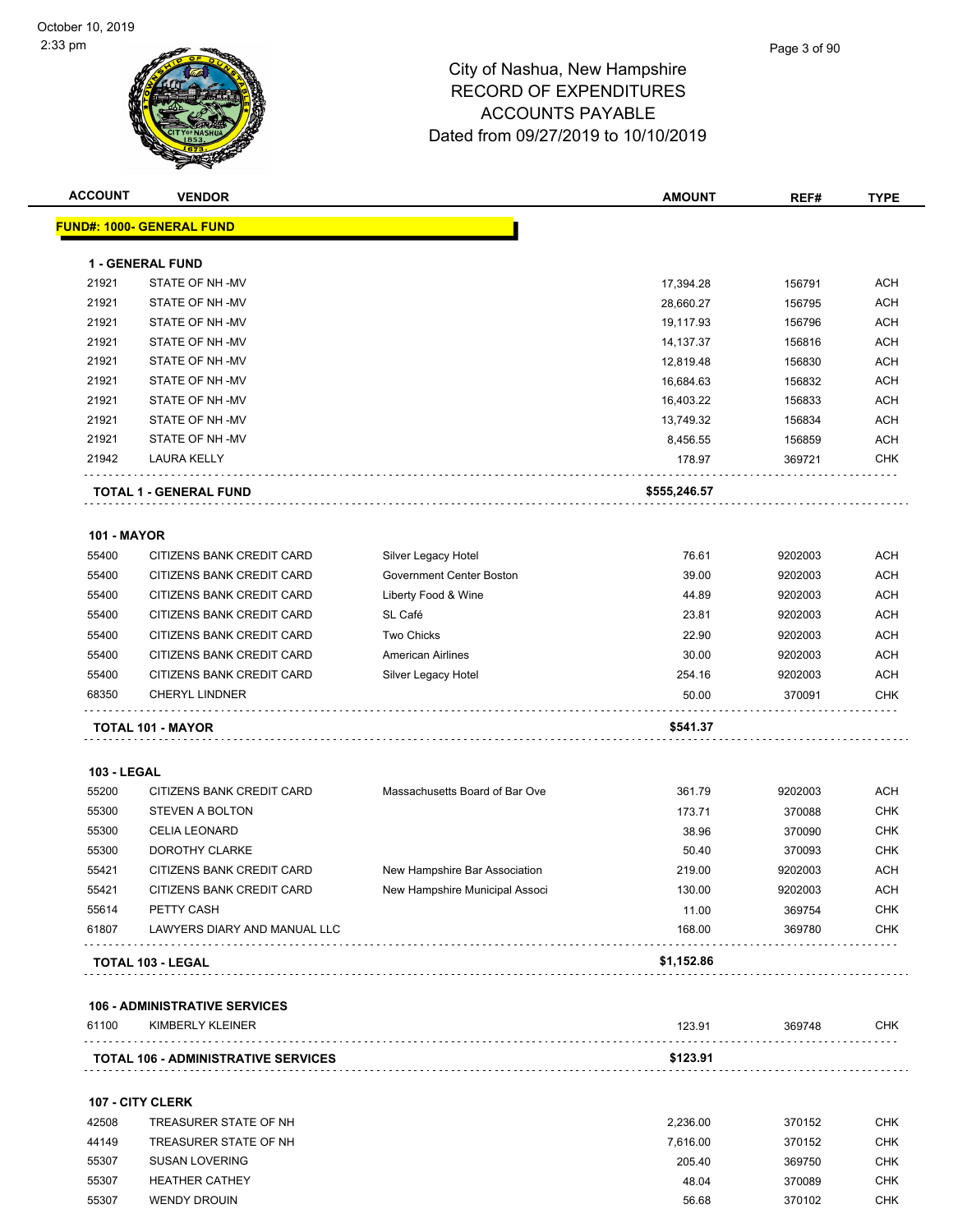City of Nashua, New Hampshire
RECORD OF EXPENDITURES
ACCOUNTS PAYABLE
Dated from 09/27/2019 to 10/10/2019

| ACCOUNT | VENDOR | | AMOUNT | REF# | TYPE |
|---|---|---|---|---|---|
| **FUND#: 1000- GENERAL FUND** | | | | | |
| **1 - GENERAL FUND** | | | | | |
| 21921 | STATE OF NH -MV | | 17,394.28 | 156791 | ACH |
| 21921 | STATE OF NH -MV | | 28,660.27 | 156795 | ACH |
| 21921 | STATE OF NH -MV | | 19,117.93 | 156796 | ACH |
| 21921 | STATE OF NH -MV | | 14,137.37 | 156816 | ACH |
| 21921 | STATE OF NH -MV | | 12,819.48 | 156830 | ACH |
| 21921 | STATE OF NH -MV | | 16,684.63 | 156832 | ACH |
| 21921 | STATE OF NH -MV | | 16,403.22 | 156833 | ACH |
| 21921 | STATE OF NH -MV | | 13,749.32 | 156834 | ACH |
| 21921 | STATE OF NH -MV | | 8,456.55 | 156859 | ACH |
| 21942 | LAURA KELLY | | 178.97 | 369721 | CHK |
| **TOTAL 1 - GENERAL FUND** | | | **$555,246.57** | | |
| **101 - MAYOR** | | | | | |
| 55400 | CITIZENS BANK CREDIT CARD | Silver Legacy Hotel | 76.61 | 9202003 | ACH |
| 55400 | CITIZENS BANK CREDIT CARD | Government Center Boston | 39.00 | 9202003 | ACH |
| 55400 | CITIZENS BANK CREDIT CARD | Liberty Food & Wine | 44.89 | 9202003 | ACH |
| 55400 | CITIZENS BANK CREDIT CARD | SL Café | 23.81 | 9202003 | ACH |
| 55400 | CITIZENS BANK CREDIT CARD | Two Chicks | 22.90 | 9202003 | ACH |
| 55400 | CITIZENS BANK CREDIT CARD | American Airlines | 30.00 | 9202003 | ACH |
| 55400 | CITIZENS BANK CREDIT CARD | Silver Legacy Hotel | 254.16 | 9202003 | ACH |
| 68350 | CHERYL LINDNER | | 50.00 | 370091 | CHK |
| **TOTAL 101 - MAYOR** | | | **$541.37** | | |
| **103 - LEGAL** | | | | | |
| 55200 | CITIZENS BANK CREDIT CARD | Massachusetts Board of Bar Ove | 361.79 | 9202003 | ACH |
| 55300 | STEVEN A BOLTON | | 173.71 | 370088 | CHK |
| 55300 | CELIA LEONARD | | 38.96 | 370090 | CHK |
| 55300 | DOROTHY CLARKE | | 50.40 | 370093 | CHK |
| 55421 | CITIZENS BANK CREDIT CARD | New Hampshire Bar Association | 219.00 | 9202003 | ACH |
| 55421 | CITIZENS BANK CREDIT CARD | New Hampshire Municipal Associ | 130.00 | 9202003 | ACH |
| 55614 | PETTY CASH | | 11.00 | 369754 | CHK |
| 61807 | LAWYERS DIARY AND MANUAL LLC | | 168.00 | 369780 | CHK |
| **TOTAL 103 - LEGAL** | | | **$1,152.86** | | |
| **106 - ADMINISTRATIVE SERVICES** | | | | | |
| 61100 | KIMBERLY KLEINER | | 123.91 | 369748 | CHK |
| **TOTAL 106 - ADMINISTRATIVE SERVICES** | | | **$123.91** | | |
| **107 - CITY CLERK** | | | | | |
| 42508 | TREASURER STATE OF NH | | 2,236.00 | 370152 | CHK |
| 44149 | TREASURER STATE OF NH | | 7,616.00 | 370152 | CHK |
| 55307 | SUSAN LOVERING | | 205.40 | 369750 | CHK |
| 55307 | HEATHER CATHEY | | 48.04 | 370089 | CHK |
| 55307 | WENDY DROUIN | | 56.68 | 370102 | CHK |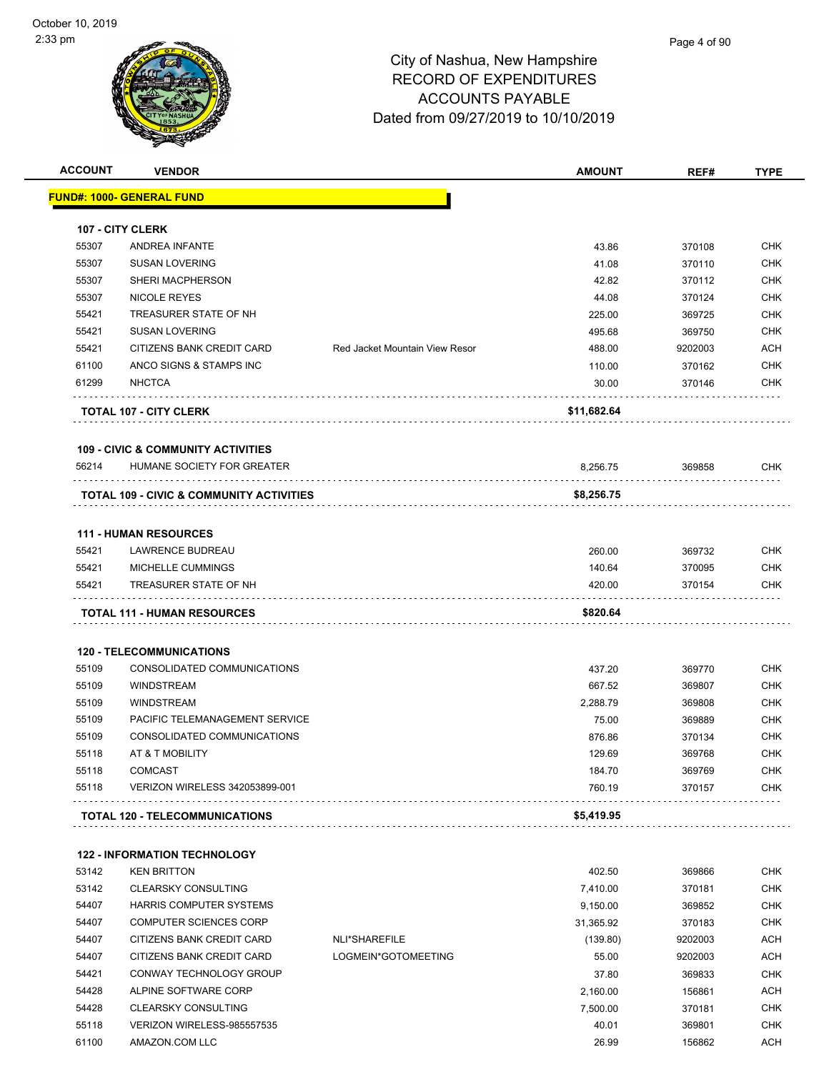# City of Nashua, New Hampshire
## RECORD OF EXPENDITURES
## ACCOUNTS PAYABLE
## Dated from 09/27/2019 to 10/10/2019

| ACCOUNT | VENDOR | | AMOUNT | REF# | TYPE |
|---|---|---|---|---|---|
| **FUND#: 1000- GENERAL FUND** | | | | | |
| **107 - CITY CLERK** | | | | | |
| 55307 | ANDREA INFANTE | | 43.86 | 370108 | CHK |
| 55307 | SUSAN LOVERING | | 41.08 | 370110 | CHK |
| 55307 | SHERI MACPHERSON | | 42.82 | 370112 | CHK |
| 55307 | NICOLE REYES | | 44.08 | 370124 | CHK |
| 55421 | TREASURER STATE OF NH | | 225.00 | 369725 | CHK |
| 55421 | SUSAN LOVERING | | 495.68 | 369750 | CHK |
| 55421 | CITIZENS BANK CREDIT CARD | Red Jacket Mountain View Resor | 488.00 | 9202003 | ACH |
| 61100 | ANCO SIGNS & STAMPS INC | | 110.00 | 370162 | CHK |
| 61299 | NHCTCA | | 30.00 | 370146 | CHK |
| | **TOTAL 107 - CITY CLERK** | | **$11,682.64** | | |
| **109 - CIVIC & COMMUNITY ACTIVITIES** | | | | | |
| 56214 | HUMANE SOCIETY FOR GREATER | | 8,256.75 | 369858 | CHK |
| | **TOTAL 109 - CIVIC & COMMUNITY ACTIVITIES** | | **$8,256.75** | | |
| **111 - HUMAN RESOURCES** | | | | | |
| 55421 | LAWRENCE BUDREAU | | 260.00 | 369732 | CHK |
| 55421 | MICHELLE CUMMINGS | | 140.64 | 370095 | CHK |
| 55421 | TREASURER STATE OF NH | | 420.00 | 370154 | CHK |
| | **TOTAL 111 - HUMAN RESOURCES** | | **$820.64** | | |
| **120 - TELECOMMUNICATIONS** | | | | | |
| 55109 | CONSOLIDATED COMMUNICATIONS | | 437.20 | 369770 | CHK |
| 55109 | WINDSTREAM | | 667.52 | 369807 | CHK |
| 55109 | WINDSTREAM | | 2,288.79 | 369808 | CHK |
| 55109 | PACIFIC TELEMANAGEMENT SERVICE | | 75.00 | 369889 | CHK |
| 55109 | CONSOLIDATED COMMUNICATIONS | | 876.86 | 370134 | CHK |
| 55118 | AT & T MOBILITY | | 129.69 | 369768 | CHK |
| 55118 | COMCAST | | 184.70 | 369769 | CHK |
| 55118 | VERIZON WIRELESS 342053899-001 | | 760.19 | 370157 | CHK |
| | **TOTAL 120 - TELECOMMUNICATIONS** | | **$5,419.95** | | |
| **122 - INFORMATION TECHNOLOGY** | | | | | |
| 53142 | KEN BRITTON | | 402.50 | 369866 | CHK |
| 53142 | CLEARSKY CONSULTING | | 7,410.00 | 370181 | CHK |
| 54407 | HARRIS COMPUTER SYSTEMS | | 9,150.00 | 369852 | CHK |
| 54407 | COMPUTER SCIENCES CORP | | 31,365.92 | 370183 | CHK |
| 54407 | CITIZENS BANK CREDIT CARD | NLI*SHAREFILE | (139.80) | 9202003 | ACH |
| 54407 | CITIZENS BANK CREDIT CARD | LOGMEIN*GOTOMEETING | 55.00 | 9202003 | ACH |
| 54421 | CONWAY TECHNOLOGY GROUP | | 37.80 | 369833 | CHK |
| 54428 | ALPINE SOFTWARE CORP | | 2,160.00 | 156861 | ACH |
| 54428 | CLEARSKY CONSULTING | | 7,500.00 | 370181 | CHK |
| 55118 | VERIZON WIRELESS-985557535 | | 40.01 | 369801 | CHK |
| 61100 | AMAZON.COM LLC | | 26.99 | 156862 | ACH |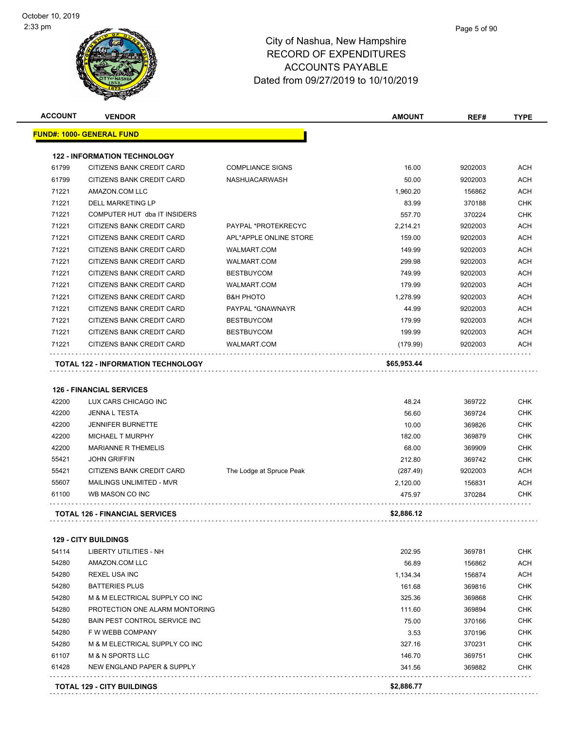# City of Nashua, New Hampshire
## RECORD OF EXPENDITURES
## ACCOUNTS PAYABLE
## Dated from 09/27/2019 to 10/10/2019

| ACCOUNT | VENDOR | | AMOUNT | REF# | TYPE |
|---|---|---|---|---|---|
| **FUND#: 1000- GENERAL FUND** | | | | | |
| **122 - INFORMATION TECHNOLOGY** | | | | | |
| 61799 | CITIZENS BANK CREDIT CARD | COMPLIANCE SIGNS | 16.00 | 9202003 | ACH |
| 61799 | CITIZENS BANK CREDIT CARD | NASHUACARWASH | 50.00 | 9202003 | ACH |
| 71221 | AMAZON.COM LLC | | 1,960.20 | 156862 | ACH |
| 71221 | DELL MARKETING LP | | 83.99 | 370188 | CHK |
| 71221 | COMPUTER HUT dba IT INSIDERS | | 557.70 | 370224 | CHK |
| 71221 | CITIZENS BANK CREDIT CARD | PAYPAL *PROTEKRECYC | 2,214.21 | 9202003 | ACH |
| 71221 | CITIZENS BANK CREDIT CARD | APL*APPLE ONLINE STORE | 159.00 | 9202003 | ACH |
| 71221 | CITIZENS BANK CREDIT CARD | WALMART.COM | 149.99 | 9202003 | ACH |
| 71221 | CITIZENS BANK CREDIT CARD | WALMART.COM | 299.98 | 9202003 | ACH |
| 71221 | CITIZENS BANK CREDIT CARD | BESTBUYCOM | 749.99 | 9202003 | ACH |
| 71221 | CITIZENS BANK CREDIT CARD | WALMART.COM | 179.99 | 9202003 | ACH |
| 71221 | CITIZENS BANK CREDIT CARD | B&H PHOTO | 1,278.99 | 9202003 | ACH |
| 71221 | CITIZENS BANK CREDIT CARD | PAYPAL *GNAWNAYR | 44.99 | 9202003 | ACH |
| 71221 | CITIZENS BANK CREDIT CARD | BESTBUYCOM | 179.99 | 9202003 | ACH |
| 71221 | CITIZENS BANK CREDIT CARD | BESTBUYCOM | 199.99 | 9202003 | ACH |
| 71221 | CITIZENS BANK CREDIT CARD | WALMART.COM | (179.99) | 9202003 | ACH |
| **TOTAL 122 - INFORMATION TECHNOLOGY** | | | **$65,953.44** | | |
| **126 - FINANCIAL SERVICES** | | | | | |
| 42200 | LUX CARS CHICAGO INC | | 48.24 | 369722 | CHK |
| 42200 | JENNA L TESTA | | 56.60 | 369724 | CHK |
| 42200 | JENNIFER BURNETTE | | 10.00 | 369826 | CHK |
| 42200 | MICHAEL T MURPHY | | 182.00 | 369879 | CHK |
| 42200 | MARIANNE R THEMELIS | | 68.00 | 369909 | CHK |
| 55421 | JOHN GRIFFIN | | 212.80 | 369742 | CHK |
| 55421 | CITIZENS BANK CREDIT CARD | The Lodge at Spruce Peak | (287.49) | 9202003 | ACH |
| 55607 | MAILINGS UNLIMITED - MVR | | 2,120.00 | 156831 | ACH |
| 61100 | WB MASON CO INC | | 475.97 | 370284 | CHK |
| **TOTAL 126 - FINANCIAL SERVICES** | | | **$2,886.12** | | |
| **129 - CITY BUILDINGS** | | | | | |
| 54114 | LIBERTY UTILITIES - NH | | 202.95 | 369781 | CHK |
| 54280 | AMAZON.COM LLC | | 56.89 | 156862 | ACH |
| 54280 | REXEL USA INC | | 1,134.34 | 156874 | ACH |
| 54280 | BATTERIES PLUS | | 161.68 | 369816 | CHK |
| 54280 | M & M ELECTRICAL SUPPLY CO INC | | 325.36 | 369868 | CHK |
| 54280 | PROTECTION ONE ALARM MONTORING | | 111.60 | 369894 | CHK |
| 54280 | BAIN PEST CONTROL SERVICE INC | | 75.00 | 370166 | CHK |
| 54280 | F W WEBB COMPANY | | 3.53 | 370196 | CHK |
| 54280 | M & M ELECTRICAL SUPPLY CO INC | | 327.16 | 370231 | CHK |
| 61107 | M & N SPORTS LLC | | 146.70 | 369751 | CHK |
| 61428 | NEW ENGLAND PAPER & SUPPLY | | 341.56 | 369882 | CHK |
| **TOTAL 129 - CITY BUILDINGS** | | | **$2,886.77** | | |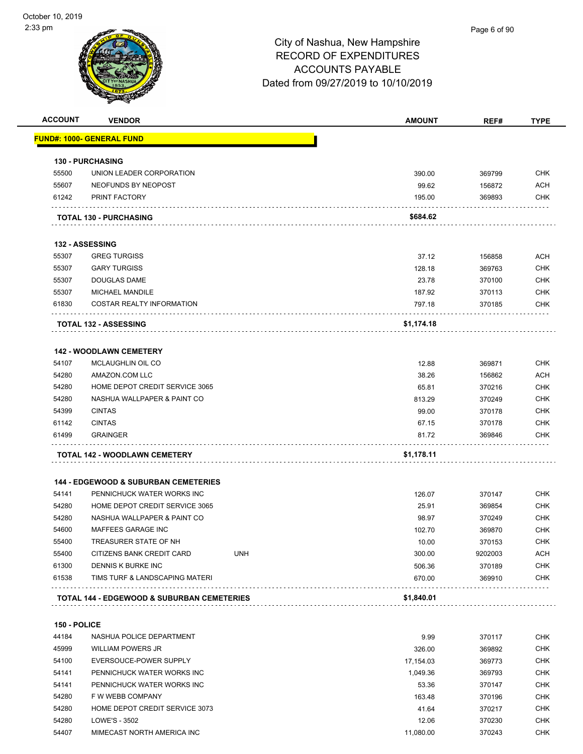# City of Nashua, New Hampshire
## RECORD OF EXPENDITURES
## ACCOUNTS PAYABLE
## Dated from 09/27/2019 to 10/10/2019

| ACCOUNT | VENDOR | | AMOUNT | REF# | TYPE |
|---|---|---|---|---|---|
| **FUND#: 1000- GENERAL FUND** | | | | | |
| **130 - PURCHASING** | | | | | |
| 55500 | UNION LEADER CORPORATION | | 390.00 | 369799 | CHK |
| 55607 | NEOFUNDS BY NEOPOST | | 99.62 | 156872 | ACH |
| 61242 | PRINT FACTORY | | 195.00 | 369893 | CHK |
| | **TOTAL 130 - PURCHASING** | | **$684.62** | | |
| **132 - ASSESSING** | | | | | |
| 55307 | GREG TURGISS | | 37.12 | 156858 | ACH |
| 55307 | GARY TURGISS | | 128.18 | 369763 | CHK |
| 55307 | DOUGLAS DAME | | 23.78 | 370100 | CHK |
| 55307 | MICHAEL MANDILE | | 187.92 | 370113 | CHK |
| 61830 | COSTAR REALTY INFORMATION | | 797.18 | 370185 | CHK |
| | **TOTAL 132 - ASSESSING** | | **$1,174.18** | | |
| **142 - WOODLAWN CEMETERY** | | | | | |
| 54107 | MCLAUGHLIN OIL CO | | 12.88 | 369871 | CHK |
| 54280 | AMAZON.COM LLC | | 38.26 | 156862 | ACH |
| 54280 | HOME DEPOT CREDIT SERVICE 3065 | | 65.81 | 370216 | CHK |
| 54280 | NASHUA WALLPAPER & PAINT CO | | 813.29 | 370249 | CHK |
| 54399 | CINTAS | | 99.00 | 370178 | CHK |
| 61142 | CINTAS | | 67.15 | 370178 | CHK |
| 61499 | GRAINGER | | 81.72 | 369846 | CHK |
| | **TOTAL 142 - WOODLAWN CEMETERY** | | **$1,178.11** | | |
| **144 - EDGEWOOD & SUBURBAN CEMETERIES** | | | | | |
| 54141 | PENNICHUCK WATER WORKS INC | | 126.07 | 370147 | CHK |
| 54280 | HOME DEPOT CREDIT SERVICE 3065 | | 25.91 | 369854 | CHK |
| 54280 | NASHUA WALLPAPER & PAINT CO | | 98.97 | 370249 | CHK |
| 54600 | MAFFEES GARAGE INC | | 102.70 | 369870 | CHK |
| 55400 | TREASURER STATE OF NH | | 10.00 | 370153 | CHK |
| 55400 | CITIZENS BANK CREDIT CARD | UNH | 300.00 | 9202003 | ACH |
| 61300 | DENNIS K BURKE INC | | 506.36 | 370189 | CHK |
| 61538 | TIMS TURF & LANDSCAPING MATERI | | 670.00 | 369910 | CHK |
| | **TOTAL 144 - EDGEWOOD & SUBURBAN CEMETERIES** | | **$1,840.01** | | |
| **150 - POLICE** | | | | | |
| 44184 | NASHUA POLICE DEPARTMENT | | 9.99 | 370117 | CHK |
| 45999 | WILLIAM POWERS JR | | 326.00 | 369892 | CHK |
| 54100 | EVERSOUCE-POWER SUPPLY | | 17,154.03 | 369773 | CHK |
| 54141 | PENNICHUCK WATER WORKS INC | | 1,049.36 | 369793 | CHK |
| 54141 | PENNICHUCK WATER WORKS INC | | 53.36 | 370147 | CHK |
| 54280 | F W WEBB COMPANY | | 163.48 | 370196 | CHK |
| 54280 | HOME DEPOT CREDIT SERVICE 3073 | | 41.64 | 370217 | CHK |
| 54280 | LOWE'S - 3502 | | 12.06 | 370230 | CHK |
| 54407 | MIMECAST NORTH AMERICA INC | | 11,080.00 | 370243 | CHK |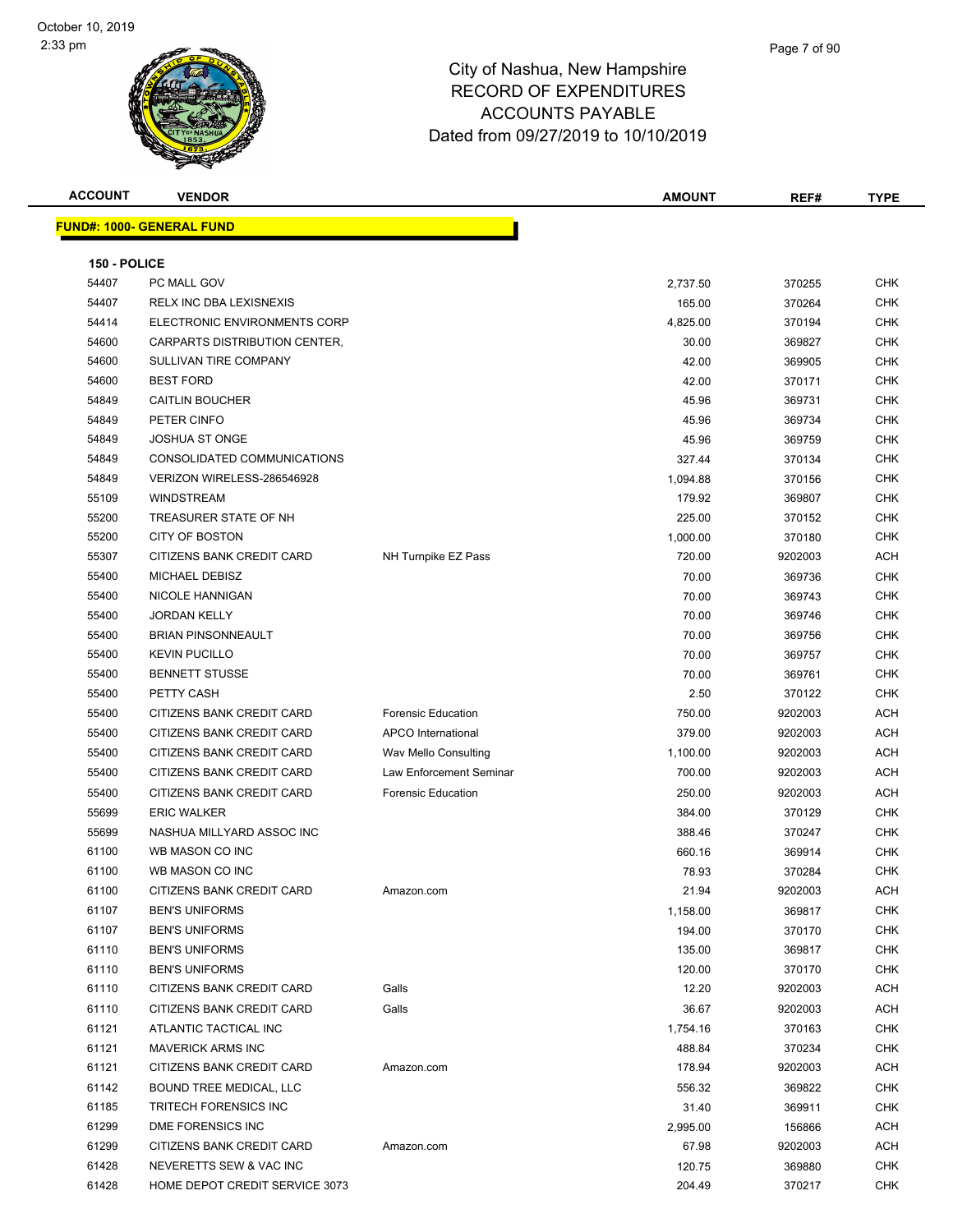# City of Nashua, New Hampshire
# RECORD OF EXPENDITURES
# ACCOUNTS PAYABLE
# Dated from 09/27/2019 to 10/10/2019

October 10, 2019
2:33 pm

| ACCOUNT | VENDOR | | AMOUNT | REF# | TYPE |
|---|---|---|---|---|---|
| **FUND#: 1000- GENERAL FUND** | | | | | |
| **150 - POLICE** | | | | | |
| 54407 | PC MALL GOV | | 2,737.50 | 370255 | CHK |
| 54407 | RELX INC DBA LEXISNEXIS | | 165.00 | 370264 | CHK |
| 54414 | ELECTRONIC ENVIRONMENTS CORP | | 4,825.00 | 370194 | CHK |
| 54600 | CARPARTS DISTRIBUTION CENTER, | | 30.00 | 369827 | CHK |
| 54600 | SULLIVAN TIRE COMPANY | | 42.00 | 369905 | CHK |
| 54600 | BEST FORD | | 42.00 | 370171 | CHK |
| 54849 | CAITLIN BOUCHER | | 45.96 | 369731 | CHK |
| 54849 | PETER CINFO | | 45.96 | 369734 | CHK |
| 54849 | JOSHUA ST ONGE | | 45.96 | 369759 | CHK |
| 54849 | CONSOLIDATED COMMUNICATIONS | | 327.44 | 370134 | CHK |
| 54849 | VERIZON WIRELESS-286546928 | | 1,094.88 | 370156 | CHK |
| 55109 | WINDSTREAM | | 179.92 | 369807 | CHK |
| 55200 | TREASURER STATE OF NH | | 225.00 | 370152 | CHK |
| 55200 | CITY OF BOSTON | | 1,000.00 | 370180 | CHK |
| 55307 | CITIZENS BANK CREDIT CARD | NH Turnpike EZ Pass | 720.00 | 9202003 | ACH |
| 55400 | MICHAEL DEBISZ | | 70.00 | 369736 | CHK |
| 55400 | NICOLE HANNIGAN | | 70.00 | 369743 | CHK |
| 55400 | JORDAN KELLY | | 70.00 | 369746 | CHK |
| 55400 | BRIAN PINSONNEAULT | | 70.00 | 369756 | CHK |
| 55400 | KEVIN PUCILLO | | 70.00 | 369757 | CHK |
| 55400 | BENNETT STUSSE | | 70.00 | 369761 | CHK |
| 55400 | PETTY CASH | | 2.50 | 370122 | CHK |
| 55400 | CITIZENS BANK CREDIT CARD | Forensic Education | 750.00 | 9202003 | ACH |
| 55400 | CITIZENS BANK CREDIT CARD | APCO International | 379.00 | 9202003 | ACH |
| 55400 | CITIZENS BANK CREDIT CARD | Wav Mello Consulting | 1,100.00 | 9202003 | ACH |
| 55400 | CITIZENS BANK CREDIT CARD | Law Enforcement Seminar | 700.00 | 9202003 | ACH |
| 55400 | CITIZENS BANK CREDIT CARD | Forensic Education | 250.00 | 9202003 | ACH |
| 55699 | ERIC WALKER | | 384.00 | 370129 | CHK |
| 55699 | NASHUA MILLYARD ASSOC INC | | 388.46 | 370247 | CHK |
| 61100 | WB MASON CO INC | | 660.16 | 369914 | CHK |
| 61100 | WB MASON CO INC | | 78.93 | 370284 | CHK |
| 61100 | CITIZENS BANK CREDIT CARD | Amazon.com | 21.94 | 9202003 | ACH |
| 61107 | BEN'S UNIFORMS | | 1,158.00 | 369817 | CHK |
| 61107 | BEN'S UNIFORMS | | 194.00 | 370170 | CHK |
| 61110 | BEN'S UNIFORMS | | 135.00 | 369817 | CHK |
| 61110 | BEN'S UNIFORMS | | 120.00 | 370170 | CHK |
| 61110 | CITIZENS BANK CREDIT CARD | Galls | 12.20 | 9202003 | ACH |
| 61110 | CITIZENS BANK CREDIT CARD | Galls | 36.67 | 9202003 | ACH |
| 61121 | ATLANTIC TACTICAL INC | | 1,754.16 | 370163 | CHK |
| 61121 | MAVERICK ARMS INC | | 488.84 | 370234 | CHK |
| 61121 | CITIZENS BANK CREDIT CARD | Amazon.com | 178.94 | 9202003 | ACH |
| 61142 | BOUND TREE MEDICAL, LLC | | 556.32 | 369822 | CHK |
| 61185 | TRITECH FORENSICS INC | | 31.40 | 369911 | CHK |
| 61299 | DME FORENSICS INC | | 2,995.00 | 156866 | ACH |
| 61299 | CITIZENS BANK CREDIT CARD | Amazon.com | 67.98 | 9202003 | ACH |
| 61428 | NEVERETTS SEW & VAC INC | | 120.75 | 369880 | CHK |
| 61428 | HOME DEPOT CREDIT SERVICE 3073 | | 204.49 | 370217 | CHK |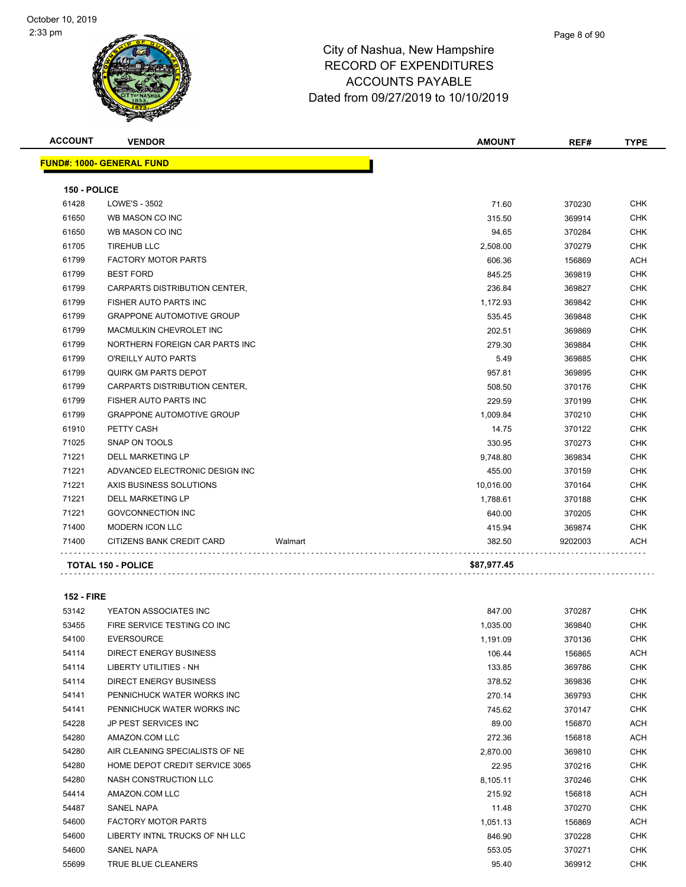City of Nashua, New Hampshire
RECORD OF EXPENDITURES
ACCOUNTS PAYABLE
Dated from 09/27/2019 to 10/10/2019

| ACCOUNT | VENDOR | | AMOUNT | REF# | TYPE |
|---|---|---|---|---|---|

**FUND#: 1000- GENERAL FUND**

**150 - POLICE**

| ACCOUNT | VENDOR | | AMOUNT | REF# | TYPE |
|---|---|---|---|---|---|
| 61428 | LOWE'S - 3502 | | 71.60 | 370230 | CHK |
| 61650 | WB MASON CO INC | | 315.50 | 369914 | CHK |
| 61650 | WB MASON CO INC | | 94.65 | 370284 | CHK |
| 61705 | TIREHUB LLC | | 2,508.00 | 370279 | CHK |
| 61799 | FACTORY MOTOR PARTS | | 606.36 | 156869 | ACH |
| 61799 | BEST FORD | | 845.25 | 369819 | CHK |
| 61799 | CARPARTS DISTRIBUTION CENTER, | | 236.84 | 369827 | CHK |
| 61799 | FISHER AUTO PARTS INC | | 1,172.93 | 369842 | CHK |
| 61799 | GRAPPONE AUTOMOTIVE GROUP | | 535.45 | 369848 | CHK |
| 61799 | MACMULKIN CHEVROLET INC | | 202.51 | 369869 | CHK |
| 61799 | NORTHERN FOREIGN CAR PARTS INC | | 279.30 | 369884 | CHK |
| 61799 | O'REILLY AUTO PARTS | | 5.49 | 369885 | CHK |
| 61799 | QUIRK GM PARTS DEPOT | | 957.81 | 369895 | CHK |
| 61799 | CARPARTS DISTRIBUTION CENTER, | | 508.50 | 370176 | CHK |
| 61799 | FISHER AUTO PARTS INC | | 229.59 | 370199 | CHK |
| 61799 | GRAPPONE AUTOMOTIVE GROUP | | 1,009.84 | 370210 | CHK |
| 61910 | PETTY CASH | | 14.75 | 370122 | CHK |
| 71025 | SNAP ON TOOLS | | 330.95 | 370273 | CHK |
| 71221 | DELL MARKETING LP | | 9,748.80 | 369834 | CHK |
| 71221 | ADVANCED ELECTRONIC DESIGN INC | | 455.00 | 370159 | CHK |
| 71221 | AXIS BUSINESS SOLUTIONS | | 10,016.00 | 370164 | CHK |
| 71221 | DELL MARKETING LP | | 1,788.61 | 370188 | CHK |
| 71221 | GOVCONNECTION INC | | 640.00 | 370205 | CHK |
| 71400 | MODERN ICON LLC | | 415.94 | 369874 | CHK |
| 71400 | CITIZENS BANK CREDIT CARD | Walmart | 382.50 | 9202003 | ACH |
| | **TOTAL 150 - POLICE** | | **$87,977.45** | | |

**152 - FIRE**

| ACCOUNT | VENDOR | | AMOUNT | REF# | TYPE |
|---|---|---|---|---|---|
| 53142 | YEATON ASSOCIATES INC | | 847.00 | 370287 | CHK |
| 53455 | FIRE SERVICE TESTING CO INC | | 1,035.00 | 369840 | CHK |
| 54100 | EVERSOURCE | | 1,191.09 | 370136 | CHK |
| 54114 | DIRECT ENERGY BUSINESS | | 106.44 | 156865 | ACH |
| 54114 | LIBERTY UTILITIES - NH | | 133.85 | 369786 | CHK |
| 54114 | DIRECT ENERGY BUSINESS | | 378.52 | 369836 | CHK |
| 54141 | PENNICHUCK WATER WORKS INC | | 270.14 | 369793 | CHK |
| 54141 | PENNICHUCK WATER WORKS INC | | 745.62 | 370147 | CHK |
| 54228 | JP PEST SERVICES INC | | 89.00 | 156870 | ACH |
| 54280 | AMAZON.COM LLC | | 272.36 | 156818 | ACH |
| 54280 | AIR CLEANING SPECIALISTS OF NE | | 2,870.00 | 369810 | CHK |
| 54280 | HOME DEPOT CREDIT SERVICE 3065 | | 22.95 | 370216 | CHK |
| 54280 | NASH CONSTRUCTION LLC | | 8,105.11 | 370246 | CHK |
| 54414 | AMAZON.COM LLC | | 215.92 | 156818 | ACH |
| 54487 | SANEL NAPA | | 11.48 | 370270 | CHK |
| 54600 | FACTORY MOTOR PARTS | | 1,051.13 | 156869 | ACH |
| 54600 | LIBERTY INTNL TRUCKS OF NH LLC | | 846.90 | 370228 | CHK |
| 54600 | SANEL NAPA | | 553.05 | 370271 | CHK |
| 55699 | TRUE BLUE CLEANERS | | 95.40 | 369912 | CHK |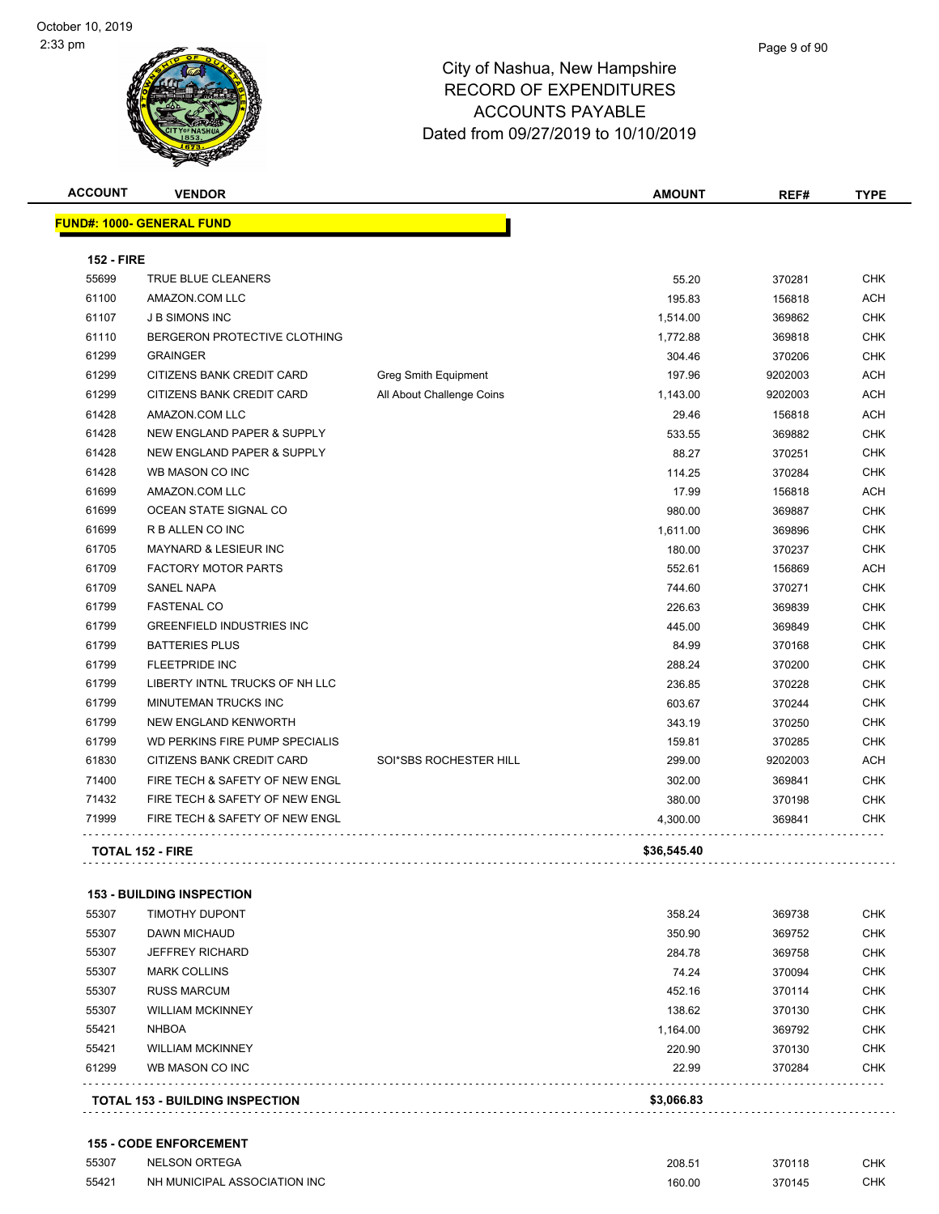City of Nashua, New Hampshire
RECORD OF EXPENDITURES
ACCOUNTS PAYABLE
Dated from 09/27/2019 to 10/10/2019

| ACCOUNT | VENDOR | | AMOUNT | REF# | TYPE |
|---|---|---|---|---|---|
| **FUND#: 1000- GENERAL FUND** | | | | | |
| **152 - FIRE** | | | | | |
| 55699 | TRUE BLUE CLEANERS | | 55.20 | 370281 | CHK |
| 61100 | AMAZON.COM LLC | | 195.83 | 156818 | ACH |
| 61107 | J B SIMONS INC | | 1,514.00 | 369862 | CHK |
| 61110 | BERGERON PROTECTIVE CLOTHING | | 1,772.88 | 369818 | CHK |
| 61299 | GRAINGER | | 304.46 | 370206 | CHK |
| 61299 | CITIZENS BANK CREDIT CARD | Greg Smith Equipment | 197.96 | 9202003 | ACH |
| 61299 | CITIZENS BANK CREDIT CARD | All About Challenge Coins | 1,143.00 | 9202003 | ACH |
| 61428 | AMAZON.COM LLC | | 29.46 | 156818 | ACH |
| 61428 | NEW ENGLAND PAPER & SUPPLY | | 533.55 | 369882 | CHK |
| 61428 | NEW ENGLAND PAPER & SUPPLY | | 88.27 | 370251 | CHK |
| 61428 | WB MASON CO INC | | 114.25 | 370284 | CHK |
| 61699 | AMAZON.COM LLC | | 17.99 | 156818 | ACH |
| 61699 | OCEAN STATE SIGNAL CO | | 980.00 | 369887 | CHK |
| 61699 | R B ALLEN CO INC | | 1,611.00 | 369896 | CHK |
| 61705 | MAYNARD & LESIEUR INC | | 180.00 | 370237 | CHK |
| 61709 | FACTORY MOTOR PARTS | | 552.61 | 156869 | ACH |
| 61709 | SANEL NAPA | | 744.60 | 370271 | CHK |
| 61799 | FASTENAL CO | | 226.63 | 369839 | CHK |
| 61799 | GREENFIELD INDUSTRIES INC | | 445.00 | 369849 | CHK |
| 61799 | BATTERIES PLUS | | 84.99 | 370168 | CHK |
| 61799 | FLEETPRIDE INC | | 288.24 | 370200 | CHK |
| 61799 | LIBERTY INTNL TRUCKS OF NH LLC | | 236.85 | 370228 | CHK |
| 61799 | MINUTEMAN TRUCKS INC | | 603.67 | 370244 | CHK |
| 61799 | NEW ENGLAND KENWORTH | | 343.19 | 370250 | CHK |
| 61799 | WD PERKINS FIRE PUMP SPECIALIS | | 159.81 | 370285 | CHK |
| 61830 | CITIZENS BANK CREDIT CARD | SOI*SBS ROCHESTER HILL | 299.00 | 9202003 | ACH |
| 71400 | FIRE TECH & SAFETY OF NEW ENGL | | 302.00 | 369841 | CHK |
| 71432 | FIRE TECH & SAFETY OF NEW ENGL | | 380.00 | 370198 | CHK |
| 71999 | FIRE TECH & SAFETY OF NEW ENGL | | 4,300.00 | 369841 | CHK |
| **TOTAL 152 - FIRE** | | | **$36,545.40** | | |
| **153 - BUILDING INSPECTION** | | | | | |
| 55307 | TIMOTHY DUPONT | | 358.24 | 369738 | CHK |
| 55307 | DAWN MICHAUD | | 350.90 | 369752 | CHK |
| 55307 | JEFFREY RICHARD | | 284.78 | 369758 | CHK |
| 55307 | MARK COLLINS | | 74.24 | 370094 | CHK |
| 55307 | RUSS MARCUM | | 452.16 | 370114 | CHK |
| 55307 | WILLIAM MCKINNEY | | 138.62 | 370130 | CHK |
| 55421 | NHBOA | | 1,164.00 | 369792 | CHK |
| 55421 | WILLIAM MCKINNEY | | 220.90 | 370130 | CHK |
| 61299 | WB MASON CO INC | | 22.99 | 370284 | CHK |
| **TOTAL 153 - BUILDING INSPECTION** | | | **$3,066.83** | | |
| **155 - CODE ENFORCEMENT** | | | | | |
| 55307 | NELSON ORTEGA | | 208.51 | 370118 | CHK |
| 55421 | NH MUNICIPAL ASSOCIATION INC | | 160.00 | 370145 | CHK |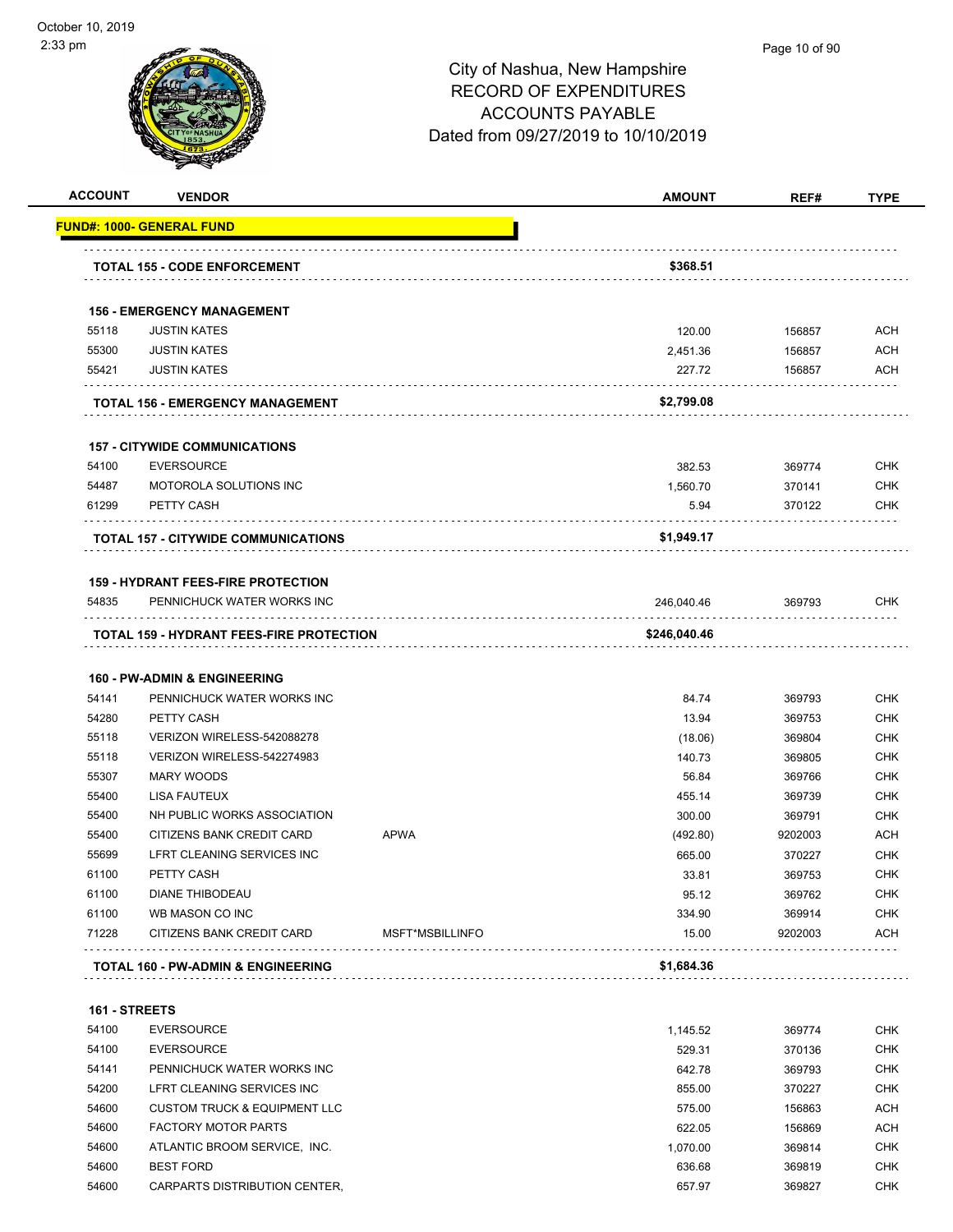# City of Nashua, New Hampshire
## RECORD OF EXPENDITURES
## ACCOUNTS PAYABLE
## Dated from 09/27/2019 to 10/10/2019

| ACCOUNT | VENDOR | | AMOUNT | REF# | TYPE |
|---|---|---|---|---|---|
| **FUND#: 1000- GENERAL FUND** | | | | | |
| **TOTAL 155 - CODE ENFORCEMENT** | | | **$368.51** | | |
| **156 - EMERGENCY MANAGEMENT** | | | | | |
| 55118 | JUSTIN KATES | | 120.00 | 156857 | ACH |
| 55300 | JUSTIN KATES | | 2,451.36 | 156857 | ACH |
| 55421 | JUSTIN KATES | | 227.72 | 156857 | ACH |
| **TOTAL 156 - EMERGENCY MANAGEMENT** | | | **$2,799.08** | | |
| **157 - CITYWIDE COMMUNICATIONS** | | | | | |
| 54100 | EVERSOURCE | | 382.53 | 369774 | CHK |
| 54487 | MOTOROLA SOLUTIONS INC | | 1,560.70 | 370141 | CHK |
| 61299 | PETTY CASH | | 5.94 | 370122 | CHK |
| **TOTAL 157 - CITYWIDE COMMUNICATIONS** | | | **$1,949.17** | | |
| **159 - HYDRANT FEES-FIRE PROTECTION** | | | | | |
| 54835 | PENNICHUCK WATER WORKS INC | | 246,040.46 | 369793 | CHK |
| **TOTAL 159 - HYDRANT FEES-FIRE PROTECTION** | | | **$246,040.46** | | |
| **160 - PW-ADMIN & ENGINEERING** | | | | | |
| 54141 | PENNICHUCK WATER WORKS INC | | 84.74 | 369793 | CHK |
| 54280 | PETTY CASH | | 13.94 | 369753 | CHK |
| 55118 | VERIZON WIRELESS-542088278 | | (18.06) | 369804 | CHK |
| 55118 | VERIZON WIRELESS-542274983 | | 140.73 | 369805 | CHK |
| 55307 | MARY WOODS | | 56.84 | 369766 | CHK |
| 55400 | LISA FAUTEUX | | 455.14 | 369739 | CHK |
| 55400 | NH PUBLIC WORKS ASSOCIATION | | 300.00 | 369791 | CHK |
| 55400 | CITIZENS BANK CREDIT CARD | APWA | (492.80) | 9202003 | ACH |
| 55699 | LFRT CLEANING SERVICES INC | | 665.00 | 370227 | CHK |
| 61100 | PETTY CASH | | 33.81 | 369753 | CHK |
| 61100 | DIANE THIBODEAU | | 95.12 | 369762 | CHK |
| 61100 | WB MASON CO INC | | 334.90 | 369914 | CHK |
| 71228 | CITIZENS BANK CREDIT CARD | MSFT*MSBILLINFO | 15.00 | 9202003 | ACH |
| **TOTAL 160 - PW-ADMIN & ENGINEERING** | | | **$1,684.36** | | |
| **161 - STREETS** | | | | | |
| 54100 | EVERSOURCE | | 1,145.52 | 369774 | CHK |
| 54100 | EVERSOURCE | | 529.31 | 370136 | CHK |
| 54141 | PENNICHUCK WATER WORKS INC | | 642.78 | 369793 | CHK |
| 54200 | LFRT CLEANING SERVICES INC | | 855.00 | 370227 | CHK |
| 54600 | CUSTOM TRUCK & EQUIPMENT LLC | | 575.00 | 156863 | ACH |
| 54600 | FACTORY MOTOR PARTS | | 622.05 | 156869 | ACH |
| 54600 | ATLANTIC BROOM SERVICE, INC. | | 1,070.00 | 369814 | CHK |
| 54600 | BEST FORD | | 636.68 | 369819 | CHK |
| 54600 | CARPARTS DISTRIBUTION CENTER, | | 657.97 | 369827 | CHK |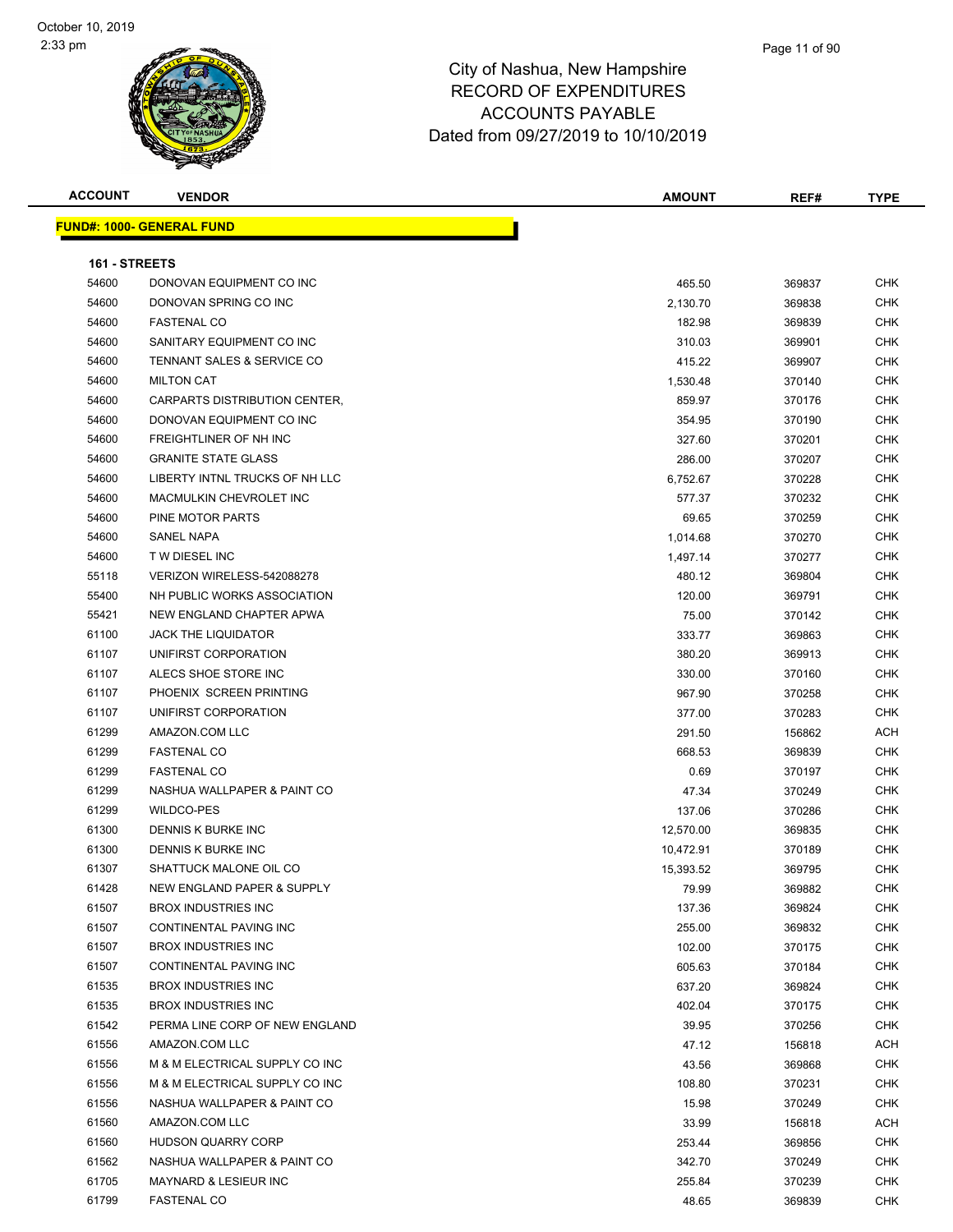City of Nashua, New Hampshire
RECORD OF EXPENDITURES
ACCOUNTS PAYABLE
Dated from 09/27/2019 to 10/10/2019

| ACCOUNT | VENDOR | AMOUNT | REF# | TYPE |
|---|---|---|---|---|

**FUND#: 1000- GENERAL FUND**

**161 - STREETS**

| ACCOUNT | VENDOR | AMOUNT | REF# | TYPE |
|---|---|---|---|---|
| 54600 | DONOVAN EQUIPMENT CO INC | 465.50 | 369837 | CHK |
| 54600 | DONOVAN SPRING CO INC | 2,130.70 | 369838 | CHK |
| 54600 | FASTENAL CO | 182.98 | 369839 | CHK |
| 54600 | SANITARY EQUIPMENT CO INC | 310.03 | 369901 | CHK |
| 54600 | TENNANT SALES & SERVICE CO | 415.22 | 369907 | CHK |
| 54600 | MILTON CAT | 1,530.48 | 370140 | CHK |
| 54600 | CARPARTS DISTRIBUTION CENTER, | 859.97 | 370176 | CHK |
| 54600 | DONOVAN EQUIPMENT CO INC | 354.95 | 370190 | CHK |
| 54600 | FREIGHTLINER OF NH INC | 327.60 | 370201 | CHK |
| 54600 | GRANITE STATE GLASS | 286.00 | 370207 | CHK |
| 54600 | LIBERTY INTNL TRUCKS OF NH LLC | 6,752.67 | 370228 | CHK |
| 54600 | MACMULKIN CHEVROLET INC | 577.37 | 370232 | CHK |
| 54600 | PINE MOTOR PARTS | 69.65 | 370259 | CHK |
| 54600 | SANEL NAPA | 1,014.68 | 370270 | CHK |
| 54600 | T W DIESEL INC | 1,497.14 | 370277 | CHK |
| 55118 | VERIZON WIRELESS-542088278 | 480.12 | 369804 | CHK |
| 55400 | NH PUBLIC WORKS ASSOCIATION | 120.00 | 369791 | CHK |
| 55421 | NEW ENGLAND CHAPTER APWA | 75.00 | 370142 | CHK |
| 61100 | JACK THE LIQUIDATOR | 333.77 | 369863 | CHK |
| 61107 | UNIFIRST CORPORATION | 380.20 | 369913 | CHK |
| 61107 | ALECS SHOE STORE INC | 330.00 | 370160 | CHK |
| 61107 | PHOENIX SCREEN PRINTING | 967.90 | 370258 | CHK |
| 61107 | UNIFIRST CORPORATION | 377.00 | 370283 | CHK |
| 61299 | AMAZON.COM LLC | 291.50 | 156862 | ACH |
| 61299 | FASTENAL CO | 668.53 | 369839 | CHK |
| 61299 | FASTENAL CO | 0.69 | 370197 | CHK |
| 61299 | NASHUA WALLPAPER & PAINT CO | 47.34 | 370249 | CHK |
| 61299 | WILDCO-PES | 137.06 | 370286 | CHK |
| 61300 | DENNIS K BURKE INC | 12,570.00 | 369835 | CHK |
| 61300 | DENNIS K BURKE INC | 10,472.91 | 370189 | CHK |
| 61307 | SHATTUCK MALONE OIL CO | 15,393.52 | 369795 | CHK |
| 61428 | NEW ENGLAND PAPER & SUPPLY | 79.99 | 369882 | CHK |
| 61507 | BROX INDUSTRIES INC | 137.36 | 369824 | CHK |
| 61507 | CONTINENTAL PAVING INC | 255.00 | 369832 | CHK |
| 61507 | BROX INDUSTRIES INC | 102.00 | 370175 | CHK |
| 61507 | CONTINENTAL PAVING INC | 605.63 | 370184 | CHK |
| 61535 | BROX INDUSTRIES INC | 637.20 | 369824 | CHK |
| 61535 | BROX INDUSTRIES INC | 402.04 | 370175 | CHK |
| 61542 | PERMA LINE CORP OF NEW ENGLAND | 39.95 | 370256 | CHK |
| 61556 | AMAZON.COM LLC | 47.12 | 156818 | ACH |
| 61556 | M & M ELECTRICAL SUPPLY CO INC | 43.56 | 369868 | CHK |
| 61556 | M & M ELECTRICAL SUPPLY CO INC | 108.80 | 370231 | CHK |
| 61556 | NASHUA WALLPAPER & PAINT CO | 15.98 | 370249 | CHK |
| 61560 | AMAZON.COM LLC | 33.99 | 156818 | ACH |
| 61560 | HUDSON QUARRY CORP | 253.44 | 369856 | CHK |
| 61562 | NASHUA WALLPAPER & PAINT CO | 342.70 | 370249 | CHK |
| 61705 | MAYNARD & LESIEUR INC | 255.84 | 370239 | CHK |
| 61799 | FASTENAL CO | 48.65 | 369839 | CHK |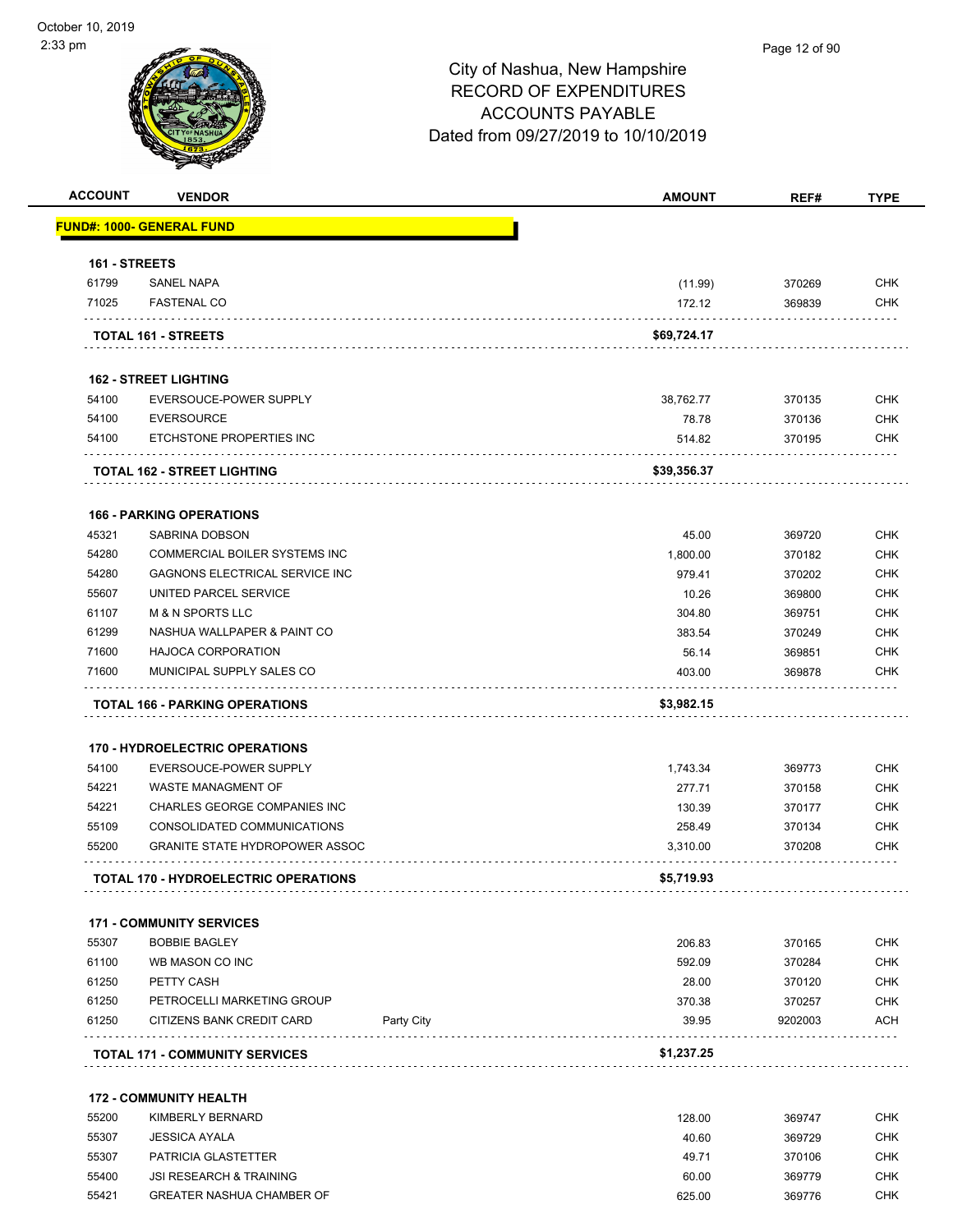City of Nashua, New Hampshire
RECORD OF EXPENDITURES
ACCOUNTS PAYABLE
Dated from 09/27/2019 to 10/10/2019

| ACCOUNT | VENDOR | | AMOUNT | REF# | TYPE |
|---|---|---|---|---|---|
| **FUND#: 1000- GENERAL FUND** | | | | | |
| **161 - STREETS** | | | | | |
| 61799 | SANEL NAPA | | (11.99) | 370269 | CHK |
| 71025 | FASTENAL CO | | 172.12 | 369839 | CHK |
| **TOTAL 161 - STREETS** | | | **$69,724.17** | | |
| **162 - STREET LIGHTING** | | | | | |
| 54100 | EVERSOUCE-POWER SUPPLY | | 38,762.77 | 370135 | CHK |
| 54100 | EVERSOURCE | | 78.78 | 370136 | CHK |
| 54100 | ETCHSTONE PROPERTIES INC | | 514.82 | 370195 | CHK |
| **TOTAL 162 - STREET LIGHTING** | | | **$39,356.37** | | |
| **166 - PARKING OPERATIONS** | | | | | |
| 45321 | SABRINA DOBSON | | 45.00 | 369720 | CHK |
| 54280 | COMMERCIAL BOILER SYSTEMS INC | | 1,800.00 | 370182 | CHK |
| 54280 | GAGNONS ELECTRICAL SERVICE INC | | 979.41 | 370202 | CHK |
| 55607 | UNITED PARCEL SERVICE | | 10.26 | 369800 | CHK |
| 61107 | M & N SPORTS LLC | | 304.80 | 369751 | CHK |
| 61299 | NASHUA WALLPAPER & PAINT CO | | 383.54 | 370249 | CHK |
| 71600 | HAJOCA CORPORATION | | 56.14 | 369851 | CHK |
| 71600 | MUNICIPAL SUPPLY SALES CO | | 403.00 | 369878 | CHK |
| **TOTAL 166 - PARKING OPERATIONS** | | | **$3,982.15** | | |
| **170 - HYDROELECTRIC OPERATIONS** | | | | | |
| 54100 | EVERSOUCE-POWER SUPPLY | | 1,743.34 | 369773 | CHK |
| 54221 | WASTE MANAGMENT OF | | 277.71 | 370158 | CHK |
| 54221 | CHARLES GEORGE COMPANIES INC | | 130.39 | 370177 | CHK |
| 55109 | CONSOLIDATED COMMUNICATIONS | | 258.49 | 370134 | CHK |
| 55200 | GRANITE STATE HYDROPOWER ASSOC | | 3,310.00 | 370208 | CHK |
| **TOTAL 170 - HYDROELECTRIC OPERATIONS** | | | **$5,719.93** | | |
| **171 - COMMUNITY SERVICES** | | | | | |
| 55307 | BOBBIE BAGLEY | | 206.83 | 370165 | CHK |
| 61100 | WB MASON CO INC | | 592.09 | 370284 | CHK |
| 61250 | PETTY CASH | | 28.00 | 370120 | CHK |
| 61250 | PETROCELLI MARKETING GROUP | | 370.38 | 370257 | CHK |
| 61250 | CITIZENS BANK CREDIT CARD | Party City | 39.95 | 9202003 | ACH |
| **TOTAL 171 - COMMUNITY SERVICES** | | | **$1,237.25** | | |
| **172 - COMMUNITY HEALTH** | | | | | |
| 55200 | KIMBERLY BERNARD | | 128.00 | 369747 | CHK |
| 55307 | JESSICA AYALA | | 40.60 | 369729 | CHK |
| 55307 | PATRICIA GLASTETTER | | 49.71 | 370106 | CHK |
| 55400 | JSI RESEARCH & TRAINING | | 60.00 | 369779 | CHK |
| 55421 | GREATER NASHUA CHAMBER OF | | 625.00 | 369776 | CHK |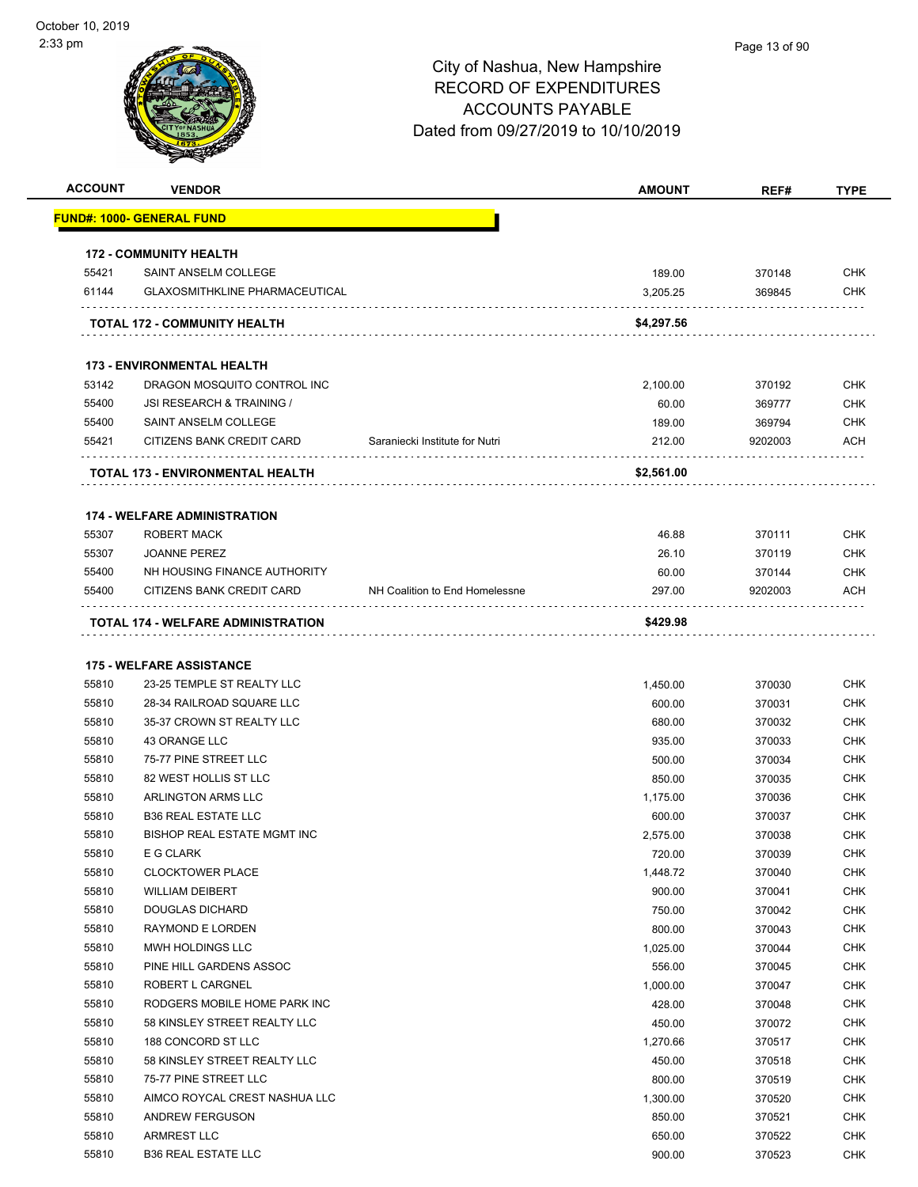# City of Nashua, New Hampshire
## RECORD OF EXPENDITURES
## ACCOUNTS PAYABLE
## Dated from 09/27/2019 to 10/10/2019

| ACCOUNT | VENDOR | | AMOUNT | REF# | TYPE |
|---|---|---|---|---|---|
| **FUND#: 1000- GENERAL FUND** | | | | | |
| **172 - COMMUNITY HEALTH** | | | | | |
| 55421 | SAINT ANSELM COLLEGE | | 189.00 | 370148 | CHK |
| 61144 | GLAXOSMITHKLINE PHARMACEUTICAL | | 3,205.25 | 369845 | CHK |
| **TOTAL 172 - COMMUNITY HEALTH** | | | **$4,297.56** | | |
| **173 - ENVIRONMENTAL HEALTH** | | | | | |
| 53142 | DRAGON MOSQUITO CONTROL INC | | 2,100.00 | 370192 | CHK |
| 55400 | JSI RESEARCH & TRAINING / | | 60.00 | 369777 | CHK |
| 55400 | SAINT ANSELM COLLEGE | | 189.00 | 369794 | CHK |
| 55421 | CITIZENS BANK CREDIT CARD | Saraniecki Institute for Nutri | 212.00 | 9202003 | ACH |
| **TOTAL 173 - ENVIRONMENTAL HEALTH** | | | **$2,561.00** | | |
| **174 - WELFARE ADMINISTRATION** | | | | | |
| 55307 | ROBERT MACK | | 46.88 | 370111 | CHK |
| 55307 | JOANNE PEREZ | | 26.10 | 370119 | CHK |
| 55400 | NH HOUSING FINANCE AUTHORITY | | 60.00 | 370144 | CHK |
| 55400 | CITIZENS BANK CREDIT CARD | NH Coalition to End Homelessne | 297.00 | 9202003 | ACH |
| **TOTAL 174 - WELFARE ADMINISTRATION** | | | **$429.98** | | |
| **175 - WELFARE ASSISTANCE** | | | | | |
| 55810 | 23-25 TEMPLE ST REALTY LLC | | 1,450.00 | 370030 | CHK |
| 55810 | 28-34 RAILROAD SQUARE LLC | | 600.00 | 370031 | CHK |
| 55810 | 35-37 CROWN ST REALTY LLC | | 680.00 | 370032 | CHK |
| 55810 | 43 ORANGE LLC | | 935.00 | 370033 | CHK |
| 55810 | 75-77 PINE STREET LLC | | 500.00 | 370034 | CHK |
| 55810 | 82 WEST HOLLIS ST LLC | | 850.00 | 370035 | CHK |
| 55810 | ARLINGTON ARMS LLC | | 1,175.00 | 370036 | CHK |
| 55810 | B36 REAL ESTATE LLC | | 600.00 | 370037 | CHK |
| 55810 | BISHOP REAL ESTATE MGMT INC | | 2,575.00 | 370038 | CHK |
| 55810 | E G CLARK | | 720.00 | 370039 | CHK |
| 55810 | CLOCKTOWER PLACE | | 1,448.72 | 370040 | CHK |
| 55810 | WILLIAM DEIBERT | | 900.00 | 370041 | CHK |
| 55810 | DOUGLAS DICHARD | | 750.00 | 370042 | CHK |
| 55810 | RAYMOND E LORDEN | | 800.00 | 370043 | CHK |
| 55810 | MWH HOLDINGS LLC | | 1,025.00 | 370044 | CHK |
| 55810 | PINE HILL GARDENS ASSOC | | 556.00 | 370045 | CHK |
| 55810 | ROBERT L CARGNEL | | 1,000.00 | 370047 | CHK |
| 55810 | RODGERS MOBILE HOME PARK INC | | 428.00 | 370048 | CHK |
| 55810 | 58 KINSLEY STREET REALTY LLC | | 450.00 | 370072 | CHK |
| 55810 | 188 CONCORD ST LLC | | 1,270.66 | 370517 | CHK |
| 55810 | 58 KINSLEY STREET REALTY LLC | | 450.00 | 370518 | CHK |
| 55810 | 75-77 PINE STREET LLC | | 800.00 | 370519 | CHK |
| 55810 | AIMCO ROYCAL CREST NASHUA LLC | | 1,300.00 | 370520 | CHK |
| 55810 | ANDREW FERGUSON | | 850.00 | 370521 | CHK |
| 55810 | ARMREST LLC | | 650.00 | 370522 | CHK |
| 55810 | B36 REAL ESTATE LLC | | 900.00 | 370523 | CHK |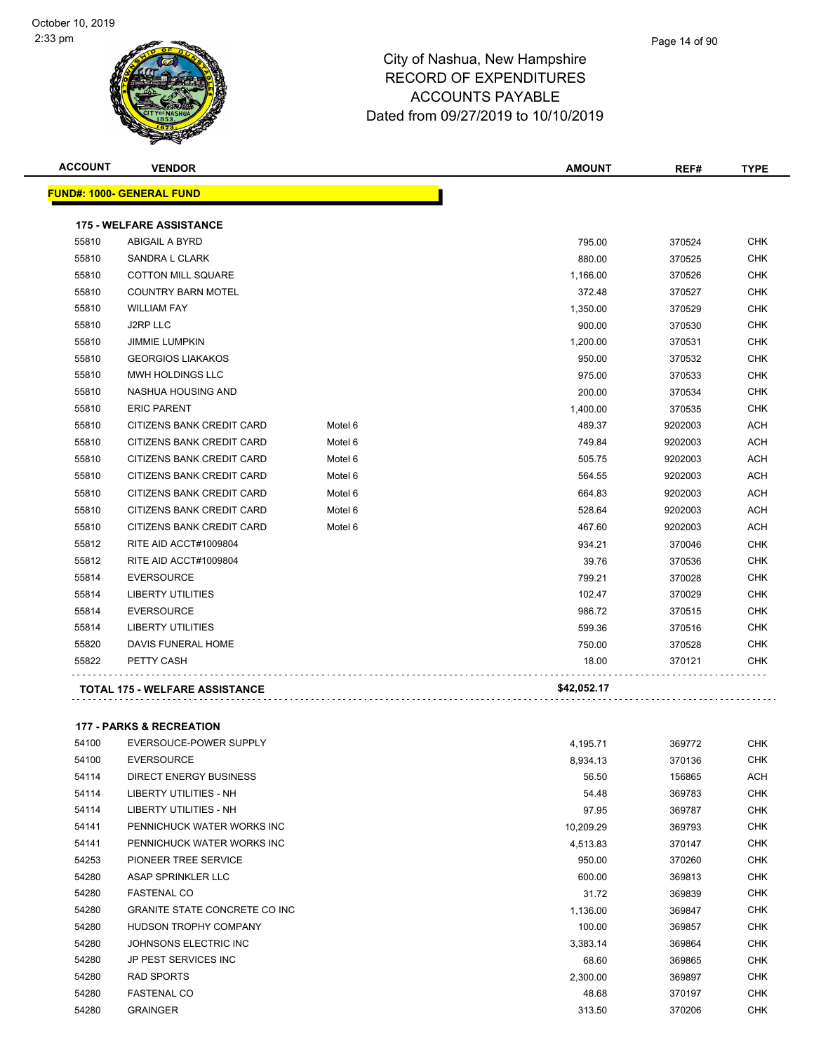# City of Nashua, New Hampshire
## RECORD OF EXPENDITURES
## ACCOUNTS PAYABLE
## Dated from 09/27/2019 to 10/10/2019

| ACCOUNT | VENDOR | | AMOUNT | REF# | TYPE |
|---|---|---|---|---|---|
| **FUND#: 1000- GENERAL FUND** | | | | | |
| **175 - WELFARE ASSISTANCE** | | | | | |
| 55810 | ABIGAIL A BYRD | | 795.00 | 370524 | CHK |
| 55810 | SANDRA L CLARK | | 880.00 | 370525 | CHK |
| 55810 | COTTON MILL SQUARE | | 1,166.00 | 370526 | CHK |
| 55810 | COUNTRY BARN MOTEL | | 372.48 | 370527 | CHK |
| 55810 | WILLIAM FAY | | 1,350.00 | 370529 | CHK |
| 55810 | J2RP LLC | | 900.00 | 370530 | CHK |
| 55810 | JIMMIE LUMPKIN | | 1,200.00 | 370531 | CHK |
| 55810 | GEORGIOS LIAKAKOS | | 950.00 | 370532 | CHK |
| 55810 | MWH HOLDINGS LLC | | 975.00 | 370533 | CHK |
| 55810 | NASHUA HOUSING AND | | 200.00 | 370534 | CHK |
| 55810 | ERIC PARENT | | 1,400.00 | 370535 | CHK |
| 55810 | CITIZENS BANK CREDIT CARD | Motel 6 | 489.37 | 9202003 | ACH |
| 55810 | CITIZENS BANK CREDIT CARD | Motel 6 | 749.84 | 9202003 | ACH |
| 55810 | CITIZENS BANK CREDIT CARD | Motel 6 | 505.75 | 9202003 | ACH |
| 55810 | CITIZENS BANK CREDIT CARD | Motel 6 | 564.55 | 9202003 | ACH |
| 55810 | CITIZENS BANK CREDIT CARD | Motel 6 | 664.83 | 9202003 | ACH |
| 55810 | CITIZENS BANK CREDIT CARD | Motel 6 | 528.64 | 9202003 | ACH |
| 55810 | CITIZENS BANK CREDIT CARD | Motel 6 | 467.60 | 9202003 | ACH |
| 55812 | RITE AID ACCT#1009804 | | 934.21 | 370046 | CHK |
| 55812 | RITE AID ACCT#1009804 | | 39.76 | 370536 | CHK |
| 55814 | EVERSOURCE | | 799.21 | 370028 | CHK |
| 55814 | LIBERTY UTILITIES | | 102.47 | 370029 | CHK |
| 55814 | EVERSOURCE | | 986.72 | 370515 | CHK |
| 55814 | LIBERTY UTILITIES | | 599.36 | 370516 | CHK |
| 55820 | DAVIS FUNERAL HOME | | 750.00 | 370528 | CHK |
| 55822 | PETTY CASH | | 18.00 | 370121 | CHK |
| **TOTAL 175 - WELFARE ASSISTANCE** | | | **$42,052.17** | | |
| **177 - PARKS & RECREATION** | | | | | |
| 54100 | EVERSOUCE-POWER SUPPLY | | 4,195.71 | 369772 | CHK |
| 54100 | EVERSOURCE | | 8,934.13 | 370136 | CHK |
| 54114 | DIRECT ENERGY BUSINESS | | 56.50 | 156865 | ACH |
| 54114 | LIBERTY UTILITIES - NH | | 54.48 | 369783 | CHK |
| 54114 | LIBERTY UTILITIES - NH | | 97.95 | 369787 | CHK |
| 54141 | PENNICHUCK WATER WORKS INC | | 10,209.29 | 369793 | CHK |
| 54141 | PENNICHUCK WATER WORKS INC | | 4,513.83 | 370147 | CHK |
| 54253 | PIONEER TREE SERVICE | | 950.00 | 370260 | CHK |
| 54280 | ASAP SPRINKLER LLC | | 600.00 | 369813 | CHK |
| 54280 | FASTENAL CO | | 31.72 | 369839 | CHK |
| 54280 | GRANITE STATE CONCRETE CO INC | | 1,136.00 | 369847 | CHK |
| 54280 | HUDSON TROPHY COMPANY | | 100.00 | 369857 | CHK |
| 54280 | JOHNSONS ELECTRIC INC | | 3,383.14 | 369864 | CHK |
| 54280 | JP PEST SERVICES INC | | 68.60 | 369865 | CHK |
| 54280 | RAD SPORTS | | 2,300.00 | 369897 | CHK |
| 54280 | FASTENAL CO | | 48.68 | 370197 | CHK |
| 54280 | GRAINGER | | 313.50 | 370206 | CHK |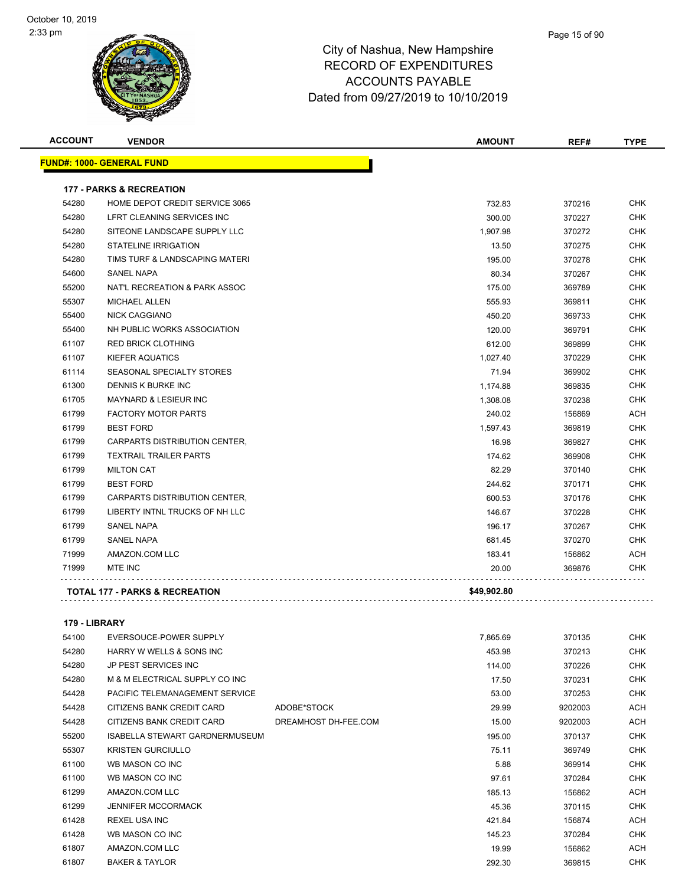# City of Nashua, New Hampshire
# RECORD OF EXPENDITURES
# ACCOUNTS PAYABLE
# Dated from 09/27/2019 to 10/10/2019

October 10, 2019
2:33 pm

| ACCOUNT | VENDOR | | AMOUNT | REF# | TYPE |
|---|---|---|---|---|---|
| **FUND#: 1000- GENERAL FUND** | | | | | |
| **177 - PARKS & RECREATION** | | | | | |
| 54280 | HOME DEPOT CREDIT SERVICE 3065 | | 732.83 | 370216 | CHK |
| 54280 | LFRT CLEANING SERVICES INC | | 300.00 | 370227 | CHK |
| 54280 | SITEONE LANDSCAPE SUPPLY LLC | | 1,907.98 | 370272 | CHK |
| 54280 | STATELINE IRRIGATION | | 13.50 | 370275 | CHK |
| 54280 | TIMS TURF & LANDSCAPING MATERI | | 195.00 | 370278 | CHK |
| 54600 | SANEL NAPA | | 80.34 | 370267 | CHK |
| 55200 | NAT'L RECREATION & PARK ASSOC | | 175.00 | 369789 | CHK |
| 55307 | MICHAEL ALLEN | | 555.93 | 369811 | CHK |
| 55400 | NICK CAGGIANO | | 450.20 | 369733 | CHK |
| 55400 | NH PUBLIC WORKS ASSOCIATION | | 120.00 | 369791 | CHK |
| 61107 | RED BRICK CLOTHING | | 612.00 | 369899 | CHK |
| 61107 | KIEFER AQUATICS | | 1,027.40 | 370229 | CHK |
| 61114 | SEASONAL SPECIALTY STORES | | 71.94 | 369902 | CHK |
| 61300 | DENNIS K BURKE INC | | 1,174.88 | 369835 | CHK |
| 61705 | MAYNARD & LESIEUR INC | | 1,308.08 | 370238 | CHK |
| 61799 | FACTORY MOTOR PARTS | | 240.02 | 156869 | ACH |
| 61799 | BEST FORD | | 1,597.43 | 369819 | CHK |
| 61799 | CARPARTS DISTRIBUTION CENTER, | | 16.98 | 369827 | CHK |
| 61799 | TEXTRAIL TRAILER PARTS | | 174.62 | 369908 | CHK |
| 61799 | MILTON CAT | | 82.29 | 370140 | CHK |
| 61799 | BEST FORD | | 244.62 | 370171 | CHK |
| 61799 | CARPARTS DISTRIBUTION CENTER, | | 600.53 | 370176 | CHK |
| 61799 | LIBERTY INTNL TRUCKS OF NH LLC | | 146.67 | 370228 | CHK |
| 61799 | SANEL NAPA | | 196.17 | 370267 | CHK |
| 61799 | SANEL NAPA | | 681.45 | 370270 | CHK |
| 71999 | AMAZON.COM LLC | | 183.41 | 156862 | ACH |
| 71999 | MTE INC | | 20.00 | 369876 | CHK |
| **TOTAL 177 - PARKS & RECREATION** | | | **$49,902.80** | | |
| **179 - LIBRARY** | | | | | |
| 54100 | EVERSOUCE-POWER SUPPLY | | 7,865.69 | 370135 | CHK |
| 54280 | HARRY W WELLS & SONS INC | | 453.98 | 370213 | CHK |
| 54280 | JP PEST SERVICES INC | | 114.00 | 370226 | CHK |
| 54280 | M & M ELECTRICAL SUPPLY CO INC | | 17.50 | 370231 | CHK |
| 54428 | PACIFIC TELEMANAGEMENT SERVICE | | 53.00 | 370253 | CHK |
| 54428 | CITIZENS BANK CREDIT CARD | ADOBE*STOCK | 29.99 | 9202003 | ACH |
| 54428 | CITIZENS BANK CREDIT CARD | DREAMHOST DH-FEE.COM | 15.00 | 9202003 | ACH |
| 55200 | ISABELLA STEWART GARDNERMUSEUM | | 195.00 | 370137 | CHK |
| 55307 | KRISTEN GURCIULLO | | 75.11 | 369749 | CHK |
| 61100 | WB MASON CO INC | | 5.88 | 369914 | CHK |
| 61100 | WB MASON CO INC | | 97.61 | 370284 | CHK |
| 61299 | AMAZON.COM LLC | | 185.13 | 156862 | ACH |
| 61299 | JENNIFER MCCORMACK | | 45.36 | 370115 | CHK |
| 61428 | REXEL USA INC | | 421.84 | 156874 | ACH |
| 61428 | WB MASON CO INC | | 145.23 | 370284 | CHK |
| 61807 | AMAZON.COM LLC | | 19.99 | 156862 | ACH |
| 61807 | BAKER & TAYLOR | | 292.30 | 369815 | CHK |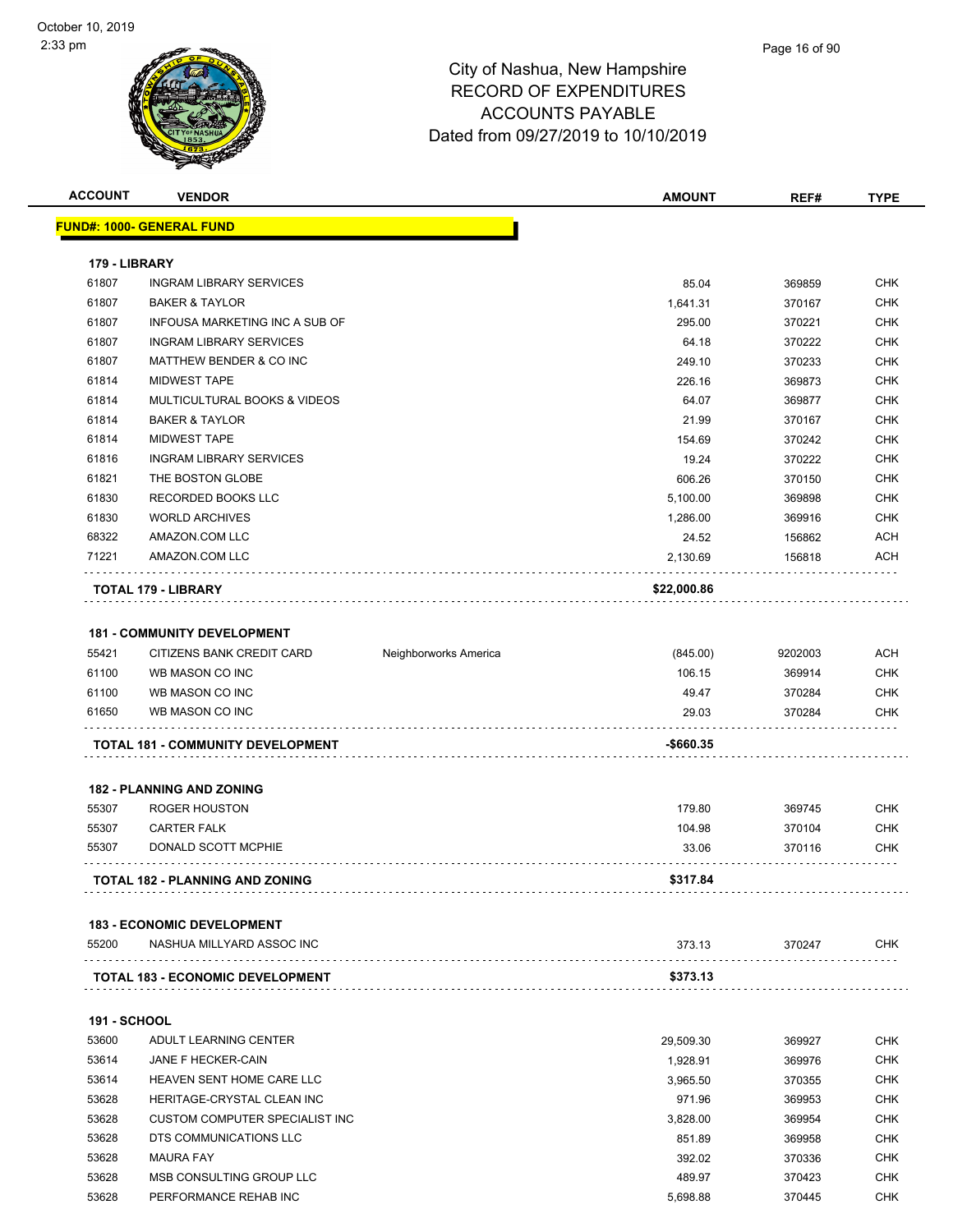City of Nashua, New Hampshire
RECORD OF EXPENDITURES
ACCOUNTS PAYABLE
Dated from 09/27/2019 to 10/10/2019

October 10, 2019
2:33 pm

| ACCOUNT | VENDOR | | AMOUNT | REF# | TYPE |
|---|---|---|---|---|---|
| **FUND#: 1000- GENERAL FUND** | | | | | |
| **179 - LIBRARY** | | | | | |
| 61807 | INGRAM LIBRARY SERVICES | | 85.04 | 369859 | CHK |
| 61807 | BAKER & TAYLOR | | 1,641.31 | 370167 | CHK |
| 61807 | INFOUSA MARKETING INC A SUB OF | | 295.00 | 370221 | CHK |
| 61807 | INGRAM LIBRARY SERVICES | | 64.18 | 370222 | CHK |
| 61807 | MATTHEW BENDER & CO INC | | 249.10 | 370233 | CHK |
| 61814 | MIDWEST TAPE | | 226.16 | 369873 | CHK |
| 61814 | MULTICULTURAL BOOKS & VIDEOS | | 64.07 | 369877 | CHK |
| 61814 | BAKER & TAYLOR | | 21.99 | 370167 | CHK |
| 61814 | MIDWEST TAPE | | 154.69 | 370242 | CHK |
| 61816 | INGRAM LIBRARY SERVICES | | 19.24 | 370222 | CHK |
| 61821 | THE BOSTON GLOBE | | 606.26 | 370150 | CHK |
| 61830 | RECORDED BOOKS LLC | | 5,100.00 | 369898 | CHK |
| 61830 | WORLD ARCHIVES | | 1,286.00 | 369916 | CHK |
| 68322 | AMAZON.COM LLC | | 24.52 | 156862 | ACH |
| 71221 | AMAZON.COM LLC | | 2,130.69 | 156818 | ACH |
| **TOTAL 179 - LIBRARY** | | | **$22,000.86** | | |
| **181 - COMMUNITY DEVELOPMENT** | | | | | |
| 55421 | CITIZENS BANK CREDIT CARD | Neighborworks America | (845.00) | 9202003 | ACH |
| 61100 | WB MASON CO INC | | 106.15 | 369914 | CHK |
| 61100 | WB MASON CO INC | | 49.47 | 370284 | CHK |
| 61650 | WB MASON CO INC | | 29.03 | 370284 | CHK |
| **TOTAL 181 - COMMUNITY DEVELOPMENT** | | | **-$660.35** | | |
| **182 - PLANNING AND ZONING** | | | | | |
| 55307 | ROGER HOUSTON | | 179.80 | 369745 | CHK |
| 55307 | CARTER FALK | | 104.98 | 370104 | CHK |
| 55307 | DONALD SCOTT MCPHIE | | 33.06 | 370116 | CHK |
| **TOTAL 182 - PLANNING AND ZONING** | | | **$317.84** | | |
| **183 - ECONOMIC DEVELOPMENT** | | | | | |
| 55200 | NASHUA MILLYARD ASSOC INC | | 373.13 | 370247 | CHK |
| **TOTAL 183 - ECONOMIC DEVELOPMENT** | | | **$373.13** | | |
| **191 - SCHOOL** | | | | | |
| 53600 | ADULT LEARNING CENTER | | 29,509.30 | 369927 | CHK |
| 53614 | JANE F HECKER-CAIN | | 1,928.91 | 369976 | CHK |
| 53614 | HEAVEN SENT HOME CARE LLC | | 3,965.50 | 370355 | CHK |
| 53628 | HERITAGE-CRYSTAL CLEAN INC | | 971.96 | 369953 | CHK |
| 53628 | CUSTOM COMPUTER SPECIALIST INC | | 3,828.00 | 369954 | CHK |
| 53628 | DTS COMMUNICATIONS LLC | | 851.89 | 369958 | CHK |
| 53628 | MAURA FAY | | 392.02 | 370336 | CHK |
| 53628 | MSB CONSULTING GROUP LLC | | 489.97 | 370423 | CHK |
| 53628 | PERFORMANCE REHAB INC | | 5,698.88 | 370445 | CHK |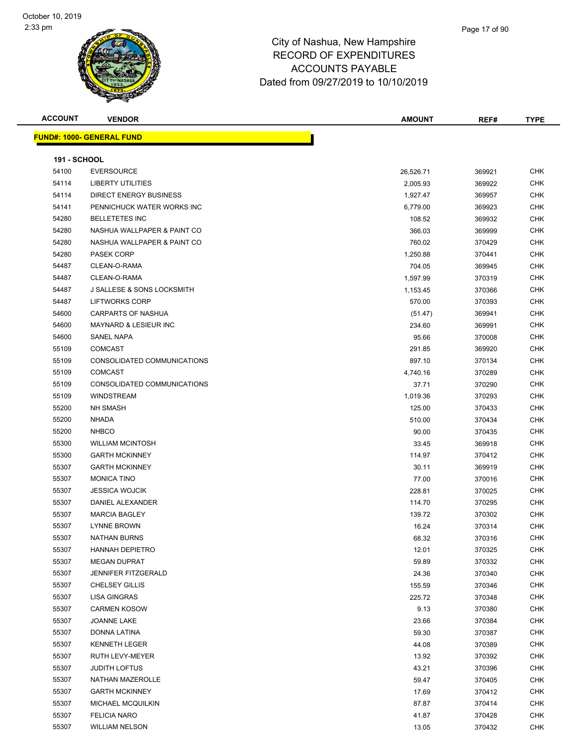# City of Nashua, New Hampshire
## RECORD OF EXPENDITURES
## ACCOUNTS PAYABLE
## Dated from 09/27/2019 to 10/10/2019

| ACCOUNT | VENDOR | AMOUNT | REF# | TYPE |
|---|---|---|---|---|

**FUND#: 1000- GENERAL FUND**

**191 - SCHOOL**

| ACCOUNT | VENDOR | AMOUNT | REF# | TYPE |
|---|---|---|---|---|
| 54100 | EVERSOURCE | 26,526.71 | 369921 | CHK |
| 54114 | LIBERTY UTILITIES | 2,005.93 | 369922 | CHK |
| 54114 | DIRECT ENERGY BUSINESS | 1,927.47 | 369957 | CHK |
| 54141 | PENNICHUCK WATER WORKS INC | 6,779.00 | 369923 | CHK |
| 54280 | BELLETETES INC | 108.52 | 369932 | CHK |
| 54280 | NASHUA WALLPAPER & PAINT CO | 366.03 | 369999 | CHK |
| 54280 | NASHUA WALLPAPER & PAINT CO | 760.02 | 370429 | CHK |
| 54280 | PASEK CORP | 1,250.88 | 370441 | CHK |
| 54487 | CLEAN-O-RAMA | 704.05 | 369945 | CHK |
| 54487 | CLEAN-O-RAMA | 1,597.99 | 370319 | CHK |
| 54487 | J SALLESE & SONS LOCKSMITH | 1,153.45 | 370366 | CHK |
| 54487 | LIFTWORKS CORP | 570.00 | 370393 | CHK |
| 54600 | CARPARTS OF NASHUA | (51.47) | 369941 | CHK |
| 54600 | MAYNARD & LESIEUR INC | 234.60 | 369991 | CHK |
| 54600 | SANEL NAPA | 95.66 | 370008 | CHK |
| 55109 | COMCAST | 291.85 | 369920 | CHK |
| 55109 | CONSOLIDATED COMMUNICATIONS | 897.10 | 370134 | CHK |
| 55109 | COMCAST | 4,740.16 | 370289 | CHK |
| 55109 | CONSOLIDATED COMMUNICATIONS | 37.71 | 370290 | CHK |
| 55109 | WINDSTREAM | 1,019.36 | 370293 | CHK |
| 55200 | NH SMASH | 125.00 | 370433 | CHK |
| 55200 | NHADA | 510.00 | 370434 | CHK |
| 55200 | NHBCO | 90.00 | 370435 | CHK |
| 55300 | WILLIAM MCINTOSH | 33.45 | 369918 | CHK |
| 55300 | GARTH MCKINNEY | 114.97 | 370412 | CHK |
| 55307 | GARTH MCKINNEY | 30.11 | 369919 | CHK |
| 55307 | MONICA TINO | 77.00 | 370016 | CHK |
| 55307 | JESSICA WOJCIK | 228.81 | 370025 | CHK |
| 55307 | DANIEL ALEXANDER | 114.70 | 370295 | CHK |
| 55307 | MARCIA BAGLEY | 139.72 | 370302 | CHK |
| 55307 | LYNNE BROWN | 16.24 | 370314 | CHK |
| 55307 | NATHAN BURNS | 68.32 | 370316 | CHK |
| 55307 | HANNAH DEPIETRO | 12.01 | 370325 | CHK |
| 55307 | MEGAN DUPRAT | 59.89 | 370332 | CHK |
| 55307 | JENNIFER FITZGERALD | 24.36 | 370340 | CHK |
| 55307 | CHELSEY GILLIS | 155.59 | 370346 | CHK |
| 55307 | LISA GINGRAS | 225.72 | 370348 | CHK |
| 55307 | CARMEN KOSOW | 9.13 | 370380 | CHK |
| 55307 | JOANNE LAKE | 23.66 | 370384 | CHK |
| 55307 | DONNA LATINA | 59.30 | 370387 | CHK |
| 55307 | KENNETH LEGER | 44.08 | 370389 | CHK |
| 55307 | RUTH LEVY-MEYER | 13.92 | 370392 | CHK |
| 55307 | JUDITH LOFTUS | 43.21 | 370396 | CHK |
| 55307 | NATHAN MAZEROLLE | 59.47 | 370405 | CHK |
| 55307 | GARTH MCKINNEY | 17.69 | 370412 | CHK |
| 55307 | MICHAEL MCQUILKIN | 87.87 | 370414 | CHK |
| 55307 | FELICIA NARO | 41.87 | 370428 | CHK |
| 55307 | WILLIAM NELSON | 13.05 | 370432 | CHK |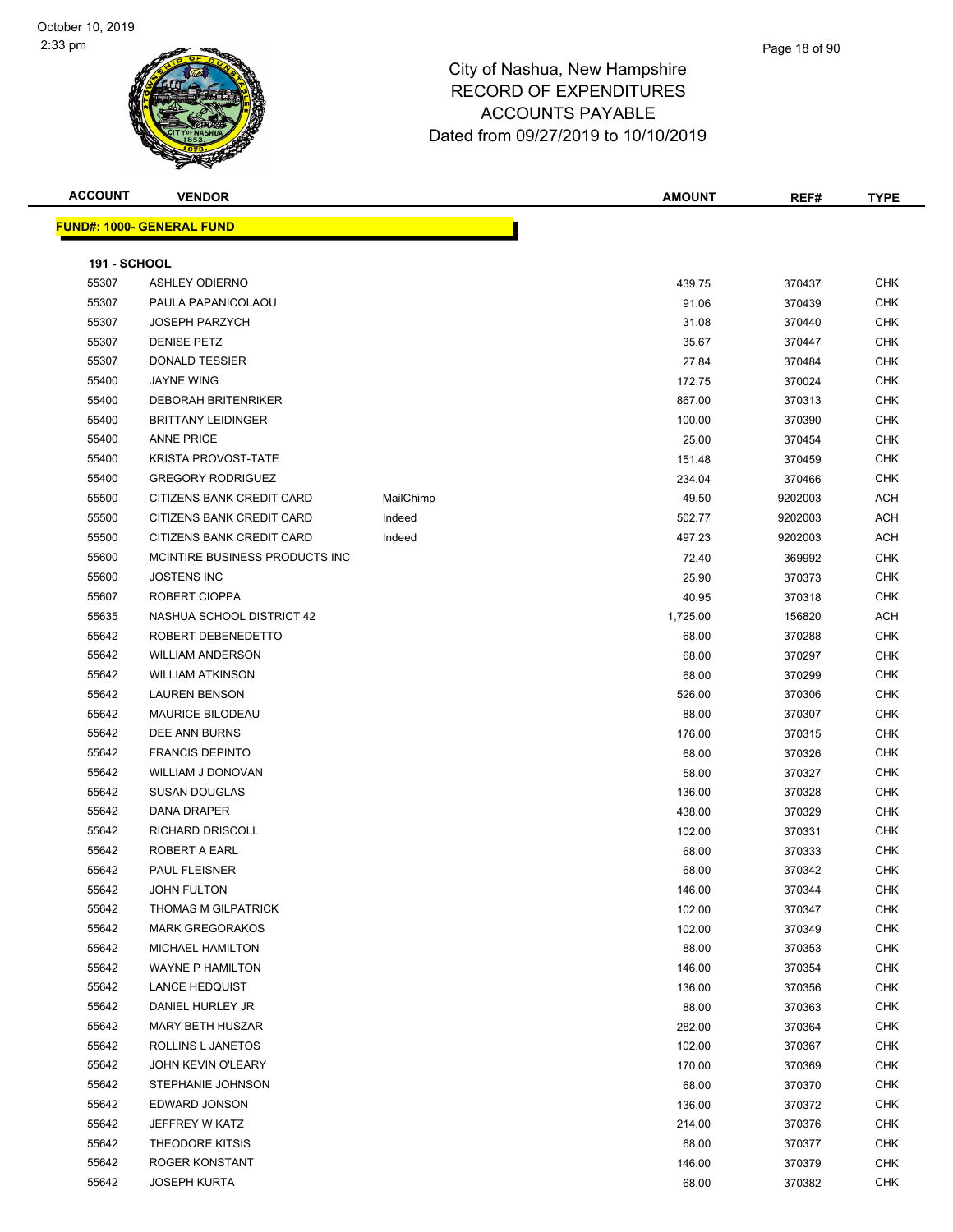City of Nashua, New Hampshire
RECORD OF EXPENDITURES
ACCOUNTS PAYABLE
Dated from 09/27/2019 to 10/10/2019

| ACCOUNT | VENDOR | | AMOUNT | REF# | TYPE |
|---|---|---|---|---|---|
| **FUND#: 1000- GENERAL FUND** | | | | | |
| **191 - SCHOOL** | | | | | |
| 55307 | ASHLEY ODIERNO | | 439.75 | 370437 | CHK |
| 55307 | PAULA PAPANICOLAOU | | 91.06 | 370439 | CHK |
| 55307 | JOSEPH PARZYCH | | 31.08 | 370440 | CHK |
| 55307 | DENISE PETZ | | 35.67 | 370447 | CHK |
| 55307 | DONALD TESSIER | | 27.84 | 370484 | CHK |
| 55400 | JAYNE WING | | 172.75 | 370024 | CHK |
| 55400 | DEBORAH BRITENRIKER | | 867.00 | 370313 | CHK |
| 55400 | BRITTANY LEIDINGER | | 100.00 | 370390 | CHK |
| 55400 | ANNE PRICE | | 25.00 | 370454 | CHK |
| 55400 | KRISTA PROVOST-TATE | | 151.48 | 370459 | CHK |
| 55400 | GREGORY RODRIGUEZ | | 234.04 | 370466 | CHK |
| 55500 | CITIZENS BANK CREDIT CARD | MailChimp | 49.50 | 9202003 | ACH |
| 55500 | CITIZENS BANK CREDIT CARD | Indeed | 502.77 | 9202003 | ACH |
| 55500 | CITIZENS BANK CREDIT CARD | Indeed | 497.23 | 9202003 | ACH |
| 55600 | MCINTIRE BUSINESS PRODUCTS INC | | 72.40 | 369992 | CHK |
| 55600 | JOSTENS INC | | 25.90 | 370373 | CHK |
| 55607 | ROBERT CIOPPA | | 40.95 | 370318 | CHK |
| 55635 | NASHUA SCHOOL DISTRICT 42 | | 1,725.00 | 156820 | ACH |
| 55642 | ROBERT DEBENEDETTO | | 68.00 | 370288 | CHK |
| 55642 | WILLIAM ANDERSON | | 68.00 | 370297 | CHK |
| 55642 | WILLIAM ATKINSON | | 68.00 | 370299 | CHK |
| 55642 | LAUREN BENSON | | 526.00 | 370306 | CHK |
| 55642 | MAURICE BILODEAU | | 88.00 | 370307 | CHK |
| 55642 | DEE ANN BURNS | | 176.00 | 370315 | CHK |
| 55642 | FRANCIS DEPINTO | | 68.00 | 370326 | CHK |
| 55642 | WILLIAM J DONOVAN | | 58.00 | 370327 | CHK |
| 55642 | SUSAN DOUGLAS | | 136.00 | 370328 | CHK |
| 55642 | DANA DRAPER | | 438.00 | 370329 | CHK |
| 55642 | RICHARD DRISCOLL | | 102.00 | 370331 | CHK |
| 55642 | ROBERT A EARL | | 68.00 | 370333 | CHK |
| 55642 | PAUL FLEISNER | | 68.00 | 370342 | CHK |
| 55642 | JOHN FULTON | | 146.00 | 370344 | CHK |
| 55642 | THOMAS M GILPATRICK | | 102.00 | 370347 | CHK |
| 55642 | MARK GREGORAKOS | | 102.00 | 370349 | CHK |
| 55642 | MICHAEL HAMILTON | | 88.00 | 370353 | CHK |
| 55642 | WAYNE P HAMILTON | | 146.00 | 370354 | CHK |
| 55642 | LANCE HEDQUIST | | 136.00 | 370356 | CHK |
| 55642 | DANIEL HURLEY JR | | 88.00 | 370363 | CHK |
| 55642 | MARY BETH HUSZAR | | 282.00 | 370364 | CHK |
| 55642 | ROLLINS L JANETOS | | 102.00 | 370367 | CHK |
| 55642 | JOHN KEVIN O'LEARY | | 170.00 | 370369 | CHK |
| 55642 | STEPHANIE JOHNSON | | 68.00 | 370370 | CHK |
| 55642 | EDWARD JONSON | | 136.00 | 370372 | CHK |
| 55642 | JEFFREY W KATZ | | 214.00 | 370376 | CHK |
| 55642 | THEODORE KITSIS | | 68.00 | 370377 | CHK |
| 55642 | ROGER KONSTANT | | 146.00 | 370379 | CHK |
| 55642 | JOSEPH KURTA | | 68.00 | 370382 | CHK |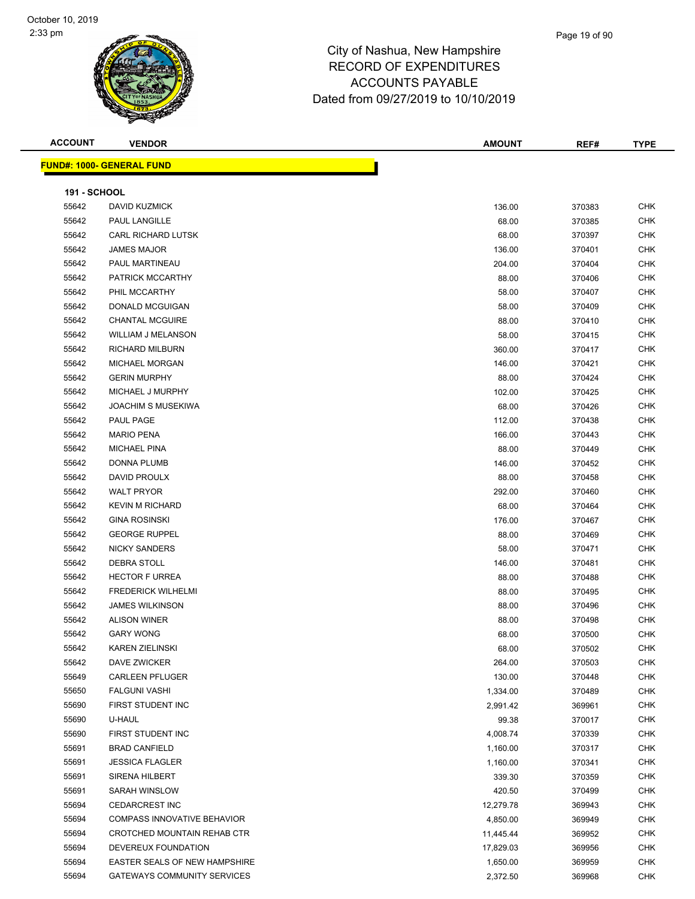# City of Nashua, New Hampshire
## RECORD OF EXPENDITURES
## ACCOUNTS PAYABLE
## Dated from 09/27/2019 to 10/10/2019

| ACCOUNT | VENDOR | AMOUNT | REF# | TYPE |
|---|---|---|---|---|

**FUND#: 1000- GENERAL FUND**

**191 - SCHOOL**

| ACCOUNT | VENDOR | AMOUNT | REF# | TYPE |
|---|---|---|---|---|
| 55642 | DAVID KUZMICK | 136.00 | 370383 | CHK |
| 55642 | PAUL LANGILLE | 68.00 | 370385 | CHK |
| 55642 | CARL RICHARD LUTSK | 68.00 | 370397 | CHK |
| 55642 | JAMES MAJOR | 136.00 | 370401 | CHK |
| 55642 | PAUL MARTINEAU | 204.00 | 370404 | CHK |
| 55642 | PATRICK MCCARTHY | 88.00 | 370406 | CHK |
| 55642 | PHIL MCCARTHY | 58.00 | 370407 | CHK |
| 55642 | DONALD MCGUIGAN | 58.00 | 370409 | CHK |
| 55642 | CHANTAL MCGUIRE | 88.00 | 370410 | CHK |
| 55642 | WILLIAM J MELANSON | 58.00 | 370415 | CHK |
| 55642 | RICHARD MILBURN | 360.00 | 370417 | CHK |
| 55642 | MICHAEL MORGAN | 146.00 | 370421 | CHK |
| 55642 | GERIN MURPHY | 88.00 | 370424 | CHK |
| 55642 | MICHAEL J MURPHY | 102.00 | 370425 | CHK |
| 55642 | JOACHIM S MUSEKIWA | 68.00 | 370426 | CHK |
| 55642 | PAUL PAGE | 112.00 | 370438 | CHK |
| 55642 | MARIO PENA | 166.00 | 370443 | CHK |
| 55642 | MICHAEL PINA | 88.00 | 370449 | CHK |
| 55642 | DONNA PLUMB | 146.00 | 370452 | CHK |
| 55642 | DAVID PROULX | 88.00 | 370458 | CHK |
| 55642 | WALT PRYOR | 292.00 | 370460 | CHK |
| 55642 | KEVIN M RICHARD | 68.00 | 370464 | CHK |
| 55642 | GINA ROSINSKI | 176.00 | 370467 | CHK |
| 55642 | GEORGE RUPPEL | 88.00 | 370469 | CHK |
| 55642 | NICKY SANDERS | 58.00 | 370471 | CHK |
| 55642 | DEBRA STOLL | 146.00 | 370481 | CHK |
| 55642 | HECTOR F URREA | 88.00 | 370488 | CHK |
| 55642 | FREDERICK WILHELMI | 88.00 | 370495 | CHK |
| 55642 | JAMES WILKINSON | 88.00 | 370496 | CHK |
| 55642 | ALISON WINER | 88.00 | 370498 | CHK |
| 55642 | GARY WONG | 68.00 | 370500 | CHK |
| 55642 | KAREN ZIELINSKI | 68.00 | 370502 | CHK |
| 55642 | DAVE ZWICKER | 264.00 | 370503 | CHK |
| 55649 | CARLEEN PFLUGER | 130.00 | 370448 | CHK |
| 55650 | FALGUNI VASHI | 1,334.00 | 370489 | CHK |
| 55690 | FIRST STUDENT INC | 2,991.42 | 369961 | CHK |
| 55690 | U-HAUL | 99.38 | 370017 | CHK |
| 55690 | FIRST STUDENT INC | 4,008.74 | 370339 | CHK |
| 55691 | BRAD CANFIELD | 1,160.00 | 370317 | CHK |
| 55691 | JESSICA FLAGLER | 1,160.00 | 370341 | CHK |
| 55691 | SIRENA HILBERT | 339.30 | 370359 | CHK |
| 55691 | SARAH WINSLOW | 420.50 | 370499 | CHK |
| 55694 | CEDARCREST INC | 12,279.78 | 369943 | CHK |
| 55694 | COMPASS INNOVATIVE BEHAVIOR | 4,850.00 | 369949 | CHK |
| 55694 | CROTCHED MOUNTAIN REHAB CTR | 11,445.44 | 369952 | CHK |
| 55694 | DEVEREUX FOUNDATION | 17,829.03 | 369956 | CHK |
| 55694 | EASTER SEALS OF NEW HAMPSHIRE | 1,650.00 | 369959 | CHK |
| 55694 | GATEWAYS COMMUNITY SERVICES | 2,372.50 | 369968 | CHK |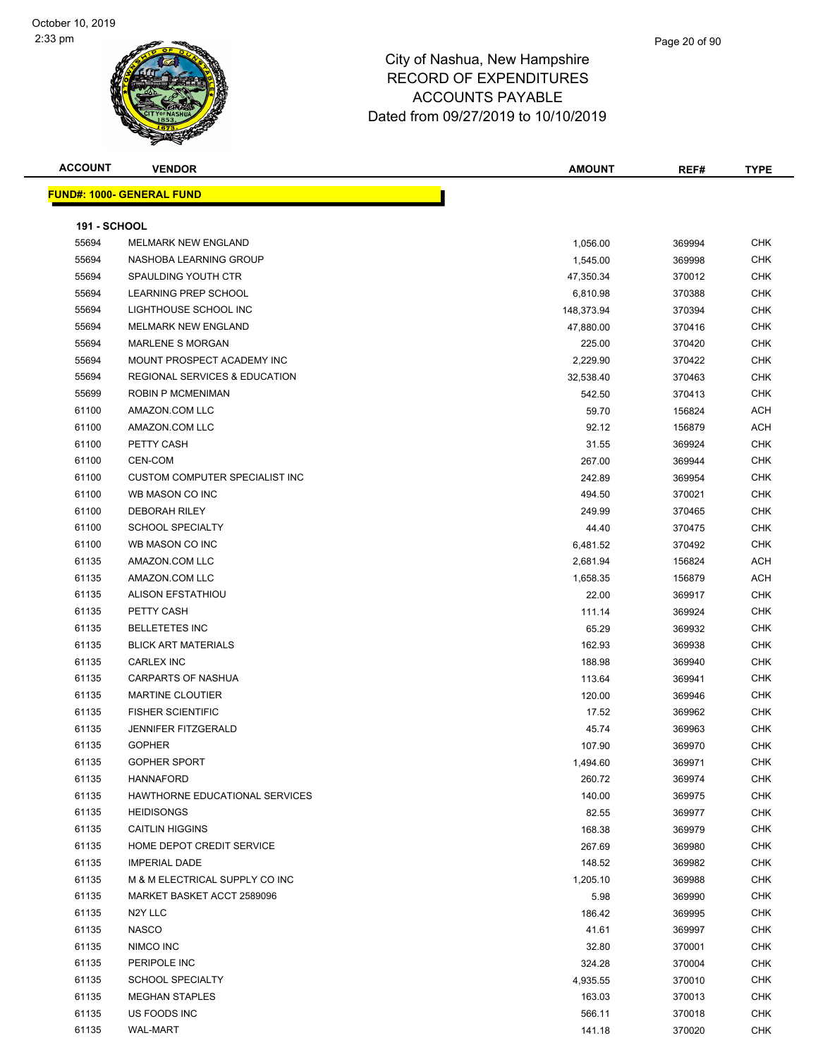# City of Nashua, New Hampshire
# RECORD OF EXPENDITURES
# ACCOUNTS PAYABLE
# Dated from 09/27/2019 to 10/10/2019

**FUND#: 1000- GENERAL FUND**

**191 - SCHOOL**

| ACCOUNT | VENDOR | AMOUNT | REF# | TYPE |
|---|---|---|---|---|
| 55694 | MELMARK NEW ENGLAND | 1,056.00 | 369994 | CHK |
| 55694 | NASHOBA LEARNING GROUP | 1,545.00 | 369998 | CHK |
| 55694 | SPAULDING YOUTH CTR | 47,350.34 | 370012 | CHK |
| 55694 | LEARNING PREP SCHOOL | 6,810.98 | 370388 | CHK |
| 55694 | LIGHTHOUSE SCHOOL INC | 148,373.94 | 370394 | CHK |
| 55694 | MELMARK NEW ENGLAND | 47,880.00 | 370416 | CHK |
| 55694 | MARLENE S MORGAN | 225.00 | 370420 | CHK |
| 55694 | MOUNT PROSPECT ACADEMY INC | 2,229.90 | 370422 | CHK |
| 55694 | REGIONAL SERVICES & EDUCATION | 32,538.40 | 370463 | CHK |
| 55699 | ROBIN P MCMENIMAN | 542.50 | 370413 | CHK |
| 61100 | AMAZON.COM LLC | 59.70 | 156824 | ACH |
| 61100 | AMAZON.COM LLC | 92.12 | 156879 | ACH |
| 61100 | PETTY CASH | 31.55 | 369924 | CHK |
| 61100 | CEN-COM | 267.00 | 369944 | CHK |
| 61100 | CUSTOM COMPUTER SPECIALIST INC | 242.89 | 369954 | CHK |
| 61100 | WB MASON CO INC | 494.50 | 370021 | CHK |
| 61100 | DEBORAH RILEY | 249.99 | 370465 | CHK |
| 61100 | SCHOOL SPECIALTY | 44.40 | 370475 | CHK |
| 61100 | WB MASON CO INC | 6,481.52 | 370492 | CHK |
| 61135 | AMAZON.COM LLC | 2,681.94 | 156824 | ACH |
| 61135 | AMAZON.COM LLC | 1,658.35 | 156879 | ACH |
| 61135 | ALISON EFSTATHIOU | 22.00 | 369917 | CHK |
| 61135 | PETTY CASH | 111.14 | 369924 | CHK |
| 61135 | BELLETETES INC | 65.29 | 369932 | CHK |
| 61135 | BLICK ART MATERIALS | 162.93 | 369938 | CHK |
| 61135 | CARLEX INC | 188.98 | 369940 | CHK |
| 61135 | CARPARTS OF NASHUA | 113.64 | 369941 | CHK |
| 61135 | MARTINE CLOUTIER | 120.00 | 369946 | CHK |
| 61135 | FISHER SCIENTIFIC | 17.52 | 369962 | CHK |
| 61135 | JENNIFER FITZGERALD | 45.74 | 369963 | CHK |
| 61135 | GOPHER | 107.90 | 369970 | CHK |
| 61135 | GOPHER SPORT | 1,494.60 | 369971 | CHK |
| 61135 | HANNAFORD | 260.72 | 369974 | CHK |
| 61135 | HAWTHORNE EDUCATIONAL SERVICES | 140.00 | 369975 | CHK |
| 61135 | HEIDISONGS | 82.55 | 369977 | CHK |
| 61135 | CAITLIN HIGGINS | 168.38 | 369979 | CHK |
| 61135 | HOME DEPOT CREDIT SERVICE | 267.69 | 369980 | CHK |
| 61135 | IMPERIAL DADE | 148.52 | 369982 | CHK |
| 61135 | M & M ELECTRICAL SUPPLY CO INC | 1,205.10 | 369988 | CHK |
| 61135 | MARKET BASKET ACCT 2589096 | 5.98 | 369990 | CHK |
| 61135 | N2Y LLC | 186.42 | 369995 | CHK |
| 61135 | NASCO | 41.61 | 369997 | CHK |
| 61135 | NIMCO INC | 32.80 | 370001 | CHK |
| 61135 | PERIPOLE INC | 324.28 | 370004 | CHK |
| 61135 | SCHOOL SPECIALTY | 4,935.55 | 370010 | CHK |
| 61135 | MEGHAN STAPLES | 163.03 | 370013 | CHK |
| 61135 | US FOODS INC | 566.11 | 370018 | CHK |
| 61135 | WAL-MART | 141.18 | 370020 | CHK |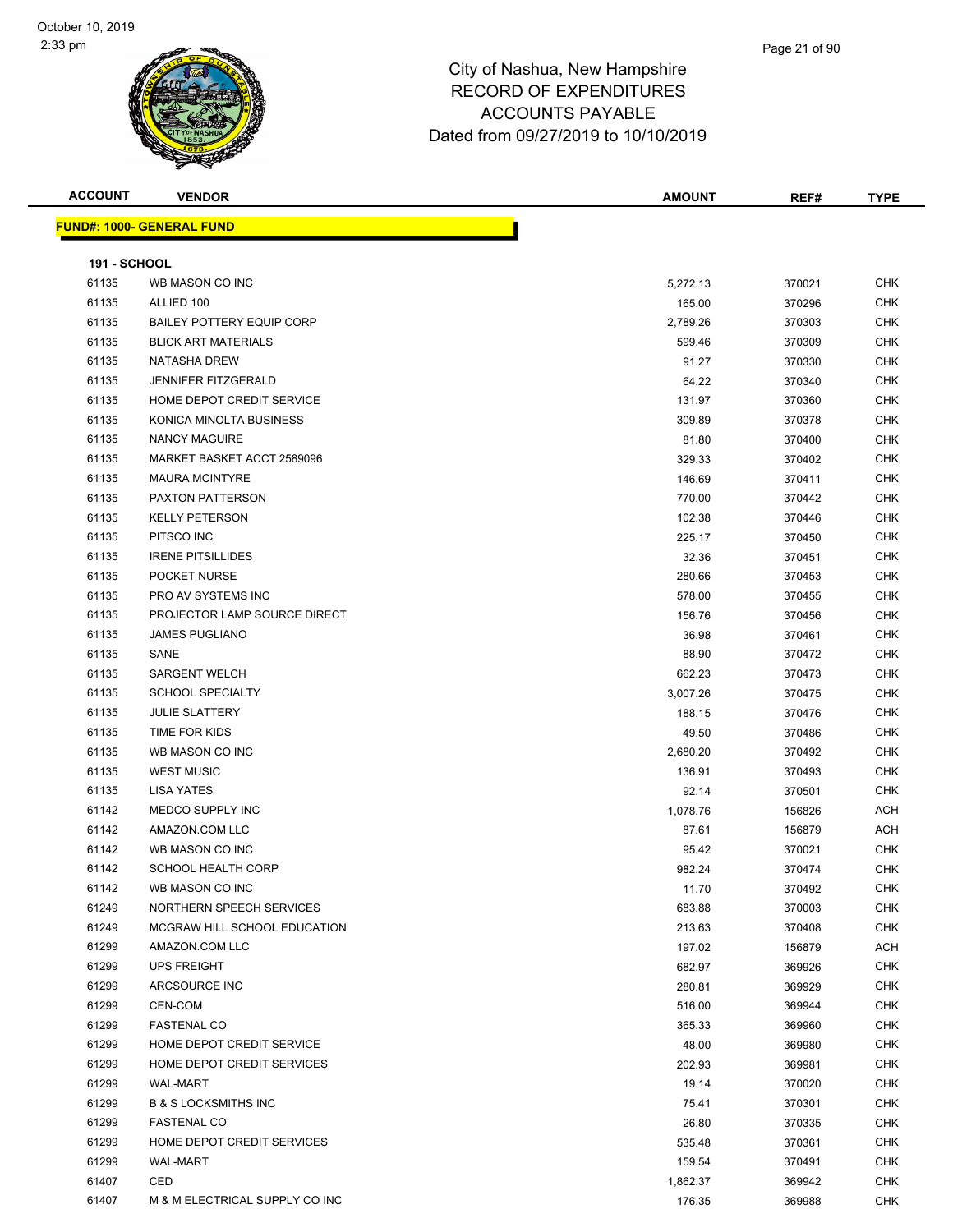# City of Nashua, New Hampshire
## RECORD OF EXPENDITURES
## ACCOUNTS PAYABLE
## Dated from 09/27/2019 to 10/10/2019

| ACCOUNT | VENDOR | AMOUNT | REF# | TYPE |
|---|---|---|---|---|
| **FUND#: 1000- GENERAL FUND** | | | | |
| **191 - SCHOOL** | | | | |
| 61135 | WB MASON CO INC | 5,272.13 | 370021 | CHK |
| 61135 | ALLIED 100 | 165.00 | 370296 | CHK |
| 61135 | BAILEY POTTERY EQUIP CORP | 2,789.26 | 370303 | CHK |
| 61135 | BLICK ART MATERIALS | 599.46 | 370309 | CHK |
| 61135 | NATASHA DREW | 91.27 | 370330 | CHK |
| 61135 | JENNIFER FITZGERALD | 64.22 | 370340 | CHK |
| 61135 | HOME DEPOT CREDIT SERVICE | 131.97 | 370360 | CHK |
| 61135 | KONICA MINOLTA BUSINESS | 309.89 | 370378 | CHK |
| 61135 | NANCY MAGUIRE | 81.80 | 370400 | CHK |
| 61135 | MARKET BASKET ACCT 2589096 | 329.33 | 370402 | CHK |
| 61135 | MAURA MCINTYRE | 146.69 | 370411 | CHK |
| 61135 | PAXTON PATTERSON | 770.00 | 370442 | CHK |
| 61135 | KELLY PETERSON | 102.38 | 370446 | CHK |
| 61135 | PITSCO INC | 225.17 | 370450 | CHK |
| 61135 | IRENE PITSILLIDES | 32.36 | 370451 | CHK |
| 61135 | POCKET NURSE | 280.66 | 370453 | CHK |
| 61135 | PRO AV SYSTEMS INC | 578.00 | 370455 | CHK |
| 61135 | PROJECTOR LAMP SOURCE DIRECT | 156.76 | 370456 | CHK |
| 61135 | JAMES PUGLIANO | 36.98 | 370461 | CHK |
| 61135 | SANE | 88.90 | 370472 | CHK |
| 61135 | SARGENT WELCH | 662.23 | 370473 | CHK |
| 61135 | SCHOOL SPECIALTY | 3,007.26 | 370475 | CHK |
| 61135 | JULIE SLATTERY | 188.15 | 370476 | CHK |
| 61135 | TIME FOR KIDS | 49.50 | 370486 | CHK |
| 61135 | WB MASON CO INC | 2,680.20 | 370492 | CHK |
| 61135 | WEST MUSIC | 136.91 | 370493 | CHK |
| 61135 | LISA YATES | 92.14 | 370501 | CHK |
| 61142 | MEDCO SUPPLY INC | 1,078.76 | 156826 | ACH |
| 61142 | AMAZON.COM LLC | 87.61 | 156879 | ACH |
| 61142 | WB MASON CO INC | 95.42 | 370021 | CHK |
| 61142 | SCHOOL HEALTH CORP | 982.24 | 370474 | CHK |
| 61142 | WB MASON CO INC | 11.70 | 370492 | CHK |
| 61249 | NORTHERN SPEECH SERVICES | 683.88 | 370003 | CHK |
| 61249 | MCGRAW HILL SCHOOL EDUCATION | 213.63 | 370408 | CHK |
| 61299 | AMAZON.COM LLC | 197.02 | 156879 | ACH |
| 61299 | UPS FREIGHT | 682.97 | 369926 | CHK |
| 61299 | ARCSOURCE INC | 280.81 | 369929 | CHK |
| 61299 | CEN-COM | 516.00 | 369944 | CHK |
| 61299 | FASTENAL CO | 365.33 | 369960 | CHK |
| 61299 | HOME DEPOT CREDIT SERVICE | 48.00 | 369980 | CHK |
| 61299 | HOME DEPOT CREDIT SERVICES | 202.93 | 369981 | CHK |
| 61299 | WAL-MART | 19.14 | 370020 | CHK |
| 61299 | B & S LOCKSMITHS INC | 75.41 | 370301 | CHK |
| 61299 | FASTENAL CO | 26.80 | 370335 | CHK |
| 61299 | HOME DEPOT CREDIT SERVICES | 535.48 | 370361 | CHK |
| 61299 | WAL-MART | 159.54 | 370491 | CHK |
| 61407 | CED | 1,862.37 | 369942 | CHK |
| 61407 | M & M ELECTRICAL SUPPLY CO INC | 176.35 | 369988 | CHK |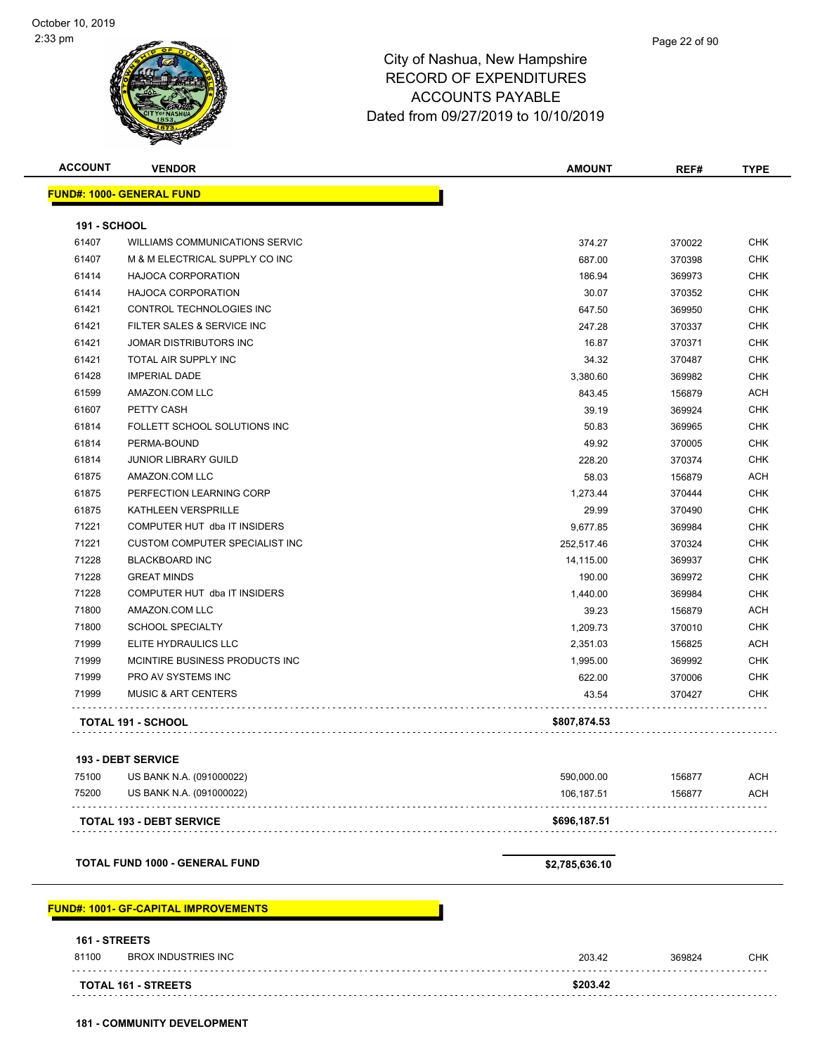# City of Nashua, New Hampshire
## RECORD OF EXPENDITURES
## ACCOUNTS PAYABLE
## Dated from 09/27/2019 to 10/10/2019

| ACCOUNT | VENDOR | AMOUNT | REF# | TYPE |
|---|---|---|---|---|
| **FUND#: 1000- GENERAL FUND** | | | | |
| **191 - SCHOOL** | | | | |
| 61407 | WILLIAMS COMMUNICATIONS SERVIC | 374.27 | 370022 | CHK |
| 61407 | M & M ELECTRICAL SUPPLY CO INC | 687.00 | 370398 | CHK |
| 61414 | HAJOCA CORPORATION | 186.94 | 369973 | CHK |
| 61414 | HAJOCA CORPORATION | 30.07 | 370352 | CHK |
| 61421 | CONTROL TECHNOLOGIES INC | 647.50 | 369950 | CHK |
| 61421 | FILTER SALES & SERVICE INC | 247.28 | 370337 | CHK |
| 61421 | JOMAR DISTRIBUTORS INC | 16.87 | 370371 | CHK |
| 61421 | TOTAL AIR SUPPLY INC | 34.32 | 370487 | CHK |
| 61428 | IMPERIAL DADE | 3,380.60 | 369982 | CHK |
| 61599 | AMAZON.COM LLC | 843.45 | 156879 | ACH |
| 61607 | PETTY CASH | 39.19 | 369924 | CHK |
| 61814 | FOLLETT SCHOOL SOLUTIONS INC | 50.83 | 369965 | CHK |
| 61814 | PERMA-BOUND | 49.92 | 370005 | CHK |
| 61814 | JUNIOR LIBRARY GUILD | 228.20 | 370374 | CHK |
| 61875 | AMAZON.COM LLC | 58.03 | 156879 | ACH |
| 61875 | PERFECTION LEARNING CORP | 1,273.44 | 370444 | CHK |
| 61875 | KATHLEEN VERSPRILLE | 29.99 | 370490 | CHK |
| 71221 | COMPUTER HUT dba IT INSIDERS | 9,677.85 | 369984 | CHK |
| 71221 | CUSTOM COMPUTER SPECIALIST INC | 252,517.46 | 370324 | CHK |
| 71228 | BLACKBOARD INC | 14,115.00 | 369937 | CHK |
| 71228 | GREAT MINDS | 190.00 | 369972 | CHK |
| 71228 | COMPUTER HUT dba IT INSIDERS | 1,440.00 | 369984 | CHK |
| 71800 | AMAZON.COM LLC | 39.23 | 156879 | ACH |
| 71800 | SCHOOL SPECIALTY | 1,209.73 | 370010 | CHK |
| 71999 | ELITE HYDRAULICS LLC | 2,351.03 | 156825 | ACH |
| 71999 | MCINTIRE BUSINESS PRODUCTS INC | 1,995.00 | 369992 | CHK |
| 71999 | PRO AV SYSTEMS INC | 622.00 | 370006 | CHK |
| 71999 | MUSIC & ART CENTERS | 43.54 | 370427 | CHK |
| **TOTAL 191 - SCHOOL** | | **$807,874.53** | | |
| **193 - DEBT SERVICE** | | | | |
| 75100 | US BANK N.A. (091000022) | 590,000.00 | 156877 | ACH |
| 75200 | US BANK N.A. (091000022) | 106,187.51 | 156877 | ACH |
| **TOTAL 193 - DEBT SERVICE** | | **$696,187.51** | | |
| **TOTAL FUND 1000 - GENERAL FUND** | | **$2,785,636.10** | | |
| **FUND#: 1001- GF-CAPITAL IMPROVEMENTS** | | | | |
| **161 - STREETS** | | | | |
| 81100 | BROX INDUSTRIES INC | 203.42 | 369824 | CHK |
| **TOTAL 161 - STREETS** | | **$203.42** | | |
| **181 - COMMUNITY DEVELOPMENT** | | | | |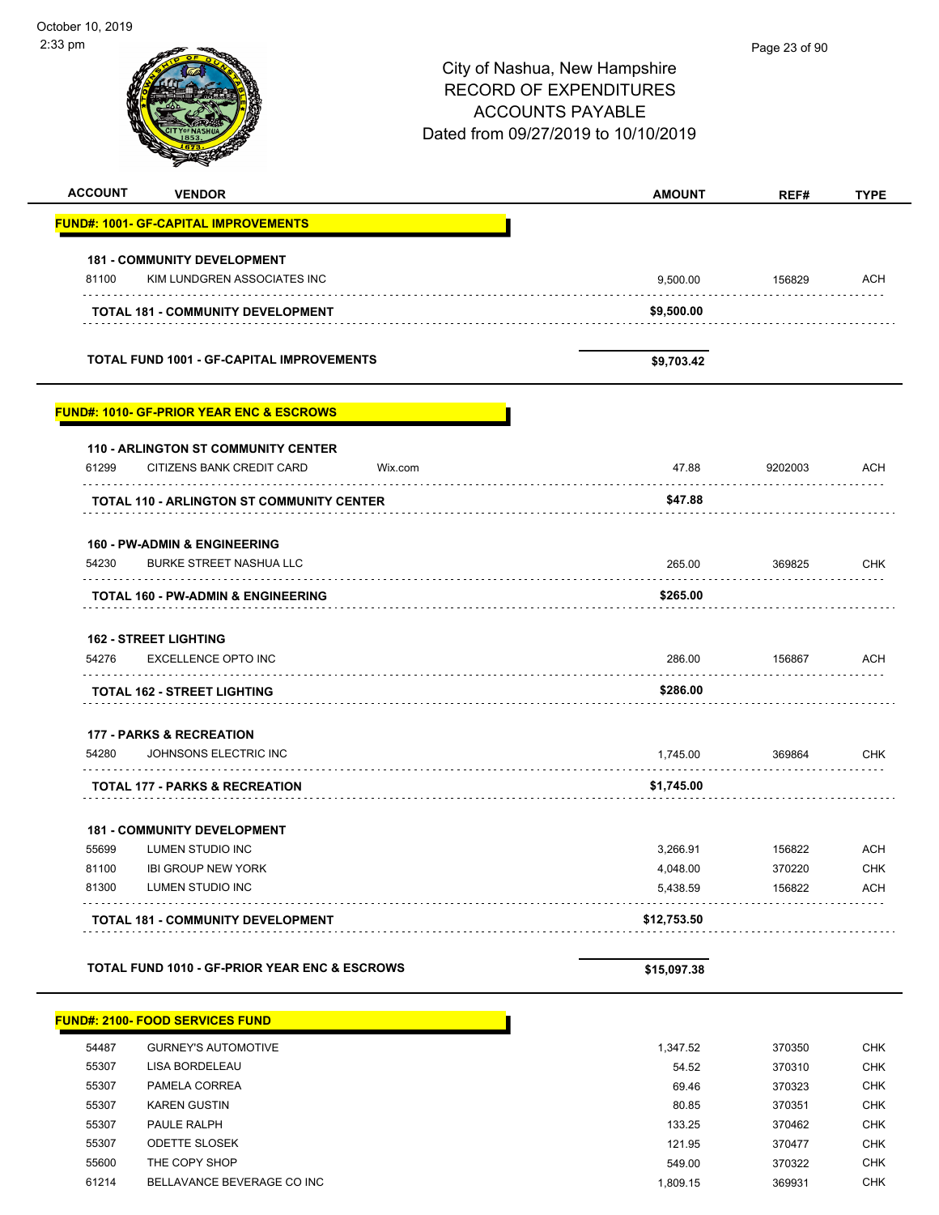City of Nashua, New Hampshire
RECORD OF EXPENDITURES
ACCOUNTS PAYABLE
Dated from 09/27/2019 to 10/10/2019

| ACCOUNT | VENDOR | | AMOUNT | REF# | TYPE |
|---|---|---|---|---|---|
| **FUND#: 1001- GF-CAPITAL IMPROVEMENTS** | | | | | |
| **181 - COMMUNITY DEVELOPMENT** | | | | | |
| 81100 | KIM LUNDGREN ASSOCIATES INC | | 9,500.00 | 156829 | ACH |
| **TOTAL 181 - COMMUNITY DEVELOPMENT** | | | **$9,500.00** | | |
| **TOTAL FUND 1001 - GF-CAPITAL IMPROVEMENTS** | | | **$9,703.42** | | |
| **FUND#: 1010- GF-PRIOR YEAR ENC & ESCROWS** | | | | | |
| **110 - ARLINGTON ST COMMUNITY CENTER** | | | | | |
| 61299 | CITIZENS BANK CREDIT CARD | Wix.com | 47.88 | 9202003 | ACH |
| **TOTAL 110 - ARLINGTON ST COMMUNITY CENTER** | | | **$47.88** | | |
| **160 - PW-ADMIN & ENGINEERING** | | | | | |
| 54230 | BURKE STREET NASHUA LLC | | 265.00 | 369825 | CHK |
| **TOTAL 160 - PW-ADMIN & ENGINEERING** | | | **$265.00** | | |
| **162 - STREET LIGHTING** | | | | | |
| 54276 | EXCELLENCE OPTO INC | | 286.00 | 156867 | ACH |
| **TOTAL 162 - STREET LIGHTING** | | | **$286.00** | | |
| **177 - PARKS & RECREATION** | | | | | |
| 54280 | JOHNSONS ELECTRIC INC | | 1,745.00 | 369864 | CHK |
| **TOTAL 177 - PARKS & RECREATION** | | | **$1,745.00** | | |
| **181 - COMMUNITY DEVELOPMENT** | | | | | |
| 55699 | LUMEN STUDIO INC | | 3,266.91 | 156822 | ACH |
| 81100 | IBI GROUP NEW YORK | | 4,048.00 | 370220 | CHK |
| 81300 | LUMEN STUDIO INC | | 5,438.59 | 156822 | ACH |
| **TOTAL 181 - COMMUNITY DEVELOPMENT** | | | **$12,753.50** | | |
| **TOTAL FUND 1010 - GF-PRIOR YEAR ENC & ESCROWS** | | | **$15,097.38** | | |
| **FUND#: 2100- FOOD SERVICES FUND** | | | | | |
| 54487 | GURNEY'S AUTOMOTIVE | | 1,347.52 | 370350 | CHK |
| 55307 | LISA BORDELEAU | | 54.52 | 370310 | CHK |
| 55307 | PAMELA CORREA | | 69.46 | 370323 | CHK |
| 55307 | KAREN GUSTIN | | 80.85 | 370351 | CHK |
| 55307 | PAULE RALPH | | 133.25 | 370462 | CHK |
| 55307 | ODETTE SLOSEK | | 121.95 | 370477 | CHK |
| 55600 | THE COPY SHOP | | 549.00 | 370322 | CHK |
| 61214 | BELLAVANCE BEVERAGE CO INC | | 1,809.15 | 369931 | CHK |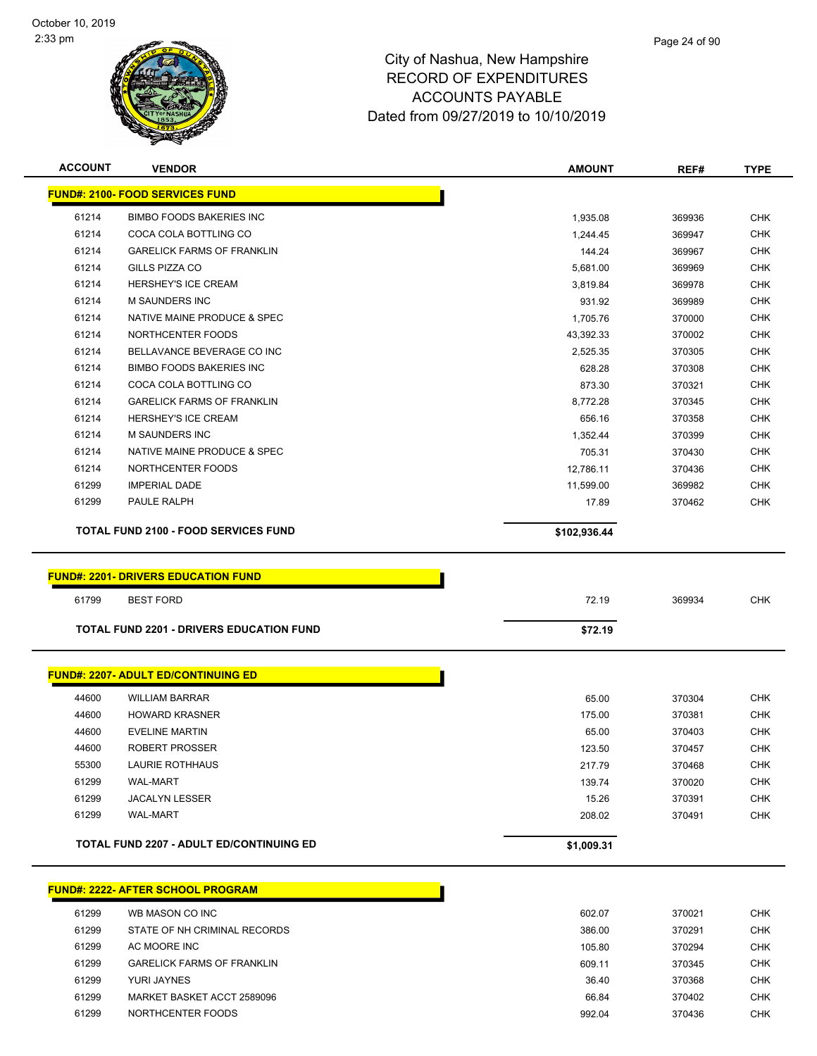City of Nashua, New Hampshire
RECORD OF EXPENDITURES
ACCOUNTS PAYABLE
Dated from 09/27/2019 to 10/10/2019

| ACCOUNT | VENDOR | AMOUNT | REF# | TYPE |
|---|---|---|---|---|
| **FUND#: 2100- FOOD SERVICES FUND** | | | | |
| 61214 | BIMBO FOODS BAKERIES INC | 1,935.08 | 369936 | CHK |
| 61214 | COCA COLA BOTTLING CO | 1,244.45 | 369947 | CHK |
| 61214 | GARELICK FARMS OF FRANKLIN | 144.24 | 369967 | CHK |
| 61214 | GILLS PIZZA CO | 5,681.00 | 369969 | CHK |
| 61214 | HERSHEY'S ICE CREAM | 3,819.84 | 369978 | CHK |
| 61214 | M SAUNDERS INC | 931.92 | 369989 | CHK |
| 61214 | NATIVE MAINE PRODUCE & SPEC | 1,705.76 | 370000 | CHK |
| 61214 | NORTHCENTER FOODS | 43,392.33 | 370002 | CHK |
| 61214 | BELLAVANCE BEVERAGE CO INC | 2,525.35 | 370305 | CHK |
| 61214 | BIMBO FOODS BAKERIES INC | 628.28 | 370308 | CHK |
| 61214 | COCA COLA BOTTLING CO | 873.30 | 370321 | CHK |
| 61214 | GARELICK FARMS OF FRANKLIN | 8,772.28 | 370345 | CHK |
| 61214 | HERSHEY'S ICE CREAM | 656.16 | 370358 | CHK |
| 61214 | M SAUNDERS INC | 1,352.44 | 370399 | CHK |
| 61214 | NATIVE MAINE PRODUCE & SPEC | 705.31 | 370430 | CHK |
| 61214 | NORTHCENTER FOODS | 12,786.11 | 370436 | CHK |
| 61299 | IMPERIAL DADE | 11,599.00 | 369982 | CHK |
| 61299 | PAULE RALPH | 17.89 | 370462 | CHK |
| **TOTAL FUND 2100 - FOOD SERVICES FUND** | | **$102,936.44** | | |
| **FUND#: 2201- DRIVERS EDUCATION FUND** | | | | |
| 61799 | BEST FORD | 72.19 | 369934 | CHK |
| **TOTAL FUND 2201 - DRIVERS EDUCATION FUND** | | **$72.19** | | |
| **FUND#: 2207- ADULT ED/CONTINUING ED** | | | | |
| 44600 | WILLIAM BARRAR | 65.00 | 370304 | CHK |
| 44600 | HOWARD KRASNER | 175.00 | 370381 | CHK |
| 44600 | EVELINE MARTIN | 65.00 | 370403 | CHK |
| 44600 | ROBERT PROSSER | 123.50 | 370457 | CHK |
| 55300 | LAURIE ROTHHAUS | 217.79 | 370468 | CHK |
| 61299 | WAL-MART | 139.74 | 370020 | CHK |
| 61299 | JACALYN LESSER | 15.26 | 370391 | CHK |
| 61299 | WAL-MART | 208.02 | 370491 | CHK |
| **TOTAL FUND 2207 - ADULT ED/CONTINUING ED** | | **$1,009.31** | | |
| **FUND#: 2222- AFTER SCHOOL PROGRAM** | | | | |
| 61299 | WB MASON CO INC | 602.07 | 370021 | CHK |
| 61299 | STATE OF NH CRIMINAL RECORDS | 386.00 | 370291 | CHK |
| 61299 | AC MOORE INC | 105.80 | 370294 | CHK |
| 61299 | GARELICK FARMS OF FRANKLIN | 609.11 | 370345 | CHK |
| 61299 | YURI JAYNES | 36.40 | 370368 | CHK |
| 61299 | MARKET BASKET ACCT 2589096 | 66.84 | 370402 | CHK |
| 61299 | NORTHCENTER FOODS | 992.04 | 370436 | CHK |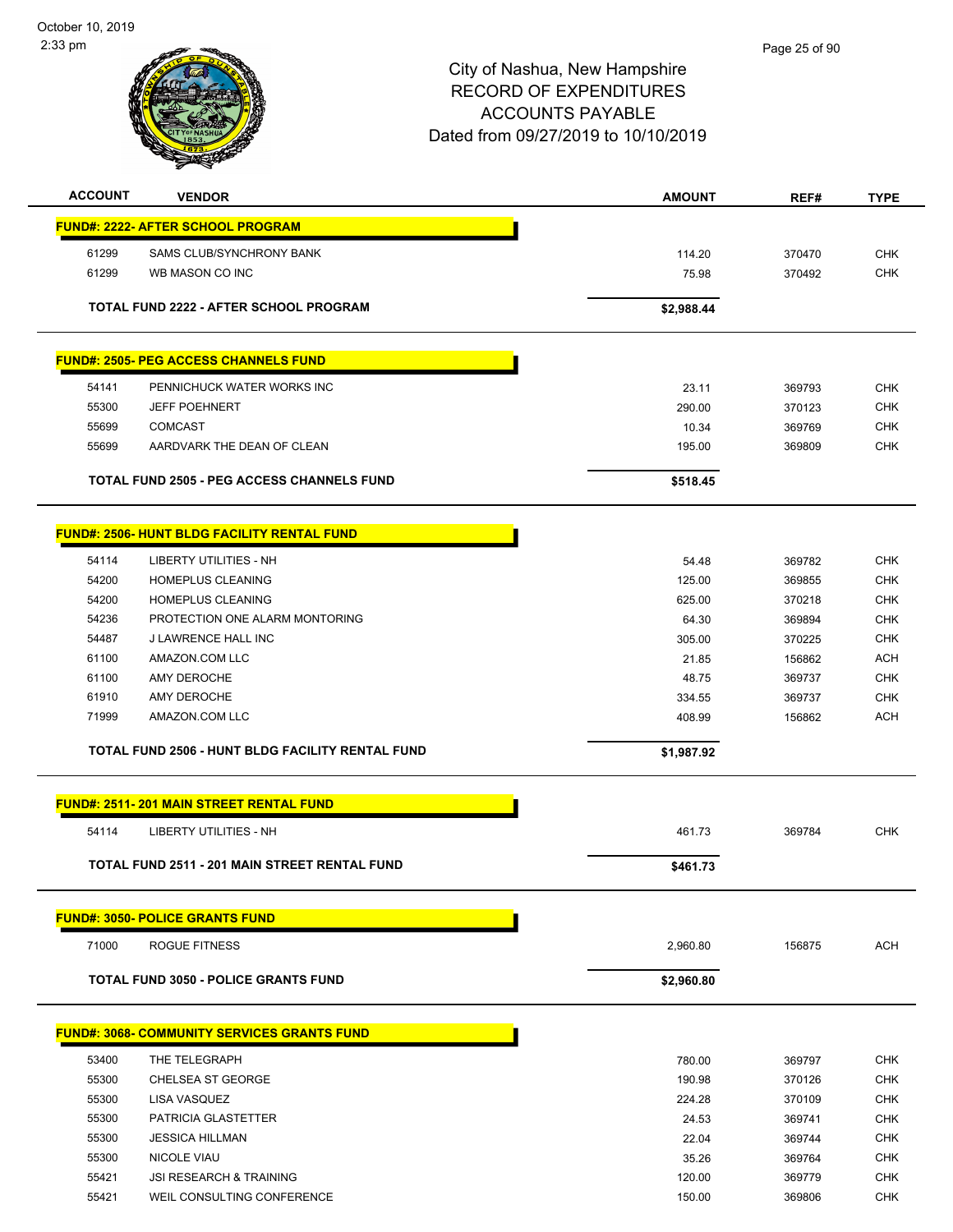# City of Nashua, New Hampshire
## RECORD OF EXPENDITURES
## ACCOUNTS PAYABLE
## Dated from 09/27/2019 to 10/10/2019

| ACCOUNT | VENDOR | AMOUNT | REF# | TYPE |
|---|---|---|---|---|
| **FUND#: 2222- AFTER SCHOOL PROGRAM** | | | | |
| 61299 | SAMS CLUB/SYNCHRONY BANK | 114.20 | 370470 | CHK |
| 61299 | WB MASON CO INC | 75.98 | 370492 | CHK |
| | **TOTAL FUND 2222 - AFTER SCHOOL PROGRAM** | **$2,988.44** | | |
| **FUND#: 2505- PEG ACCESS CHANNELS FUND** | | | | |
| 54141 | PENNICHUCK WATER WORKS INC | 23.11 | 369793 | CHK |
| 55300 | JEFF POEHNERT | 290.00 | 370123 | CHK |
| 55699 | COMCAST | 10.34 | 369769 | CHK |
| 55699 | AARDVARK THE DEAN OF CLEAN | 195.00 | 369809 | CHK |
| | **TOTAL FUND 2505 - PEG ACCESS CHANNELS FUND** | **$518.45** | | |
| **FUND#: 2506- HUNT BLDG FACILITY RENTAL FUND** | | | | |
| 54114 | LIBERTY UTILITIES - NH | 54.48 | 369782 | CHK |
| 54200 | HOMEPLUS CLEANING | 125.00 | 369855 | CHK |
| 54200 | HOMEPLUS CLEANING | 625.00 | 370218 | CHK |
| 54236 | PROTECTION ONE ALARM MONTORING | 64.30 | 369894 | CHK |
| 54487 | J LAWRENCE HALL INC | 305.00 | 370225 | CHK |
| 61100 | AMAZON.COM LLC | 21.85 | 156862 | ACH |
| 61100 | AMY DEROCHE | 48.75 | 369737 | CHK |
| 61910 | AMY DEROCHE | 334.55 | 369737 | CHK |
| 71999 | AMAZON.COM LLC | 408.99 | 156862 | ACH |
| | **TOTAL FUND 2506 - HUNT BLDG FACILITY RENTAL FUND** | **$1,987.92** | | |
| **FUND#: 2511- 201 MAIN STREET RENTAL FUND** | | | | |
| 54114 | LIBERTY UTILITIES - NH | 461.73 | 369784 | CHK |
| | **TOTAL FUND 2511 - 201 MAIN STREET RENTAL FUND** | **$461.73** | | |
| **FUND#: 3050- POLICE GRANTS FUND** | | | | |
| 71000 | ROGUE FITNESS | 2,960.80 | 156875 | ACH |
| | **TOTAL FUND 3050 - POLICE GRANTS FUND** | **$2,960.80** | | |
| **FUND#: 3068- COMMUNITY SERVICES GRANTS FUND** | | | | |
| 53400 | THE TELEGRAPH | 780.00 | 369797 | CHK |
| 55300 | CHELSEA ST GEORGE | 190.98 | 370126 | CHK |
| 55300 | LISA VASQUEZ | 224.28 | 370109 | CHK |
| 55300 | PATRICIA GLASTETTER | 24.53 | 369741 | CHK |
| 55300 | JESSICA HILLMAN | 22.04 | 369744 | CHK |
| 55300 | NICOLE VIAU | 35.26 | 369764 | CHK |
| 55421 | JSI RESEARCH & TRAINING | 120.00 | 369779 | CHK |
| 55421 | WEIL CONSULTING CONFERENCE | 150.00 | 369806 | CHK |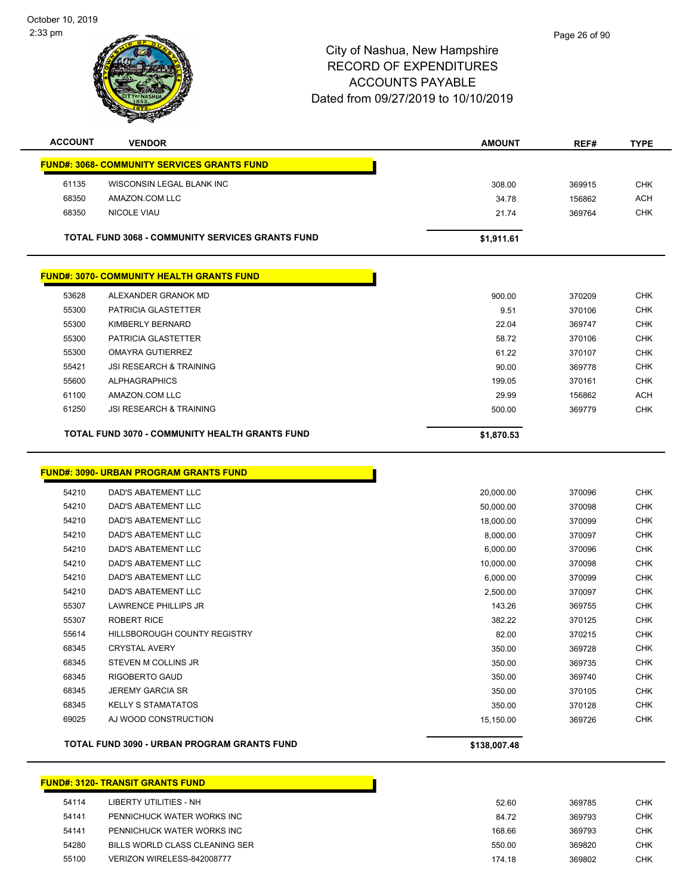City of Nashua, New Hampshire
RECORD OF EXPENDITURES
ACCOUNTS PAYABLE
Dated from 09/27/2019 to 10/10/2019

| ACCOUNT | VENDOR | AMOUNT | REF# | TYPE |
|---|---|---|---|---|
| **FUND#: 3068- COMMUNITY SERVICES GRANTS FUND** | | | | |
| 61135 | WISCONSIN LEGAL BLANK INC | 308.00 | 369915 | CHK |
| 68350 | AMAZON.COM LLC | 34.78 | 156862 | ACH |
| 68350 | NICOLE VIAU | 21.74 | 369764 | CHK |
| | **TOTAL FUND 3068 - COMMUNITY SERVICES GRANTS FUND** | **$1,911.61** | | |
| **FUND#: 3070- COMMUNITY HEALTH GRANTS FUND** | | | | |
| 53628 | ALEXANDER GRANOK MD | 900.00 | 370209 | CHK |
| 55300 | PATRICIA GLASTETTER | 9.51 | 370106 | CHK |
| 55300 | KIMBERLY BERNARD | 22.04 | 369747 | CHK |
| 55300 | PATRICIA GLASTETTER | 58.72 | 370106 | CHK |
| 55300 | OMAYRA GUTIERREZ | 61.22 | 370107 | CHK |
| 55421 | JSI RESEARCH & TRAINING | 90.00 | 369778 | CHK |
| 55600 | ALPHAGRAPHICS | 199.05 | 370161 | CHK |
| 61100 | AMAZON.COM LLC | 29.99 | 156862 | ACH |
| 61250 | JSI RESEARCH & TRAINING | 500.00 | 369779 | CHK |
| | **TOTAL FUND 3070 - COMMUNITY HEALTH GRANTS FUND** | **$1,870.53** | | |
| **FUND#: 3090- URBAN PROGRAM GRANTS FUND** | | | | |
| 54210 | DAD'S ABATEMENT LLC | 20,000.00 | 370096 | CHK |
| 54210 | DAD'S ABATEMENT LLC | 50,000.00 | 370098 | CHK |
| 54210 | DAD'S ABATEMENT LLC | 18,000.00 | 370099 | CHK |
| 54210 | DAD'S ABATEMENT LLC | 8,000.00 | 370097 | CHK |
| 54210 | DAD'S ABATEMENT LLC | 6,000.00 | 370096 | CHK |
| 54210 | DAD'S ABATEMENT LLC | 10,000.00 | 370098 | CHK |
| 54210 | DAD'S ABATEMENT LLC | 6,000.00 | 370099 | CHK |
| 54210 | DAD'S ABATEMENT LLC | 2,500.00 | 370097 | CHK |
| 55307 | LAWRENCE PHILLIPS JR | 143.26 | 369755 | CHK |
| 55307 | ROBERT RICE | 382.22 | 370125 | CHK |
| 55614 | HILLSBOROUGH COUNTY REGISTRY | 82.00 | 370215 | CHK |
| 68345 | CRYSTAL AVERY | 350.00 | 369728 | CHK |
| 68345 | STEVEN M COLLINS JR | 350.00 | 369735 | CHK |
| 68345 | RIGOBERTO GAUD | 350.00 | 369740 | CHK |
| 68345 | JEREMY GARCIA SR | 350.00 | 370105 | CHK |
| 68345 | KELLY S STAMATATOS | 350.00 | 370128 | CHK |
| 69025 | AJ WOOD CONSTRUCTION | 15,150.00 | 369726 | CHK |
| | **TOTAL FUND 3090 - URBAN PROGRAM GRANTS FUND** | **$138,007.48** | | |
| **FUND#: 3120- TRANSIT GRANTS FUND** | | | | |
| 54114 | LIBERTY UTILITIES - NH | 52.60 | 369785 | CHK |
| 54141 | PENNICHUCK WATER WORKS INC | 84.72 | 369793 | CHK |
| 54141 | PENNICHUCK WATER WORKS INC | 168.66 | 369793 | CHK |
| 54280 | BILLS WORLD CLASS CLEANING SER | 550.00 | 369820 | CHK |
| 55100 | VERIZON WIRELESS-842008777 | 174.18 | 369802 | CHK |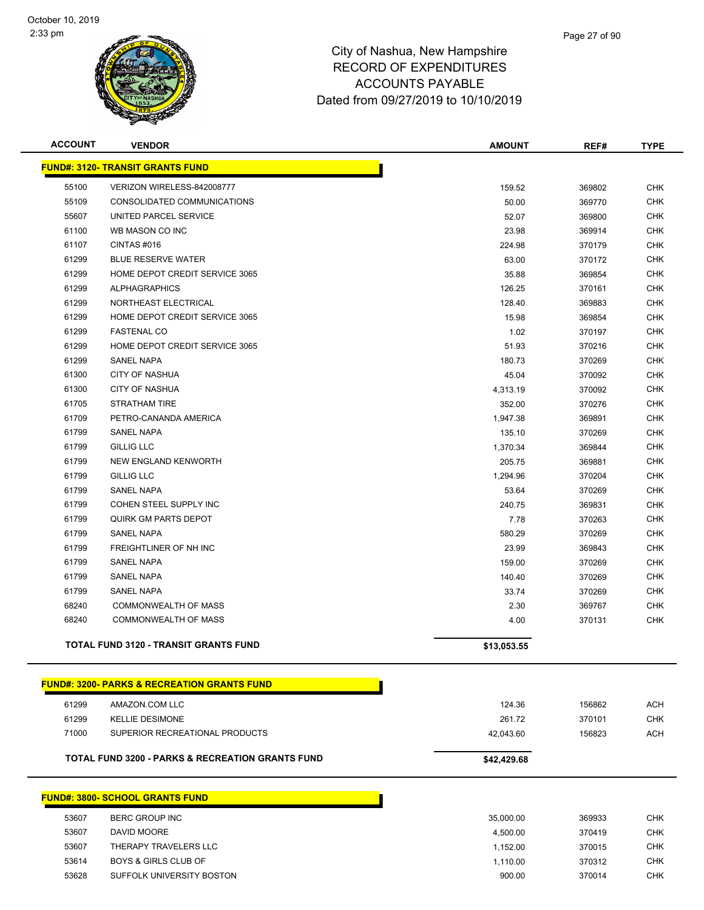# City of Nashua, New Hampshire
## RECORD OF EXPENDITURES
## ACCOUNTS PAYABLE
## Dated from 09/27/2019 to 10/10/2019

| ACCOUNT | VENDOR | AMOUNT | REF# | TYPE |
|---|---|---|---|---|
| **FUND#: 3120- TRANSIT GRANTS FUND** | | | | |
| 55100 | VERIZON WIRELESS-842008777 | 159.52 | 369802 | CHK |
| 55109 | CONSOLIDATED COMMUNICATIONS | 50.00 | 369770 | CHK |
| 55607 | UNITED PARCEL SERVICE | 52.07 | 369800 | CHK |
| 61100 | WB MASON CO INC | 23.98 | 369914 | CHK |
| 61107 | CINTAS #016 | 224.98 | 370179 | CHK |
| 61299 | BLUE RESERVE WATER | 63.00 | 370172 | CHK |
| 61299 | HOME DEPOT CREDIT SERVICE 3065 | 35.88 | 369854 | CHK |
| 61299 | ALPHAGRAPHICS | 126.25 | 370161 | CHK |
| 61299 | NORTHEAST ELECTRICAL | 128.40 | 369883 | CHK |
| 61299 | HOME DEPOT CREDIT SERVICE 3065 | 15.98 | 369854 | CHK |
| 61299 | FASTENAL CO | 1.02 | 370197 | CHK |
| 61299 | HOME DEPOT CREDIT SERVICE 3065 | 51.93 | 370216 | CHK |
| 61299 | SANEL NAPA | 180.73 | 370269 | CHK |
| 61300 | CITY OF NASHUA | 45.04 | 370092 | CHK |
| 61300 | CITY OF NASHUA | 4,313.19 | 370092 | CHK |
| 61705 | STRATHAM TIRE | 352.00 | 370276 | CHK |
| 61709 | PETRO-CANANDA AMERICA | 1,947.38 | 369891 | CHK |
| 61799 | SANEL NAPA | 135.10 | 370269 | CHK |
| 61799 | GILLIG LLC | 1,370.34 | 369844 | CHK |
| 61799 | NEW ENGLAND KENWORTH | 205.75 | 369881 | CHK |
| 61799 | GILLIG LLC | 1,294.96 | 370204 | CHK |
| 61799 | SANEL NAPA | 53.64 | 370269 | CHK |
| 61799 | COHEN STEEL SUPPLY INC | 240.75 | 369831 | CHK |
| 61799 | QUIRK GM PARTS DEPOT | 7.78 | 370263 | CHK |
| 61799 | SANEL NAPA | 580.29 | 370269 | CHK |
| 61799 | FREIGHTLINER OF NH INC | 23.99 | 369843 | CHK |
| 61799 | SANEL NAPA | 159.00 | 370269 | CHK |
| 61799 | SANEL NAPA | 140.40 | 370269 | CHK |
| 61799 | SANEL NAPA | 33.74 | 370269 | CHK |
| 68240 | COMMONWEALTH OF MASS | 2.30 | 369767 | CHK |
| 68240 | COMMONWEALTH OF MASS | 4.00 | 370131 | CHK |
| **TOTAL FUND 3120 - TRANSIT GRANTS FUND** | | **$13,053.55** | | |
| **FUND#: 3200- PARKS & RECREATION GRANTS FUND** | | | | |
| 61299 | AMAZON.COM LLC | 124.36 | 156862 | ACH |
| 61299 | KELLIE DESIMONE | 261.72 | 370101 | CHK |
| 71000 | SUPERIOR RECREATIONAL PRODUCTS | 42,043.60 | 156823 | ACH |
| **TOTAL FUND 3200 - PARKS & RECREATION GRANTS FUND** | | **$42,429.68** | | |
| **FUND#: 3800- SCHOOL GRANTS FUND** | | | | |
| 53607 | BERC GROUP INC | 35,000.00 | 369933 | CHK |
| 53607 | DAVID MOORE | 4,500.00 | 370419 | CHK |
| 53607 | THERAPY TRAVELERS LLC | 1,152.00 | 370015 | CHK |
| 53614 | BOYS & GIRLS CLUB OF | 1,110.00 | 370312 | CHK |
| 53628 | SUFFOLK UNIVERSITY BOSTON | 900.00 | 370014 | CHK |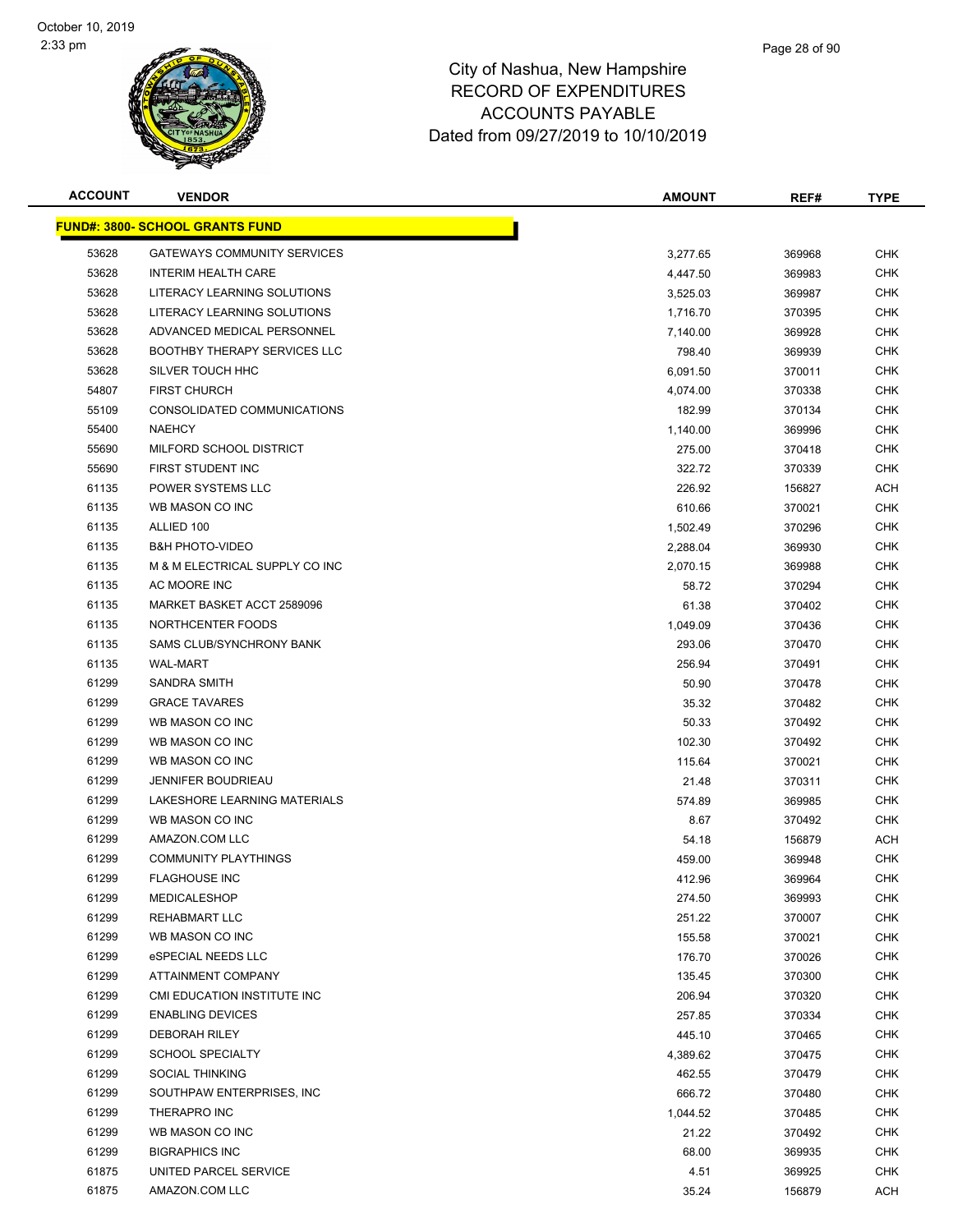City of Nashua, New Hampshire
RECORD OF EXPENDITURES
ACCOUNTS PAYABLE
Dated from 09/27/2019 to 10/10/2019

| ACCOUNT | VENDOR | AMOUNT | REF# | TYPE |
|---|---|---|---|---|
| **FUND#: 3800- SCHOOL GRANTS FUND** | | | | |
| 53628 | GATEWAYS COMMUNITY SERVICES | 3,277.65 | 369968 | CHK |
| 53628 | INTERIM HEALTH CARE | 4,447.50 | 369983 | CHK |
| 53628 | LITERACY LEARNING SOLUTIONS | 3,525.03 | 369987 | CHK |
| 53628 | LITERACY LEARNING SOLUTIONS | 1,716.70 | 370395 | CHK |
| 53628 | ADVANCED MEDICAL PERSONNEL | 7,140.00 | 369928 | CHK |
| 53628 | BOOTHBY THERAPY SERVICES LLC | 798.40 | 369939 | CHK |
| 53628 | SILVER TOUCH HHC | 6,091.50 | 370011 | CHK |
| 54807 | FIRST CHURCH | 4,074.00 | 370338 | CHK |
| 55109 | CONSOLIDATED COMMUNICATIONS | 182.99 | 370134 | CHK |
| 55400 | NAEHCY | 1,140.00 | 369996 | CHK |
| 55690 | MILFORD SCHOOL DISTRICT | 275.00 | 370418 | CHK |
| 55690 | FIRST STUDENT INC | 322.72 | 370339 | CHK |
| 61135 | POWER SYSTEMS LLC | 226.92 | 156827 | ACH |
| 61135 | WB MASON CO INC | 610.66 | 370021 | CHK |
| 61135 | ALLIED 100 | 1,502.49 | 370296 | CHK |
| 61135 | B&H PHOTO-VIDEO | 2,288.04 | 369930 | CHK |
| 61135 | M & M ELECTRICAL SUPPLY CO INC | 2,070.15 | 369988 | CHK |
| 61135 | AC MOORE INC | 58.72 | 370294 | CHK |
| 61135 | MARKET BASKET ACCT 2589096 | 61.38 | 370402 | CHK |
| 61135 | NORTHCENTER FOODS | 1,049.09 | 370436 | CHK |
| 61135 | SAMS CLUB/SYNCHRONY BANK | 293.06 | 370470 | CHK |
| 61135 | WAL-MART | 256.94 | 370491 | CHK |
| 61299 | SANDRA SMITH | 50.90 | 370478 | CHK |
| 61299 | GRACE TAVARES | 35.32 | 370482 | CHK |
| 61299 | WB MASON CO INC | 50.33 | 370492 | CHK |
| 61299 | WB MASON CO INC | 102.30 | 370492 | CHK |
| 61299 | WB MASON CO INC | 115.64 | 370021 | CHK |
| 61299 | JENNIFER BOUDRIEAU | 21.48 | 370311 | CHK |
| 61299 | LAKESHORE LEARNING MATERIALS | 574.89 | 369985 | CHK |
| 61299 | WB MASON CO INC | 8.67 | 370492 | CHK |
| 61299 | AMAZON.COM LLC | 54.18 | 156879 | ACH |
| 61299 | COMMUNITY PLAYTHINGS | 459.00 | 369948 | CHK |
| 61299 | FLAGHOUSE INC | 412.96 | 369964 | CHK |
| 61299 | MEDICALESHOP | 274.50 | 369993 | CHK |
| 61299 | REHABMART LLC | 251.22 | 370007 | CHK |
| 61299 | WB MASON CO INC | 155.58 | 370021 | CHK |
| 61299 | eSPECIAL NEEDS LLC | 176.70 | 370026 | CHK |
| 61299 | ATTAINMENT COMPANY | 135.45 | 370300 | CHK |
| 61299 | CMI EDUCATION INSTITUTE INC | 206.94 | 370320 | CHK |
| 61299 | ENABLING DEVICES | 257.85 | 370334 | CHK |
| 61299 | DEBORAH RILEY | 445.10 | 370465 | CHK |
| 61299 | SCHOOL SPECIALTY | 4,389.62 | 370475 | CHK |
| 61299 | SOCIAL THINKING | 462.55 | 370479 | CHK |
| 61299 | SOUTHPAW ENTERPRISES, INC | 666.72 | 370480 | CHK |
| 61299 | THERAPRO INC | 1,044.52 | 370485 | CHK |
| 61299 | WB MASON CO INC | 21.22 | 370492 | CHK |
| 61299 | BIGRAPHICS INC | 68.00 | 369935 | CHK |
| 61875 | UNITED PARCEL SERVICE | 4.51 | 369925 | CHK |
| 61875 | AMAZON.COM LLC | 35.24 | 156879 | ACH |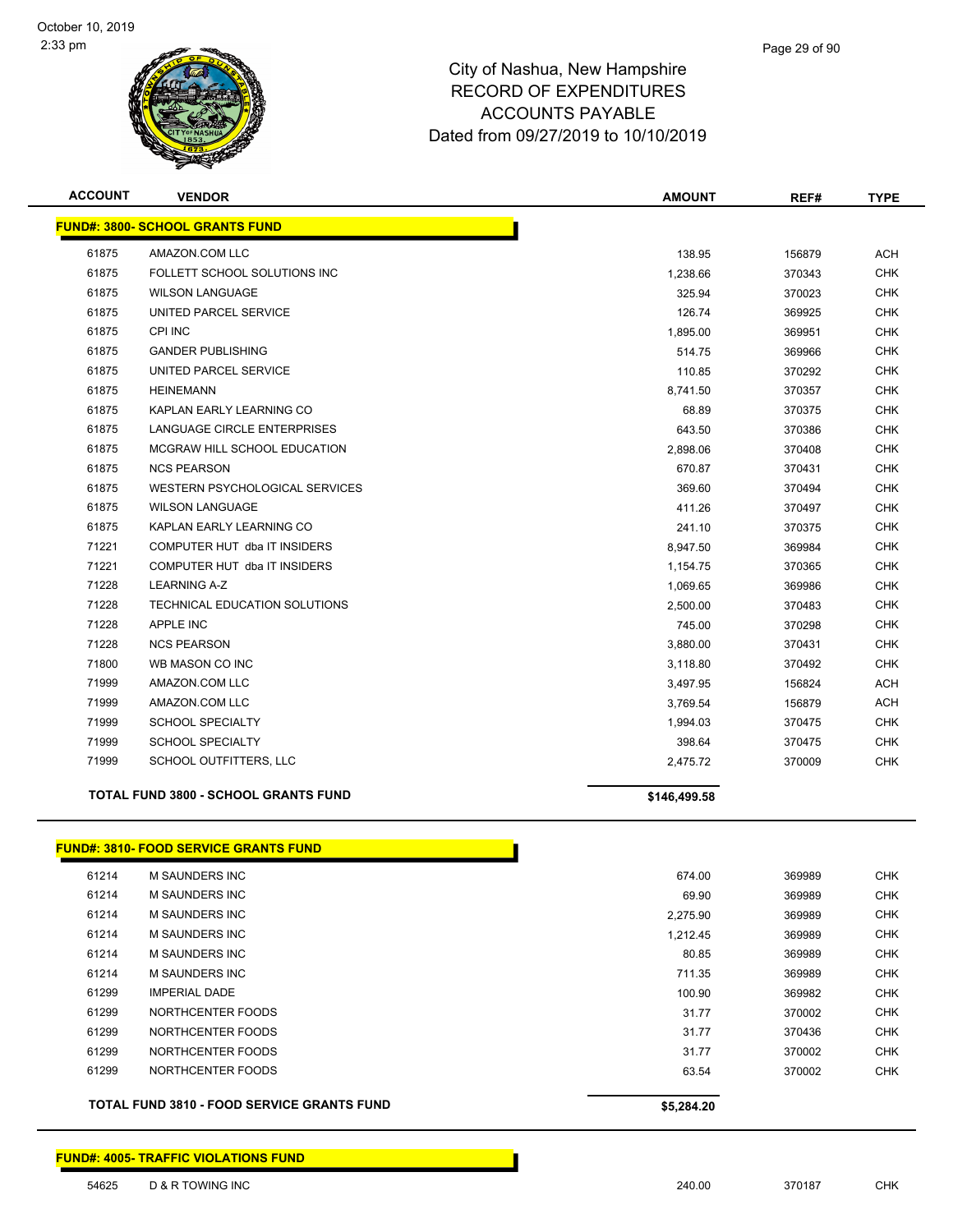# City of Nashua, New Hampshire
## RECORD OF EXPENDITURES
## ACCOUNTS PAYABLE
## Dated from 09/27/2019 to 10/10/2019

| ACCOUNT | VENDOR | AMOUNT | REF# | TYPE |
|---|---|---|---|---|
| **FUND#: 3800- SCHOOL GRANTS FUND** | | | | |
| 61875 | AMAZON.COM LLC | 138.95 | 156879 | ACH |
| 61875 | FOLLETT SCHOOL SOLUTIONS INC | 1,238.66 | 370343 | CHK |
| 61875 | WILSON LANGUAGE | 325.94 | 370023 | CHK |
| 61875 | UNITED PARCEL SERVICE | 126.74 | 369925 | CHK |
| 61875 | CPI INC | 1,895.00 | 369951 | CHK |
| 61875 | GANDER PUBLISHING | 514.75 | 369966 | CHK |
| 61875 | UNITED PARCEL SERVICE | 110.85 | 370292 | CHK |
| 61875 | HEINEMANN | 8,741.50 | 370357 | CHK |
| 61875 | KAPLAN EARLY LEARNING CO | 68.89 | 370375 | CHK |
| 61875 | LANGUAGE CIRCLE ENTERPRISES | 643.50 | 370386 | CHK |
| 61875 | MCGRAW HILL SCHOOL EDUCATION | 2,898.06 | 370408 | CHK |
| 61875 | NCS PEARSON | 670.87 | 370431 | CHK |
| 61875 | WESTERN PSYCHOLOGICAL SERVICES | 369.60 | 370494 | CHK |
| 61875 | WILSON LANGUAGE | 411.26 | 370497 | CHK |
| 61875 | KAPLAN EARLY LEARNING CO | 241.10 | 370375 | CHK |
| 71221 | COMPUTER HUT dba IT INSIDERS | 8,947.50 | 369984 | CHK |
| 71221 | COMPUTER HUT dba IT INSIDERS | 1,154.75 | 370365 | CHK |
| 71228 | LEARNING A-Z | 1,069.65 | 369986 | CHK |
| 71228 | TECHNICAL EDUCATION SOLUTIONS | 2,500.00 | 370483 | CHK |
| 71228 | APPLE INC | 745.00 | 370298 | CHK |
| 71228 | NCS PEARSON | 3,880.00 | 370431 | CHK |
| 71800 | WB MASON CO INC | 3,118.80 | 370492 | CHK |
| 71999 | AMAZON.COM LLC | 3,497.95 | 156824 | ACH |
| 71999 | AMAZON.COM LLC | 3,769.54 | 156879 | ACH |
| 71999 | SCHOOL SPECIALTY | 1,994.03 | 370475 | CHK |
| 71999 | SCHOOL SPECIALTY | 398.64 | 370475 | CHK |
| 71999 | SCHOOL OUTFITTERS, LLC | 2,475.72 | 370009 | CHK |
| **TOTAL FUND 3800 - SCHOOL GRANTS FUND** | | **$146,499.58** | | |
| **FUND#: 3810- FOOD SERVICE GRANTS FUND** | | | | |
| 61214 | M SAUNDERS INC | 674.00 | 369989 | CHK |
| 61214 | M SAUNDERS INC | 69.90 | 369989 | CHK |
| 61214 | M SAUNDERS INC | 2,275.90 | 369989 | CHK |
| 61214 | M SAUNDERS INC | 1,212.45 | 369989 | CHK |
| 61214 | M SAUNDERS INC | 80.85 | 369989 | CHK |
| 61214 | M SAUNDERS INC | 711.35 | 369989 | CHK |
| 61299 | IMPERIAL DADE | 100.90 | 369982 | CHK |
| 61299 | NORTHCENTER FOODS | 31.77 | 370002 | CHK |
| 61299 | NORTHCENTER FOODS | 31.77 | 370436 | CHK |
| 61299 | NORTHCENTER FOODS | 31.77 | 370002 | CHK |
| 61299 | NORTHCENTER FOODS | 63.54 | 370002 | CHK |
| **TOTAL FUND 3810 - FOOD SERVICE GRANTS FUND** | | **$5,284.20** | | |
| **FUND#: 4005- TRAFFIC VIOLATIONS FUND** | | | | |
| 54625 | D & R TOWING INC | 240.00 | 370187 | CHK |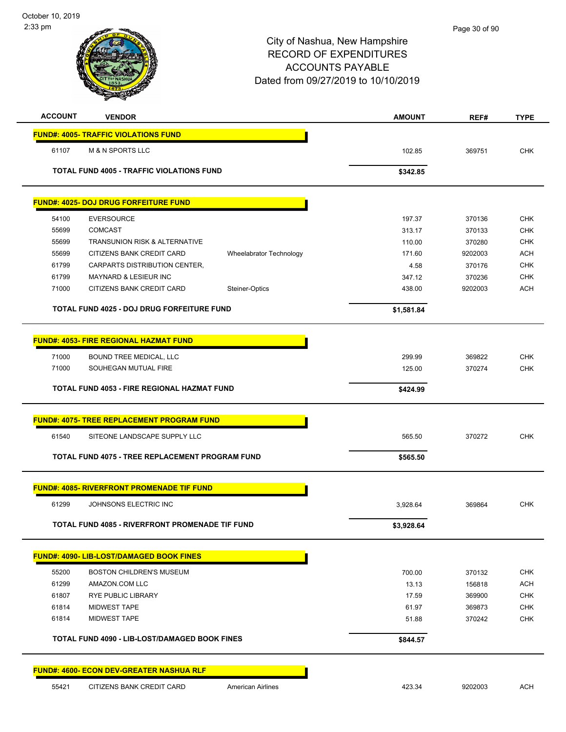City of Nashua, New Hampshire
RECORD OF EXPENDITURES
ACCOUNTS PAYABLE
Dated from 09/27/2019 to 10/10/2019

| ACCOUNT | VENDOR | | AMOUNT | REF# | TYPE |
|---|---|---|---|---|---|
| **FUND#: 4005- TRAFFIC VIOLATIONS FUND** | | | | | |
| 61107 | M & N SPORTS LLC | | 102.85 | 369751 | CHK |
| **TOTAL FUND 4005 - TRAFFIC VIOLATIONS FUND** | | | **$342.85** | | |
| **FUND#: 4025- DOJ DRUG FORFEITURE FUND** | | | | | |
| 54100 | EVERSOURCE | | 197.37 | 370136 | CHK |
| 55699 | COMCAST | | 313.17 | 370133 | CHK |
| 55699 | TRANSUNION RISK & ALTERNATIVE | | 110.00 | 370280 | CHK |
| 55699 | CITIZENS BANK CREDIT CARD | Wheelabrator Technology | 171.60 | 9202003 | ACH |
| 61799 | CARPARTS DISTRIBUTION CENTER, | | 4.58 | 370176 | CHK |
| 61799 | MAYNARD & LESIEUR INC | | 347.12 | 370236 | CHK |
| 71000 | CITIZENS BANK CREDIT CARD | Steiner-Optics | 438.00 | 9202003 | ACH |
| **TOTAL FUND 4025 - DOJ DRUG FORFEITURE FUND** | | | **$1,581.84** | | |
| **FUND#: 4053- FIRE REGIONAL HAZMAT FUND** | | | | | |
| 71000 | BOUND TREE MEDICAL, LLC | | 299.99 | 369822 | CHK |
| 71000 | SOUHEGAN MUTUAL FIRE | | 125.00 | 370274 | CHK |
| **TOTAL FUND 4053 - FIRE REGIONAL HAZMAT FUND** | | | **$424.99** | | |
| **FUND#: 4075- TREE REPLACEMENT PROGRAM FUND** | | | | | |
| 61540 | SITEONE LANDSCAPE SUPPLY LLC | | 565.50 | 370272 | CHK |
| **TOTAL FUND 4075 - TREE REPLACEMENT PROGRAM FUND** | | | **$565.50** | | |
| **FUND#: 4085- RIVERFRONT PROMENADE TIF FUND** | | | | | |
| 61299 | JOHNSONS ELECTRIC INC | | 3,928.64 | 369864 | CHK |
| **TOTAL FUND 4085 - RIVERFRONT PROMENADE TIF FUND** | | | **$3,928.64** | | |
| **FUND#: 4090- LIB-LOST/DAMAGED BOOK FINES** | | | | | |
| 55200 | BOSTON CHILDREN'S MUSEUM | | 700.00 | 370132 | CHK |
| 61299 | AMAZON.COM LLC | | 13.13 | 156818 | ACH |
| 61807 | RYE PUBLIC LIBRARY | | 17.59 | 369900 | CHK |
| 61814 | MIDWEST TAPE | | 61.97 | 369873 | CHK |
| 61814 | MIDWEST TAPE | | 51.88 | 370242 | CHK |
| **TOTAL FUND 4090 - LIB-LOST/DAMAGED BOOK FINES** | | | **$844.57** | | |
| **FUND#: 4600- ECON DEV-GREATER NASHUA RLF** | | | | | |
| 55421 | CITIZENS BANK CREDIT CARD | American Airlines | 423.34 | 9202003 | ACH |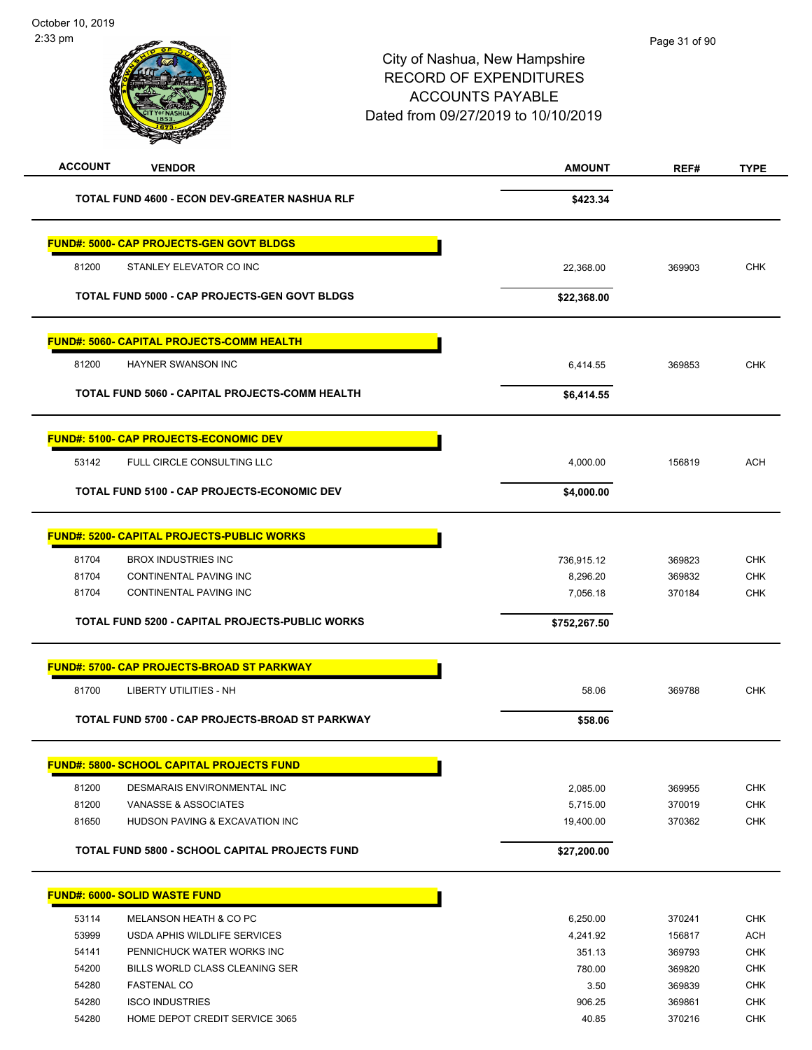City of Nashua, New Hampshire
RECORD OF EXPENDITURES
ACCOUNTS PAYABLE
Dated from 09/27/2019 to 10/10/2019

| ACCOUNT | VENDOR | AMOUNT | REF# | TYPE |
|---|---|---|---|---|
| | **TOTAL FUND 4600 - ECON DEV-GREATER NASHUA RLF** | **$423.34** | | |
| **FUND#: 5000- CAP PROJECTS-GEN GOVT BLDGS** | | | | |
| 81200 | STANLEY ELEVATOR CO INC | 22,368.00 | 369903 | CHK |
| | **TOTAL FUND 5000 - CAP PROJECTS-GEN GOVT BLDGS** | **$22,368.00** | | |
| **FUND#: 5060- CAPITAL PROJECTS-COMM HEALTH** | | | | |
| 81200 | HAYNER SWANSON INC | 6,414.55 | 369853 | CHK |
| | **TOTAL FUND 5060 - CAPITAL PROJECTS-COMM HEALTH** | **$6,414.55** | | |
| **FUND#: 5100- CAP PROJECTS-ECONOMIC DEV** | | | | |
| 53142 | FULL CIRCLE CONSULTING LLC | 4,000.00 | 156819 | ACH |
| | **TOTAL FUND 5100 - CAP PROJECTS-ECONOMIC DEV** | **$4,000.00** | | |
| **FUND#: 5200- CAPITAL PROJECTS-PUBLIC WORKS** | | | | |
| 81704 | BROX INDUSTRIES INC | 736,915.12 | 369823 | CHK |
| 81704 | CONTINENTAL PAVING INC | 8,296.20 | 369832 | CHK |
| 81704 | CONTINENTAL PAVING INC | 7,056.18 | 370184 | CHK |
| | **TOTAL FUND 5200 - CAPITAL PROJECTS-PUBLIC WORKS** | **$752,267.50** | | |
| **FUND#: 5700- CAP PROJECTS-BROAD ST PARKWAY** | | | | |
| 81700 | LIBERTY UTILITIES - NH | 58.06 | 369788 | CHK |
| | **TOTAL FUND 5700 - CAP PROJECTS-BROAD ST PARKWAY** | **$58.06** | | |
| **FUND#: 5800- SCHOOL CAPITAL PROJECTS FUND** | | | | |
| 81200 | DESMARAIS ENVIRONMENTAL INC | 2,085.00 | 369955 | CHK |
| 81200 | VANASSE & ASSOCIATES | 5,715.00 | 370019 | CHK |
| 81650 | HUDSON PAVING & EXCAVATION INC | 19,400.00 | 370362 | CHK |
| | **TOTAL FUND 5800 - SCHOOL CAPITAL PROJECTS FUND** | **$27,200.00** | | |
| **FUND#: 6000- SOLID WASTE FUND** | | | | |
| 53114 | MELANSON HEATH & CO PC | 6,250.00 | 370241 | CHK |
| 53999 | USDA APHIS WILDLIFE SERVICES | 4,241.92 | 156817 | ACH |
| 54141 | PENNICHUCK WATER WORKS INC | 351.13 | 369793 | CHK |
| 54200 | BILLS WORLD CLASS CLEANING SER | 780.00 | 369820 | CHK |
| 54280 | FASTENAL CO | 3.50 | 369839 | CHK |
| 54280 | ISCO INDUSTRIES | 906.25 | 369861 | CHK |
| 54280 | HOME DEPOT CREDIT SERVICE 3065 | 40.85 | 370216 | CHK |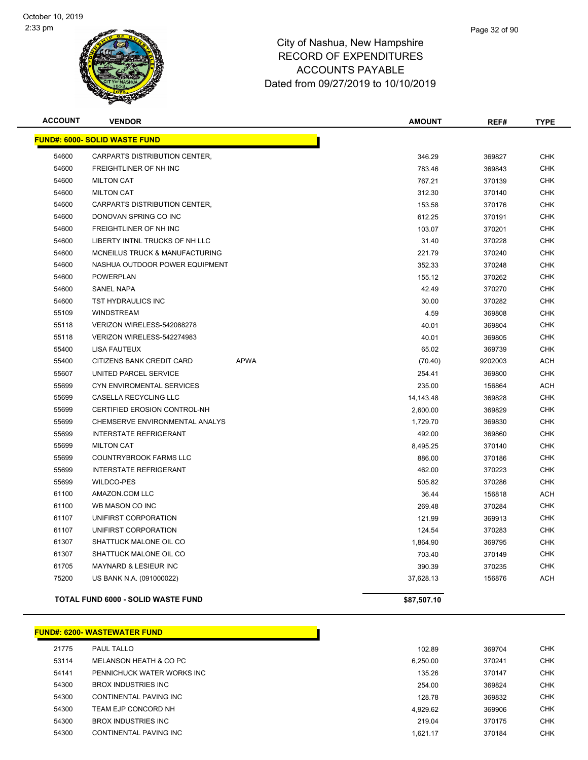City of Nashua, New Hampshire
RECORD OF EXPENDITURES
ACCOUNTS PAYABLE
Dated from 09/27/2019 to 10/10/2019

| ACCOUNT | VENDOR | | AMOUNT | REF# | TYPE |
|---|---|---|---|---|---|
| **FUND#: 6000- SOLID WASTE FUND** | | | | | |
| 54600 | CARPARTS DISTRIBUTION CENTER, | | 346.29 | 369827 | CHK |
| 54600 | FREIGHTLINER OF NH INC | | 783.46 | 369843 | CHK |
| 54600 | MILTON CAT | | 767.21 | 370139 | CHK |
| 54600 | MILTON CAT | | 312.30 | 370140 | CHK |
| 54600 | CARPARTS DISTRIBUTION CENTER, | | 153.58 | 370176 | CHK |
| 54600 | DONOVAN SPRING CO INC | | 612.25 | 370191 | CHK |
| 54600 | FREIGHTLINER OF NH INC | | 103.07 | 370201 | CHK |
| 54600 | LIBERTY INTNL TRUCKS OF NH LLC | | 31.40 | 370228 | CHK |
| 54600 | MCNEILUS TRUCK & MANUFACTURING | | 221.79 | 370240 | CHK |
| 54600 | NASHUA OUTDOOR POWER EQUIPMENT | | 352.33 | 370248 | CHK |
| 54600 | POWERPLAN | | 155.12 | 370262 | CHK |
| 54600 | SANEL NAPA | | 42.49 | 370270 | CHK |
| 54600 | TST HYDRAULICS INC | | 30.00 | 370282 | CHK |
| 55109 | WINDSTREAM | | 4.59 | 369808 | CHK |
| 55118 | VERIZON WIRELESS-542088278 | | 40.01 | 369804 | CHK |
| 55118 | VERIZON WIRELESS-542274983 | | 40.01 | 369805 | CHK |
| 55400 | LISA FAUTEUX | | 65.02 | 369739 | CHK |
| 55400 | CITIZENS BANK CREDIT CARD | APWA | (70.40) | 9202003 | ACH |
| 55607 | UNITED PARCEL SERVICE | | 254.41 | 369800 | CHK |
| 55699 | CYN ENVIROMENTAL SERVICES | | 235.00 | 156864 | ACH |
| 55699 | CASELLA RECYCLING LLC | | 14,143.48 | 369828 | CHK |
| 55699 | CERTIFIED EROSION CONTROL-NH | | 2,600.00 | 369829 | CHK |
| 55699 | CHEMSERVE ENVIRONMENTAL ANALYS | | 1,729.70 | 369830 | CHK |
| 55699 | INTERSTATE REFRIGERANT | | 492.00 | 369860 | CHK |
| 55699 | MILTON CAT | | 8,495.25 | 370140 | CHK |
| 55699 | COUNTRYBROOK FARMS LLC | | 886.00 | 370186 | CHK |
| 55699 | INTERSTATE REFRIGERANT | | 462.00 | 370223 | CHK |
| 55699 | WILDCO-PES | | 505.82 | 370286 | CHK |
| 61100 | AMAZON.COM LLC | | 36.44 | 156818 | ACH |
| 61100 | WB MASON CO INC | | 269.48 | 370284 | CHK |
| 61107 | UNIFIRST CORPORATION | | 121.99 | 369913 | CHK |
| 61107 | UNIFIRST CORPORATION | | 124.54 | 370283 | CHK |
| 61307 | SHATTUCK MALONE OIL CO | | 1,864.90 | 369795 | CHK |
| 61307 | SHATTUCK MALONE OIL CO | | 703.40 | 370149 | CHK |
| 61705 | MAYNARD & LESIEUR INC | | 390.39 | 370235 | CHK |
| 75200 | US BANK N.A. (091000022) | | 37,628.13 | 156876 | ACH |
| **TOTAL FUND 6000 - SOLID WASTE FUND** | | | **$87,507.10** | | |

| ACCOUNT | VENDOR | AMOUNT | REF# | TYPE |
|---|---|---|---|---|
| **FUND#: 6200- WASTEWATER FUND** | | | | |
| 21775 | PAUL TALLO | 102.89 | 369704 | CHK |
| 53114 | MELANSON HEATH & CO PC | 6,250.00 | 370241 | CHK |
| 54141 | PENNICHUCK WATER WORKS INC | 135.26 | 370147 | CHK |
| 54300 | BROX INDUSTRIES INC | 254.00 | 369824 | CHK |
| 54300 | CONTINENTAL PAVING INC | 128.78 | 369832 | CHK |
| 54300 | TEAM EJP CONCORD NH | 4,929.62 | 369906 | CHK |
| 54300 | BROX INDUSTRIES INC | 219.04 | 370175 | CHK |
| 54300 | CONTINENTAL PAVING INC | 1,621.17 | 370184 | CHK |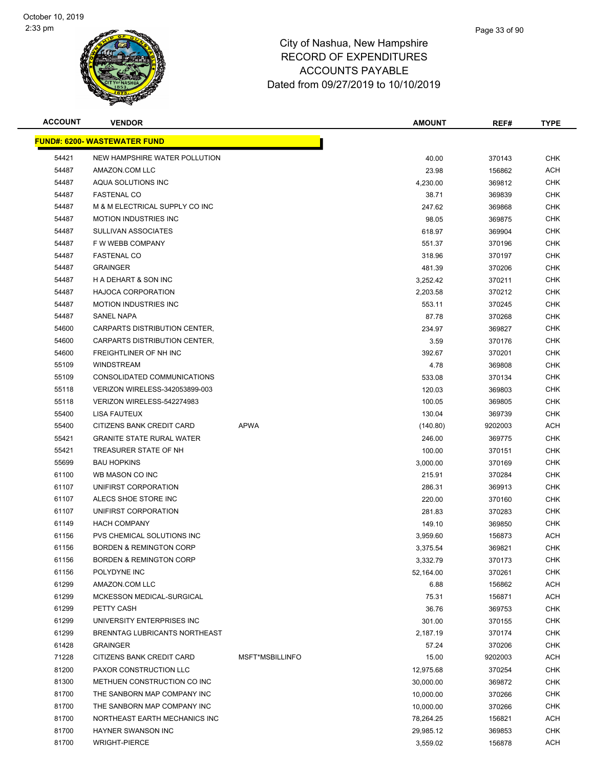City of Nashua, New Hampshire
RECORD OF EXPENDITURES
ACCOUNTS PAYABLE
Dated from 09/27/2019 to 10/10/2019

| ACCOUNT | VENDOR | | AMOUNT | REF# | TYPE |
|---|---|---|---|---|---|
| **FUND#: 6200- WASTEWATER FUND** | | | | | |
| 54421 | NEW HAMPSHIRE WATER POLLUTION | | 40.00 | 370143 | CHK |
| 54487 | AMAZON.COM LLC | | 23.98 | 156862 | ACH |
| 54487 | AQUA SOLUTIONS INC | | 4,230.00 | 369812 | CHK |
| 54487 | FASTENAL CO | | 38.71 | 369839 | CHK |
| 54487 | M & M ELECTRICAL SUPPLY CO INC | | 247.62 | 369868 | CHK |
| 54487 | MOTION INDUSTRIES INC | | 98.05 | 369875 | CHK |
| 54487 | SULLIVAN ASSOCIATES | | 618.97 | 369904 | CHK |
| 54487 | F W WEBB COMPANY | | 551.37 | 370196 | CHK |
| 54487 | FASTENAL CO | | 318.96 | 370197 | CHK |
| 54487 | GRAINGER | | 481.39 | 370206 | CHK |
| 54487 | H A DEHART & SON INC | | 3,252.42 | 370211 | CHK |
| 54487 | HAJOCA CORPORATION | | 2,203.58 | 370212 | CHK |
| 54487 | MOTION INDUSTRIES INC | | 553.11 | 370245 | CHK |
| 54487 | SANEL NAPA | | 87.78 | 370268 | CHK |
| 54600 | CARPARTS DISTRIBUTION CENTER, | | 234.97 | 369827 | CHK |
| 54600 | CARPARTS DISTRIBUTION CENTER, | | 3.59 | 370176 | CHK |
| 54600 | FREIGHTLINER OF NH INC | | 392.67 | 370201 | CHK |
| 55109 | WINDSTREAM | | 4.78 | 369808 | CHK |
| 55109 | CONSOLIDATED COMMUNICATIONS | | 533.08 | 370134 | CHK |
| 55118 | VERIZON WIRELESS-342053899-003 | | 120.03 | 369803 | CHK |
| 55118 | VERIZON WIRELESS-542274983 | | 100.05 | 369805 | CHK |
| 55400 | LISA FAUTEUX | | 130.04 | 369739 | CHK |
| 55400 | CITIZENS BANK CREDIT CARD | APWA | (140.80) | 9202003 | ACH |
| 55421 | GRANITE STATE RURAL WATER | | 246.00 | 369775 | CHK |
| 55421 | TREASURER STATE OF NH | | 100.00 | 370151 | CHK |
| 55699 | BAU HOPKINS | | 3,000.00 | 370169 | CHK |
| 61100 | WB MASON CO INC | | 215.91 | 370284 | CHK |
| 61107 | UNIFIRST CORPORATION | | 286.31 | 369913 | CHK |
| 61107 | ALECS SHOE STORE INC | | 220.00 | 370160 | CHK |
| 61107 | UNIFIRST CORPORATION | | 281.83 | 370283 | CHK |
| 61149 | HACH COMPANY | | 149.10 | 369850 | CHK |
| 61156 | PVS CHEMICAL SOLUTIONS INC | | 3,959.60 | 156873 | ACH |
| 61156 | BORDEN & REMINGTON CORP | | 3,375.54 | 369821 | CHK |
| 61156 | BORDEN & REMINGTON CORP | | 3,332.79 | 370173 | CHK |
| 61156 | POLYDYNE INC | | 52,164.00 | 370261 | CHK |
| 61299 | AMAZON.COM LLC | | 6.88 | 156862 | ACH |
| 61299 | MCKESSON MEDICAL-SURGICAL | | 75.31 | 156871 | ACH |
| 61299 | PETTY CASH | | 36.76 | 369753 | CHK |
| 61299 | UNIVERSITY ENTERPRISES INC | | 301.00 | 370155 | CHK |
| 61299 | BRENNTAG LUBRICANTS NORTHEAST | | 2,187.19 | 370174 | CHK |
| 61428 | GRAINGER | | 57.24 | 370206 | CHK |
| 71228 | CITIZENS BANK CREDIT CARD | MSFT*MSBILLINFO | 15.00 | 9202003 | ACH |
| 81200 | PAXOR CONSTRUCTION LLC | | 12,975.68 | 370254 | CHK |
| 81300 | METHUEN CONSTRUCTION CO INC | | 30,000.00 | 369872 | CHK |
| 81700 | THE SANBORN MAP COMPANY INC | | 10,000.00 | 370266 | CHK |
| 81700 | THE SANBORN MAP COMPANY INC | | 10,000.00 | 370266 | CHK |
| 81700 | NORTHEAST EARTH MECHANICS INC | | 78,264.25 | 156821 | ACH |
| 81700 | HAYNER SWANSON INC | | 29,985.12 | 369853 | CHK |
| 81700 | WRIGHT-PIERCE | | 3,559.02 | 156878 | ACH |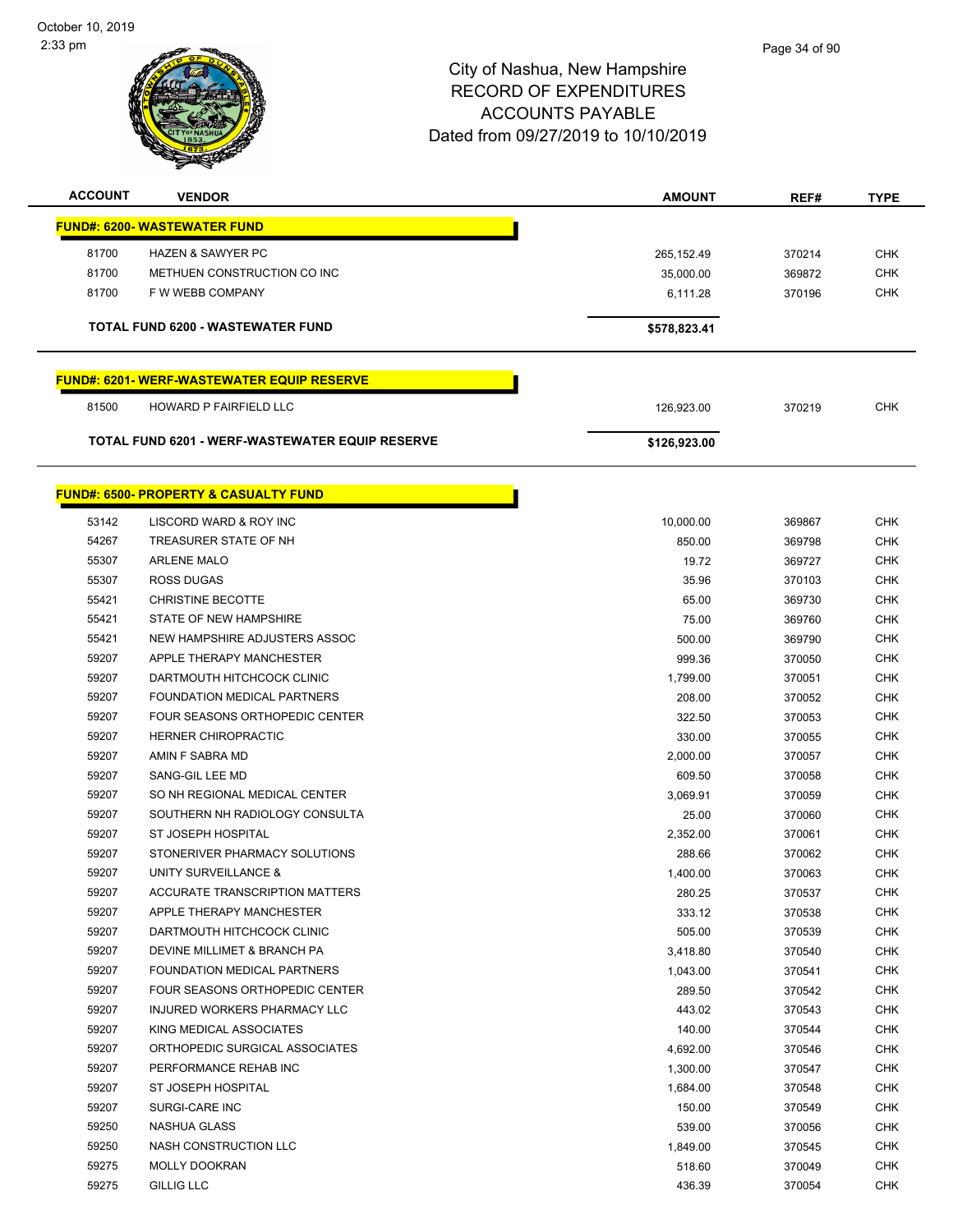City of Nashua, New Hampshire
RECORD OF EXPENDITURES
ACCOUNTS PAYABLE
Dated from 09/27/2019 to 10/10/2019

| ACCOUNT | VENDOR | AMOUNT | REF# | TYPE |
|---|---|---|---|---|
| **FUND#: 6200- WASTEWATER FUND** | | | | |
| 81700 | HAZEN & SAWYER PC | 265,152.49 | 370214 | CHK |
| 81700 | METHUEN CONSTRUCTION CO INC | 35,000.00 | 369872 | CHK |
| 81700 | F W WEBB COMPANY | 6,111.28 | 370196 | CHK |
| | **TOTAL FUND 6200 - WASTEWATER FUND** | **$578,823.41** | | |
| **FUND#: 6201- WERF-WASTEWATER EQUIP RESERVE** | | | | |
| 81500 | HOWARD P FAIRFIELD LLC | 126,923.00 | 370219 | CHK |
| | **TOTAL FUND 6201 - WERF-WASTEWATER EQUIP RESERVE** | **$126,923.00** | | |
| **FUND#: 6500- PROPERTY & CASUALTY FUND** | | | | |
| 53142 | LISCORD WARD & ROY INC | 10,000.00 | 369867 | CHK |
| 54267 | TREASURER STATE OF NH | 850.00 | 369798 | CHK |
| 55307 | ARLENE MALO | 19.72 | 369727 | CHK |
| 55307 | ROSS DUGAS | 35.96 | 370103 | CHK |
| 55421 | CHRISTINE BECOTTE | 65.00 | 369730 | CHK |
| 55421 | STATE OF NEW HAMPSHIRE | 75.00 | 369760 | CHK |
| 55421 | NEW HAMPSHIRE ADJUSTERS ASSOC | 500.00 | 369790 | CHK |
| 59207 | APPLE THERAPY MANCHESTER | 999.36 | 370050 | CHK |
| 59207 | DARTMOUTH HITCHCOCK CLINIC | 1,799.00 | 370051 | CHK |
| 59207 | FOUNDATION MEDICAL PARTNERS | 208.00 | 370052 | CHK |
| 59207 | FOUR SEASONS ORTHOPEDIC CENTER | 322.50 | 370053 | CHK |
| 59207 | HERNER CHIROPRACTIC | 330.00 | 370055 | CHK |
| 59207 | AMIN F SABRA MD | 2,000.00 | 370057 | CHK |
| 59207 | SANG-GIL LEE MD | 609.50 | 370058 | CHK |
| 59207 | SO NH REGIONAL MEDICAL CENTER | 3,069.91 | 370059 | CHK |
| 59207 | SOUTHERN NH RADIOLOGY CONSULTA | 25.00 | 370060 | CHK |
| 59207 | ST JOSEPH HOSPITAL | 2,352.00 | 370061 | CHK |
| 59207 | STONERIVER PHARMACY SOLUTIONS | 288.66 | 370062 | CHK |
| 59207 | UNITY SURVEILLANCE & | 1,400.00 | 370063 | CHK |
| 59207 | ACCURATE TRANSCRIPTION MATTERS | 280.25 | 370537 | CHK |
| 59207 | APPLE THERAPY MANCHESTER | 333.12 | 370538 | CHK |
| 59207 | DARTMOUTH HITCHCOCK CLINIC | 505.00 | 370539 | CHK |
| 59207 | DEVINE MILLIMET & BRANCH PA | 3,418.80 | 370540 | CHK |
| 59207 | FOUNDATION MEDICAL PARTNERS | 1,043.00 | 370541 | CHK |
| 59207 | FOUR SEASONS ORTHOPEDIC CENTER | 289.50 | 370542 | CHK |
| 59207 | INJURED WORKERS PHARMACY LLC | 443.02 | 370543 | CHK |
| 59207 | KING MEDICAL ASSOCIATES | 140.00 | 370544 | CHK |
| 59207 | ORTHOPEDIC SURGICAL ASSOCIATES | 4,692.00 | 370546 | CHK |
| 59207 | PERFORMANCE REHAB INC | 1,300.00 | 370547 | CHK |
| 59207 | ST JOSEPH HOSPITAL | 1,684.00 | 370548 | CHK |
| 59207 | SURGI-CARE INC | 150.00 | 370549 | CHK |
| 59250 | NASHUA GLASS | 539.00 | 370056 | CHK |
| 59250 | NASH CONSTRUCTION LLC | 1,849.00 | 370545 | CHK |
| 59275 | MOLLY DOOKRAN | 518.60 | 370049 | CHK |
| 59275 | GILLIG LLC | 436.39 | 370054 | CHK |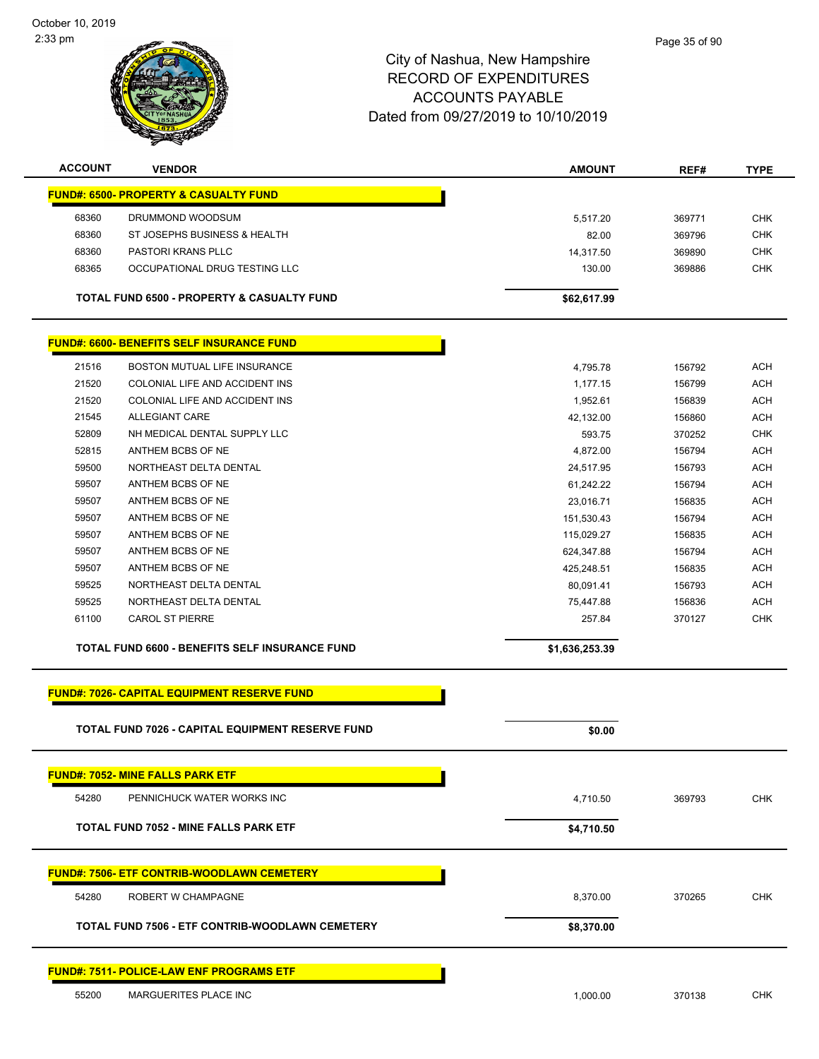# City of Nashua, New Hampshire
## RECORD OF EXPENDITURES
## ACCOUNTS PAYABLE
## Dated from 09/27/2019 to 10/10/2019

| ACCOUNT | VENDOR | AMOUNT | REF# | TYPE |
|---|---|---|---|---|
| **FUND#: 6500- PROPERTY & CASUALTY FUND** | | | | |
| 68360 | DRUMMOND WOODSUM | 5,517.20 | 369771 | CHK |
| 68360 | ST JOSEPHS BUSINESS & HEALTH | 82.00 | 369796 | CHK |
| 68360 | PASTORI KRANS PLLC | 14,317.50 | 369890 | CHK |
| 68365 | OCCUPATIONAL DRUG TESTING LLC | 130.00 | 369886 | CHK |
| | **TOTAL FUND 6500 - PROPERTY & CASUALTY FUND** | **$62,617.99** | | |
| **FUND#: 6600- BENEFITS SELF INSURANCE FUND** | | | | |
| 21516 | BOSTON MUTUAL LIFE INSURANCE | 4,795.78 | 156792 | ACH |
| 21520 | COLONIAL LIFE AND ACCIDENT INS | 1,177.15 | 156799 | ACH |
| 21520 | COLONIAL LIFE AND ACCIDENT INS | 1,952.61 | 156839 | ACH |
| 21545 | ALLEGIANT CARE | 42,132.00 | 156860 | ACH |
| 52809 | NH MEDICAL DENTAL SUPPLY LLC | 593.75 | 370252 | CHK |
| 52815 | ANTHEM BCBS OF NE | 4,872.00 | 156794 | ACH |
| 59500 | NORTHEAST DELTA DENTAL | 24,517.95 | 156793 | ACH |
| 59507 | ANTHEM BCBS OF NE | 61,242.22 | 156794 | ACH |
| 59507 | ANTHEM BCBS OF NE | 23,016.71 | 156835 | ACH |
| 59507 | ANTHEM BCBS OF NE | 151,530.43 | 156794 | ACH |
| 59507 | ANTHEM BCBS OF NE | 115,029.27 | 156835 | ACH |
| 59507 | ANTHEM BCBS OF NE | 624,347.88 | 156794 | ACH |
| 59507 | ANTHEM BCBS OF NE | 425,248.51 | 156835 | ACH |
| 59525 | NORTHEAST DELTA DENTAL | 80,091.41 | 156793 | ACH |
| 59525 | NORTHEAST DELTA DENTAL | 75,447.88 | 156836 | ACH |
| 61100 | CAROL ST PIERRE | 257.84 | 370127 | CHK |
| | **TOTAL FUND 6600 - BENEFITS SELF INSURANCE FUND** | **$1,636,253.39** | | |
| **FUND#: 7026- CAPITAL EQUIPMENT RESERVE FUND** | | | | |
| | **TOTAL FUND 7026 - CAPITAL EQUIPMENT RESERVE FUND** | **$0.00** | | |
| **FUND#: 7052- MINE FALLS PARK ETF** | | | | |
| 54280 | PENNICHUCK WATER WORKS INC | 4,710.50 | 369793 | CHK |
| | **TOTAL FUND 7052 - MINE FALLS PARK ETF** | **$4,710.50** | | |
| **FUND#: 7506- ETF CONTRIB-WOODLAWN CEMETERY** | | | | |
| 54280 | ROBERT W CHAMPAGNE | 8,370.00 | 370265 | CHK |
| | **TOTAL FUND 7506 - ETF CONTRIB-WOODLAWN CEMETERY** | **$8,370.00** | | |
| **FUND#: 7511- POLICE-LAW ENF PROGRAMS ETF** | | | | |
| 55200 | MARGUERITES PLACE INC | 1,000.00 | 370138 | CHK |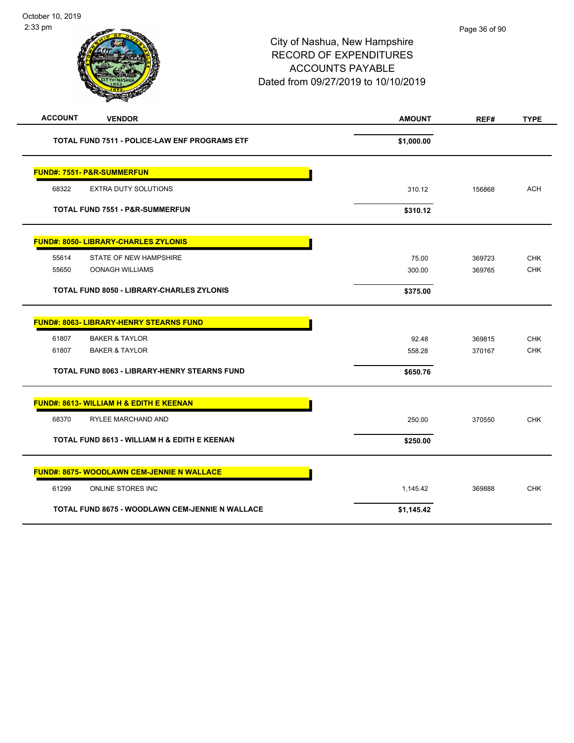# City of Nashua, New Hampshire
## RECORD OF EXPENDITURES
## ACCOUNTS PAYABLE
## Dated from 09/27/2019 to 10/10/2019

| ACCOUNT | VENDOR | AMOUNT | REF# | TYPE |
|---|---|---|---|---|
| | **TOTAL FUND 7511 - POLICE-LAW ENF PROGRAMS ETF** | **$1,000.00** | | |
| **FUND#: 7551- P&R-SUMMERFUN** | | | | |
| 68322 | EXTRA DUTY SOLUTIONS | 310.12 | 156868 | ACH |
| | **TOTAL FUND 7551 - P&R-SUMMERFUN** | **$310.12** | | |
| **FUND#: 8050- LIBRARY-CHARLES ZYLONIS** | | | | |
| 55614 | STATE OF NEW HAMPSHIRE | 75.00 | 369723 | CHK |
| 55650 | OONAGH WILLIAMS | 300.00 | 369765 | CHK |
| | **TOTAL FUND 8050 - LIBRARY-CHARLES ZYLONIS** | **$375.00** | | |
| **FUND#: 8063- LIBRARY-HENRY STEARNS FUND** | | | | |
| 61807 | BAKER & TAYLOR | 92.48 | 369815 | CHK |
| 61807 | BAKER & TAYLOR | 558.28 | 370167 | CHK |
| | **TOTAL FUND 8063 - LIBRARY-HENRY STEARNS FUND** | **$650.76** | | |
| **FUND#: 8613- WILLIAM H & EDITH E KEENAN** | | | | |
| 68370 | RYLEE MARCHAND AND | 250.00 | 370550 | CHK |
| | **TOTAL FUND 8613 - WILLIAM H & EDITH E KEENAN** | **$250.00** | | |
| **FUND#: 8675- WOODLAWN CEM-JENNIE N WALLACE** | | | | |
| 61299 | ONLINE STORES INC | 1,145.42 | 369888 | CHK |
| | **TOTAL FUND 8675 - WOODLAWN CEM-JENNIE N WALLACE** | **$1,145.42** | | |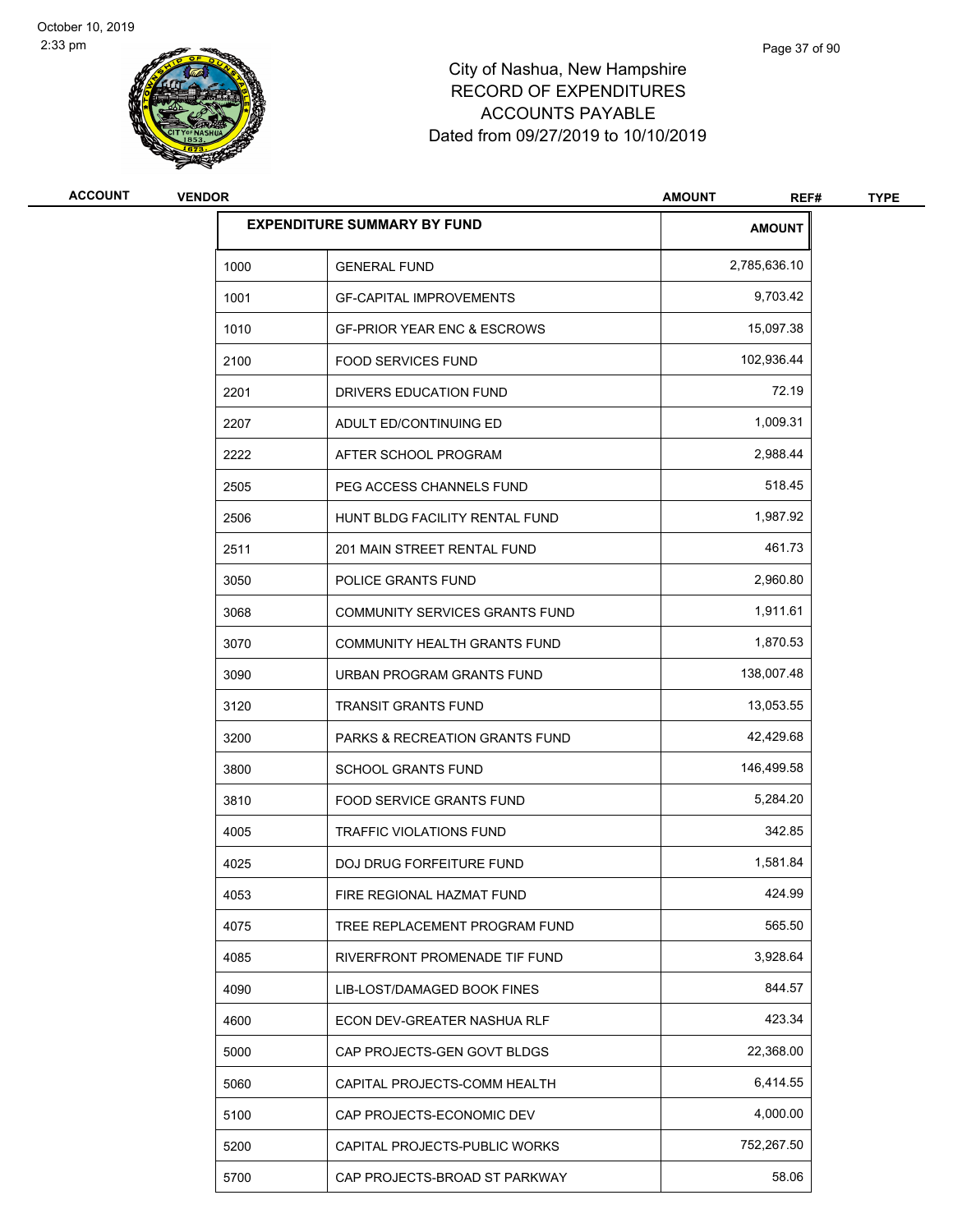# City of Nashua, New Hampshire
# RECORD OF EXPENDITURES
# ACCOUNTS PAYABLE
# Dated from 09/27/2019 to 10/10/2019

| ACCOUNT | VENDOR | AMOUNT | REF# | TYPE |
|---|---|---|---|---|

| EXPENDITURE SUMMARY BY FUND | | AMOUNT |
|---|---|---|
| 1000 | GENERAL FUND | 2,785,636.10 |
| 1001 | GF-CAPITAL IMPROVEMENTS | 9,703.42 |
| 1010 | GF-PRIOR YEAR ENC & ESCROWS | 15,097.38 |
| 2100 | FOOD SERVICES FUND | 102,936.44 |
| 2201 | DRIVERS EDUCATION FUND | 72.19 |
| 2207 | ADULT ED/CONTINUING ED | 1,009.31 |
| 2222 | AFTER SCHOOL PROGRAM | 2,988.44 |
| 2505 | PEG ACCESS CHANNELS FUND | 518.45 |
| 2506 | HUNT BLDG FACILITY RENTAL FUND | 1,987.92 |
| 2511 | 201 MAIN STREET RENTAL FUND | 461.73 |
| 3050 | POLICE GRANTS FUND | 2,960.80 |
| 3068 | COMMUNITY SERVICES GRANTS FUND | 1,911.61 |
| 3070 | COMMUNITY HEALTH GRANTS FUND | 1,870.53 |
| 3090 | URBAN PROGRAM GRANTS FUND | 138,007.48 |
| 3120 | TRANSIT GRANTS FUND | 13,053.55 |
| 3200 | PARKS & RECREATION GRANTS FUND | 42,429.68 |
| 3800 | SCHOOL GRANTS FUND | 146,499.58 |
| 3810 | FOOD SERVICE GRANTS FUND | 5,284.20 |
| 4005 | TRAFFIC VIOLATIONS FUND | 342.85 |
| 4025 | DOJ DRUG FORFEITURE FUND | 1,581.84 |
| 4053 | FIRE REGIONAL HAZMAT FUND | 424.99 |
| 4075 | TREE REPLACEMENT PROGRAM FUND | 565.50 |
| 4085 | RIVERFRONT PROMENADE TIF FUND | 3,928.64 |
| 4090 | LIB-LOST/DAMAGED BOOK FINES | 844.57 |
| 4600 | ECON DEV-GREATER NASHUA RLF | 423.34 |
| 5000 | CAP PROJECTS-GEN GOVT BLDGS | 22,368.00 |
| 5060 | CAPITAL PROJECTS-COMM HEALTH | 6,414.55 |
| 5100 | CAP PROJECTS-ECONOMIC DEV | 4,000.00 |
| 5200 | CAPITAL PROJECTS-PUBLIC WORKS | 752,267.50 |
| 5700 | CAP PROJECTS-BROAD ST PARKWAY | 58.06 |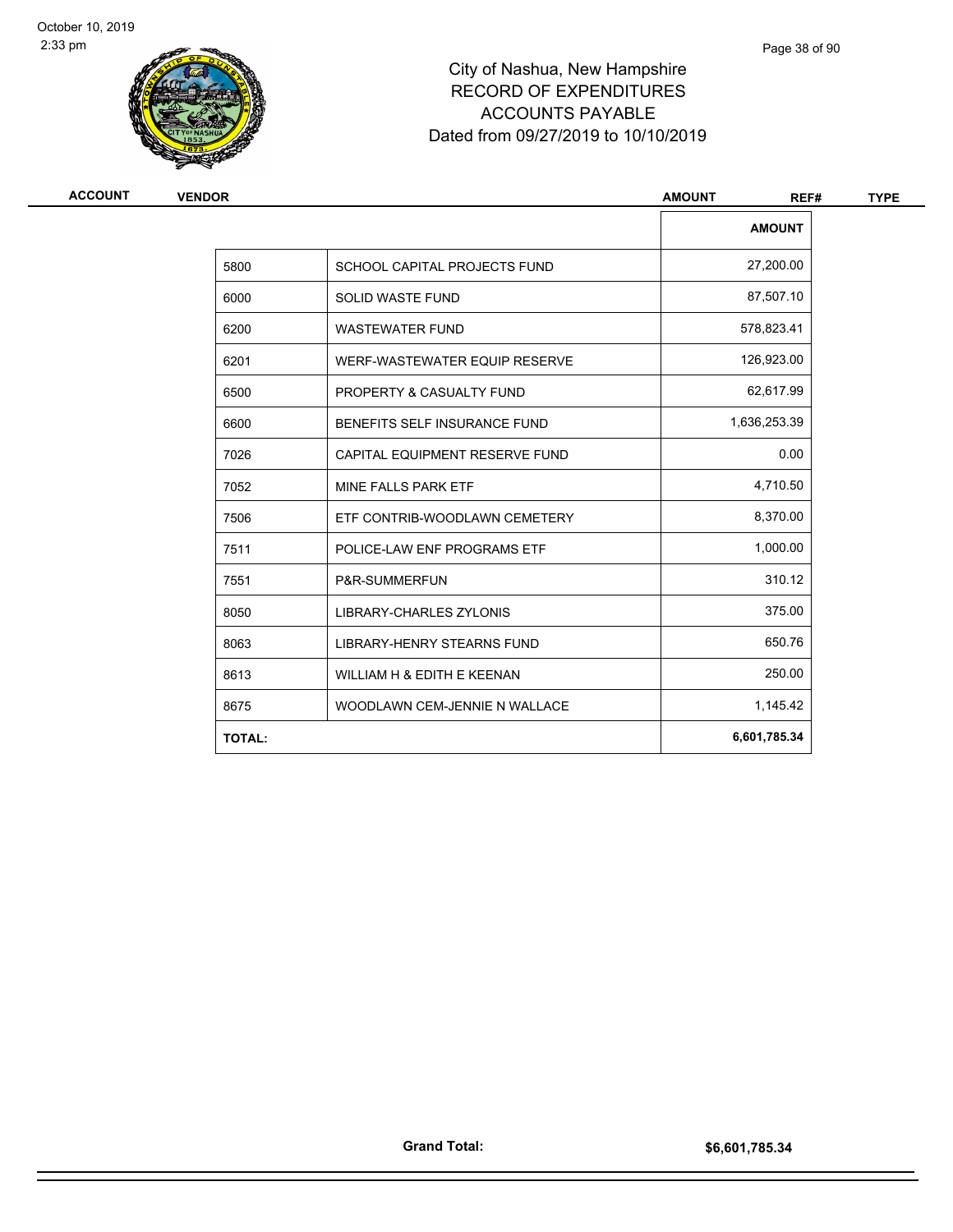# City of Nashua, New Hampshire
## RECORD OF EXPENDITURES
## ACCOUNTS PAYABLE
### Dated from 09/27/2019 to 10/10/2019

| ACCOUNT | VENDOR | AMOUNT | REF# | TYPE |
|---|---|---|---|---|

| | | AMOUNT |
|---|---|---|
| 5800 | SCHOOL CAPITAL PROJECTS FUND | 27,200.00 |
| 6000 | SOLID WASTE FUND | 87,507.10 |
| 6200 | WASTEWATER FUND | 578,823.41 |
| 6201 | WERF-WASTEWATER EQUIP RESERVE | 126,923.00 |
| 6500 | PROPERTY & CASUALTY FUND | 62,617.99 |
| 6600 | BENEFITS SELF INSURANCE FUND | 1,636,253.39 |
| 7026 | CAPITAL EQUIPMENT RESERVE FUND | 0.00 |
| 7052 | MINE FALLS PARK ETF | 4,710.50 |
| 7506 | ETF CONTRIB-WOODLAWN CEMETERY | 8,370.00 |
| 7511 | POLICE-LAW ENF PROGRAMS ETF | 1,000.00 |
| 7551 | P&R-SUMMERFUN | 310.12 |
| 8050 | LIBRARY-CHARLES ZYLONIS | 375.00 |
| 8063 | LIBRARY-HENRY STEARNS FUND | 650.76 |
| 8613 | WILLIAM H & EDITH E KEENAN | 250.00 |
| 8675 | WOODLAWN CEM-JENNIE N WALLACE | 1,145.42 |
| **TOTAL:** | | **6,601,785.34** |

**Grand Total:** **$6,601,785.34**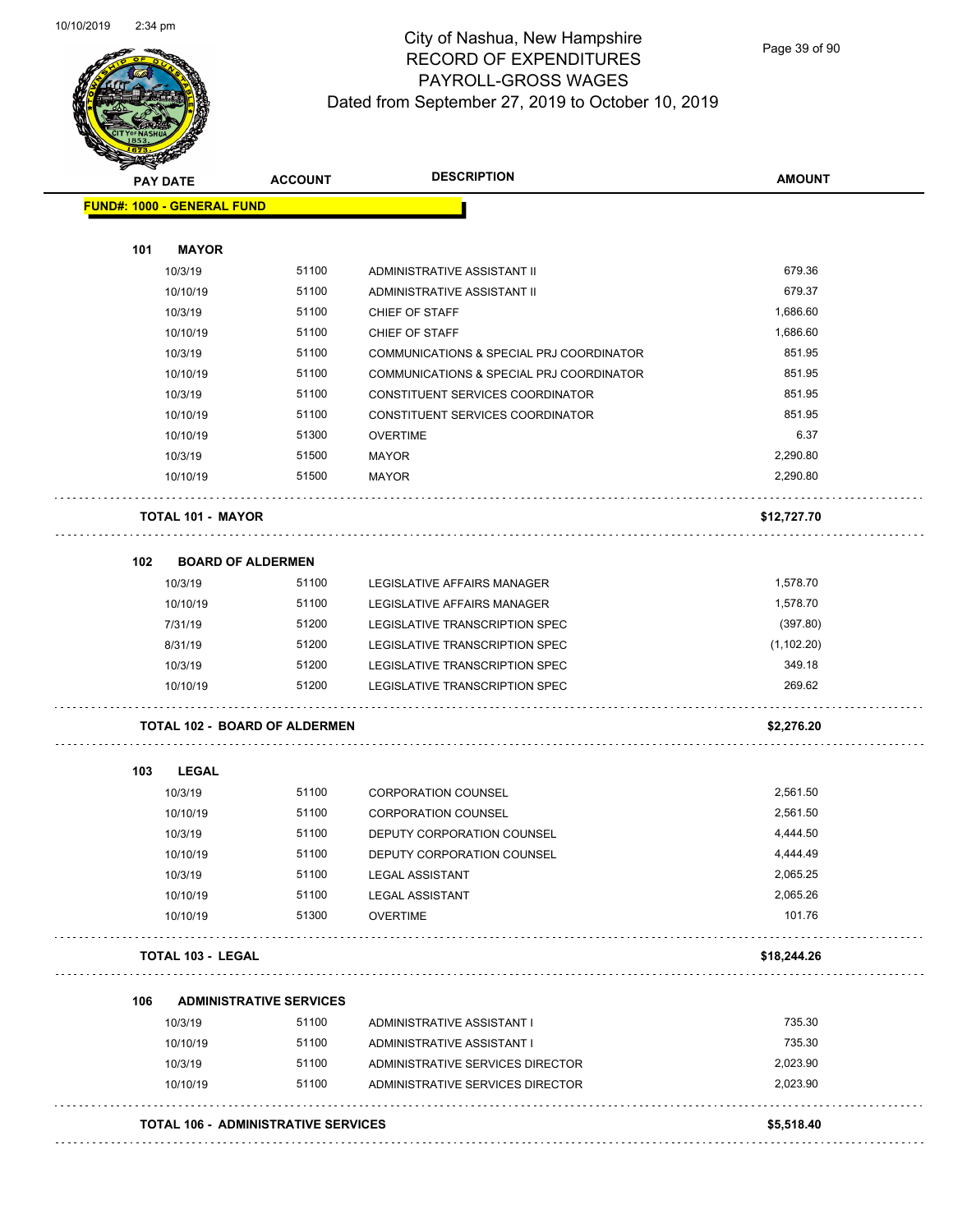# City of Nashua, New Hampshire
## RECORD OF EXPENDITURES
## PAYROLL-GROSS WAGES
## Dated from September 27, 2019 to October 10, 2019

| PAY DATE | ACCOUNT | DESCRIPTION | AMOUNT |
|---|---|---|---|
| **FUND#: 1000 - GENERAL FUND** | | | |
| **101 MAYOR** | | | |
| 10/3/19 | 51100 | ADMINISTRATIVE ASSISTANT II | 679.36 |
| 10/10/19 | 51100 | ADMINISTRATIVE ASSISTANT II | 679.37 |
| 10/3/19 | 51100 | CHIEF OF STAFF | 1,686.60 |
| 10/10/19 | 51100 | CHIEF OF STAFF | 1,686.60 |
| 10/3/19 | 51100 | COMMUNICATIONS & SPECIAL PRJ COORDINATOR | 851.95 |
| 10/10/19 | 51100 | COMMUNICATIONS & SPECIAL PRJ COORDINATOR | 851.95 |
| 10/3/19 | 51100 | CONSTITUENT SERVICES COORDINATOR | 851.95 |
| 10/10/19 | 51100 | CONSTITUENT SERVICES COORDINATOR | 851.95 |
| 10/10/19 | 51300 | OVERTIME | 6.37 |
| 10/3/19 | 51500 | MAYOR | 2,290.80 |
| 10/10/19 | 51500 | MAYOR | 2,290.80 |
| **TOTAL 101 - MAYOR** | | | **$12,727.70** |
| **102 BOARD OF ALDERMEN** | | | |
| 10/3/19 | 51100 | LEGISLATIVE AFFAIRS MANAGER | 1,578.70 |
| 10/10/19 | 51100 | LEGISLATIVE AFFAIRS MANAGER | 1,578.70 |
| 7/31/19 | 51200 | LEGISLATIVE TRANSCRIPTION SPEC | (397.80) |
| 8/31/19 | 51200 | LEGISLATIVE TRANSCRIPTION SPEC | (1,102.20) |
| 10/3/19 | 51200 | LEGISLATIVE TRANSCRIPTION SPEC | 349.18 |
| 10/10/19 | 51200 | LEGISLATIVE TRANSCRIPTION SPEC | 269.62 |
| **TOTAL 102 - BOARD OF ALDERMEN** | | | **$2,276.20** |
| **103 LEGAL** | | | |
| 10/3/19 | 51100 | CORPORATION COUNSEL | 2,561.50 |
| 10/10/19 | 51100 | CORPORATION COUNSEL | 2,561.50 |
| 10/3/19 | 51100 | DEPUTY CORPORATION COUNSEL | 4,444.50 |
| 10/10/19 | 51100 | DEPUTY CORPORATION COUNSEL | 4,444.49 |
| 10/3/19 | 51100 | LEGAL ASSISTANT | 2,065.25 |
| 10/10/19 | 51100 | LEGAL ASSISTANT | 2,065.26 |
| 10/10/19 | 51300 | OVERTIME | 101.76 |
| **TOTAL 103 - LEGAL** | | | **$18,244.26** |
| **106 ADMINISTRATIVE SERVICES** | | | |
| 10/3/19 | 51100 | ADMINISTRATIVE ASSISTANT I | 735.30 |
| 10/10/19 | 51100 | ADMINISTRATIVE ASSISTANT I | 735.30 |
| 10/3/19 | 51100 | ADMINISTRATIVE SERVICES DIRECTOR | 2,023.90 |
| 10/10/19 | 51100 | ADMINISTRATIVE SERVICES DIRECTOR | 2,023.90 |
| **TOTAL 106 - ADMINISTRATIVE SERVICES** | | | **$5,518.40** |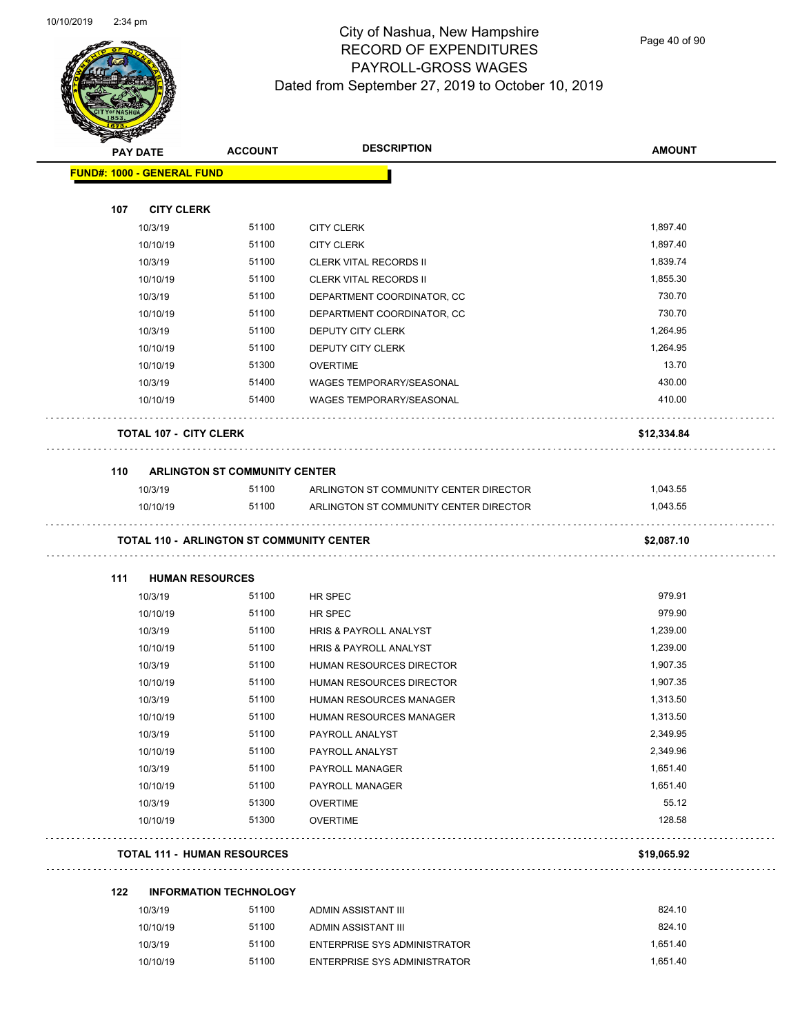# City of Nashua, New Hampshire
## RECORD OF EXPENDITURES
## PAYROLL-GROSS WAGES
### Dated from September 27, 2019 to October 10, 2019

| PAY DATE | ACCOUNT | DESCRIPTION | AMOUNT |
|---|---|---|---|
| **FUND#: 1000 - GENERAL FUND** | | | |
| **107 CITY CLERK** | | | |
| 10/3/19 | 51100 | CITY CLERK | 1,897.40 |
| 10/10/19 | 51100 | CITY CLERK | 1,897.40 |
| 10/3/19 | 51100 | CLERK VITAL RECORDS II | 1,839.74 |
| 10/10/19 | 51100 | CLERK VITAL RECORDS II | 1,855.30 |
| 10/3/19 | 51100 | DEPARTMENT COORDINATOR, CC | 730.70 |
| 10/10/19 | 51100 | DEPARTMENT COORDINATOR, CC | 730.70 |
| 10/3/19 | 51100 | DEPUTY CITY CLERK | 1,264.95 |
| 10/10/19 | 51100 | DEPUTY CITY CLERK | 1,264.95 |
| 10/10/19 | 51300 | OVERTIME | 13.70 |
| 10/3/19 | 51400 | WAGES TEMPORARY/SEASONAL | 430.00 |
| 10/10/19 | 51400 | WAGES TEMPORARY/SEASONAL | 410.00 |
| **TOTAL 107 - CITY CLERK** | | | **$12,334.84** |
| **110 ARLINGTON ST COMMUNITY CENTER** | | | |
| 10/3/19 | 51100 | ARLINGTON ST COMMUNITY CENTER DIRECTOR | 1,043.55 |
| 10/10/19 | 51100 | ARLINGTON ST COMMUNITY CENTER DIRECTOR | 1,043.55 |
| **TOTAL 110 - ARLINGTON ST COMMUNITY CENTER** | | | **$2,087.10** |
| **111 HUMAN RESOURCES** | | | |
| 10/3/19 | 51100 | HR SPEC | 979.91 |
| 10/10/19 | 51100 | HR SPEC | 979.90 |
| 10/3/19 | 51100 | HRIS & PAYROLL ANALYST | 1,239.00 |
| 10/10/19 | 51100 | HRIS & PAYROLL ANALYST | 1,239.00 |
| 10/3/19 | 51100 | HUMAN RESOURCES DIRECTOR | 1,907.35 |
| 10/10/19 | 51100 | HUMAN RESOURCES DIRECTOR | 1,907.35 |
| 10/3/19 | 51100 | HUMAN RESOURCES MANAGER | 1,313.50 |
| 10/10/19 | 51100 | HUMAN RESOURCES MANAGER | 1,313.50 |
| 10/3/19 | 51100 | PAYROLL ANALYST | 2,349.95 |
| 10/10/19 | 51100 | PAYROLL ANALYST | 2,349.96 |
| 10/3/19 | 51100 | PAYROLL MANAGER | 1,651.40 |
| 10/10/19 | 51100 | PAYROLL MANAGER | 1,651.40 |
| 10/3/19 | 51300 | OVERTIME | 55.12 |
| 10/10/19 | 51300 | OVERTIME | 128.58 |
| **TOTAL 111 - HUMAN RESOURCES** | | | **$19,065.92** |
| **122 INFORMATION TECHNOLOGY** | | | |
| 10/3/19 | 51100 | ADMIN ASSISTANT III | 824.10 |
| 10/10/19 | 51100 | ADMIN ASSISTANT III | 824.10 |
| 10/3/19 | 51100 | ENTERPRISE SYS ADMINISTRATOR | 1,651.40 |
| 10/10/19 | 51100 | ENTERPRISE SYS ADMINISTRATOR | 1,651.40 |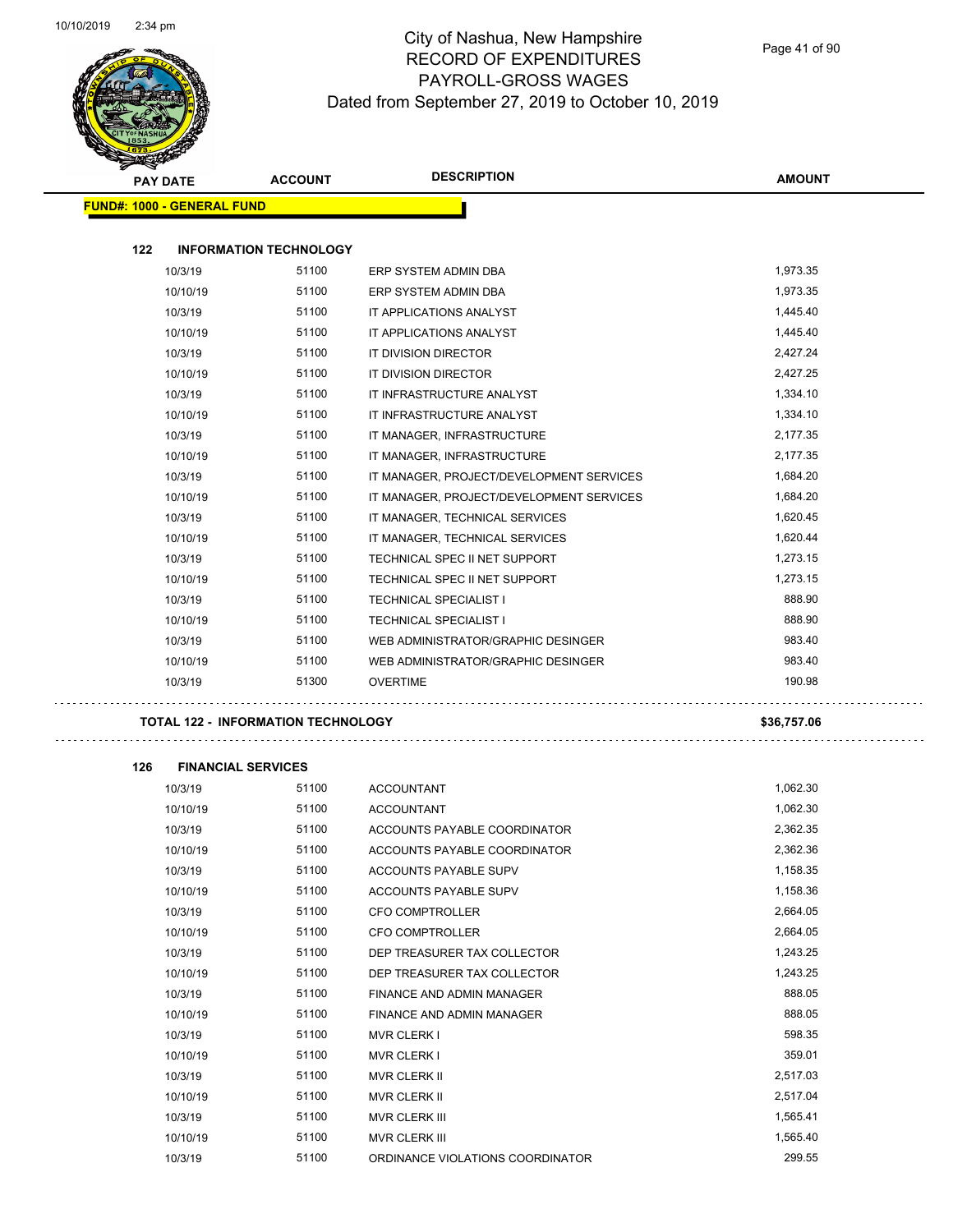# City of Nashua, New Hampshire
## RECORD OF EXPENDITURES
## PAYROLL-GROSS WAGES
### Dated from September 27, 2019 to October 10, 2019

| PAY DATE | ACCOUNT | DESCRIPTION | AMOUNT |
|---|---|---|---|
| **FUND#: 1000 - GENERAL FUND** | | | |
| **122 INFORMATION TECHNOLOGY** | | | |
| 10/3/19 | 51100 | ERP SYSTEM ADMIN DBA | 1,973.35 |
| 10/10/19 | 51100 | ERP SYSTEM ADMIN DBA | 1,973.35 |
| 10/3/19 | 51100 | IT APPLICATIONS ANALYST | 1,445.40 |
| 10/10/19 | 51100 | IT APPLICATIONS ANALYST | 1,445.40 |
| 10/3/19 | 51100 | IT DIVISION DIRECTOR | 2,427.24 |
| 10/10/19 | 51100 | IT DIVISION DIRECTOR | 2,427.25 |
| 10/3/19 | 51100 | IT INFRASTRUCTURE ANALYST | 1,334.10 |
| 10/10/19 | 51100 | IT INFRASTRUCTURE ANALYST | 1,334.10 |
| 10/3/19 | 51100 | IT MANAGER, INFRASTRUCTURE | 2,177.35 |
| 10/10/19 | 51100 | IT MANAGER, INFRASTRUCTURE | 2,177.35 |
| 10/3/19 | 51100 | IT MANAGER, PROJECT/DEVELOPMENT SERVICES | 1,684.20 |
| 10/10/19 | 51100 | IT MANAGER, PROJECT/DEVELOPMENT SERVICES | 1,684.20 |
| 10/3/19 | 51100 | IT MANAGER, TECHNICAL SERVICES | 1,620.45 |
| 10/10/19 | 51100 | IT MANAGER, TECHNICAL SERVICES | 1,620.44 |
| 10/3/19 | 51100 | TECHNICAL SPEC II NET SUPPORT | 1,273.15 |
| 10/10/19 | 51100 | TECHNICAL SPEC II NET SUPPORT | 1,273.15 |
| 10/3/19 | 51100 | TECHNICAL SPECIALIST I | 888.90 |
| 10/10/19 | 51100 | TECHNICAL SPECIALIST I | 888.90 |
| 10/3/19 | 51100 | WEB ADMINISTRATOR/GRAPHIC DESINGER | 983.40 |
| 10/10/19 | 51100 | WEB ADMINISTRATOR/GRAPHIC DESINGER | 983.40 |
| 10/3/19 | 51300 | OVERTIME | 190.98 |
| **TOTAL 122 - INFORMATION TECHNOLOGY** | | | **$36,757.06** |
| **126 FINANCIAL SERVICES** | | | |
| 10/3/19 | 51100 | ACCOUNTANT | 1,062.30 |
| 10/10/19 | 51100 | ACCOUNTANT | 1,062.30 |
| 10/3/19 | 51100 | ACCOUNTS PAYABLE COORDINATOR | 2,362.35 |
| 10/10/19 | 51100 | ACCOUNTS PAYABLE COORDINATOR | 2,362.36 |
| 10/3/19 | 51100 | ACCOUNTS PAYABLE SUPV | 1,158.35 |
| 10/10/19 | 51100 | ACCOUNTS PAYABLE SUPV | 1,158.36 |
| 10/3/19 | 51100 | CFO COMPTROLLER | 2,664.05 |
| 10/10/19 | 51100 | CFO COMPTROLLER | 2,664.05 |
| 10/3/19 | 51100 | DEP TREASURER TAX COLLECTOR | 1,243.25 |
| 10/10/19 | 51100 | DEP TREASURER TAX COLLECTOR | 1,243.25 |
| 10/3/19 | 51100 | FINANCE AND ADMIN MANAGER | 888.05 |
| 10/10/19 | 51100 | FINANCE AND ADMIN MANAGER | 888.05 |
| 10/3/19 | 51100 | MVR CLERK I | 598.35 |
| 10/10/19 | 51100 | MVR CLERK I | 359.01 |
| 10/3/19 | 51100 | MVR CLERK II | 2,517.03 |
| 10/10/19 | 51100 | MVR CLERK II | 2,517.04 |
| 10/3/19 | 51100 | MVR CLERK III | 1,565.41 |
| 10/10/19 | 51100 | MVR CLERK III | 1,565.40 |
| 10/3/19 | 51100 | ORDINANCE VIOLATIONS COORDINATOR | 299.55 |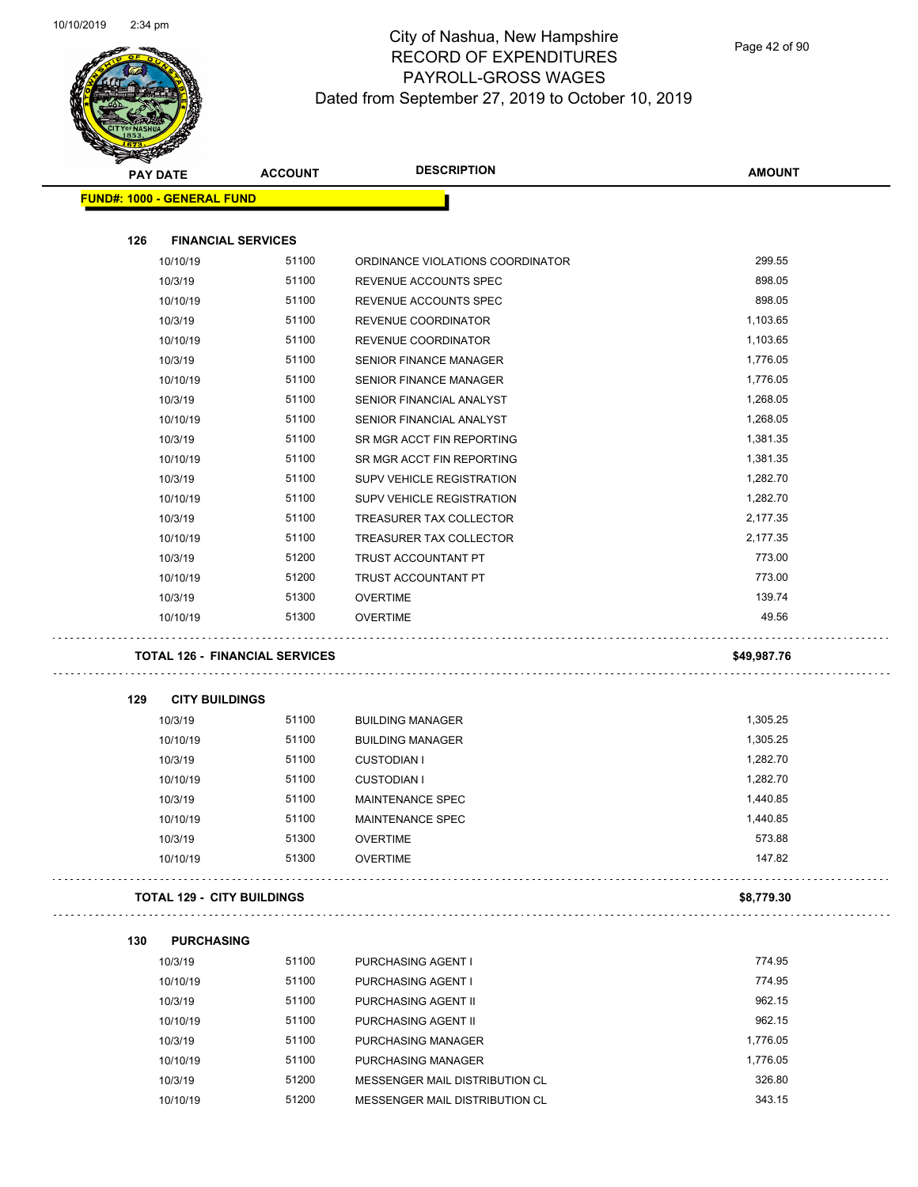City of Nashua, New Hampshire
RECORD OF EXPENDITURES
PAYROLL-GROSS WAGES
Dated from September 27, 2019 to October 10, 2019

| PAY DATE | ACCOUNT | DESCRIPTION | AMOUNT |
|---|---|---|---|
| **FUND#: 1000 - GENERAL FUND** | | | |
| **126 FINANCIAL SERVICES** | | | |
| 10/10/19 | 51100 | ORDINANCE VIOLATIONS COORDINATOR | 299.55 |
| 10/3/19 | 51100 | REVENUE ACCOUNTS SPEC | 898.05 |
| 10/10/19 | 51100 | REVENUE ACCOUNTS SPEC | 898.05 |
| 10/3/19 | 51100 | REVENUE COORDINATOR | 1,103.65 |
| 10/10/19 | 51100 | REVENUE COORDINATOR | 1,103.65 |
| 10/3/19 | 51100 | SENIOR FINANCE MANAGER | 1,776.05 |
| 10/10/19 | 51100 | SENIOR FINANCE MANAGER | 1,776.05 |
| 10/3/19 | 51100 | SENIOR FINANCIAL ANALYST | 1,268.05 |
| 10/10/19 | 51100 | SENIOR FINANCIAL ANALYST | 1,268.05 |
| 10/3/19 | 51100 | SR MGR ACCT FIN REPORTING | 1,381.35 |
| 10/10/19 | 51100 | SR MGR ACCT FIN REPORTING | 1,381.35 |
| 10/3/19 | 51100 | SUPV VEHICLE REGISTRATION | 1,282.70 |
| 10/10/19 | 51100 | SUPV VEHICLE REGISTRATION | 1,282.70 |
| 10/3/19 | 51100 | TREASURER TAX COLLECTOR | 2,177.35 |
| 10/10/19 | 51100 | TREASURER TAX COLLECTOR | 2,177.35 |
| 10/3/19 | 51200 | TRUST ACCOUNTANT PT | 773.00 |
| 10/10/19 | 51200 | TRUST ACCOUNTANT PT | 773.00 |
| 10/3/19 | 51300 | OVERTIME | 139.74 |
| 10/10/19 | 51300 | OVERTIME | 49.56 |
| **TOTAL 126 - FINANCIAL SERVICES** | | | **$49,987.76** |
| **129 CITY BUILDINGS** | | | |
| 10/3/19 | 51100 | BUILDING MANAGER | 1,305.25 |
| 10/10/19 | 51100 | BUILDING MANAGER | 1,305.25 |
| 10/3/19 | 51100 | CUSTODIAN I | 1,282.70 |
| 10/10/19 | 51100 | CUSTODIAN I | 1,282.70 |
| 10/3/19 | 51100 | MAINTENANCE SPEC | 1,440.85 |
| 10/10/19 | 51100 | MAINTENANCE SPEC | 1,440.85 |
| 10/3/19 | 51300 | OVERTIME | 573.88 |
| 10/10/19 | 51300 | OVERTIME | 147.82 |
| **TOTAL 129 - CITY BUILDINGS** | | | **$8,779.30** |
| **130 PURCHASING** | | | |
| 10/3/19 | 51100 | PURCHASING AGENT I | 774.95 |
| 10/10/19 | 51100 | PURCHASING AGENT I | 774.95 |
| 10/3/19 | 51100 | PURCHASING AGENT II | 962.15 |
| 10/10/19 | 51100 | PURCHASING AGENT II | 962.15 |
| 10/3/19 | 51100 | PURCHASING MANAGER | 1,776.05 |
| 10/10/19 | 51100 | PURCHASING MANAGER | 1,776.05 |
| 10/3/19 | 51200 | MESSENGER MAIL DISTRIBUTION CL | 326.80 |
| 10/10/19 | 51200 | MESSENGER MAIL DISTRIBUTION CL | 343.15 |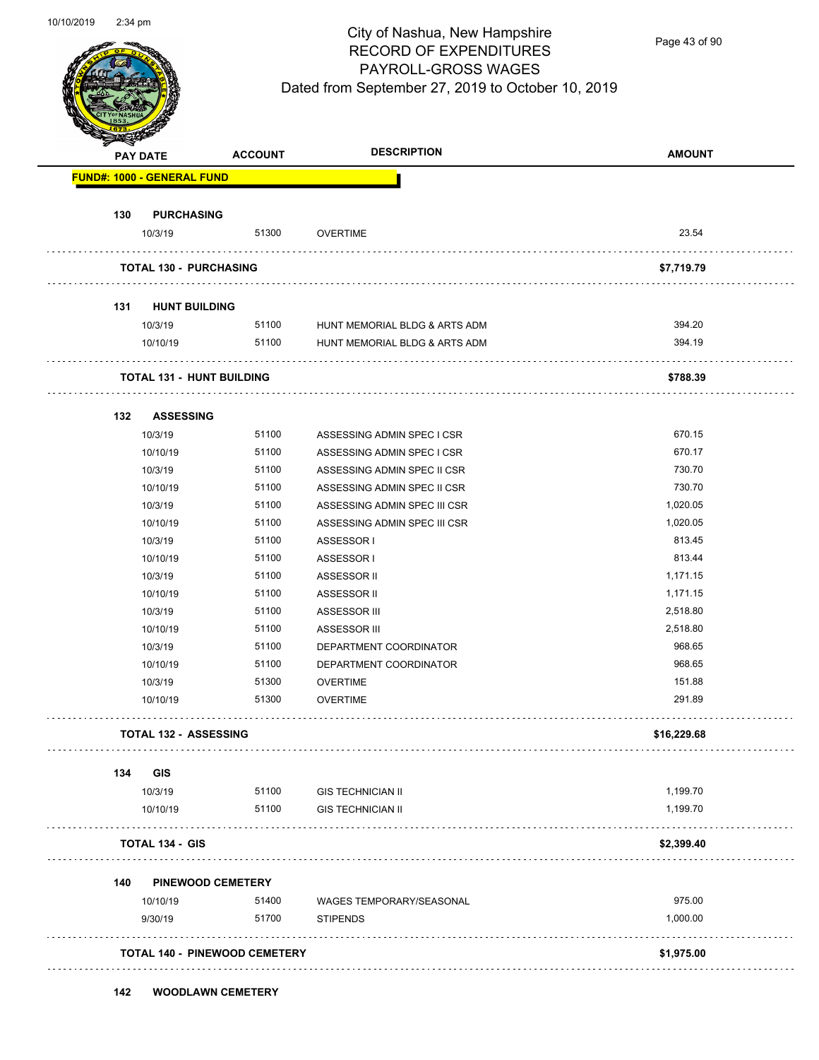City of Nashua, New Hampshire
RECORD OF EXPENDITURES
PAYROLL-GROSS WAGES
Dated from September 27, 2019 to October 10, 2019

| PAY DATE | ACCOUNT | DESCRIPTION | AMOUNT |
|---|---|---|---|
| **FUND#: 1000 - GENERAL FUND** | | | |
| **130 PURCHASING** | | | |
| 10/3/19 | 51300 | OVERTIME | 23.54 |
| **TOTAL 130 - PURCHASING** | | | **$7,719.79** |
| **131 HUNT BUILDING** | | | |
| 10/3/19 | 51100 | HUNT MEMORIAL BLDG & ARTS ADM | 394.20 |
| 10/10/19 | 51100 | HUNT MEMORIAL BLDG & ARTS ADM | 394.19 |
| **TOTAL 131 - HUNT BUILDING** | | | **$788.39** |
| **132 ASSESSING** | | | |
| 10/3/19 | 51100 | ASSESSING ADMIN SPEC I CSR | 670.15 |
| 10/10/19 | 51100 | ASSESSING ADMIN SPEC I CSR | 670.17 |
| 10/3/19 | 51100 | ASSESSING ADMIN SPEC II CSR | 730.70 |
| 10/10/19 | 51100 | ASSESSING ADMIN SPEC II CSR | 730.70 |
| 10/3/19 | 51100 | ASSESSING ADMIN SPEC III CSR | 1,020.05 |
| 10/10/19 | 51100 | ASSESSING ADMIN SPEC III CSR | 1,020.05 |
| 10/3/19 | 51100 | ASSESSOR I | 813.45 |
| 10/10/19 | 51100 | ASSESSOR I | 813.44 |
| 10/3/19 | 51100 | ASSESSOR II | 1,171.15 |
| 10/10/19 | 51100 | ASSESSOR II | 1,171.15 |
| 10/3/19 | 51100 | ASSESSOR III | 2,518.80 |
| 10/10/19 | 51100 | ASSESSOR III | 2,518.80 |
| 10/3/19 | 51100 | DEPARTMENT COORDINATOR | 968.65 |
| 10/10/19 | 51100 | DEPARTMENT COORDINATOR | 968.65 |
| 10/3/19 | 51300 | OVERTIME | 151.88 |
| 10/10/19 | 51300 | OVERTIME | 291.89 |
| **TOTAL 132 - ASSESSING** | | | **$16,229.68** |
| **134 GIS** | | | |
| 10/3/19 | 51100 | GIS TECHNICIAN II | 1,199.70 |
| 10/10/19 | 51100 | GIS TECHNICIAN II | 1,199.70 |
| **TOTAL 134 - GIS** | | | **$2,399.40** |
| **140 PINEWOOD CEMETERY** | | | |
| 10/10/19 | 51400 | WAGES TEMPORARY/SEASONAL | 975.00 |
| 9/30/19 | 51700 | STIPENDS | 1,000.00 |
| **TOTAL 140 - PINEWOOD CEMETERY** | | | **$1,975.00** |
| **142 WOODLAWN CEMETERY** | | | |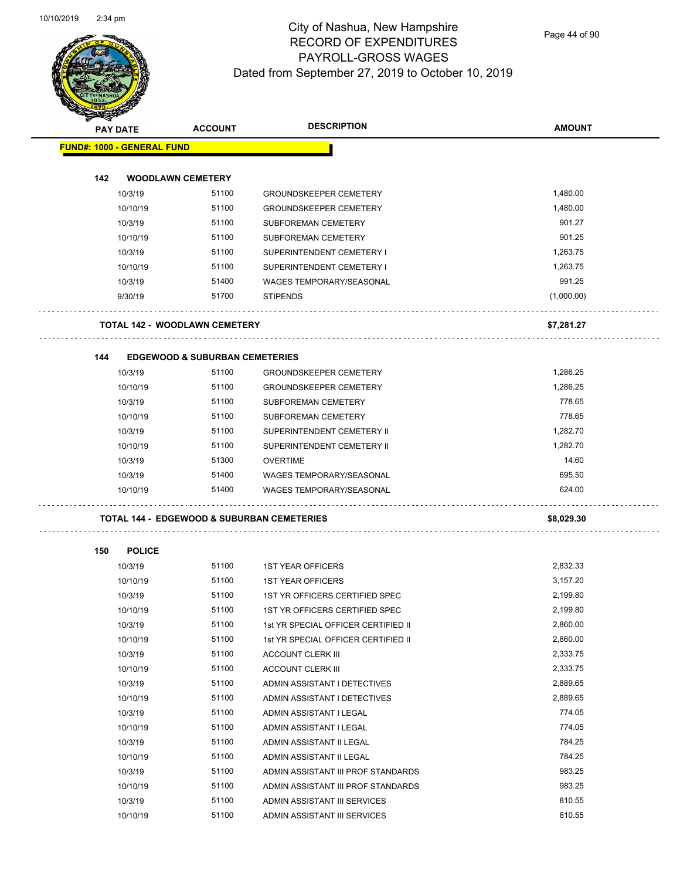# City of Nashua, New Hampshire
## RECORD OF EXPENDITURES
## PAYROLL-GROSS WAGES
## Dated from September 27, 2019 to October 10, 2019

| PAY DATE | ACCOUNT | DESCRIPTION | AMOUNT |
|---|---|---|---|
| **FUND#: 1000 - GENERAL FUND** | | | |
| **142 WOODLAWN CEMETERY** | | | |
| 10/3/19 | 51100 | GROUNDSKEEPER CEMETERY | 1,480.00 |
| 10/10/19 | 51100 | GROUNDSKEEPER CEMETERY | 1,480.00 |
| 10/3/19 | 51100 | SUBFOREMAN CEMETERY | 901.27 |
| 10/10/19 | 51100 | SUBFOREMAN CEMETERY | 901.25 |
| 10/3/19 | 51100 | SUPERINTENDENT CEMETERY I | 1,263.75 |
| 10/10/19 | 51100 | SUPERINTENDENT CEMETERY I | 1,263.75 |
| 10/3/19 | 51400 | WAGES TEMPORARY/SEASONAL | 991.25 |
| 9/30/19 | 51700 | STIPENDS | (1,000.00) |
| **TOTAL 142 - WOODLAWN CEMETERY** | | | **$7,281.27** |
| **144 EDGEWOOD & SUBURBAN CEMETERIES** | | | |
| 10/3/19 | 51100 | GROUNDSKEEPER CEMETERY | 1,286.25 |
| 10/10/19 | 51100 | GROUNDSKEEPER CEMETERY | 1,286.25 |
| 10/3/19 | 51100 | SUBFOREMAN CEMETERY | 778.65 |
| 10/10/19 | 51100 | SUBFOREMAN CEMETERY | 778.65 |
| 10/3/19 | 51100 | SUPERINTENDENT CEMETERY II | 1,282.70 |
| 10/10/19 | 51100 | SUPERINTENDENT CEMETERY II | 1,282.70 |
| 10/3/19 | 51300 | OVERTIME | 14.60 |
| 10/3/19 | 51400 | WAGES TEMPORARY/SEASONAL | 695.50 |
| 10/10/19 | 51400 | WAGES TEMPORARY/SEASONAL | 624.00 |
| **TOTAL 144 - EDGEWOOD & SUBURBAN CEMETERIES** | | | **$8,029.30** |
| **150 POLICE** | | | |
| 10/3/19 | 51100 | 1ST YEAR OFFICERS | 2,832.33 |
| 10/10/19 | 51100 | 1ST YEAR OFFICERS | 3,157.20 |
| 10/3/19 | 51100 | 1ST YR OFFICERS CERTIFIED SPEC | 2,199.80 |
| 10/10/19 | 51100 | 1ST YR OFFICERS CERTIFIED SPEC | 2,199.80 |
| 10/3/19 | 51100 | 1st YR SPECIAL OFFICER CERTIFIED II | 2,860.00 |
| 10/10/19 | 51100 | 1st YR SPECIAL OFFICER CERTIFIED II | 2,860.00 |
| 10/3/19 | 51100 | ACCOUNT CLERK III | 2,333.75 |
| 10/10/19 | 51100 | ACCOUNT CLERK III | 2,333.75 |
| 10/3/19 | 51100 | ADMIN ASSISTANT I DETECTIVES | 2,889.65 |
| 10/10/19 | 51100 | ADMIN ASSISTANT I DETECTIVES | 2,889.65 |
| 10/3/19 | 51100 | ADMIN ASSISTANT I LEGAL | 774.05 |
| 10/10/19 | 51100 | ADMIN ASSISTANT I LEGAL | 774.05 |
| 10/3/19 | 51100 | ADMIN ASSISTANT II LEGAL | 784.25 |
| 10/10/19 | 51100 | ADMIN ASSISTANT II LEGAL | 784.25 |
| 10/3/19 | 51100 | ADMIN ASSISTANT III PROF STANDARDS | 983.25 |
| 10/10/19 | 51100 | ADMIN ASSISTANT III PROF STANDARDS | 983.25 |
| 10/3/19 | 51100 | ADMIN ASSISTANT III SERVICES | 810.55 |
| 10/10/19 | 51100 | ADMIN ASSISTANT III SERVICES | 810.55 |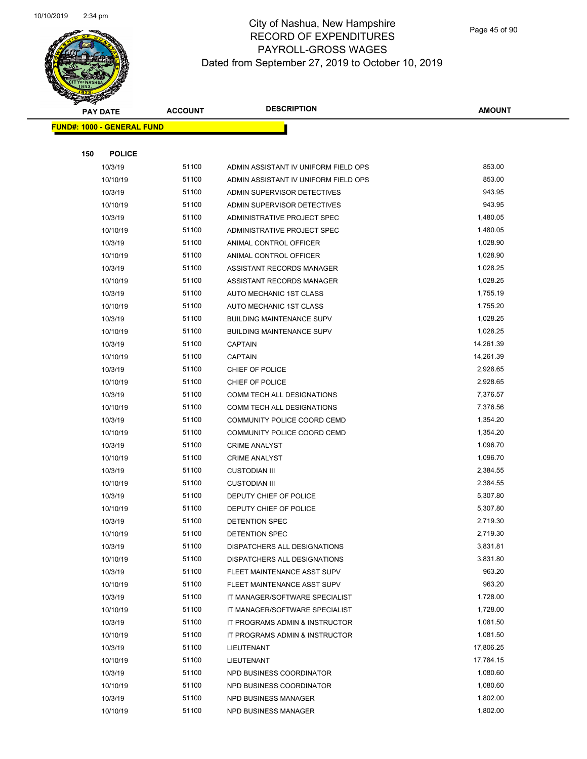# City of Nashua, New Hampshire
## RECORD OF EXPENDITURES
## PAYROLL-GROSS WAGES
### Dated from September 27, 2019 to October 10, 2019

**FUND#: 1000 - GENERAL FUND**

**150 POLICE**

| PAY DATE | ACCOUNT | DESCRIPTION | AMOUNT |
|---|---|---|---|
| 10/3/19 | 51100 | ADMIN ASSISTANT IV UNIFORM FIELD OPS | 853.00 |
| 10/10/19 | 51100 | ADMIN ASSISTANT IV UNIFORM FIELD OPS | 853.00 |
| 10/3/19 | 51100 | ADMIN SUPERVISOR DETECTIVES | 943.95 |
| 10/10/19 | 51100 | ADMIN SUPERVISOR DETECTIVES | 943.95 |
| 10/3/19 | 51100 | ADMINISTRATIVE PROJECT SPEC | 1,480.05 |
| 10/10/19 | 51100 | ADMINISTRATIVE PROJECT SPEC | 1,480.05 |
| 10/3/19 | 51100 | ANIMAL CONTROL OFFICER | 1,028.90 |
| 10/10/19 | 51100 | ANIMAL CONTROL OFFICER | 1,028.90 |
| 10/3/19 | 51100 | ASSISTANT RECORDS MANAGER | 1,028.25 |
| 10/10/19 | 51100 | ASSISTANT RECORDS MANAGER | 1,028.25 |
| 10/3/19 | 51100 | AUTO MECHANIC 1ST CLASS | 1,755.19 |
| 10/10/19 | 51100 | AUTO MECHANIC 1ST CLASS | 1,755.20 |
| 10/3/19 | 51100 | BUILDING MAINTENANCE SUPV | 1,028.25 |
| 10/10/19 | 51100 | BUILDING MAINTENANCE SUPV | 1,028.25 |
| 10/3/19 | 51100 | CAPTAIN | 14,261.39 |
| 10/10/19 | 51100 | CAPTAIN | 14,261.39 |
| 10/3/19 | 51100 | CHIEF OF POLICE | 2,928.65 |
| 10/10/19 | 51100 | CHIEF OF POLICE | 2,928.65 |
| 10/3/19 | 51100 | COMM TECH ALL DESIGNATIONS | 7,376.57 |
| 10/10/19 | 51100 | COMM TECH ALL DESIGNATIONS | 7,376.56 |
| 10/3/19 | 51100 | COMMUNITY POLICE COORD CEMD | 1,354.20 |
| 10/10/19 | 51100 | COMMUNITY POLICE COORD CEMD | 1,354.20 |
| 10/3/19 | 51100 | CRIME ANALYST | 1,096.70 |
| 10/10/19 | 51100 | CRIME ANALYST | 1,096.70 |
| 10/3/19 | 51100 | CUSTODIAN III | 2,384.55 |
| 10/10/19 | 51100 | CUSTODIAN III | 2,384.55 |
| 10/3/19 | 51100 | DEPUTY CHIEF OF POLICE | 5,307.80 |
| 10/10/19 | 51100 | DEPUTY CHIEF OF POLICE | 5,307.80 |
| 10/3/19 | 51100 | DETENTION SPEC | 2,719.30 |
| 10/10/19 | 51100 | DETENTION SPEC | 2,719.30 |
| 10/3/19 | 51100 | DISPATCHERS ALL DESIGNATIONS | 3,831.81 |
| 10/10/19 | 51100 | DISPATCHERS ALL DESIGNATIONS | 3,831.80 |
| 10/3/19 | 51100 | FLEET MAINTENANCE ASST SUPV | 963.20 |
| 10/10/19 | 51100 | FLEET MAINTENANCE ASST SUPV | 963.20 |
| 10/3/19 | 51100 | IT MANAGER/SOFTWARE SPECIALIST | 1,728.00 |
| 10/10/19 | 51100 | IT MANAGER/SOFTWARE SPECIALIST | 1,728.00 |
| 10/3/19 | 51100 | IT PROGRAMS ADMIN & INSTRUCTOR | 1,081.50 |
| 10/10/19 | 51100 | IT PROGRAMS ADMIN & INSTRUCTOR | 1,081.50 |
| 10/3/19 | 51100 | LIEUTENANT | 17,806.25 |
| 10/10/19 | 51100 | LIEUTENANT | 17,784.15 |
| 10/3/19 | 51100 | NPD BUSINESS COORDINATOR | 1,080.60 |
| 10/10/19 | 51100 | NPD BUSINESS COORDINATOR | 1,080.60 |
| 10/3/19 | 51100 | NPD BUSINESS MANAGER | 1,802.00 |
| 10/10/19 | 51100 | NPD BUSINESS MANAGER | 1,802.00 |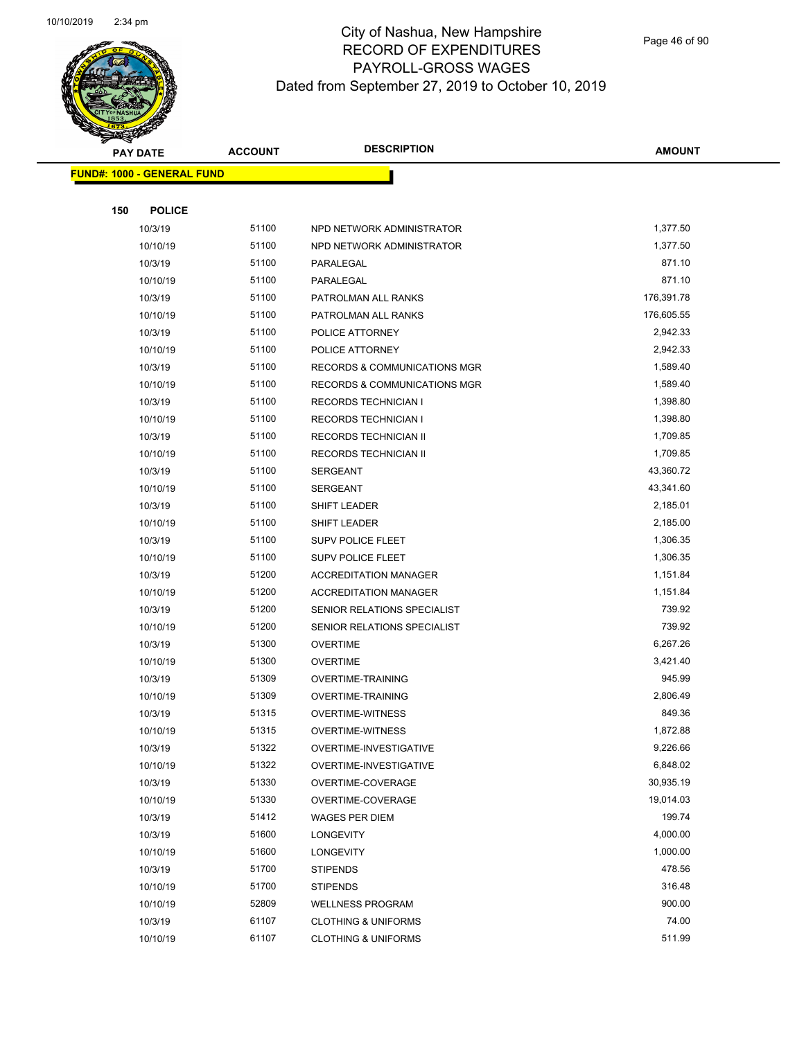# City of Nashua, New Hampshire
## RECORD OF EXPENDITURES
## PAYROLL-GROSS WAGES
## Dated from September 27, 2019 to October 10, 2019

| PAY DATE | ACCOUNT | DESCRIPTION | AMOUNT |
|---|---|---|---|

**FUND#: 1000 - GENERAL FUND**

**150 POLICE**

| PAY DATE | ACCOUNT | DESCRIPTION | AMOUNT |
|---|---|---|---|
| 10/3/19 | 51100 | NPD NETWORK ADMINISTRATOR | 1,377.50 |
| 10/10/19 | 51100 | NPD NETWORK ADMINISTRATOR | 1,377.50 |
| 10/3/19 | 51100 | PARALEGAL | 871.10 |
| 10/10/19 | 51100 | PARALEGAL | 871.10 |
| 10/3/19 | 51100 | PATROLMAN ALL RANKS | 176,391.78 |
| 10/10/19 | 51100 | PATROLMAN ALL RANKS | 176,605.55 |
| 10/3/19 | 51100 | POLICE ATTORNEY | 2,942.33 |
| 10/10/19 | 51100 | POLICE ATTORNEY | 2,942.33 |
| 10/3/19 | 51100 | RECORDS & COMMUNICATIONS MGR | 1,589.40 |
| 10/10/19 | 51100 | RECORDS & COMMUNICATIONS MGR | 1,589.40 |
| 10/3/19 | 51100 | RECORDS TECHNICIAN I | 1,398.80 |
| 10/10/19 | 51100 | RECORDS TECHNICIAN I | 1,398.80 |
| 10/3/19 | 51100 | RECORDS TECHNICIAN II | 1,709.85 |
| 10/10/19 | 51100 | RECORDS TECHNICIAN II | 1,709.85 |
| 10/3/19 | 51100 | SERGEANT | 43,360.72 |
| 10/10/19 | 51100 | SERGEANT | 43,341.60 |
| 10/3/19 | 51100 | SHIFT LEADER | 2,185.01 |
| 10/10/19 | 51100 | SHIFT LEADER | 2,185.00 |
| 10/3/19 | 51100 | SUPV POLICE FLEET | 1,306.35 |
| 10/10/19 | 51100 | SUPV POLICE FLEET | 1,306.35 |
| 10/3/19 | 51200 | ACCREDITATION MANAGER | 1,151.84 |
| 10/10/19 | 51200 | ACCREDITATION MANAGER | 1,151.84 |
| 10/3/19 | 51200 | SENIOR RELATIONS SPECIALIST | 739.92 |
| 10/10/19 | 51200 | SENIOR RELATIONS SPECIALIST | 739.92 |
| 10/3/19 | 51300 | OVERTIME | 6,267.26 |
| 10/10/19 | 51300 | OVERTIME | 3,421.40 |
| 10/3/19 | 51309 | OVERTIME-TRAINING | 945.99 |
| 10/10/19 | 51309 | OVERTIME-TRAINING | 2,806.49 |
| 10/3/19 | 51315 | OVERTIME-WITNESS | 849.36 |
| 10/10/19 | 51315 | OVERTIME-WITNESS | 1,872.88 |
| 10/3/19 | 51322 | OVERTIME-INVESTIGATIVE | 9,226.66 |
| 10/10/19 | 51322 | OVERTIME-INVESTIGATIVE | 6,848.02 |
| 10/3/19 | 51330 | OVERTIME-COVERAGE | 30,935.19 |
| 10/10/19 | 51330 | OVERTIME-COVERAGE | 19,014.03 |
| 10/3/19 | 51412 | WAGES PER DIEM | 199.74 |
| 10/3/19 | 51600 | LONGEVITY | 4,000.00 |
| 10/10/19 | 51600 | LONGEVITY | 1,000.00 |
| 10/3/19 | 51700 | STIPENDS | 478.56 |
| 10/10/19 | 51700 | STIPENDS | 316.48 |
| 10/10/19 | 52809 | WELLNESS PROGRAM | 900.00 |
| 10/3/19 | 61107 | CLOTHING & UNIFORMS | 74.00 |
| 10/10/19 | 61107 | CLOTHING & UNIFORMS | 511.99 |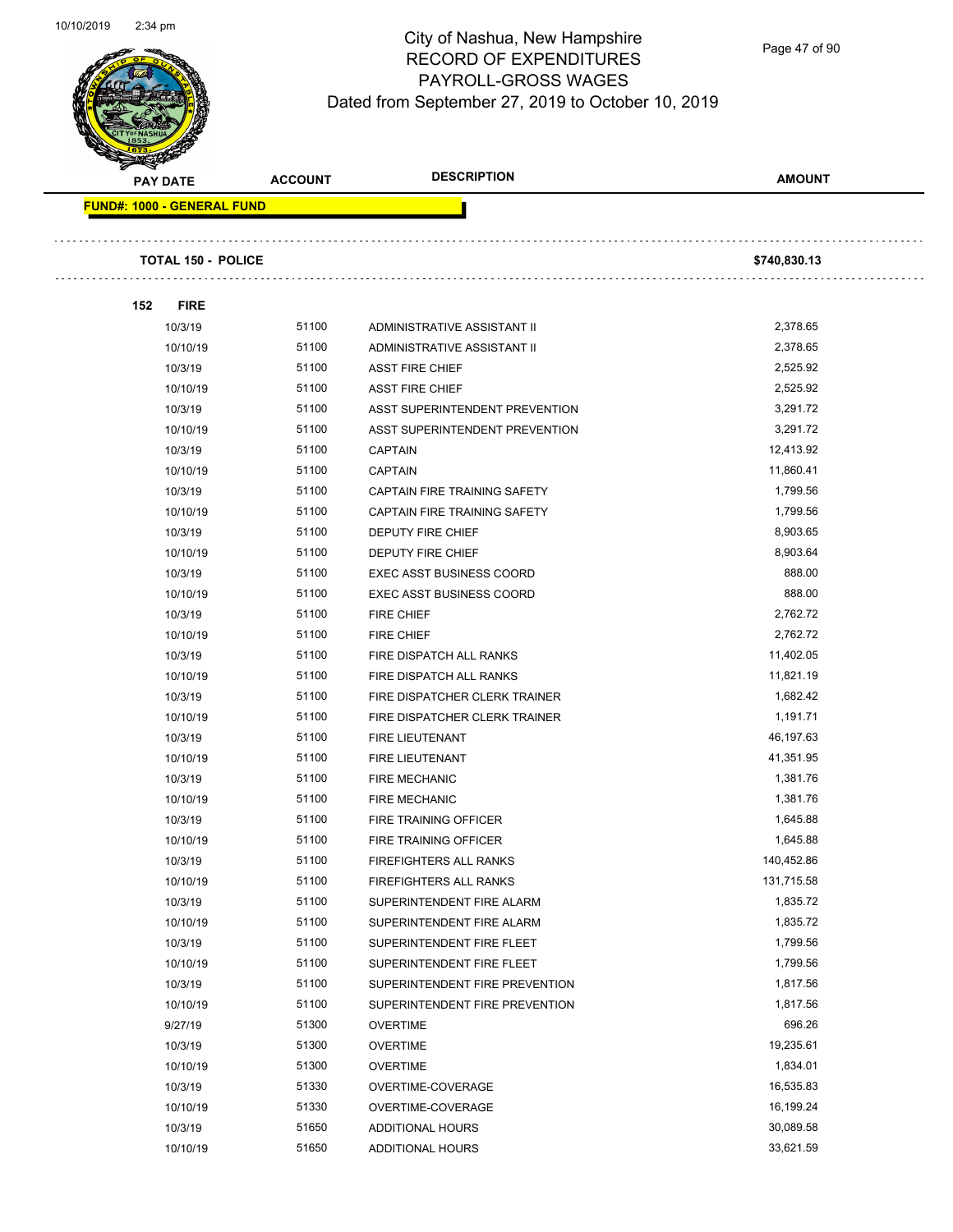# City of Nashua, New Hampshire
## RECORD OF EXPENDITURES
## PAYROLL-GROSS WAGES
Dated from September 27, 2019 to October 10, 2019

| PAY DATE | ACCOUNT | DESCRIPTION | AMOUNT |
|---|---|---|---|
| **FUND#: 1000 - GENERAL FUND** | | | |
| **TOTAL 150 - POLICE** | | | **$740,830.13** |
| **152 FIRE** | | | |
| 10/3/19 | 51100 | ADMINISTRATIVE ASSISTANT II | 2,378.65 |
| 10/10/19 | 51100 | ADMINISTRATIVE ASSISTANT II | 2,378.65 |
| 10/3/19 | 51100 | ASST FIRE CHIEF | 2,525.92 |
| 10/10/19 | 51100 | ASST FIRE CHIEF | 2,525.92 |
| 10/3/19 | 51100 | ASST SUPERINTENDENT PREVENTION | 3,291.72 |
| 10/10/19 | 51100 | ASST SUPERINTENDENT PREVENTION | 3,291.72 |
| 10/3/19 | 51100 | CAPTAIN | 12,413.92 |
| 10/10/19 | 51100 | CAPTAIN | 11,860.41 |
| 10/3/19 | 51100 | CAPTAIN FIRE TRAINING SAFETY | 1,799.56 |
| 10/10/19 | 51100 | CAPTAIN FIRE TRAINING SAFETY | 1,799.56 |
| 10/3/19 | 51100 | DEPUTY FIRE CHIEF | 8,903.65 |
| 10/10/19 | 51100 | DEPUTY FIRE CHIEF | 8,903.64 |
| 10/3/19 | 51100 | EXEC ASST BUSINESS COORD | 888.00 |
| 10/10/19 | 51100 | EXEC ASST BUSINESS COORD | 888.00 |
| 10/3/19 | 51100 | FIRE CHIEF | 2,762.72 |
| 10/10/19 | 51100 | FIRE CHIEF | 2,762.72 |
| 10/3/19 | 51100 | FIRE DISPATCH ALL RANKS | 11,402.05 |
| 10/10/19 | 51100 | FIRE DISPATCH ALL RANKS | 11,821.19 |
| 10/3/19 | 51100 | FIRE DISPATCHER CLERK TRAINER | 1,682.42 |
| 10/10/19 | 51100 | FIRE DISPATCHER CLERK TRAINER | 1,191.71 |
| 10/3/19 | 51100 | FIRE LIEUTENANT | 46,197.63 |
| 10/10/19 | 51100 | FIRE LIEUTENANT | 41,351.95 |
| 10/3/19 | 51100 | FIRE MECHANIC | 1,381.76 |
| 10/10/19 | 51100 | FIRE MECHANIC | 1,381.76 |
| 10/3/19 | 51100 | FIRE TRAINING OFFICER | 1,645.88 |
| 10/10/19 | 51100 | FIRE TRAINING OFFICER | 1,645.88 |
| 10/3/19 | 51100 | FIREFIGHTERS ALL RANKS | 140,452.86 |
| 10/10/19 | 51100 | FIREFIGHTERS ALL RANKS | 131,715.58 |
| 10/3/19 | 51100 | SUPERINTENDENT FIRE ALARM | 1,835.72 |
| 10/10/19 | 51100 | SUPERINTENDENT FIRE ALARM | 1,835.72 |
| 10/3/19 | 51100 | SUPERINTENDENT FIRE FLEET | 1,799.56 |
| 10/10/19 | 51100 | SUPERINTENDENT FIRE FLEET | 1,799.56 |
| 10/3/19 | 51100 | SUPERINTENDENT FIRE PREVENTION | 1,817.56 |
| 10/10/19 | 51100 | SUPERINTENDENT FIRE PREVENTION | 1,817.56 |
| 9/27/19 | 51300 | OVERTIME | 696.26 |
| 10/3/19 | 51300 | OVERTIME | 19,235.61 |
| 10/10/19 | 51300 | OVERTIME | 1,834.01 |
| 10/3/19 | 51330 | OVERTIME-COVERAGE | 16,535.83 |
| 10/10/19 | 51330 | OVERTIME-COVERAGE | 16,199.24 |
| 10/3/19 | 51650 | ADDITIONAL HOURS | 30,089.58 |
| 10/10/19 | 51650 | ADDITIONAL HOURS | 33,621.59 |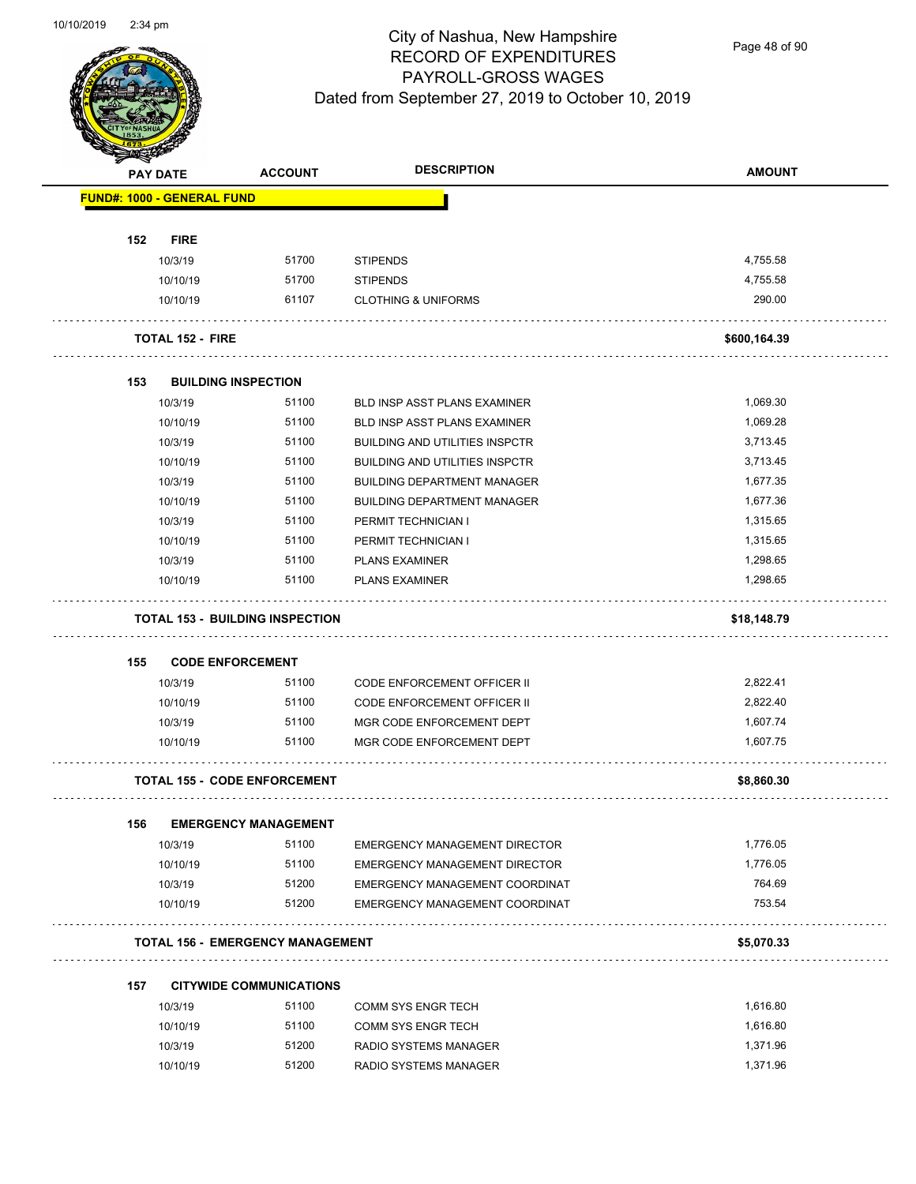# City of Nashua, New Hampshire
## RECORD OF EXPENDITURES
## PAYROLL-GROSS WAGES
### Dated from September 27, 2019 to October 10, 2019

| PAY DATE | ACCOUNT | DESCRIPTION | AMOUNT |
|---|---|---|---|
| **FUND#: 1000 - GENERAL FUND** | | | |
| **152 FIRE** | | | |
| 10/3/19 | 51700 | STIPENDS | 4,755.58 |
| 10/10/19 | 51700 | STIPENDS | 4,755.58 |
| 10/10/19 | 61107 | CLOTHING & UNIFORMS | 290.00 |
| **TOTAL 152 - FIRE** | | | **$600,164.39** |
| **153 BUILDING INSPECTION** | | | |
| 10/3/19 | 51100 | BLD INSP ASST PLANS EXAMINER | 1,069.30 |
| 10/10/19 | 51100 | BLD INSP ASST PLANS EXAMINER | 1,069.28 |
| 10/3/19 | 51100 | BUILDING AND UTILITIES INSPCTR | 3,713.45 |
| 10/10/19 | 51100 | BUILDING AND UTILITIES INSPCTR | 3,713.45 |
| 10/3/19 | 51100 | BUILDING DEPARTMENT MANAGER | 1,677.35 |
| 10/10/19 | 51100 | BUILDING DEPARTMENT MANAGER | 1,677.36 |
| 10/3/19 | 51100 | PERMIT TECHNICIAN I | 1,315.65 |
| 10/10/19 | 51100 | PERMIT TECHNICIAN I | 1,315.65 |
| 10/3/19 | 51100 | PLANS EXAMINER | 1,298.65 |
| 10/10/19 | 51100 | PLANS EXAMINER | 1,298.65 |
| **TOTAL 153 - BUILDING INSPECTION** | | | **$18,148.79** |
| **155 CODE ENFORCEMENT** | | | |
| 10/3/19 | 51100 | CODE ENFORCEMENT OFFICER II | 2,822.41 |
| 10/10/19 | 51100 | CODE ENFORCEMENT OFFICER II | 2,822.40 |
| 10/3/19 | 51100 | MGR CODE ENFORCEMENT DEPT | 1,607.74 |
| 10/10/19 | 51100 | MGR CODE ENFORCEMENT DEPT | 1,607.75 |
| **TOTAL 155 - CODE ENFORCEMENT** | | | **$8,860.30** |
| **156 EMERGENCY MANAGEMENT** | | | |
| 10/3/19 | 51100 | EMERGENCY MANAGEMENT DIRECTOR | 1,776.05 |
| 10/10/19 | 51100 | EMERGENCY MANAGEMENT DIRECTOR | 1,776.05 |
| 10/3/19 | 51200 | EMERGENCY MANAGEMENT COORDINAT | 764.69 |
| 10/10/19 | 51200 | EMERGENCY MANAGEMENT COORDINAT | 753.54 |
| **TOTAL 156 - EMERGENCY MANAGEMENT** | | | **$5,070.33** |
| **157 CITYWIDE COMMUNICATIONS** | | | |
| 10/3/19 | 51100 | COMM SYS ENGR TECH | 1,616.80 |
| 10/10/19 | 51100 | COMM SYS ENGR TECH | 1,616.80 |
| 10/3/19 | 51200 | RADIO SYSTEMS MANAGER | 1,371.96 |
| 10/10/19 | 51200 | RADIO SYSTEMS MANAGER | 1,371.96 |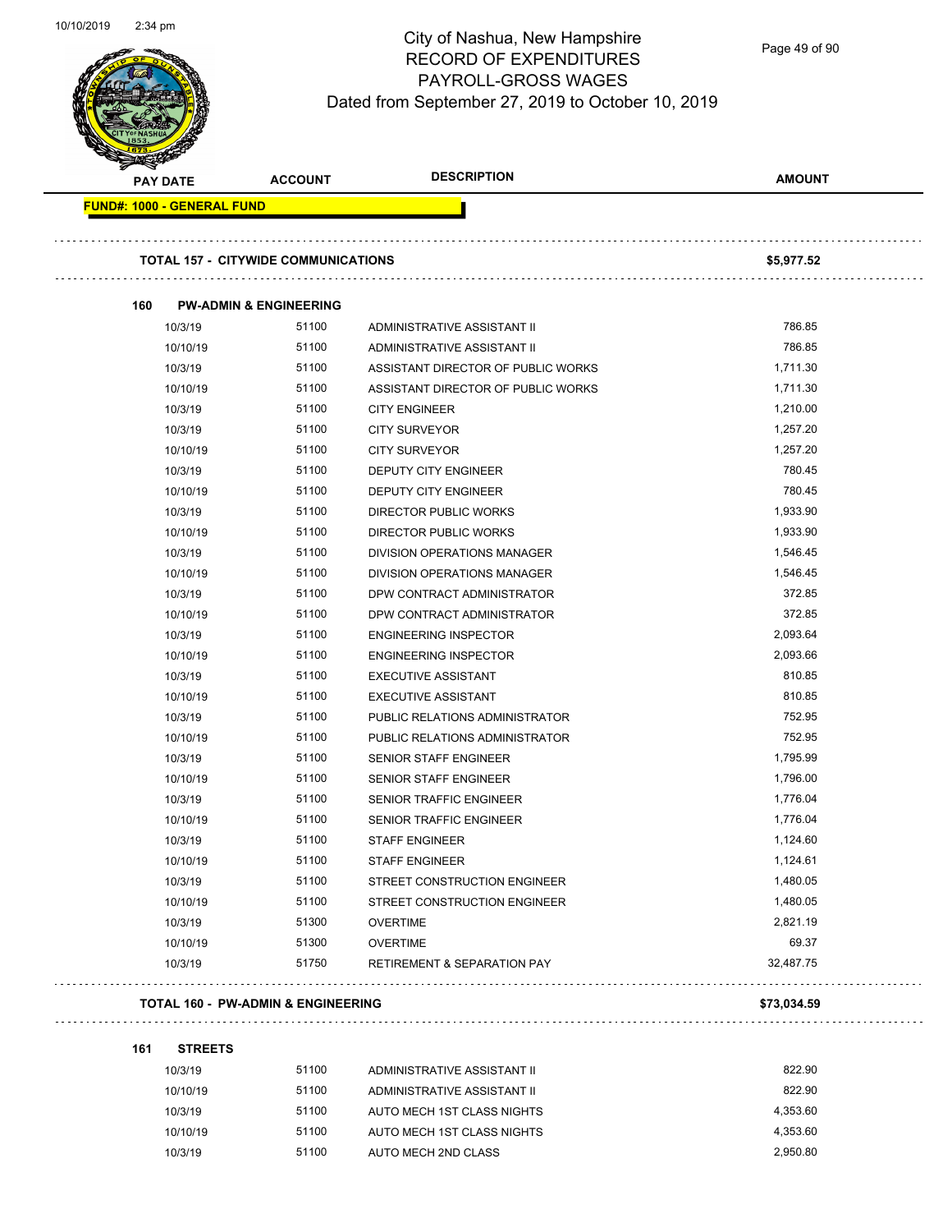# City of Nashua, New Hampshire
## RECORD OF EXPENDITURES
## PAYROLL-GROSS WAGES
### Dated from September 27, 2019 to October 10, 2019

| PAY DATE | ACCOUNT | DESCRIPTION | AMOUNT |
|---|---|---|---|
| **FUND#: 1000 - GENERAL FUND** | | | |
| **TOTAL 157 - CITYWIDE COMMUNICATIONS** | | | **$5,977.52** |
| **160 PW-ADMIN & ENGINEERING** | | | |
| 10/3/19 | 51100 | ADMINISTRATIVE ASSISTANT II | 786.85 |
| 10/10/19 | 51100 | ADMINISTRATIVE ASSISTANT II | 786.85 |
| 10/3/19 | 51100 | ASSISTANT DIRECTOR OF PUBLIC WORKS | 1,711.30 |
| 10/10/19 | 51100 | ASSISTANT DIRECTOR OF PUBLIC WORKS | 1,711.30 |
| 10/3/19 | 51100 | CITY ENGINEER | 1,210.00 |
| 10/3/19 | 51100 | CITY SURVEYOR | 1,257.20 |
| 10/10/19 | 51100 | CITY SURVEYOR | 1,257.20 |
| 10/3/19 | 51100 | DEPUTY CITY ENGINEER | 780.45 |
| 10/10/19 | 51100 | DEPUTY CITY ENGINEER | 780.45 |
| 10/3/19 | 51100 | DIRECTOR PUBLIC WORKS | 1,933.90 |
| 10/10/19 | 51100 | DIRECTOR PUBLIC WORKS | 1,933.90 |
| 10/3/19 | 51100 | DIVISION OPERATIONS MANAGER | 1,546.45 |
| 10/10/19 | 51100 | DIVISION OPERATIONS MANAGER | 1,546.45 |
| 10/3/19 | 51100 | DPW CONTRACT ADMINISTRATOR | 372.85 |
| 10/10/19 | 51100 | DPW CONTRACT ADMINISTRATOR | 372.85 |
| 10/3/19 | 51100 | ENGINEERING INSPECTOR | 2,093.64 |
| 10/10/19 | 51100 | ENGINEERING INSPECTOR | 2,093.66 |
| 10/3/19 | 51100 | EXECUTIVE ASSISTANT | 810.85 |
| 10/10/19 | 51100 | EXECUTIVE ASSISTANT | 810.85 |
| 10/3/19 | 51100 | PUBLIC RELATIONS ADMINISTRATOR | 752.95 |
| 10/10/19 | 51100 | PUBLIC RELATIONS ADMINISTRATOR | 752.95 |
| 10/3/19 | 51100 | SENIOR STAFF ENGINEER | 1,795.99 |
| 10/10/19 | 51100 | SENIOR STAFF ENGINEER | 1,796.00 |
| 10/3/19 | 51100 | SENIOR TRAFFIC ENGINEER | 1,776.04 |
| 10/10/19 | 51100 | SENIOR TRAFFIC ENGINEER | 1,776.04 |
| 10/3/19 | 51100 | STAFF ENGINEER | 1,124.60 |
| 10/10/19 | 51100 | STAFF ENGINEER | 1,124.61 |
| 10/3/19 | 51100 | STREET CONSTRUCTION ENGINEER | 1,480.05 |
| 10/10/19 | 51100 | STREET CONSTRUCTION ENGINEER | 1,480.05 |
| 10/3/19 | 51300 | OVERTIME | 2,821.19 |
| 10/10/19 | 51300 | OVERTIME | 69.37 |
| 10/3/19 | 51750 | RETIREMENT & SEPARATION PAY | 32,487.75 |
| **TOTAL 160 - PW-ADMIN & ENGINEERING** | | | **$73,034.59** |
| **161 STREETS** | | | |
| 10/3/19 | 51100 | ADMINISTRATIVE ASSISTANT II | 822.90 |
| 10/10/19 | 51100 | ADMINISTRATIVE ASSISTANT II | 822.90 |
| 10/3/19 | 51100 | AUTO MECH 1ST CLASS NIGHTS | 4,353.60 |
| 10/10/19 | 51100 | AUTO MECH 1ST CLASS NIGHTS | 4,353.60 |
| 10/3/19 | 51100 | AUTO MECH 2ND CLASS | 2,950.80 |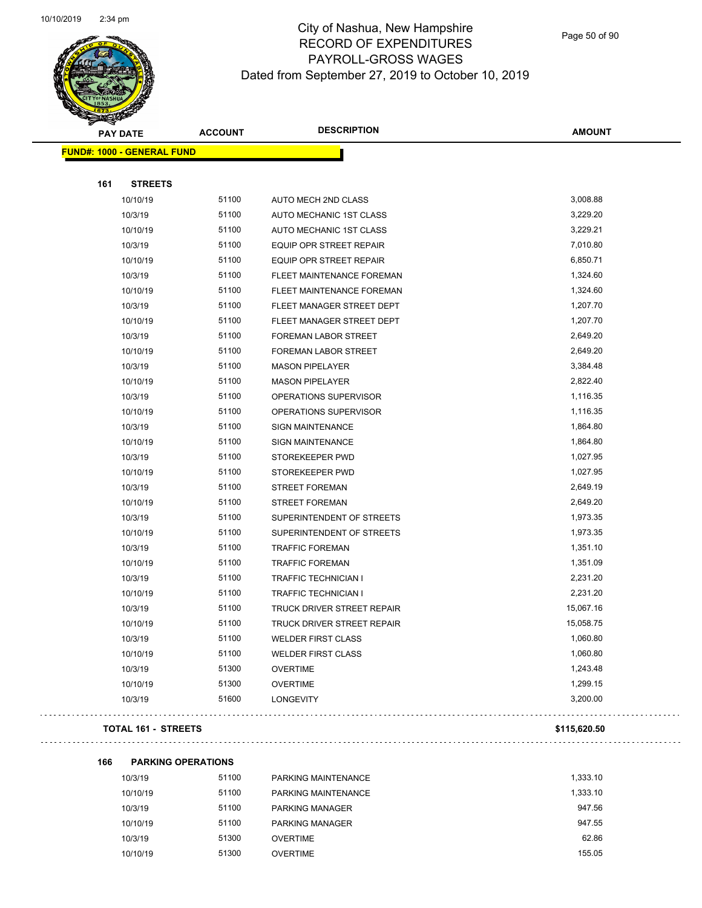# City of Nashua, New Hampshire
## RECORD OF EXPENDITURES
## PAYROLL-GROSS WAGES
## Dated from September 27, 2019 to October 10, 2019

| PAY DATE | ACCOUNT | DESCRIPTION | AMOUNT |
|---|---|---|---|
| **FUND#: 1000 - GENERAL FUND** | | | |
| **161 STREETS** | | | |
| 10/10/19 | 51100 | AUTO MECH 2ND CLASS | 3,008.88 |
| 10/3/19 | 51100 | AUTO MECHANIC 1ST CLASS | 3,229.20 |
| 10/10/19 | 51100 | AUTO MECHANIC 1ST CLASS | 3,229.21 |
| 10/3/19 | 51100 | EQUIP OPR STREET REPAIR | 7,010.80 |
| 10/10/19 | 51100 | EQUIP OPR STREET REPAIR | 6,850.71 |
| 10/3/19 | 51100 | FLEET MAINTENANCE FOREMAN | 1,324.60 |
| 10/10/19 | 51100 | FLEET MAINTENANCE FOREMAN | 1,324.60 |
| 10/3/19 | 51100 | FLEET MANAGER STREET DEPT | 1,207.70 |
| 10/10/19 | 51100 | FLEET MANAGER STREET DEPT | 1,207.70 |
| 10/3/19 | 51100 | FOREMAN LABOR STREET | 2,649.20 |
| 10/10/19 | 51100 | FOREMAN LABOR STREET | 2,649.20 |
| 10/3/19 | 51100 | MASON PIPELAYER | 3,384.48 |
| 10/10/19 | 51100 | MASON PIPELAYER | 2,822.40 |
| 10/3/19 | 51100 | OPERATIONS SUPERVISOR | 1,116.35 |
| 10/10/19 | 51100 | OPERATIONS SUPERVISOR | 1,116.35 |
| 10/3/19 | 51100 | SIGN MAINTENANCE | 1,864.80 |
| 10/10/19 | 51100 | SIGN MAINTENANCE | 1,864.80 |
| 10/3/19 | 51100 | STOREKEEPER PWD | 1,027.95 |
| 10/10/19 | 51100 | STOREKEEPER PWD | 1,027.95 |
| 10/3/19 | 51100 | STREET FOREMAN | 2,649.19 |
| 10/10/19 | 51100 | STREET FOREMAN | 2,649.20 |
| 10/3/19 | 51100 | SUPERINTENDENT OF STREETS | 1,973.35 |
| 10/10/19 | 51100 | SUPERINTENDENT OF STREETS | 1,973.35 |
| 10/3/19 | 51100 | TRAFFIC FOREMAN | 1,351.10 |
| 10/10/19 | 51100 | TRAFFIC FOREMAN | 1,351.09 |
| 10/3/19 | 51100 | TRAFFIC TECHNICIAN I | 2,231.20 |
| 10/10/19 | 51100 | TRAFFIC TECHNICIAN I | 2,231.20 |
| 10/3/19 | 51100 | TRUCK DRIVER STREET REPAIR | 15,067.16 |
| 10/10/19 | 51100 | TRUCK DRIVER STREET REPAIR | 15,058.75 |
| 10/3/19 | 51100 | WELDER FIRST CLASS | 1,060.80 |
| 10/10/19 | 51100 | WELDER FIRST CLASS | 1,060.80 |
| 10/3/19 | 51300 | OVERTIME | 1,243.48 |
| 10/10/19 | 51300 | OVERTIME | 1,299.15 |
| 10/3/19 | 51600 | LONGEVITY | 3,200.00 |
| **TOTAL 161 - STREETS** | | | **$115,620.50** |
| **166 PARKING OPERATIONS** | | | |
| 10/3/19 | 51100 | PARKING MAINTENANCE | 1,333.10 |
| 10/10/19 | 51100 | PARKING MAINTENANCE | 1,333.10 |
| 10/3/19 | 51100 | PARKING MANAGER | 947.56 |
| 10/10/19 | 51100 | PARKING MANAGER | 947.55 |
| 10/3/19 | 51300 | OVERTIME | 62.86 |
| 10/10/19 | 51300 | OVERTIME | 155.05 |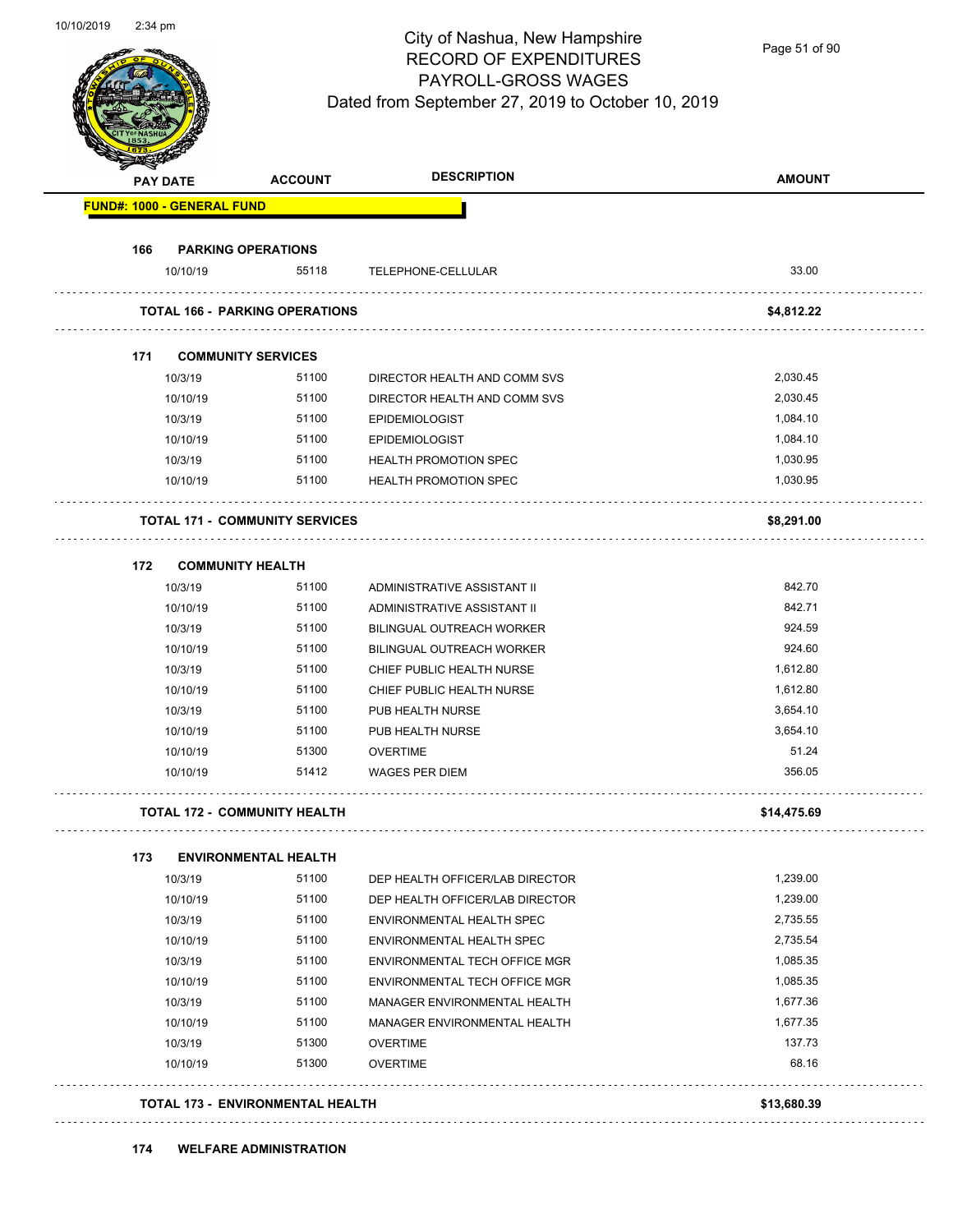City of Nashua, New Hampshire
RECORD OF EXPENDITURES
PAYROLL-GROSS WAGES
Dated from September 27, 2019 to October 10, 2019

| PAY DATE | ACCOUNT | DESCRIPTION | AMOUNT |
|---|---|---|---|
| **FUND#: 1000 - GENERAL FUND** | | | |
| **166 PARKING OPERATIONS** | | | |
| 10/10/19 | 55118 | TELEPHONE-CELLULAR | 33.00 |
| **TOTAL 166 - PARKING OPERATIONS** | | | **$4,812.22** |
| **171 COMMUNITY SERVICES** | | | |
| 10/3/19 | 51100 | DIRECTOR HEALTH AND COMM SVS | 2,030.45 |
| 10/10/19 | 51100 | DIRECTOR HEALTH AND COMM SVS | 2,030.45 |
| 10/3/19 | 51100 | EPIDEMIOLOGIST | 1,084.10 |
| 10/10/19 | 51100 | EPIDEMIOLOGIST | 1,084.10 |
| 10/3/19 | 51100 | HEALTH PROMOTION SPEC | 1,030.95 |
| 10/10/19 | 51100 | HEALTH PROMOTION SPEC | 1,030.95 |
| **TOTAL 171 - COMMUNITY SERVICES** | | | **$8,291.00** |
| **172 COMMUNITY HEALTH** | | | |
| 10/3/19 | 51100 | ADMINISTRATIVE ASSISTANT II | 842.70 |
| 10/10/19 | 51100 | ADMINISTRATIVE ASSISTANT II | 842.71 |
| 10/3/19 | 51100 | BILINGUAL OUTREACH WORKER | 924.59 |
| 10/10/19 | 51100 | BILINGUAL OUTREACH WORKER | 924.60 |
| 10/3/19 | 51100 | CHIEF PUBLIC HEALTH NURSE | 1,612.80 |
| 10/10/19 | 51100 | CHIEF PUBLIC HEALTH NURSE | 1,612.80 |
| 10/3/19 | 51100 | PUB HEALTH NURSE | 3,654.10 |
| 10/10/19 | 51100 | PUB HEALTH NURSE | 3,654.10 |
| 10/10/19 | 51300 | OVERTIME | 51.24 |
| 10/10/19 | 51412 | WAGES PER DIEM | 356.05 |
| **TOTAL 172 - COMMUNITY HEALTH** | | | **$14,475.69** |
| **173 ENVIRONMENTAL HEALTH** | | | |
| 10/3/19 | 51100 | DEP HEALTH OFFICER/LAB DIRECTOR | 1,239.00 |
| 10/10/19 | 51100 | DEP HEALTH OFFICER/LAB DIRECTOR | 1,239.00 |
| 10/3/19 | 51100 | ENVIRONMENTAL HEALTH SPEC | 2,735.55 |
| 10/10/19 | 51100 | ENVIRONMENTAL HEALTH SPEC | 2,735.54 |
| 10/3/19 | 51100 | ENVIRONMENTAL TECH OFFICE MGR | 1,085.35 |
| 10/10/19 | 51100 | ENVIRONMENTAL TECH OFFICE MGR | 1,085.35 |
| 10/3/19 | 51100 | MANAGER ENVIRONMENTAL HEALTH | 1,677.36 |
| 10/10/19 | 51100 | MANAGER ENVIRONMENTAL HEALTH | 1,677.35 |
| 10/3/19 | 51300 | OVERTIME | 137.73 |
| 10/10/19 | 51300 | OVERTIME | 68.16 |
| **TOTAL 173 - ENVIRONMENTAL HEALTH** | | | **$13,680.39** |
| **174 WELFARE ADMINISTRATION** | | | |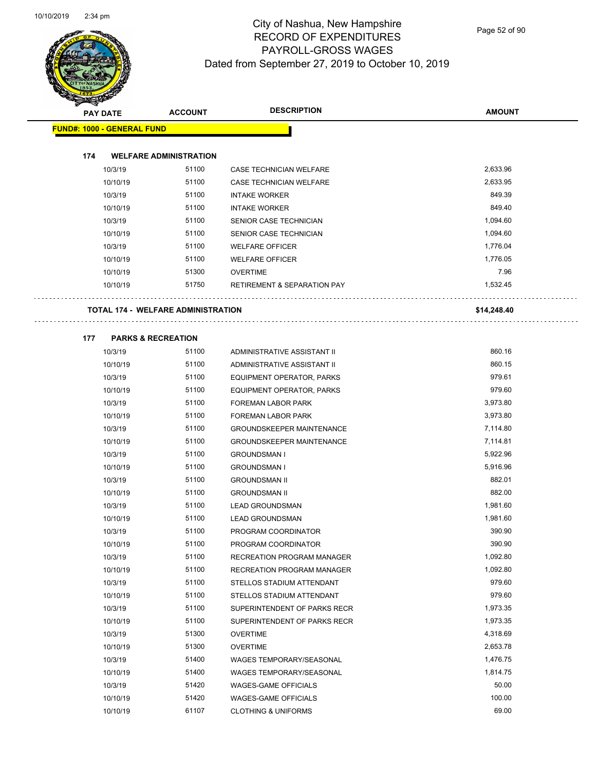# City of Nashua, New Hampshire
## RECORD OF EXPENDITURES
## PAYROLL-GROSS WAGES
## Dated from September 27, 2019 to October 10, 2019

| PAY DATE | ACCOUNT | DESCRIPTION | AMOUNT |
|---|---|---|---|

**FUND#: 1000 - GENERAL FUND**

**174 WELFARE ADMINISTRATION**

| PAY DATE | ACCOUNT | DESCRIPTION | AMOUNT |
|---|---|---|---|
| 10/3/19 | 51100 | CASE TECHNICIAN WELFARE | 2,633.96 |
| 10/10/19 | 51100 | CASE TECHNICIAN WELFARE | 2,633.95 |
| 10/3/19 | 51100 | INTAKE WORKER | 849.39 |
| 10/10/19 | 51100 | INTAKE WORKER | 849.40 |
| 10/3/19 | 51100 | SENIOR CASE TECHNICIAN | 1,094.60 |
| 10/10/19 | 51100 | SENIOR CASE TECHNICIAN | 1,094.60 |
| 10/3/19 | 51100 | WELFARE OFFICER | 1,776.04 |
| 10/10/19 | 51100 | WELFARE OFFICER | 1,776.05 |
| 10/10/19 | 51300 | OVERTIME | 7.96 |
| 10/10/19 | 51750 | RETIREMENT & SEPARATION PAY | 1,532.45 |

**TOTAL 174 - WELFARE ADMINISTRATION** **$14,248.40**

**177 PARKS & RECREATION**

| PAY DATE | ACCOUNT | DESCRIPTION | AMOUNT |
|---|---|---|---|
| 10/3/19 | 51100 | ADMINISTRATIVE ASSISTANT II | 860.16 |
| 10/10/19 | 51100 | ADMINISTRATIVE ASSISTANT II | 860.15 |
| 10/3/19 | 51100 | EQUIPMENT OPERATOR, PARKS | 979.61 |
| 10/10/19 | 51100 | EQUIPMENT OPERATOR, PARKS | 979.60 |
| 10/3/19 | 51100 | FOREMAN LABOR PARK | 3,973.80 |
| 10/10/19 | 51100 | FOREMAN LABOR PARK | 3,973.80 |
| 10/3/19 | 51100 | GROUNDSKEEPER MAINTENANCE | 7,114.80 |
| 10/10/19 | 51100 | GROUNDSKEEPER MAINTENANCE | 7,114.81 |
| 10/3/19 | 51100 | GROUNDSMAN I | 5,922.96 |
| 10/10/19 | 51100 | GROUNDSMAN I | 5,916.96 |
| 10/3/19 | 51100 | GROUNDSMAN II | 882.01 |
| 10/10/19 | 51100 | GROUNDSMAN II | 882.00 |
| 10/3/19 | 51100 | LEAD GROUNDSMAN | 1,981.60 |
| 10/10/19 | 51100 | LEAD GROUNDSMAN | 1,981.60 |
| 10/3/19 | 51100 | PROGRAM COORDINATOR | 390.90 |
| 10/10/19 | 51100 | PROGRAM COORDINATOR | 390.90 |
| 10/3/19 | 51100 | RECREATION PROGRAM MANAGER | 1,092.80 |
| 10/10/19 | 51100 | RECREATION PROGRAM MANAGER | 1,092.80 |
| 10/3/19 | 51100 | STELLOS STADIUM ATTENDANT | 979.60 |
| 10/10/19 | 51100 | STELLOS STADIUM ATTENDANT | 979.60 |
| 10/3/19 | 51100 | SUPERINTENDENT OF PARKS RECR | 1,973.35 |
| 10/10/19 | 51100 | SUPERINTENDENT OF PARKS RECR | 1,973.35 |
| 10/3/19 | 51300 | OVERTIME | 4,318.69 |
| 10/10/19 | 51300 | OVERTIME | 2,653.78 |
| 10/3/19 | 51400 | WAGES TEMPORARY/SEASONAL | 1,476.75 |
| 10/10/19 | 51400 | WAGES TEMPORARY/SEASONAL | 1,814.75 |
| 10/3/19 | 51420 | WAGES-GAME OFFICIALS | 50.00 |
| 10/10/19 | 51420 | WAGES-GAME OFFICIALS | 100.00 |
| 10/10/19 | 61107 | CLOTHING & UNIFORMS | 69.00 |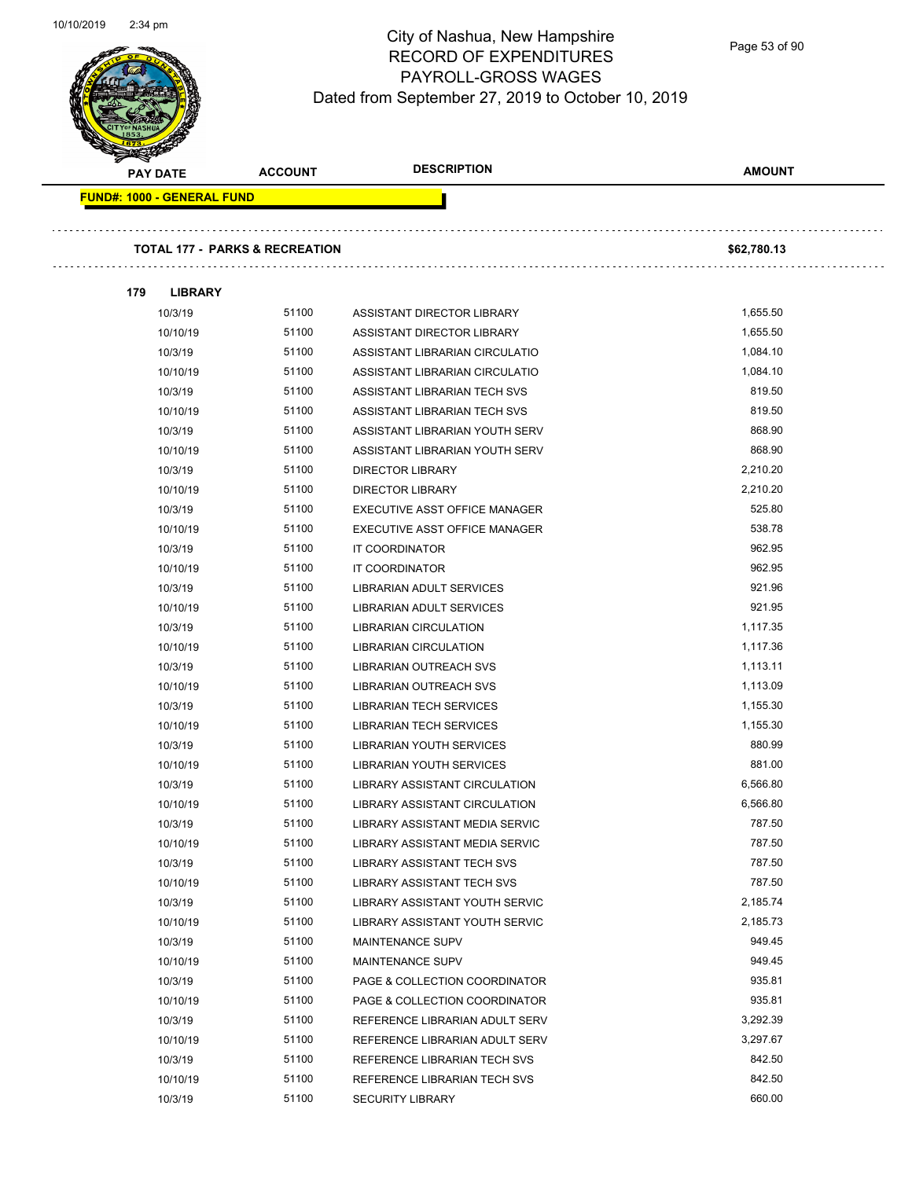# City of Nashua, New Hampshire
## RECORD OF EXPENDITURES
## PAYROLL-GROSS WAGES
### Dated from September 27, 2019 to October 10, 2019

| PAY DATE | ACCOUNT | DESCRIPTION | AMOUNT |
|---|---|---|---|
| **FUND#: 1000 - GENERAL FUND** | | | |
| **TOTAL 177 - PARKS & RECREATION** | | | **$62,780.13** |
| **179 LIBRARY** | | | |
| 10/3/19 | 51100 | ASSISTANT DIRECTOR LIBRARY | 1,655.50 |
| 10/10/19 | 51100 | ASSISTANT DIRECTOR LIBRARY | 1,655.50 |
| 10/3/19 | 51100 | ASSISTANT LIBRARIAN CIRCULATIO | 1,084.10 |
| 10/10/19 | 51100 | ASSISTANT LIBRARIAN CIRCULATIO | 1,084.10 |
| 10/3/19 | 51100 | ASSISTANT LIBRARIAN TECH SVS | 819.50 |
| 10/10/19 | 51100 | ASSISTANT LIBRARIAN TECH SVS | 819.50 |
| 10/3/19 | 51100 | ASSISTANT LIBRARIAN YOUTH SERV | 868.90 |
| 10/10/19 | 51100 | ASSISTANT LIBRARIAN YOUTH SERV | 868.90 |
| 10/3/19 | 51100 | DIRECTOR LIBRARY | 2,210.20 |
| 10/10/19 | 51100 | DIRECTOR LIBRARY | 2,210.20 |
| 10/3/19 | 51100 | EXECUTIVE ASST OFFICE MANAGER | 525.80 |
| 10/10/19 | 51100 | EXECUTIVE ASST OFFICE MANAGER | 538.78 |
| 10/3/19 | 51100 | IT COORDINATOR | 962.95 |
| 10/10/19 | 51100 | IT COORDINATOR | 962.95 |
| 10/3/19 | 51100 | LIBRARIAN ADULT SERVICES | 921.96 |
| 10/10/19 | 51100 | LIBRARIAN ADULT SERVICES | 921.95 |
| 10/3/19 | 51100 | LIBRARIAN CIRCULATION | 1,117.35 |
| 10/10/19 | 51100 | LIBRARIAN CIRCULATION | 1,117.36 |
| 10/3/19 | 51100 | LIBRARIAN OUTREACH SVS | 1,113.11 |
| 10/10/19 | 51100 | LIBRARIAN OUTREACH SVS | 1,113.09 |
| 10/3/19 | 51100 | LIBRARIAN TECH SERVICES | 1,155.30 |
| 10/10/19 | 51100 | LIBRARIAN TECH SERVICES | 1,155.30 |
| 10/3/19 | 51100 | LIBRARIAN YOUTH SERVICES | 880.99 |
| 10/10/19 | 51100 | LIBRARIAN YOUTH SERVICES | 881.00 |
| 10/3/19 | 51100 | LIBRARY ASSISTANT CIRCULATION | 6,566.80 |
| 10/10/19 | 51100 | LIBRARY ASSISTANT CIRCULATION | 6,566.80 |
| 10/3/19 | 51100 | LIBRARY ASSISTANT MEDIA SERVIC | 787.50 |
| 10/10/19 | 51100 | LIBRARY ASSISTANT MEDIA SERVIC | 787.50 |
| 10/3/19 | 51100 | LIBRARY ASSISTANT TECH SVS | 787.50 |
| 10/10/19 | 51100 | LIBRARY ASSISTANT TECH SVS | 787.50 |
| 10/3/19 | 51100 | LIBRARY ASSISTANT YOUTH SERVIC | 2,185.74 |
| 10/10/19 | 51100 | LIBRARY ASSISTANT YOUTH SERVIC | 2,185.73 |
| 10/3/19 | 51100 | MAINTENANCE SUPV | 949.45 |
| 10/10/19 | 51100 | MAINTENANCE SUPV | 949.45 |
| 10/3/19 | 51100 | PAGE & COLLECTION COORDINATOR | 935.81 |
| 10/10/19 | 51100 | PAGE & COLLECTION COORDINATOR | 935.81 |
| 10/3/19 | 51100 | REFERENCE LIBRARIAN ADULT SERV | 3,292.39 |
| 10/10/19 | 51100 | REFERENCE LIBRARIAN ADULT SERV | 3,297.67 |
| 10/3/19 | 51100 | REFERENCE LIBRARIAN TECH SVS | 842.50 |
| 10/10/19 | 51100 | REFERENCE LIBRARIAN TECH SVS | 842.50 |
| 10/3/19 | 51100 | SECURITY LIBRARY | 660.00 |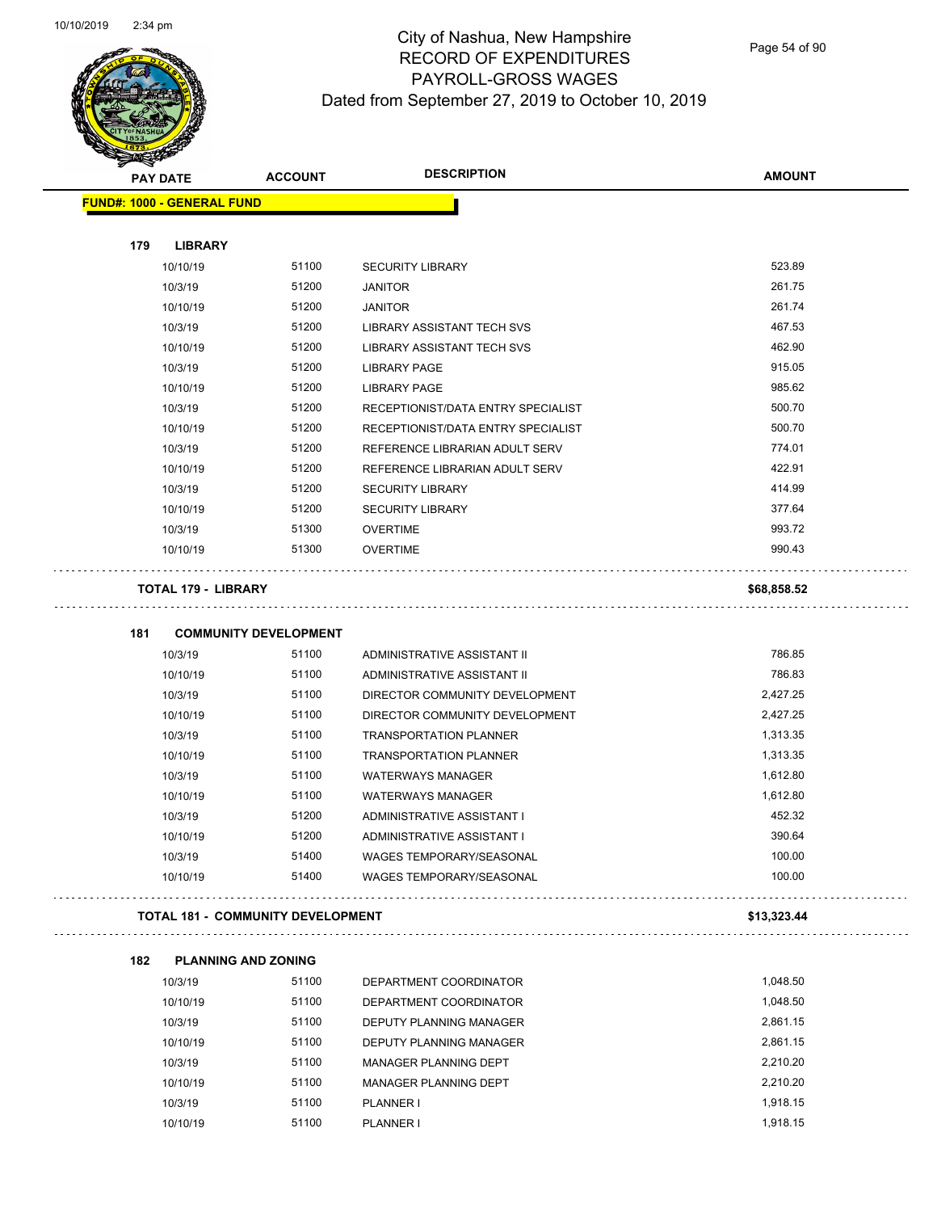# City of Nashua, New Hampshire
## RECORD OF EXPENDITURES
## PAYROLL-GROSS WAGES
### Dated from September 27, 2019 to October 10, 2019

| PAY DATE | ACCOUNT | DESCRIPTION | AMOUNT |
|---|---|---|---|
| **FUND#: 1000 - GENERAL FUND** | | | |
| **179 LIBRARY** | | | |
| 10/10/19 | 51100 | SECURITY LIBRARY | 523.89 |
| 10/3/19 | 51200 | JANITOR | 261.75 |
| 10/10/19 | 51200 | JANITOR | 261.74 |
| 10/3/19 | 51200 | LIBRARY ASSISTANT TECH SVS | 467.53 |
| 10/10/19 | 51200 | LIBRARY ASSISTANT TECH SVS | 462.90 |
| 10/3/19 | 51200 | LIBRARY PAGE | 915.05 |
| 10/10/19 | 51200 | LIBRARY PAGE | 985.62 |
| 10/3/19 | 51200 | RECEPTIONIST/DATA ENTRY SPECIALIST | 500.70 |
| 10/10/19 | 51200 | RECEPTIONIST/DATA ENTRY SPECIALIST | 500.70 |
| 10/3/19 | 51200 | REFERENCE LIBRARIAN ADULT SERV | 774.01 |
| 10/10/19 | 51200 | REFERENCE LIBRARIAN ADULT SERV | 422.91 |
| 10/3/19 | 51200 | SECURITY LIBRARY | 414.99 |
| 10/10/19 | 51200 | SECURITY LIBRARY | 377.64 |
| 10/3/19 | 51300 | OVERTIME | 993.72 |
| 10/10/19 | 51300 | OVERTIME | 990.43 |
| **TOTAL 179 - LIBRARY** | | | **$68,858.52** |
| **181 COMMUNITY DEVELOPMENT** | | | |
| 10/3/19 | 51100 | ADMINISTRATIVE ASSISTANT II | 786.85 |
| 10/10/19 | 51100 | ADMINISTRATIVE ASSISTANT II | 786.83 |
| 10/3/19 | 51100 | DIRECTOR COMMUNITY DEVELOPMENT | 2,427.25 |
| 10/10/19 | 51100 | DIRECTOR COMMUNITY DEVELOPMENT | 2,427.25 |
| 10/3/19 | 51100 | TRANSPORTATION PLANNER | 1,313.35 |
| 10/10/19 | 51100 | TRANSPORTATION PLANNER | 1,313.35 |
| 10/3/19 | 51100 | WATERWAYS MANAGER | 1,612.80 |
| 10/10/19 | 51100 | WATERWAYS MANAGER | 1,612.80 |
| 10/3/19 | 51200 | ADMINISTRATIVE ASSISTANT I | 452.32 |
| 10/10/19 | 51200 | ADMINISTRATIVE ASSISTANT I | 390.64 |
| 10/3/19 | 51400 | WAGES TEMPORARY/SEASONAL | 100.00 |
| 10/10/19 | 51400 | WAGES TEMPORARY/SEASONAL | 100.00 |
| **TOTAL 181 - COMMUNITY DEVELOPMENT** | | | **$13,323.44** |
| **182 PLANNING AND ZONING** | | | |
| 10/3/19 | 51100 | DEPARTMENT COORDINATOR | 1,048.50 |
| 10/10/19 | 51100 | DEPARTMENT COORDINATOR | 1,048.50 |
| 10/3/19 | 51100 | DEPUTY PLANNING MANAGER | 2,861.15 |
| 10/10/19 | 51100 | DEPUTY PLANNING MANAGER | 2,861.15 |
| 10/3/19 | 51100 | MANAGER PLANNING DEPT | 2,210.20 |
| 10/10/19 | 51100 | MANAGER PLANNING DEPT | 2,210.20 |
| 10/3/19 | 51100 | PLANNER I | 1,918.15 |
| 10/10/19 | 51100 | PLANNER I | 1,918.15 |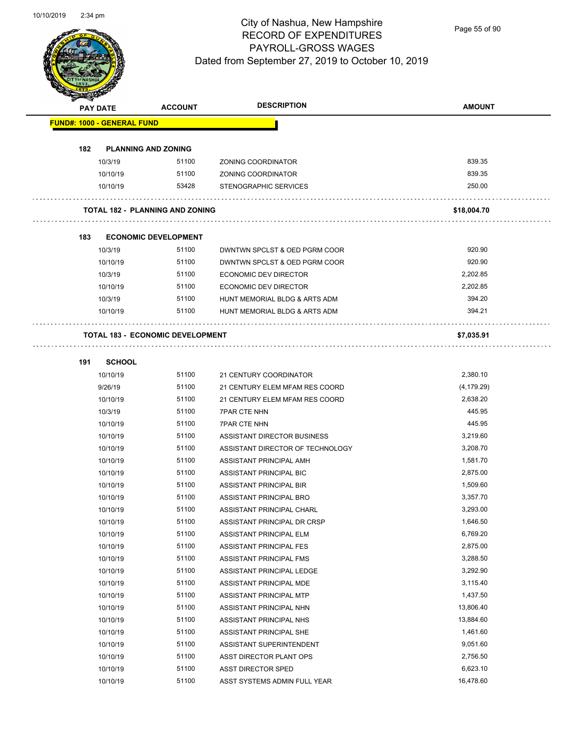# City of Nashua, New Hampshire
## RECORD OF EXPENDITURES
## PAYROLL-GROSS WAGES
### Dated from September 27, 2019 to October 10, 2019

| PAY DATE | ACCOUNT | DESCRIPTION | AMOUNT |
|---|---|---|---|
| **FUND#: 1000 - GENERAL FUND** | | | |
| **182 PLANNING AND ZONING** | | | |
| 10/3/19 | 51100 | ZONING COORDINATOR | 839.35 |
| 10/10/19 | 51100 | ZONING COORDINATOR | 839.35 |
| 10/10/19 | 53428 | STENOGRAPHIC SERVICES | 250.00 |
| **TOTAL 182 - PLANNING AND ZONING** | | | **$18,004.70** |
| **183 ECONOMIC DEVELOPMENT** | | | |
| 10/3/19 | 51100 | DWNTWN SPCLST & OED PGRM COOR | 920.90 |
| 10/10/19 | 51100 | DWNTWN SPCLST & OED PGRM COOR | 920.90 |
| 10/3/19 | 51100 | ECONOMIC DEV DIRECTOR | 2,202.85 |
| 10/10/19 | 51100 | ECONOMIC DEV DIRECTOR | 2,202.85 |
| 10/3/19 | 51100 | HUNT MEMORIAL BLDG & ARTS ADM | 394.20 |
| 10/10/19 | 51100 | HUNT MEMORIAL BLDG & ARTS ADM | 394.21 |
| **TOTAL 183 - ECONOMIC DEVELOPMENT** | | | **$7,035.91** |
| **191 SCHOOL** | | | |
| 10/10/19 | 51100 | 21 CENTURY COORDINATOR | 2,380.10 |
| 9/26/19 | 51100 | 21 CENTURY ELEM MFAM RES COORD | (4,179.29) |
| 10/10/19 | 51100 | 21 CENTURY ELEM MFAM RES COORD | 2,638.20 |
| 10/3/19 | 51100 | 7PAR CTE NHN | 445.95 |
| 10/10/19 | 51100 | 7PAR CTE NHN | 445.95 |
| 10/10/19 | 51100 | ASSISTANT DIRECTOR BUSINESS | 3,219.60 |
| 10/10/19 | 51100 | ASSISTANT DIRECTOR OF TECHNOLOGY | 3,208.70 |
| 10/10/19 | 51100 | ASSISTANT PRINCIPAL AMH | 1,581.70 |
| 10/10/19 | 51100 | ASSISTANT PRINCIPAL BIC | 2,875.00 |
| 10/10/19 | 51100 | ASSISTANT PRINCIPAL BIR | 1,509.60 |
| 10/10/19 | 51100 | ASSISTANT PRINCIPAL BRO | 3,357.70 |
| 10/10/19 | 51100 | ASSISTANT PRINCIPAL CHARL | 3,293.00 |
| 10/10/19 | 51100 | ASSISTANT PRINCIPAL DR CRSP | 1,646.50 |
| 10/10/19 | 51100 | ASSISTANT PRINCIPAL ELM | 6,769.20 |
| 10/10/19 | 51100 | ASSISTANT PRINCIPAL FES | 2,875.00 |
| 10/10/19 | 51100 | ASSISTANT PRINCIPAL FMS | 3,288.50 |
| 10/10/19 | 51100 | ASSISTANT PRINCIPAL LEDGE | 3,292.90 |
| 10/10/19 | 51100 | ASSISTANT PRINCIPAL MDE | 3,115.40 |
| 10/10/19 | 51100 | ASSISTANT PRINCIPAL MTP | 1,437.50 |
| 10/10/19 | 51100 | ASSISTANT PRINCIPAL NHN | 13,806.40 |
| 10/10/19 | 51100 | ASSISTANT PRINCIPAL NHS | 13,884.60 |
| 10/10/19 | 51100 | ASSISTANT PRINCIPAL SHE | 1,461.60 |
| 10/10/19 | 51100 | ASSISTANT SUPERINTENDENT | 9,051.60 |
| 10/10/19 | 51100 | ASST DIRECTOR PLANT OPS | 2,756.50 |
| 10/10/19 | 51100 | ASST DIRECTOR SPED | 6,623.10 |
| 10/10/19 | 51100 | ASST SYSTEMS ADMIN FULL YEAR | 16,478.60 |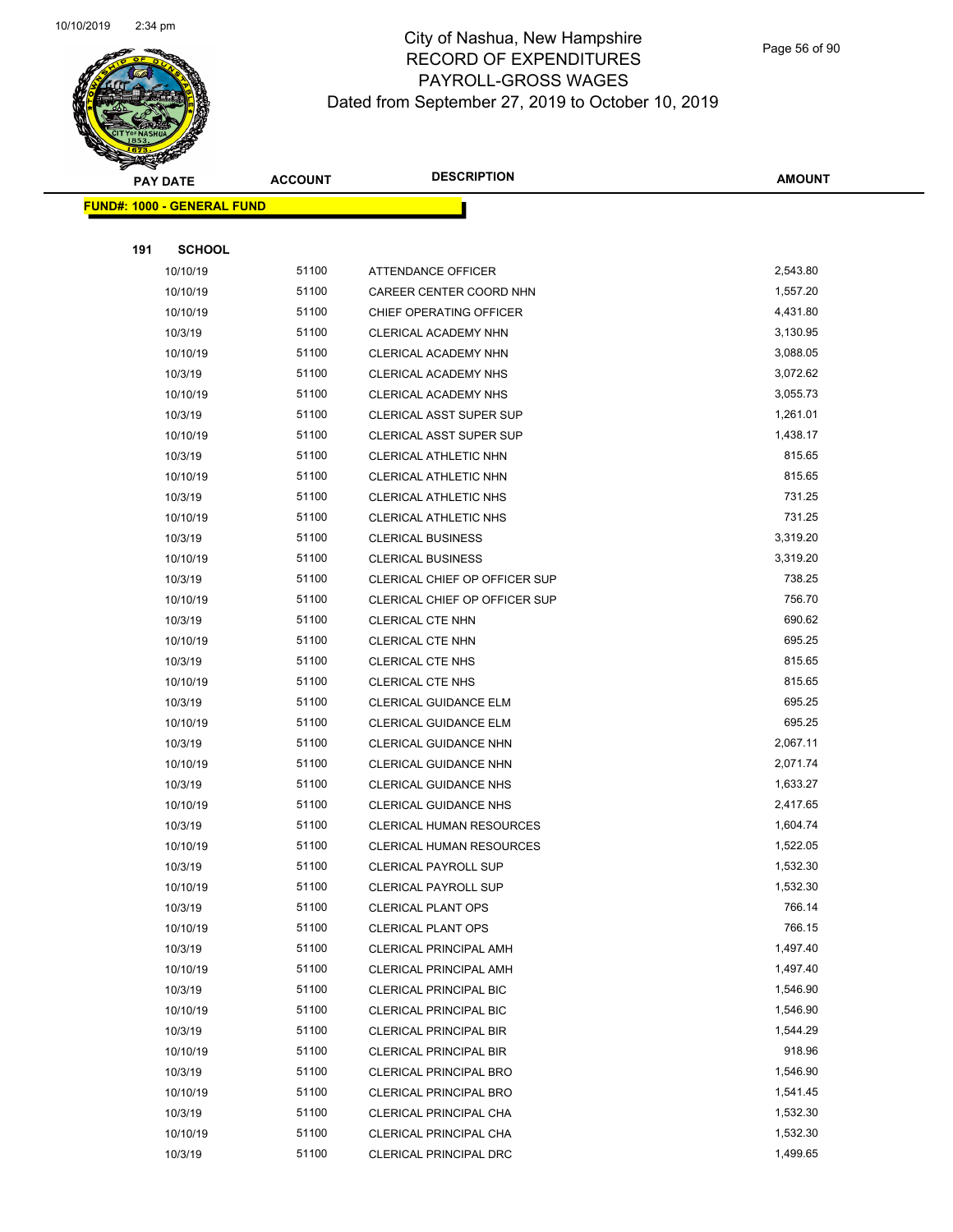# City of Nashua, New Hampshire
## RECORD OF EXPENDITURES
## PAYROLL-GROSS WAGES
### Dated from September 27, 2019 to October 10, 2019

| PAY DATE | ACCOUNT | DESCRIPTION | AMOUNT |
|---|---|---|---|
| **FUND#: 1000 - GENERAL FUND** | | | |
| **191 SCHOOL** | | | |
| 10/10/19 | 51100 | ATTENDANCE OFFICER | 2,543.80 |
| 10/10/19 | 51100 | CAREER CENTER COORD NHN | 1,557.20 |
| 10/10/19 | 51100 | CHIEF OPERATING OFFICER | 4,431.80 |
| 10/3/19 | 51100 | CLERICAL ACADEMY NHN | 3,130.95 |
| 10/10/19 | 51100 | CLERICAL ACADEMY NHN | 3,088.05 |
| 10/3/19 | 51100 | CLERICAL ACADEMY NHS | 3,072.62 |
| 10/10/19 | 51100 | CLERICAL ACADEMY NHS | 3,055.73 |
| 10/3/19 | 51100 | CLERICAL ASST SUPER SUP | 1,261.01 |
| 10/10/19 | 51100 | CLERICAL ASST SUPER SUP | 1,438.17 |
| 10/3/19 | 51100 | CLERICAL ATHLETIC NHN | 815.65 |
| 10/10/19 | 51100 | CLERICAL ATHLETIC NHN | 815.65 |
| 10/3/19 | 51100 | CLERICAL ATHLETIC NHS | 731.25 |
| 10/10/19 | 51100 | CLERICAL ATHLETIC NHS | 731.25 |
| 10/3/19 | 51100 | CLERICAL BUSINESS | 3,319.20 |
| 10/10/19 | 51100 | CLERICAL BUSINESS | 3,319.20 |
| 10/3/19 | 51100 | CLERICAL CHIEF OP OFFICER SUP | 738.25 |
| 10/10/19 | 51100 | CLERICAL CHIEF OP OFFICER SUP | 756.70 |
| 10/3/19 | 51100 | CLERICAL CTE NHN | 690.62 |
| 10/10/19 | 51100 | CLERICAL CTE NHN | 695.25 |
| 10/3/19 | 51100 | CLERICAL CTE NHS | 815.65 |
| 10/10/19 | 51100 | CLERICAL CTE NHS | 815.65 |
| 10/3/19 | 51100 | CLERICAL GUIDANCE ELM | 695.25 |
| 10/10/19 | 51100 | CLERICAL GUIDANCE ELM | 695.25 |
| 10/3/19 | 51100 | CLERICAL GUIDANCE NHN | 2,067.11 |
| 10/10/19 | 51100 | CLERICAL GUIDANCE NHN | 2,071.74 |
| 10/3/19 | 51100 | CLERICAL GUIDANCE NHS | 1,633.27 |
| 10/10/19 | 51100 | CLERICAL GUIDANCE NHS | 2,417.65 |
| 10/3/19 | 51100 | CLERICAL HUMAN RESOURCES | 1,604.74 |
| 10/10/19 | 51100 | CLERICAL HUMAN RESOURCES | 1,522.05 |
| 10/3/19 | 51100 | CLERICAL PAYROLL SUP | 1,532.30 |
| 10/10/19 | 51100 | CLERICAL PAYROLL SUP | 1,532.30 |
| 10/3/19 | 51100 | CLERICAL PLANT OPS | 766.14 |
| 10/10/19 | 51100 | CLERICAL PLANT OPS | 766.15 |
| 10/3/19 | 51100 | CLERICAL PRINCIPAL AMH | 1,497.40 |
| 10/10/19 | 51100 | CLERICAL PRINCIPAL AMH | 1,497.40 |
| 10/3/19 | 51100 | CLERICAL PRINCIPAL BIC | 1,546.90 |
| 10/10/19 | 51100 | CLERICAL PRINCIPAL BIC | 1,546.90 |
| 10/3/19 | 51100 | CLERICAL PRINCIPAL BIR | 1,544.29 |
| 10/10/19 | 51100 | CLERICAL PRINCIPAL BIR | 918.96 |
| 10/3/19 | 51100 | CLERICAL PRINCIPAL BRO | 1,546.90 |
| 10/10/19 | 51100 | CLERICAL PRINCIPAL BRO | 1,541.45 |
| 10/3/19 | 51100 | CLERICAL PRINCIPAL CHA | 1,532.30 |
| 10/10/19 | 51100 | CLERICAL PRINCIPAL CHA | 1,532.30 |
| 10/3/19 | 51100 | CLERICAL PRINCIPAL DRC | 1,499.65 |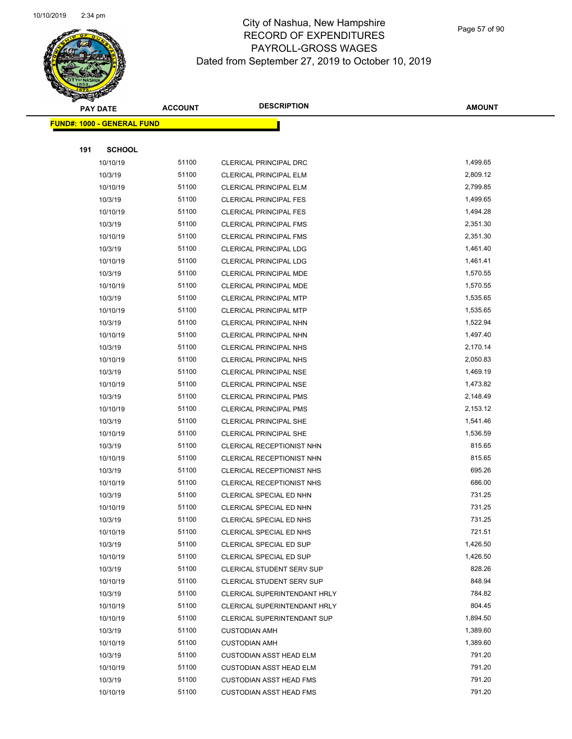# City of Nashua, New Hampshire
## RECORD OF EXPENDITURES
## PAYROLL-GROSS WAGES
## Dated from September 27, 2019 to October 10, 2019

| PAY DATE | ACCOUNT | DESCRIPTION | AMOUNT |
|---|---|---|---|

**FUND#: 1000 - GENERAL FUND**

**191 SCHOOL**

| PAY DATE | ACCOUNT | DESCRIPTION | AMOUNT |
|---|---|---|---|
| 10/10/19 | 51100 | CLERICAL PRINCIPAL DRC | 1,499.65 |
| 10/3/19 | 51100 | CLERICAL PRINCIPAL ELM | 2,809.12 |
| 10/10/19 | 51100 | CLERICAL PRINCIPAL ELM | 2,799.85 |
| 10/3/19 | 51100 | CLERICAL PRINCIPAL FES | 1,499.65 |
| 10/10/19 | 51100 | CLERICAL PRINCIPAL FES | 1,494.28 |
| 10/3/19 | 51100 | CLERICAL PRINCIPAL FMS | 2,351.30 |
| 10/10/19 | 51100 | CLERICAL PRINCIPAL FMS | 2,351.30 |
| 10/3/19 | 51100 | CLERICAL PRINCIPAL LDG | 1,461.40 |
| 10/10/19 | 51100 | CLERICAL PRINCIPAL LDG | 1,461.41 |
| 10/3/19 | 51100 | CLERICAL PRINCIPAL MDE | 1,570.55 |
| 10/10/19 | 51100 | CLERICAL PRINCIPAL MDE | 1,570.55 |
| 10/3/19 | 51100 | CLERICAL PRINCIPAL MTP | 1,535.65 |
| 10/10/19 | 51100 | CLERICAL PRINCIPAL MTP | 1,535.65 |
| 10/3/19 | 51100 | CLERICAL PRINCIPAL NHN | 1,522.94 |
| 10/10/19 | 51100 | CLERICAL PRINCIPAL NHN | 1,497.40 |
| 10/3/19 | 51100 | CLERICAL PRINCIPAL NHS | 2,170.14 |
| 10/10/19 | 51100 | CLERICAL PRINCIPAL NHS | 2,050.83 |
| 10/3/19 | 51100 | CLERICAL PRINCIPAL NSE | 1,469.19 |
| 10/10/19 | 51100 | CLERICAL PRINCIPAL NSE | 1,473.82 |
| 10/3/19 | 51100 | CLERICAL PRINCIPAL PMS | 2,148.49 |
| 10/10/19 | 51100 | CLERICAL PRINCIPAL PMS | 2,153.12 |
| 10/3/19 | 51100 | CLERICAL PRINCIPAL SHE | 1,541.46 |
| 10/10/19 | 51100 | CLERICAL PRINCIPAL SHE | 1,536.59 |
| 10/3/19 | 51100 | CLERICAL RECEPTIONIST NHN | 815.65 |
| 10/10/19 | 51100 | CLERICAL RECEPTIONIST NHN | 815.65 |
| 10/3/19 | 51100 | CLERICAL RECEPTIONIST NHS | 695.26 |
| 10/10/19 | 51100 | CLERICAL RECEPTIONIST NHS | 686.00 |
| 10/3/19 | 51100 | CLERICAL SPECIAL ED NHN | 731.25 |
| 10/10/19 | 51100 | CLERICAL SPECIAL ED NHN | 731.25 |
| 10/3/19 | 51100 | CLERICAL SPECIAL ED NHS | 731.25 |
| 10/10/19 | 51100 | CLERICAL SPECIAL ED NHS | 721.51 |
| 10/3/19 | 51100 | CLERICAL SPECIAL ED SUP | 1,426.50 |
| 10/10/19 | 51100 | CLERICAL SPECIAL ED SUP | 1,426.50 |
| 10/3/19 | 51100 | CLERICAL STUDENT SERV SUP | 828.26 |
| 10/10/19 | 51100 | CLERICAL STUDENT SERV SUP | 848.94 |
| 10/3/19 | 51100 | CLERICAL SUPERINTENDANT HRLY | 784.82 |
| 10/10/19 | 51100 | CLERICAL SUPERINTENDANT HRLY | 804.45 |
| 10/10/19 | 51100 | CLERICAL SUPERINTENDANT SUP | 1,894.50 |
| 10/3/19 | 51100 | CUSTODIAN AMH | 1,389.60 |
| 10/10/19 | 51100 | CUSTODIAN AMH | 1,389.60 |
| 10/3/19 | 51100 | CUSTODIAN ASST HEAD ELM | 791.20 |
| 10/10/19 | 51100 | CUSTODIAN ASST HEAD ELM | 791.20 |
| 10/3/19 | 51100 | CUSTODIAN ASST HEAD FMS | 791.20 |
| 10/10/19 | 51100 | CUSTODIAN ASST HEAD FMS | 791.20 |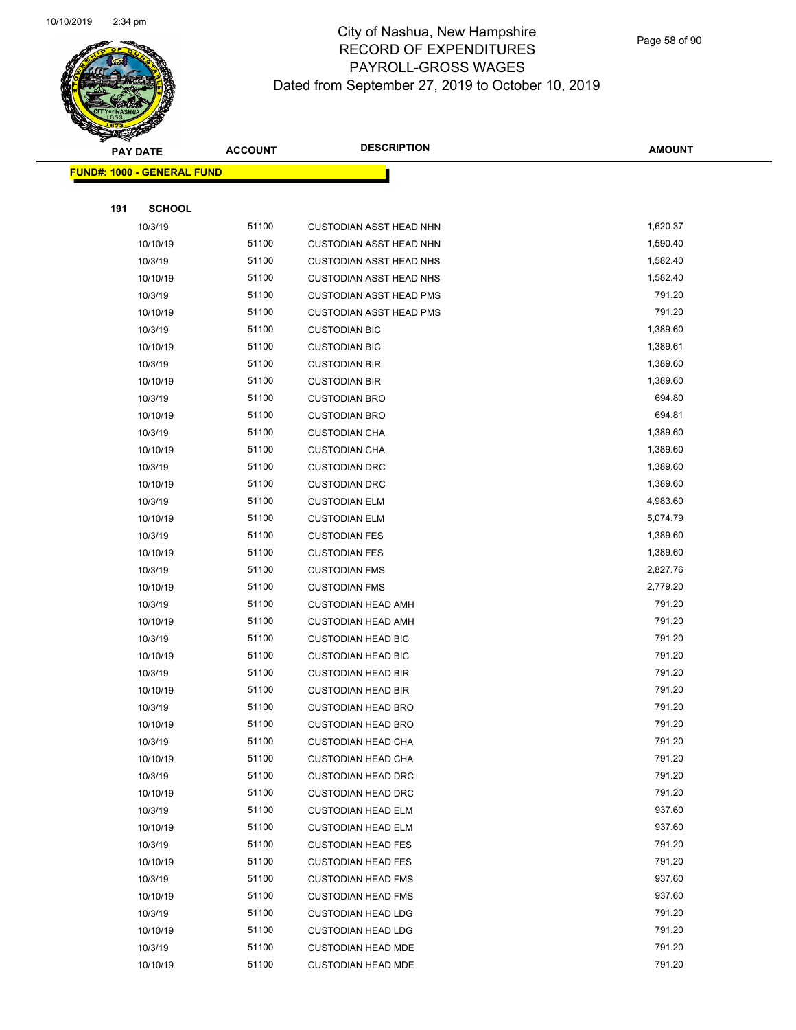# City of Nashua, New Hampshire
# RECORD OF EXPENDITURES
# PAYROLL-GROSS WAGES
Dated from September 27, 2019 to October 10, 2019

| PAY DATE | ACCOUNT | DESCRIPTION | AMOUNT |
|---|---|---|---|
| **FUND#: 1000 - GENERAL FUND** | | | |
| **191 SCHOOL** | | | |
| 10/3/19 | 51100 | CUSTODIAN ASST HEAD NHN | 1,620.37 |
| 10/10/19 | 51100 | CUSTODIAN ASST HEAD NHN | 1,590.40 |
| 10/3/19 | 51100 | CUSTODIAN ASST HEAD NHS | 1,582.40 |
| 10/10/19 | 51100 | CUSTODIAN ASST HEAD NHS | 1,582.40 |
| 10/3/19 | 51100 | CUSTODIAN ASST HEAD PMS | 791.20 |
| 10/10/19 | 51100 | CUSTODIAN ASST HEAD PMS | 791.20 |
| 10/3/19 | 51100 | CUSTODIAN BIC | 1,389.60 |
| 10/10/19 | 51100 | CUSTODIAN BIC | 1,389.61 |
| 10/3/19 | 51100 | CUSTODIAN BIR | 1,389.60 |
| 10/10/19 | 51100 | CUSTODIAN BIR | 1,389.60 |
| 10/3/19 | 51100 | CUSTODIAN BRO | 694.80 |
| 10/10/19 | 51100 | CUSTODIAN BRO | 694.81 |
| 10/3/19 | 51100 | CUSTODIAN CHA | 1,389.60 |
| 10/10/19 | 51100 | CUSTODIAN CHA | 1,389.60 |
| 10/3/19 | 51100 | CUSTODIAN DRC | 1,389.60 |
| 10/10/19 | 51100 | CUSTODIAN DRC | 1,389.60 |
| 10/3/19 | 51100 | CUSTODIAN ELM | 4,983.60 |
| 10/10/19 | 51100 | CUSTODIAN ELM | 5,074.79 |
| 10/3/19 | 51100 | CUSTODIAN FES | 1,389.60 |
| 10/10/19 | 51100 | CUSTODIAN FES | 1,389.60 |
| 10/3/19 | 51100 | CUSTODIAN FMS | 2,827.76 |
| 10/10/19 | 51100 | CUSTODIAN FMS | 2,779.20 |
| 10/3/19 | 51100 | CUSTODIAN HEAD AMH | 791.20 |
| 10/10/19 | 51100 | CUSTODIAN HEAD AMH | 791.20 |
| 10/3/19 | 51100 | CUSTODIAN HEAD BIC | 791.20 |
| 10/10/19 | 51100 | CUSTODIAN HEAD BIC | 791.20 |
| 10/3/19 | 51100 | CUSTODIAN HEAD BIR | 791.20 |
| 10/10/19 | 51100 | CUSTODIAN HEAD BIR | 791.20 |
| 10/3/19 | 51100 | CUSTODIAN HEAD BRO | 791.20 |
| 10/10/19 | 51100 | CUSTODIAN HEAD BRO | 791.20 |
| 10/3/19 | 51100 | CUSTODIAN HEAD CHA | 791.20 |
| 10/10/19 | 51100 | CUSTODIAN HEAD CHA | 791.20 |
| 10/3/19 | 51100 | CUSTODIAN HEAD DRC | 791.20 |
| 10/10/19 | 51100 | CUSTODIAN HEAD DRC | 791.20 |
| 10/3/19 | 51100 | CUSTODIAN HEAD ELM | 937.60 |
| 10/10/19 | 51100 | CUSTODIAN HEAD ELM | 937.60 |
| 10/3/19 | 51100 | CUSTODIAN HEAD FES | 791.20 |
| 10/10/19 | 51100 | CUSTODIAN HEAD FES | 791.20 |
| 10/3/19 | 51100 | CUSTODIAN HEAD FMS | 937.60 |
| 10/10/19 | 51100 | CUSTODIAN HEAD FMS | 937.60 |
| 10/3/19 | 51100 | CUSTODIAN HEAD LDG | 791.20 |
| 10/10/19 | 51100 | CUSTODIAN HEAD LDG | 791.20 |
| 10/3/19 | 51100 | CUSTODIAN HEAD MDE | 791.20 |
| 10/10/19 | 51100 | CUSTODIAN HEAD MDE | 791.20 |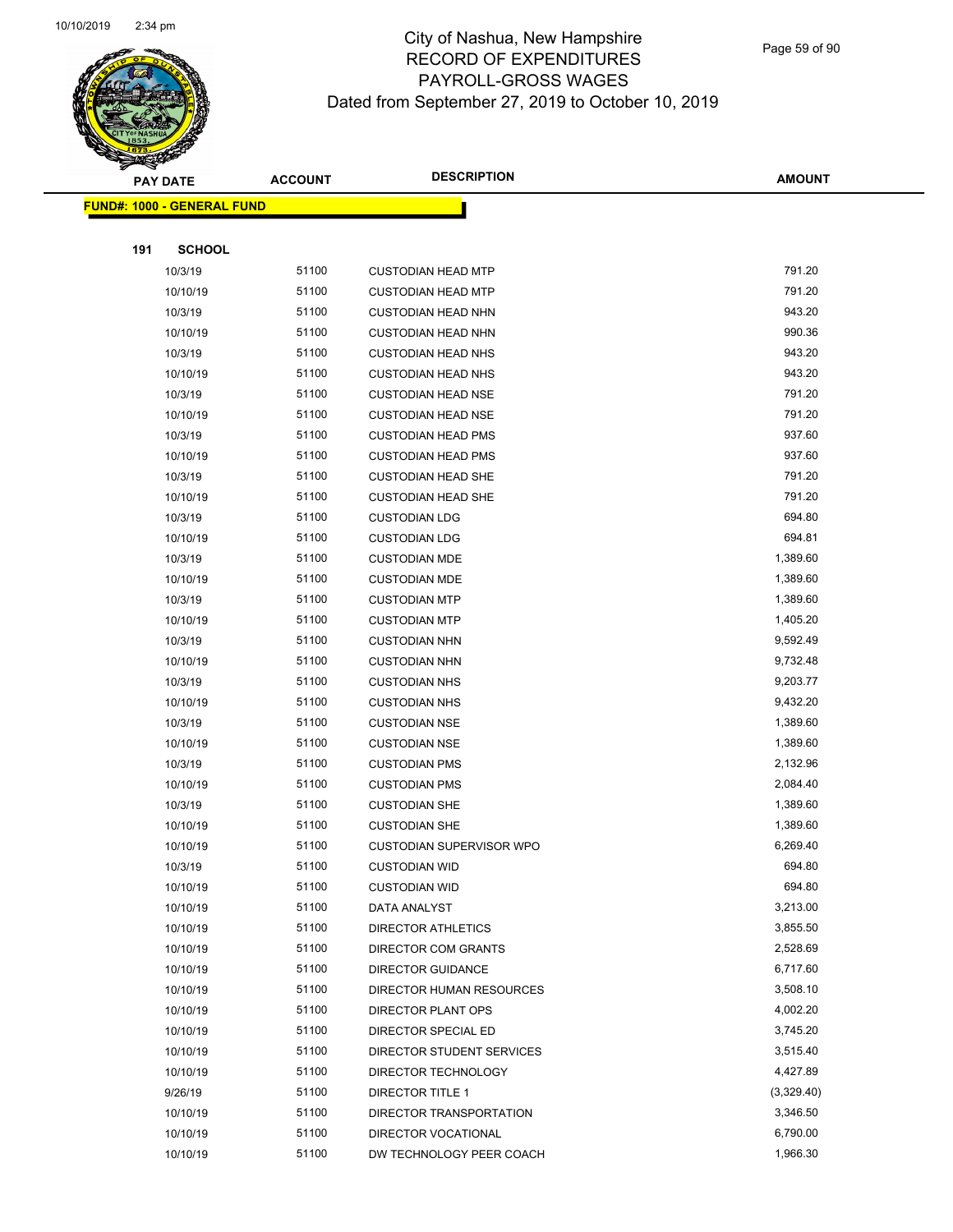# City of Nashua, New Hampshire
## RECORD OF EXPENDITURES
## PAYROLL-GROSS WAGES
## Dated from September 27, 2019 to October 10, 2019

| PAY DATE | ACCOUNT | DESCRIPTION | AMOUNT |
|---|---|---|---|
| **FUND#: 1000 - GENERAL FUND** | | | |
| **191 SCHOOL** | | | |
| 10/3/19 | 51100 | CUSTODIAN HEAD MTP | 791.20 |
| 10/10/19 | 51100 | CUSTODIAN HEAD MTP | 791.20 |
| 10/3/19 | 51100 | CUSTODIAN HEAD NHN | 943.20 |
| 10/10/19 | 51100 | CUSTODIAN HEAD NHN | 990.36 |
| 10/3/19 | 51100 | CUSTODIAN HEAD NHS | 943.20 |
| 10/10/19 | 51100 | CUSTODIAN HEAD NHS | 943.20 |
| 10/3/19 | 51100 | CUSTODIAN HEAD NSE | 791.20 |
| 10/10/19 | 51100 | CUSTODIAN HEAD NSE | 791.20 |
| 10/3/19 | 51100 | CUSTODIAN HEAD PMS | 937.60 |
| 10/10/19 | 51100 | CUSTODIAN HEAD PMS | 937.60 |
| 10/3/19 | 51100 | CUSTODIAN HEAD SHE | 791.20 |
| 10/10/19 | 51100 | CUSTODIAN HEAD SHE | 791.20 |
| 10/3/19 | 51100 | CUSTODIAN LDG | 694.80 |
| 10/10/19 | 51100 | CUSTODIAN LDG | 694.81 |
| 10/3/19 | 51100 | CUSTODIAN MDE | 1,389.60 |
| 10/10/19 | 51100 | CUSTODIAN MDE | 1,389.60 |
| 10/3/19 | 51100 | CUSTODIAN MTP | 1,389.60 |
| 10/10/19 | 51100 | CUSTODIAN MTP | 1,405.20 |
| 10/3/19 | 51100 | CUSTODIAN NHN | 9,592.49 |
| 10/10/19 | 51100 | CUSTODIAN NHN | 9,732.48 |
| 10/3/19 | 51100 | CUSTODIAN NHS | 9,203.77 |
| 10/10/19 | 51100 | CUSTODIAN NHS | 9,432.20 |
| 10/3/19 | 51100 | CUSTODIAN NSE | 1,389.60 |
| 10/10/19 | 51100 | CUSTODIAN NSE | 1,389.60 |
| 10/3/19 | 51100 | CUSTODIAN PMS | 2,132.96 |
| 10/10/19 | 51100 | CUSTODIAN PMS | 2,084.40 |
| 10/3/19 | 51100 | CUSTODIAN SHE | 1,389.60 |
| 10/10/19 | 51100 | CUSTODIAN SHE | 1,389.60 |
| 10/10/19 | 51100 | CUSTODIAN SUPERVISOR WPO | 6,269.40 |
| 10/3/19 | 51100 | CUSTODIAN WID | 694.80 |
| 10/10/19 | 51100 | CUSTODIAN WID | 694.80 |
| 10/10/19 | 51100 | DATA ANALYST | 3,213.00 |
| 10/10/19 | 51100 | DIRECTOR ATHLETICS | 3,855.50 |
| 10/10/19 | 51100 | DIRECTOR COM GRANTS | 2,528.69 |
| 10/10/19 | 51100 | DIRECTOR GUIDANCE | 6,717.60 |
| 10/10/19 | 51100 | DIRECTOR HUMAN RESOURCES | 3,508.10 |
| 10/10/19 | 51100 | DIRECTOR PLANT OPS | 4,002.20 |
| 10/10/19 | 51100 | DIRECTOR SPECIAL ED | 3,745.20 |
| 10/10/19 | 51100 | DIRECTOR STUDENT SERVICES | 3,515.40 |
| 10/10/19 | 51100 | DIRECTOR TECHNOLOGY | 4,427.89 |
| 9/26/19 | 51100 | DIRECTOR TITLE 1 | (3,329.40) |
| 10/10/19 | 51100 | DIRECTOR TRANSPORTATION | 3,346.50 |
| 10/10/19 | 51100 | DIRECTOR VOCATIONAL | 6,790.00 |
| 10/10/19 | 51100 | DW TECHNOLOGY PEER COACH | 1,966.30 |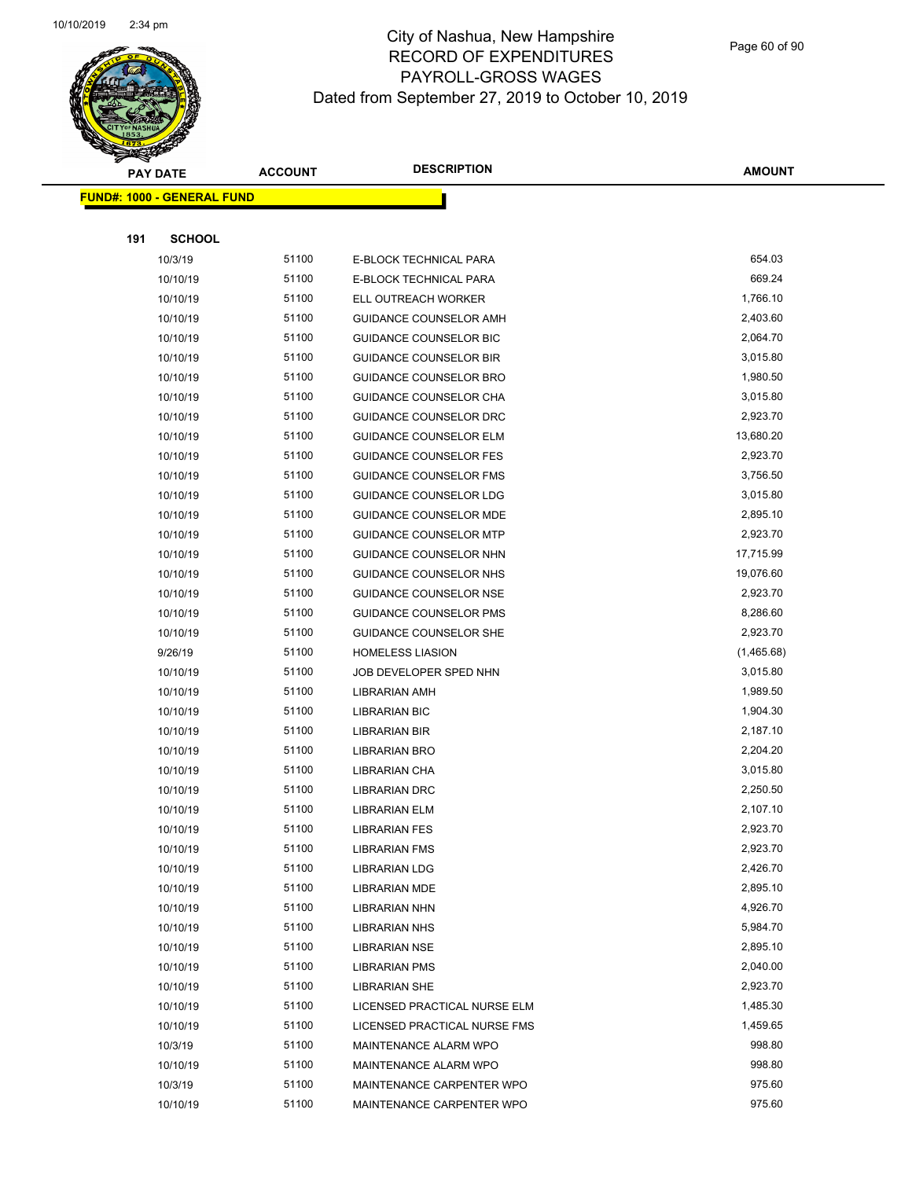# City of Nashua, New Hampshire
## RECORD OF EXPENDITURES
## PAYROLL-GROSS WAGES
### Dated from September 27, 2019 to October 10, 2019

| PAY DATE | ACCOUNT | DESCRIPTION | AMOUNT |
|---|---|---|---|

**FUND#: 1000 - GENERAL FUND**

**191 SCHOOL**

| PAY DATE | ACCOUNT | DESCRIPTION | AMOUNT |
|---|---|---|---|
| 10/3/19 | 51100 | E-BLOCK TECHNICAL PARA | 654.03 |
| 10/10/19 | 51100 | E-BLOCK TECHNICAL PARA | 669.24 |
| 10/10/19 | 51100 | ELL OUTREACH WORKER | 1,766.10 |
| 10/10/19 | 51100 | GUIDANCE COUNSELOR AMH | 2,403.60 |
| 10/10/19 | 51100 | GUIDANCE COUNSELOR BIC | 2,064.70 |
| 10/10/19 | 51100 | GUIDANCE COUNSELOR BIR | 3,015.80 |
| 10/10/19 | 51100 | GUIDANCE COUNSELOR BRO | 1,980.50 |
| 10/10/19 | 51100 | GUIDANCE COUNSELOR CHA | 3,015.80 |
| 10/10/19 | 51100 | GUIDANCE COUNSELOR DRC | 2,923.70 |
| 10/10/19 | 51100 | GUIDANCE COUNSELOR ELM | 13,680.20 |
| 10/10/19 | 51100 | GUIDANCE COUNSELOR FES | 2,923.70 |
| 10/10/19 | 51100 | GUIDANCE COUNSELOR FMS | 3,756.50 |
| 10/10/19 | 51100 | GUIDANCE COUNSELOR LDG | 3,015.80 |
| 10/10/19 | 51100 | GUIDANCE COUNSELOR MDE | 2,895.10 |
| 10/10/19 | 51100 | GUIDANCE COUNSELOR MTP | 2,923.70 |
| 10/10/19 | 51100 | GUIDANCE COUNSELOR NHN | 17,715.99 |
| 10/10/19 | 51100 | GUIDANCE COUNSELOR NHS | 19,076.60 |
| 10/10/19 | 51100 | GUIDANCE COUNSELOR NSE | 2,923.70 |
| 10/10/19 | 51100 | GUIDANCE COUNSELOR PMS | 8,286.60 |
| 10/10/19 | 51100 | GUIDANCE COUNSELOR SHE | 2,923.70 |
| 9/26/19 | 51100 | HOMELESS LIASION | (1,465.68) |
| 10/10/19 | 51100 | JOB DEVELOPER SPED NHN | 3,015.80 |
| 10/10/19 | 51100 | LIBRARIAN AMH | 1,989.50 |
| 10/10/19 | 51100 | LIBRARIAN BIC | 1,904.30 |
| 10/10/19 | 51100 | LIBRARIAN BIR | 2,187.10 |
| 10/10/19 | 51100 | LIBRARIAN BRO | 2,204.20 |
| 10/10/19 | 51100 | LIBRARIAN CHA | 3,015.80 |
| 10/10/19 | 51100 | LIBRARIAN DRC | 2,250.50 |
| 10/10/19 | 51100 | LIBRARIAN ELM | 2,107.10 |
| 10/10/19 | 51100 | LIBRARIAN FES | 2,923.70 |
| 10/10/19 | 51100 | LIBRARIAN FMS | 2,923.70 |
| 10/10/19 | 51100 | LIBRARIAN LDG | 2,426.70 |
| 10/10/19 | 51100 | LIBRARIAN MDE | 2,895.10 |
| 10/10/19 | 51100 | LIBRARIAN NHN | 4,926.70 |
| 10/10/19 | 51100 | LIBRARIAN NHS | 5,984.70 |
| 10/10/19 | 51100 | LIBRARIAN NSE | 2,895.10 |
| 10/10/19 | 51100 | LIBRARIAN PMS | 2,040.00 |
| 10/10/19 | 51100 | LIBRARIAN SHE | 2,923.70 |
| 10/10/19 | 51100 | LICENSED PRACTICAL NURSE ELM | 1,485.30 |
| 10/10/19 | 51100 | LICENSED PRACTICAL NURSE FMS | 1,459.65 |
| 10/3/19 | 51100 | MAINTENANCE ALARM WPO | 998.80 |
| 10/10/19 | 51100 | MAINTENANCE ALARM WPO | 998.80 |
| 10/3/19 | 51100 | MAINTENANCE CARPENTER WPO | 975.60 |
| 10/10/19 | 51100 | MAINTENANCE CARPENTER WPO | 975.60 |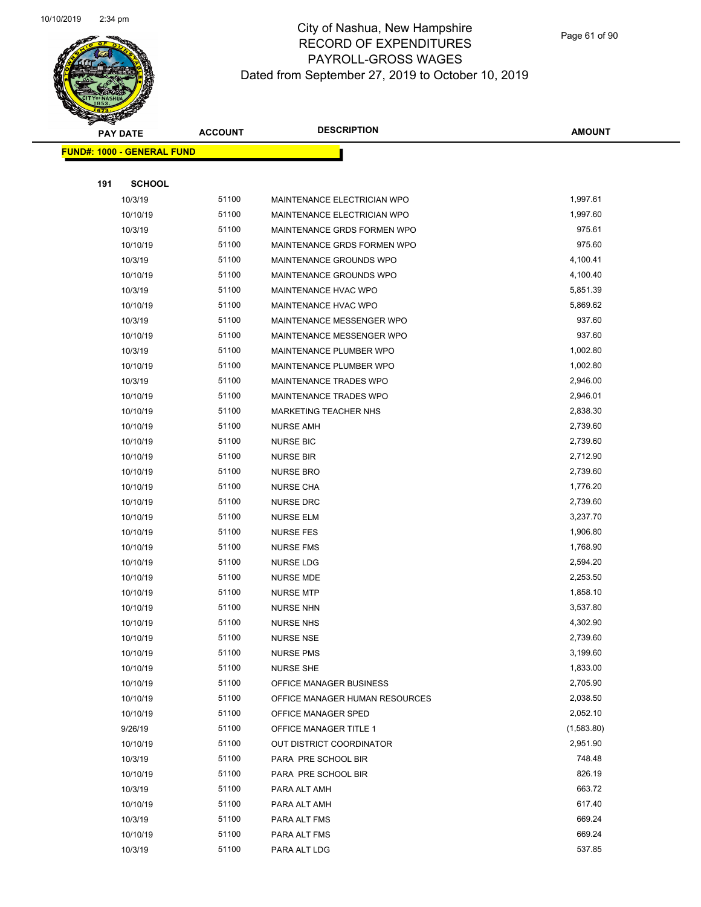# City of Nashua, New Hampshire
## RECORD OF EXPENDITURES
## PAYROLL-GROSS WAGES
### Dated from September 27, 2019 to October 10, 2019

**FUND#: 1000 - GENERAL FUND**

**191 SCHOOL**

| PAY DATE | ACCOUNT | DESCRIPTION | AMOUNT |
|---|---|---|---|
| 10/3/19 | 51100 | MAINTENANCE ELECTRICIAN WPO | 1,997.61 |
| 10/10/19 | 51100 | MAINTENANCE ELECTRICIAN WPO | 1,997.60 |
| 10/3/19 | 51100 | MAINTENANCE GRDS FORMEN WPO | 975.61 |
| 10/10/19 | 51100 | MAINTENANCE GRDS FORMEN WPO | 975.60 |
| 10/3/19 | 51100 | MAINTENANCE GROUNDS WPO | 4,100.41 |
| 10/10/19 | 51100 | MAINTENANCE GROUNDS WPO | 4,100.40 |
| 10/3/19 | 51100 | MAINTENANCE HVAC WPO | 5,851.39 |
| 10/10/19 | 51100 | MAINTENANCE HVAC WPO | 5,869.62 |
| 10/3/19 | 51100 | MAINTENANCE MESSENGER WPO | 937.60 |
| 10/10/19 | 51100 | MAINTENANCE MESSENGER WPO | 937.60 |
| 10/3/19 | 51100 | MAINTENANCE PLUMBER WPO | 1,002.80 |
| 10/10/19 | 51100 | MAINTENANCE PLUMBER WPO | 1,002.80 |
| 10/3/19 | 51100 | MAINTENANCE TRADES WPO | 2,946.00 |
| 10/10/19 | 51100 | MAINTENANCE TRADES WPO | 2,946.01 |
| 10/10/19 | 51100 | MARKETING TEACHER NHS | 2,838.30 |
| 10/10/19 | 51100 | NURSE AMH | 2,739.60 |
| 10/10/19 | 51100 | NURSE BIC | 2,739.60 |
| 10/10/19 | 51100 | NURSE BIR | 2,712.90 |
| 10/10/19 | 51100 | NURSE BRO | 2,739.60 |
| 10/10/19 | 51100 | NURSE CHA | 1,776.20 |
| 10/10/19 | 51100 | NURSE DRC | 2,739.60 |
| 10/10/19 | 51100 | NURSE ELM | 3,237.70 |
| 10/10/19 | 51100 | NURSE FES | 1,906.80 |
| 10/10/19 | 51100 | NURSE FMS | 1,768.90 |
| 10/10/19 | 51100 | NURSE LDG | 2,594.20 |
| 10/10/19 | 51100 | NURSE MDE | 2,253.50 |
| 10/10/19 | 51100 | NURSE MTP | 1,858.10 |
| 10/10/19 | 51100 | NURSE NHN | 3,537.80 |
| 10/10/19 | 51100 | NURSE NHS | 4,302.90 |
| 10/10/19 | 51100 | NURSE NSE | 2,739.60 |
| 10/10/19 | 51100 | NURSE PMS | 3,199.60 |
| 10/10/19 | 51100 | NURSE SHE | 1,833.00 |
| 10/10/19 | 51100 | OFFICE MANAGER BUSINESS | 2,705.90 |
| 10/10/19 | 51100 | OFFICE MANAGER HUMAN RESOURCES | 2,038.50 |
| 10/10/19 | 51100 | OFFICE MANAGER SPED | 2,052.10 |
| 9/26/19 | 51100 | OFFICE MANAGER TITLE 1 | (1,583.80) |
| 10/10/19 | 51100 | OUT DISTRICT COORDINATOR | 2,951.90 |
| 10/3/19 | 51100 | PARA PRE SCHOOL BIR | 748.48 |
| 10/10/19 | 51100 | PARA PRE SCHOOL BIR | 826.19 |
| 10/3/19 | 51100 | PARA ALT AMH | 663.72 |
| 10/10/19 | 51100 | PARA ALT AMH | 617.40 |
| 10/3/19 | 51100 | PARA ALT FMS | 669.24 |
| 10/10/19 | 51100 | PARA ALT FMS | 669.24 |
| 10/3/19 | 51100 | PARA ALT LDG | 537.85 |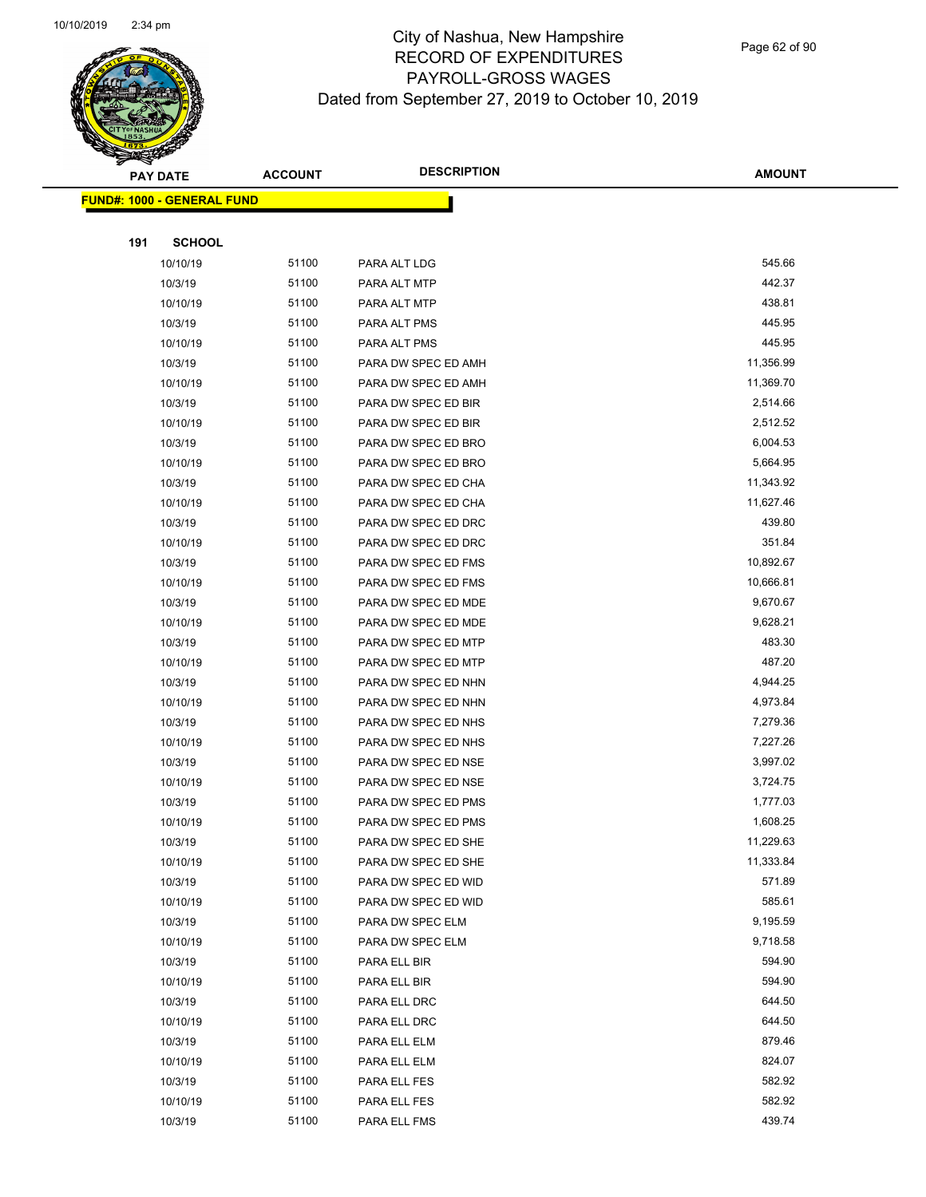# City of Nashua, New Hampshire
# RECORD OF EXPENDITURES
# PAYROLL-GROSS WAGES
# Dated from September 27, 2019 to October 10, 2019

| PAY DATE | ACCOUNT | DESCRIPTION | AMOUNT |
|---|---|---|---|
| **FUND#: 1000 - GENERAL FUND** | | | |
| **191 SCHOOL** | | | |
| 10/10/19 | 51100 | PARA ALT LDG | 545.66 |
| 10/3/19 | 51100 | PARA ALT MTP | 442.37 |
| 10/10/19 | 51100 | PARA ALT MTP | 438.81 |
| 10/3/19 | 51100 | PARA ALT PMS | 445.95 |
| 10/10/19 | 51100 | PARA ALT PMS | 445.95 |
| 10/3/19 | 51100 | PARA DW SPEC ED AMH | 11,356.99 |
| 10/10/19 | 51100 | PARA DW SPEC ED AMH | 11,369.70 |
| 10/3/19 | 51100 | PARA DW SPEC ED BIR | 2,514.66 |
| 10/10/19 | 51100 | PARA DW SPEC ED BIR | 2,512.52 |
| 10/3/19 | 51100 | PARA DW SPEC ED BRO | 6,004.53 |
| 10/10/19 | 51100 | PARA DW SPEC ED BRO | 5,664.95 |
| 10/3/19 | 51100 | PARA DW SPEC ED CHA | 11,343.92 |
| 10/10/19 | 51100 | PARA DW SPEC ED CHA | 11,627.46 |
| 10/3/19 | 51100 | PARA DW SPEC ED DRC | 439.80 |
| 10/10/19 | 51100 | PARA DW SPEC ED DRC | 351.84 |
| 10/3/19 | 51100 | PARA DW SPEC ED FMS | 10,892.67 |
| 10/10/19 | 51100 | PARA DW SPEC ED FMS | 10,666.81 |
| 10/3/19 | 51100 | PARA DW SPEC ED MDE | 9,670.67 |
| 10/10/19 | 51100 | PARA DW SPEC ED MDE | 9,628.21 |
| 10/3/19 | 51100 | PARA DW SPEC ED MTP | 483.30 |
| 10/10/19 | 51100 | PARA DW SPEC ED MTP | 487.20 |
| 10/3/19 | 51100 | PARA DW SPEC ED NHN | 4,944.25 |
| 10/10/19 | 51100 | PARA DW SPEC ED NHN | 4,973.84 |
| 10/3/19 | 51100 | PARA DW SPEC ED NHS | 7,279.36 |
| 10/10/19 | 51100 | PARA DW SPEC ED NHS | 7,227.26 |
| 10/3/19 | 51100 | PARA DW SPEC ED NSE | 3,997.02 |
| 10/10/19 | 51100 | PARA DW SPEC ED NSE | 3,724.75 |
| 10/3/19 | 51100 | PARA DW SPEC ED PMS | 1,777.03 |
| 10/10/19 | 51100 | PARA DW SPEC ED PMS | 1,608.25 |
| 10/3/19 | 51100 | PARA DW SPEC ED SHE | 11,229.63 |
| 10/10/19 | 51100 | PARA DW SPEC ED SHE | 11,333.84 |
| 10/3/19 | 51100 | PARA DW SPEC ED WID | 571.89 |
| 10/10/19 | 51100 | PARA DW SPEC ED WID | 585.61 |
| 10/3/19 | 51100 | PARA DW SPEC ELM | 9,195.59 |
| 10/10/19 | 51100 | PARA DW SPEC ELM | 9,718.58 |
| 10/3/19 | 51100 | PARA ELL BIR | 594.90 |
| 10/10/19 | 51100 | PARA ELL BIR | 594.90 |
| 10/3/19 | 51100 | PARA ELL DRC | 644.50 |
| 10/10/19 | 51100 | PARA ELL DRC | 644.50 |
| 10/3/19 | 51100 | PARA ELL ELM | 879.46 |
| 10/10/19 | 51100 | PARA ELL ELM | 824.07 |
| 10/3/19 | 51100 | PARA ELL FES | 582.92 |
| 10/10/19 | 51100 | PARA ELL FES | 582.92 |
| 10/3/19 | 51100 | PARA ELL FMS | 439.74 |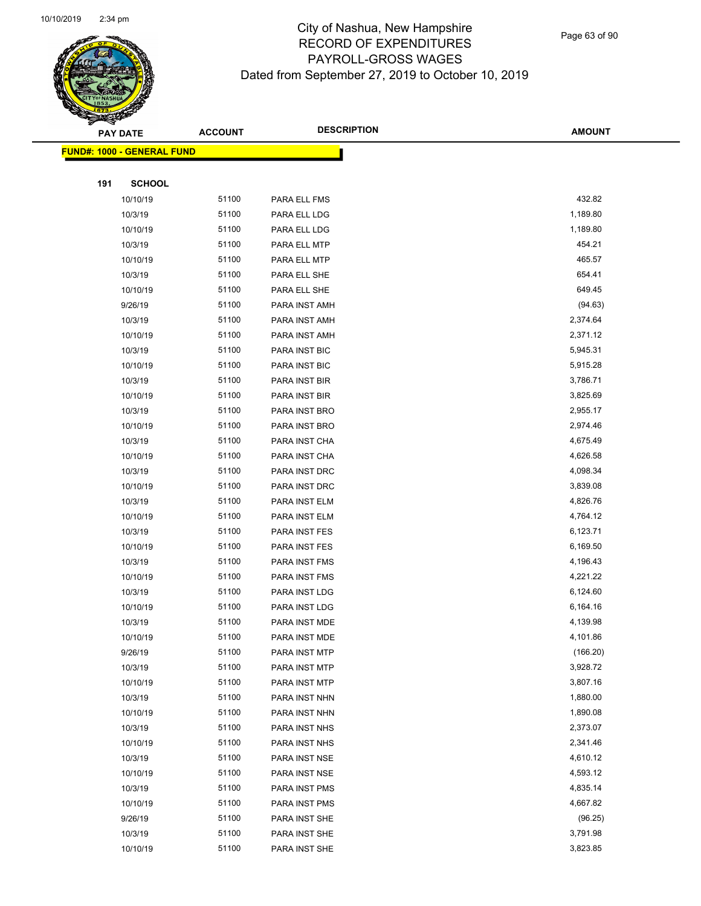# City of Nashua, New Hampshire
## RECORD OF EXPENDITURES
## PAYROLL-GROSS WAGES
## Dated from September 27, 2019 to October 10, 2019

**FUND#: 1000 - GENERAL FUND**

**191 SCHOOL**

| PAY DATE | ACCOUNT | DESCRIPTION | AMOUNT |
|---|---|---|---|
| 10/10/19 | 51100 | PARA ELL FMS | 432.82 |
| 10/3/19 | 51100 | PARA ELL LDG | 1,189.80 |
| 10/10/19 | 51100 | PARA ELL LDG | 1,189.80 |
| 10/3/19 | 51100 | PARA ELL MTP | 454.21 |
| 10/10/19 | 51100 | PARA ELL MTP | 465.57 |
| 10/3/19 | 51100 | PARA ELL SHE | 654.41 |
| 10/10/19 | 51100 | PARA ELL SHE | 649.45 |
| 9/26/19 | 51100 | PARA INST AMH | (94.63) |
| 10/3/19 | 51100 | PARA INST AMH | 2,374.64 |
| 10/10/19 | 51100 | PARA INST AMH | 2,371.12 |
| 10/3/19 | 51100 | PARA INST BIC | 5,945.31 |
| 10/10/19 | 51100 | PARA INST BIC | 5,915.28 |
| 10/3/19 | 51100 | PARA INST BIR | 3,786.71 |
| 10/10/19 | 51100 | PARA INST BIR | 3,825.69 |
| 10/3/19 | 51100 | PARA INST BRO | 2,955.17 |
| 10/10/19 | 51100 | PARA INST BRO | 2,974.46 |
| 10/3/19 | 51100 | PARA INST CHA | 4,675.49 |
| 10/10/19 | 51100 | PARA INST CHA | 4,626.58 |
| 10/3/19 | 51100 | PARA INST DRC | 4,098.34 |
| 10/10/19 | 51100 | PARA INST DRC | 3,839.08 |
| 10/3/19 | 51100 | PARA INST ELM | 4,826.76 |
| 10/10/19 | 51100 | PARA INST ELM | 4,764.12 |
| 10/3/19 | 51100 | PARA INST FES | 6,123.71 |
| 10/10/19 | 51100 | PARA INST FES | 6,169.50 |
| 10/3/19 | 51100 | PARA INST FMS | 4,196.43 |
| 10/10/19 | 51100 | PARA INST FMS | 4,221.22 |
| 10/3/19 | 51100 | PARA INST LDG | 6,124.60 |
| 10/10/19 | 51100 | PARA INST LDG | 6,164.16 |
| 10/3/19 | 51100 | PARA INST MDE | 4,139.98 |
| 10/10/19 | 51100 | PARA INST MDE | 4,101.86 |
| 9/26/19 | 51100 | PARA INST MTP | (166.20) |
| 10/3/19 | 51100 | PARA INST MTP | 3,928.72 |
| 10/10/19 | 51100 | PARA INST MTP | 3,807.16 |
| 10/3/19 | 51100 | PARA INST NHN | 1,880.00 |
| 10/10/19 | 51100 | PARA INST NHN | 1,890.08 |
| 10/3/19 | 51100 | PARA INST NHS | 2,373.07 |
| 10/10/19 | 51100 | PARA INST NHS | 2,341.46 |
| 10/3/19 | 51100 | PARA INST NSE | 4,610.12 |
| 10/10/19 | 51100 | PARA INST NSE | 4,593.12 |
| 10/3/19 | 51100 | PARA INST PMS | 4,835.14 |
| 10/10/19 | 51100 | PARA INST PMS | 4,667.82 |
| 9/26/19 | 51100 | PARA INST SHE | (96.25) |
| 10/3/19 | 51100 | PARA INST SHE | 3,791.98 |
| 10/10/19 | 51100 | PARA INST SHE | 3,823.85 |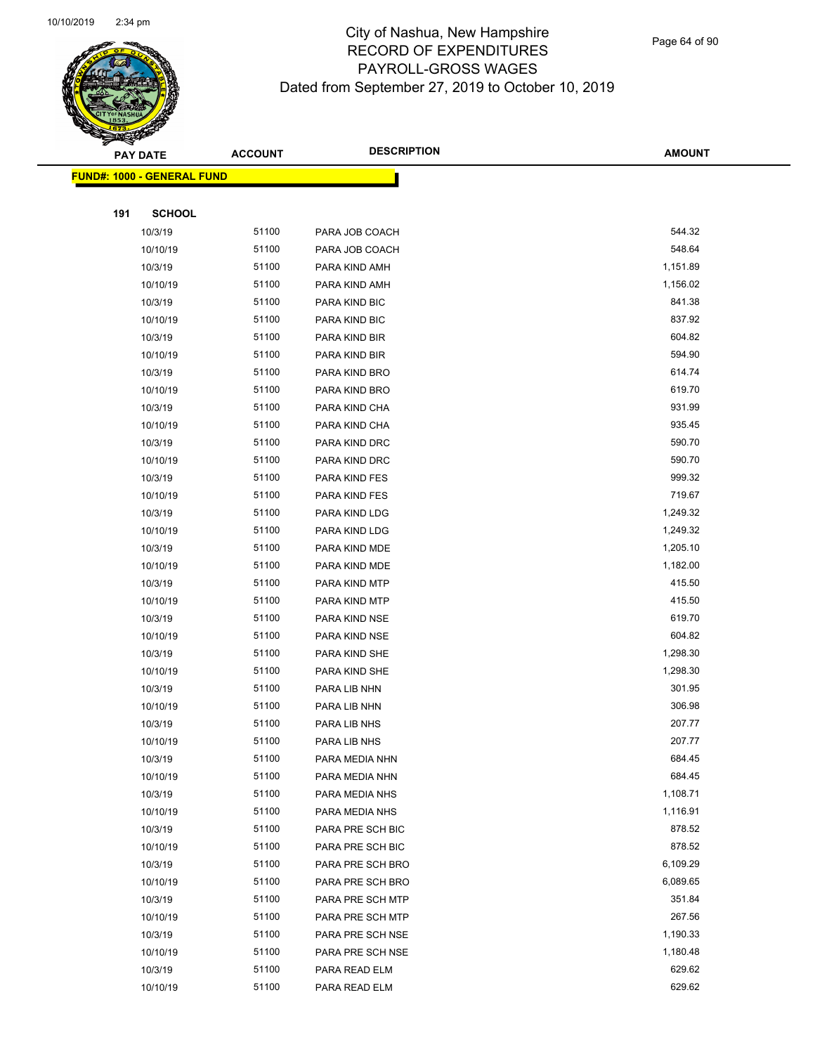# City of Nashua, New Hampshire
## RECORD OF EXPENDITURES
## PAYROLL-GROSS WAGES
## Dated from September 27, 2019 to October 10, 2019

| PAY DATE | ACCOUNT | DESCRIPTION | AMOUNT |
|---|---|---|---|
| **FUND#: 1000 - GENERAL FUND** | | | |
| **191 SCHOOL** | | | |
| 10/3/19 | 51100 | PARA JOB COACH | 544.32 |
| 10/10/19 | 51100 | PARA JOB COACH | 548.64 |
| 10/3/19 | 51100 | PARA KIND AMH | 1,151.89 |
| 10/10/19 | 51100 | PARA KIND AMH | 1,156.02 |
| 10/3/19 | 51100 | PARA KIND BIC | 841.38 |
| 10/10/19 | 51100 | PARA KIND BIC | 837.92 |
| 10/3/19 | 51100 | PARA KIND BIR | 604.82 |
| 10/10/19 | 51100 | PARA KIND BIR | 594.90 |
| 10/3/19 | 51100 | PARA KIND BRO | 614.74 |
| 10/10/19 | 51100 | PARA KIND BRO | 619.70 |
| 10/3/19 | 51100 | PARA KIND CHA | 931.99 |
| 10/10/19 | 51100 | PARA KIND CHA | 935.45 |
| 10/3/19 | 51100 | PARA KIND DRC | 590.70 |
| 10/10/19 | 51100 | PARA KIND DRC | 590.70 |
| 10/3/19 | 51100 | PARA KIND FES | 999.32 |
| 10/10/19 | 51100 | PARA KIND FES | 719.67 |
| 10/3/19 | 51100 | PARA KIND LDG | 1,249.32 |
| 10/10/19 | 51100 | PARA KIND LDG | 1,249.32 |
| 10/3/19 | 51100 | PARA KIND MDE | 1,205.10 |
| 10/10/19 | 51100 | PARA KIND MDE | 1,182.00 |
| 10/3/19 | 51100 | PARA KIND MTP | 415.50 |
| 10/10/19 | 51100 | PARA KIND MTP | 415.50 |
| 10/3/19 | 51100 | PARA KIND NSE | 619.70 |
| 10/10/19 | 51100 | PARA KIND NSE | 604.82 |
| 10/3/19 | 51100 | PARA KIND SHE | 1,298.30 |
| 10/10/19 | 51100 | PARA KIND SHE | 1,298.30 |
| 10/3/19 | 51100 | PARA LIB NHN | 301.95 |
| 10/10/19 | 51100 | PARA LIB NHN | 306.98 |
| 10/3/19 | 51100 | PARA LIB NHS | 207.77 |
| 10/10/19 | 51100 | PARA LIB NHS | 207.77 |
| 10/3/19 | 51100 | PARA MEDIA NHN | 684.45 |
| 10/10/19 | 51100 | PARA MEDIA NHN | 684.45 |
| 10/3/19 | 51100 | PARA MEDIA NHS | 1,108.71 |
| 10/10/19 | 51100 | PARA MEDIA NHS | 1,116.91 |
| 10/3/19 | 51100 | PARA PRE SCH BIC | 878.52 |
| 10/10/19 | 51100 | PARA PRE SCH BIC | 878.52 |
| 10/3/19 | 51100 | PARA PRE SCH BRO | 6,109.29 |
| 10/10/19 | 51100 | PARA PRE SCH BRO | 6,089.65 |
| 10/3/19 | 51100 | PARA PRE SCH MTP | 351.84 |
| 10/10/19 | 51100 | PARA PRE SCH MTP | 267.56 |
| 10/3/19 | 51100 | PARA PRE SCH NSE | 1,190.33 |
| 10/10/19 | 51100 | PARA PRE SCH NSE | 1,180.48 |
| 10/3/19 | 51100 | PARA READ ELM | 629.62 |
| 10/10/19 | 51100 | PARA READ ELM | 629.62 |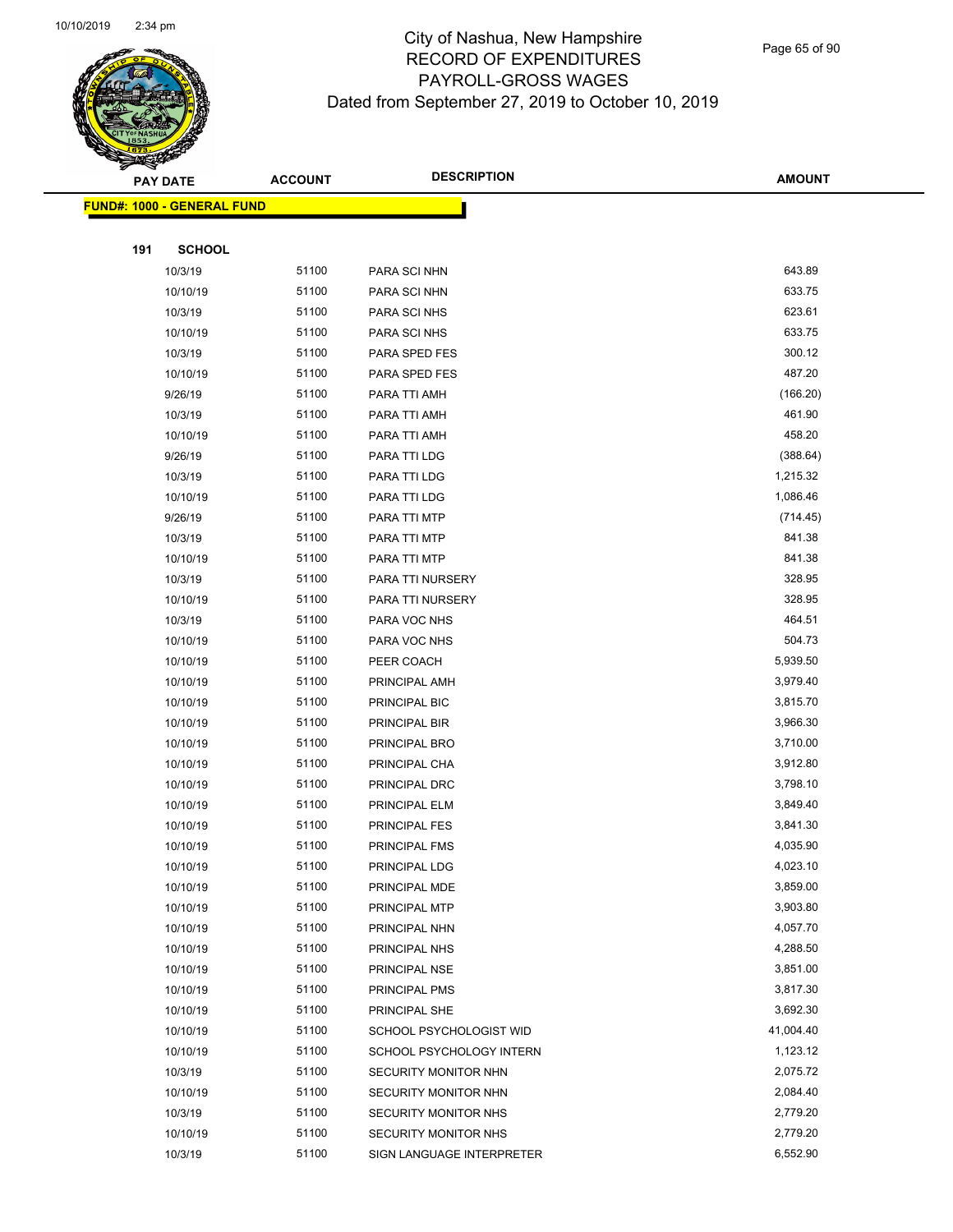# City of Nashua, New Hampshire
## RECORD OF EXPENDITURES
## PAYROLL-GROSS WAGES
## Dated from September 27, 2019 to October 10, 2019

**FUND#: 1000 - GENERAL FUND**

**191 SCHOOL**

| PAY DATE | ACCOUNT | DESCRIPTION | AMOUNT |
|---|---|---|---|
| 10/3/19 | 51100 | PARA SCI NHN | 643.89 |
| 10/10/19 | 51100 | PARA SCI NHN | 633.75 |
| 10/3/19 | 51100 | PARA SCI NHS | 623.61 |
| 10/10/19 | 51100 | PARA SCI NHS | 633.75 |
| 10/3/19 | 51100 | PARA SPED FES | 300.12 |
| 10/10/19 | 51100 | PARA SPED FES | 487.20 |
| 9/26/19 | 51100 | PARA TTI AMH | (166.20) |
| 10/3/19 | 51100 | PARA TTI AMH | 461.90 |
| 10/10/19 | 51100 | PARA TTI AMH | 458.20 |
| 9/26/19 | 51100 | PARA TTI LDG | (388.64) |
| 10/3/19 | 51100 | PARA TTI LDG | 1,215.32 |
| 10/10/19 | 51100 | PARA TTI LDG | 1,086.46 |
| 9/26/19 | 51100 | PARA TTI MTP | (714.45) |
| 10/3/19 | 51100 | PARA TTI MTP | 841.38 |
| 10/10/19 | 51100 | PARA TTI MTP | 841.38 |
| 10/3/19 | 51100 | PARA TTI NURSERY | 328.95 |
| 10/10/19 | 51100 | PARA TTI NURSERY | 328.95 |
| 10/3/19 | 51100 | PARA VOC NHS | 464.51 |
| 10/10/19 | 51100 | PARA VOC NHS | 504.73 |
| 10/10/19 | 51100 | PEER COACH | 5,939.50 |
| 10/10/19 | 51100 | PRINCIPAL AMH | 3,979.40 |
| 10/10/19 | 51100 | PRINCIPAL BIC | 3,815.70 |
| 10/10/19 | 51100 | PRINCIPAL BIR | 3,966.30 |
| 10/10/19 | 51100 | PRINCIPAL BRO | 3,710.00 |
| 10/10/19 | 51100 | PRINCIPAL CHA | 3,912.80 |
| 10/10/19 | 51100 | PRINCIPAL DRC | 3,798.10 |
| 10/10/19 | 51100 | PRINCIPAL ELM | 3,849.40 |
| 10/10/19 | 51100 | PRINCIPAL FES | 3,841.30 |
| 10/10/19 | 51100 | PRINCIPAL FMS | 4,035.90 |
| 10/10/19 | 51100 | PRINCIPAL LDG | 4,023.10 |
| 10/10/19 | 51100 | PRINCIPAL MDE | 3,859.00 |
| 10/10/19 | 51100 | PRINCIPAL MTP | 3,903.80 |
| 10/10/19 | 51100 | PRINCIPAL NHN | 4,057.70 |
| 10/10/19 | 51100 | PRINCIPAL NHS | 4,288.50 |
| 10/10/19 | 51100 | PRINCIPAL NSE | 3,851.00 |
| 10/10/19 | 51100 | PRINCIPAL PMS | 3,817.30 |
| 10/10/19 | 51100 | PRINCIPAL SHE | 3,692.30 |
| 10/10/19 | 51100 | SCHOOL PSYCHOLOGIST WID | 41,004.40 |
| 10/10/19 | 51100 | SCHOOL PSYCHOLOGY INTERN | 1,123.12 |
| 10/3/19 | 51100 | SECURITY MONITOR NHN | 2,075.72 |
| 10/10/19 | 51100 | SECURITY MONITOR NHN | 2,084.40 |
| 10/3/19 | 51100 | SECURITY MONITOR NHS | 2,779.20 |
| 10/10/19 | 51100 | SECURITY MONITOR NHS | 2,779.20 |
| 10/3/19 | 51100 | SIGN LANGUAGE INTERPRETER | 6,552.90 |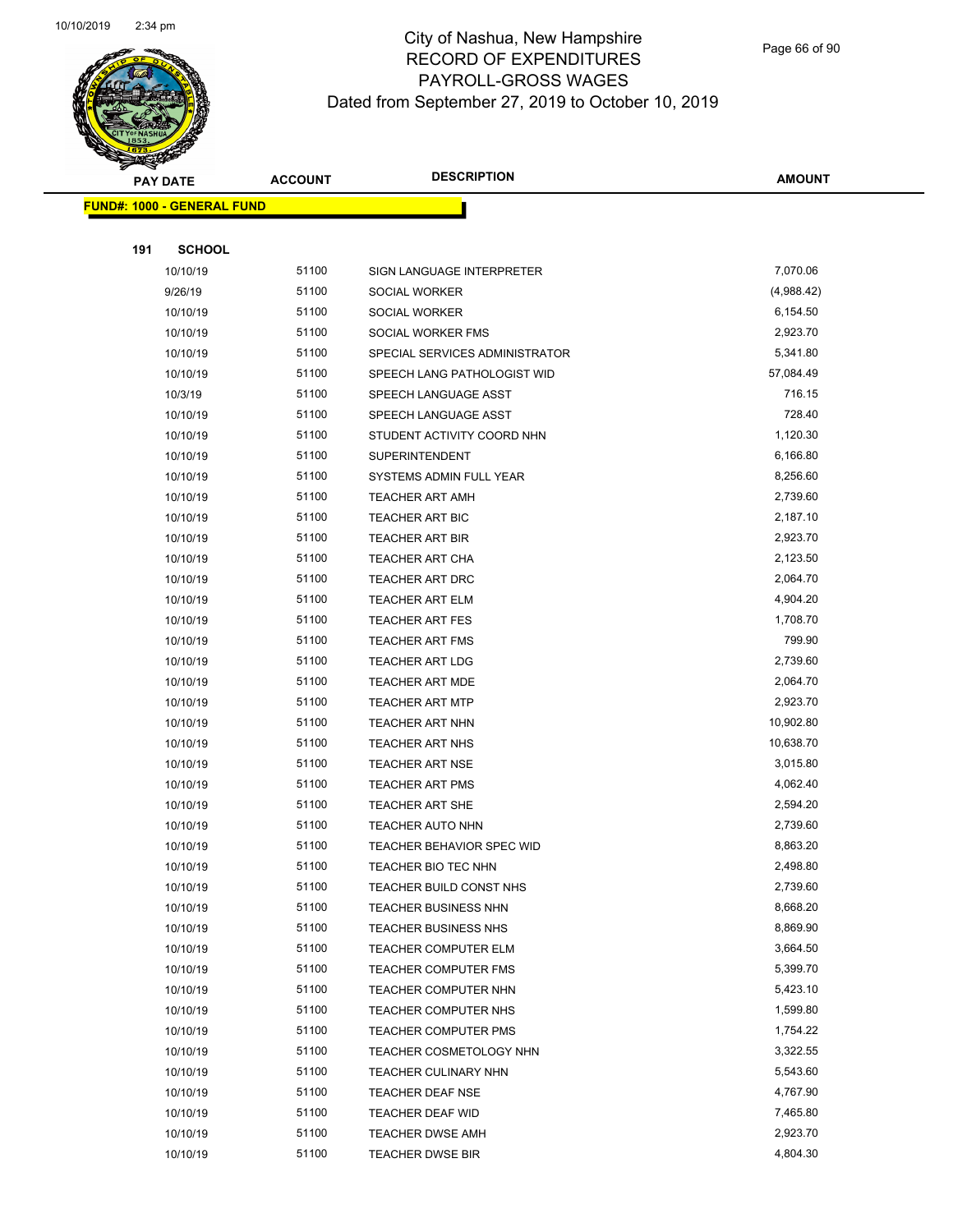# City of Nashua, New Hampshire
## RECORD OF EXPENDITURES
## PAYROLL-GROSS WAGES
## Dated from September 27, 2019 to October 10, 2019

**FUND#: 1000 - GENERAL FUND**

**191 SCHOOL**

| PAY DATE | ACCOUNT | DESCRIPTION | AMOUNT |
|---|---|---|---|
| 10/10/19 | 51100 | SIGN LANGUAGE INTERPRETER | 7,070.06 |
| 9/26/19 | 51100 | SOCIAL WORKER | (4,988.42) |
| 10/10/19 | 51100 | SOCIAL WORKER | 6,154.50 |
| 10/10/19 | 51100 | SOCIAL WORKER FMS | 2,923.70 |
| 10/10/19 | 51100 | SPECIAL SERVICES ADMINISTRATOR | 5,341.80 |
| 10/10/19 | 51100 | SPEECH LANG PATHOLOGIST WID | 57,084.49 |
| 10/3/19 | 51100 | SPEECH LANGUAGE ASST | 716.15 |
| 10/10/19 | 51100 | SPEECH LANGUAGE ASST | 728.40 |
| 10/10/19 | 51100 | STUDENT ACTIVITY COORD NHN | 1,120.30 |
| 10/10/19 | 51100 | SUPERINTENDENT | 6,166.80 |
| 10/10/19 | 51100 | SYSTEMS ADMIN FULL YEAR | 8,256.60 |
| 10/10/19 | 51100 | TEACHER ART AMH | 2,739.60 |
| 10/10/19 | 51100 | TEACHER ART BIC | 2,187.10 |
| 10/10/19 | 51100 | TEACHER ART BIR | 2,923.70 |
| 10/10/19 | 51100 | TEACHER ART CHA | 2,123.50 |
| 10/10/19 | 51100 | TEACHER ART DRC | 2,064.70 |
| 10/10/19 | 51100 | TEACHER ART ELM | 4,904.20 |
| 10/10/19 | 51100 | TEACHER ART FES | 1,708.70 |
| 10/10/19 | 51100 | TEACHER ART FMS | 799.90 |
| 10/10/19 | 51100 | TEACHER ART LDG | 2,739.60 |
| 10/10/19 | 51100 | TEACHER ART MDE | 2,064.70 |
| 10/10/19 | 51100 | TEACHER ART MTP | 2,923.70 |
| 10/10/19 | 51100 | TEACHER ART NHN | 10,902.80 |
| 10/10/19 | 51100 | TEACHER ART NHS | 10,638.70 |
| 10/10/19 | 51100 | TEACHER ART NSE | 3,015.80 |
| 10/10/19 | 51100 | TEACHER ART PMS | 4,062.40 |
| 10/10/19 | 51100 | TEACHER ART SHE | 2,594.20 |
| 10/10/19 | 51100 | TEACHER AUTO NHN | 2,739.60 |
| 10/10/19 | 51100 | TEACHER BEHAVIOR SPEC WID | 8,863.20 |
| 10/10/19 | 51100 | TEACHER BIO TEC NHN | 2,498.80 |
| 10/10/19 | 51100 | TEACHER BUILD CONST NHS | 2,739.60 |
| 10/10/19 | 51100 | TEACHER BUSINESS NHN | 8,668.20 |
| 10/10/19 | 51100 | TEACHER BUSINESS NHS | 8,869.90 |
| 10/10/19 | 51100 | TEACHER COMPUTER ELM | 3,664.50 |
| 10/10/19 | 51100 | TEACHER COMPUTER FMS | 5,399.70 |
| 10/10/19 | 51100 | TEACHER COMPUTER NHN | 5,423.10 |
| 10/10/19 | 51100 | TEACHER COMPUTER NHS | 1,599.80 |
| 10/10/19 | 51100 | TEACHER COMPUTER PMS | 1,754.22 |
| 10/10/19 | 51100 | TEACHER COSMETOLOGY NHN | 3,322.55 |
| 10/10/19 | 51100 | TEACHER CULINARY NHN | 5,543.60 |
| 10/10/19 | 51100 | TEACHER DEAF NSE | 4,767.90 |
| 10/10/19 | 51100 | TEACHER DEAF WID | 7,465.80 |
| 10/10/19 | 51100 | TEACHER DWSE AMH | 2,923.70 |
| 10/10/19 | 51100 | TEACHER DWSE BIR | 4,804.30 |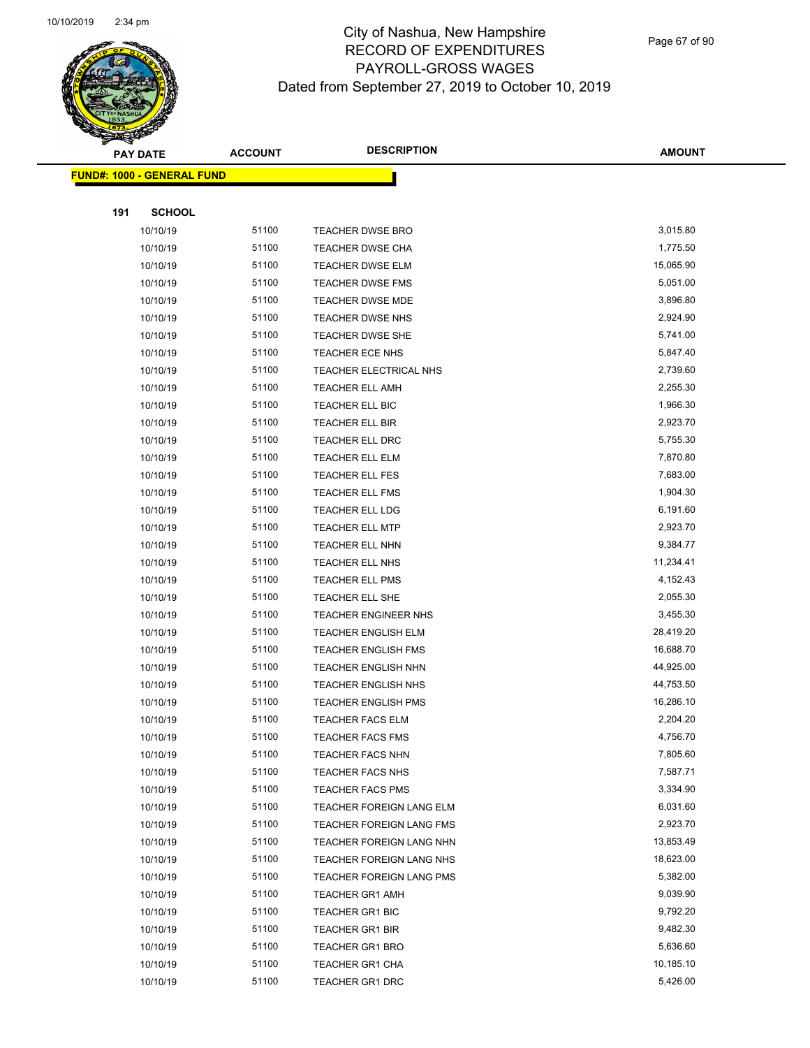# City of Nashua, New Hampshire
## RECORD OF EXPENDITURES
## PAYROLL-GROSS WAGES
### Dated from September 27, 2019 to October 10, 2019

**FUND#: 1000 - GENERAL FUND**

**191 SCHOOL**

| PAY DATE | ACCOUNT | DESCRIPTION | AMOUNT |
|---|---|---|---|
| 10/10/19 | 51100 | TEACHER DWSE BRO | 3,015.80 |
| 10/10/19 | 51100 | TEACHER DWSE CHA | 1,775.50 |
| 10/10/19 | 51100 | TEACHER DWSE ELM | 15,065.90 |
| 10/10/19 | 51100 | TEACHER DWSE FMS | 5,051.00 |
| 10/10/19 | 51100 | TEACHER DWSE MDE | 3,896.80 |
| 10/10/19 | 51100 | TEACHER DWSE NHS | 2,924.90 |
| 10/10/19 | 51100 | TEACHER DWSE SHE | 5,741.00 |
| 10/10/19 | 51100 | TEACHER ECE NHS | 5,847.40 |
| 10/10/19 | 51100 | TEACHER ELECTRICAL NHS | 2,739.60 |
| 10/10/19 | 51100 | TEACHER ELL AMH | 2,255.30 |
| 10/10/19 | 51100 | TEACHER ELL BIC | 1,966.30 |
| 10/10/19 | 51100 | TEACHER ELL BIR | 2,923.70 |
| 10/10/19 | 51100 | TEACHER ELL DRC | 5,755.30 |
| 10/10/19 | 51100 | TEACHER ELL ELM | 7,870.80 |
| 10/10/19 | 51100 | TEACHER ELL FES | 7,683.00 |
| 10/10/19 | 51100 | TEACHER ELL FMS | 1,904.30 |
| 10/10/19 | 51100 | TEACHER ELL LDG | 6,191.60 |
| 10/10/19 | 51100 | TEACHER ELL MTP | 2,923.70 |
| 10/10/19 | 51100 | TEACHER ELL NHN | 9,384.77 |
| 10/10/19 | 51100 | TEACHER ELL NHS | 11,234.41 |
| 10/10/19 | 51100 | TEACHER ELL PMS | 4,152.43 |
| 10/10/19 | 51100 | TEACHER ELL SHE | 2,055.30 |
| 10/10/19 | 51100 | TEACHER ENGINEER NHS | 3,455.30 |
| 10/10/19 | 51100 | TEACHER ENGLISH ELM | 28,419.20 |
| 10/10/19 | 51100 | TEACHER ENGLISH FMS | 16,688.70 |
| 10/10/19 | 51100 | TEACHER ENGLISH NHN | 44,925.00 |
| 10/10/19 | 51100 | TEACHER ENGLISH NHS | 44,753.50 |
| 10/10/19 | 51100 | TEACHER ENGLISH PMS | 16,286.10 |
| 10/10/19 | 51100 | TEACHER FACS ELM | 2,204.20 |
| 10/10/19 | 51100 | TEACHER FACS FMS | 4,756.70 |
| 10/10/19 | 51100 | TEACHER FACS NHN | 7,805.60 |
| 10/10/19 | 51100 | TEACHER FACS NHS | 7,587.71 |
| 10/10/19 | 51100 | TEACHER FACS PMS | 3,334.90 |
| 10/10/19 | 51100 | TEACHER FOREIGN LANG ELM | 6,031.60 |
| 10/10/19 | 51100 | TEACHER FOREIGN LANG FMS | 2,923.70 |
| 10/10/19 | 51100 | TEACHER FOREIGN LANG NHN | 13,853.49 |
| 10/10/19 | 51100 | TEACHER FOREIGN LANG NHS | 18,623.00 |
| 10/10/19 | 51100 | TEACHER FOREIGN LANG PMS | 5,382.00 |
| 10/10/19 | 51100 | TEACHER GR1 AMH | 9,039.90 |
| 10/10/19 | 51100 | TEACHER GR1 BIC | 9,792.20 |
| 10/10/19 | 51100 | TEACHER GR1 BIR | 9,482.30 |
| 10/10/19 | 51100 | TEACHER GR1 BRO | 5,636.60 |
| 10/10/19 | 51100 | TEACHER GR1 CHA | 10,185.10 |
| 10/10/19 | 51100 | TEACHER GR1 DRC | 5,426.00 |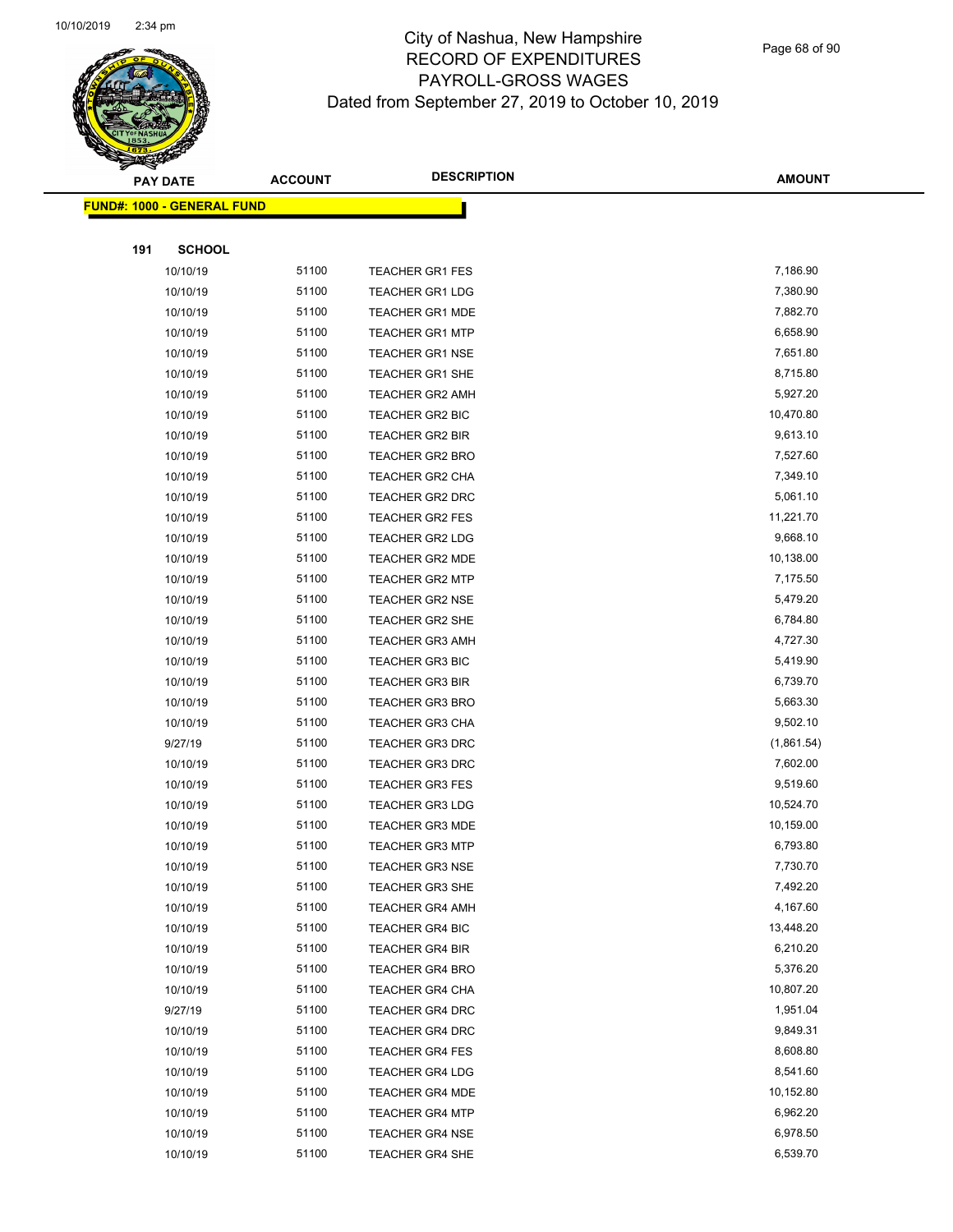# City of Nashua, New Hampshire
## RECORD OF EXPENDITURES
## PAYROLL-GROSS WAGES
## Dated from September 27, 2019 to October 10, 2019

| PAY DATE | ACCOUNT | DESCRIPTION | AMOUNT |
|---|---|---|---|
| **FUND#: 1000 - GENERAL FUND** | | | |
| **191 SCHOOL** | | | |
| 10/10/19 | 51100 | TEACHER GR1 FES | 7,186.90 |
| 10/10/19 | 51100 | TEACHER GR1 LDG | 7,380.90 |
| 10/10/19 | 51100 | TEACHER GR1 MDE | 7,882.70 |
| 10/10/19 | 51100 | TEACHER GR1 MTP | 6,658.90 |
| 10/10/19 | 51100 | TEACHER GR1 NSE | 7,651.80 |
| 10/10/19 | 51100 | TEACHER GR1 SHE | 8,715.80 |
| 10/10/19 | 51100 | TEACHER GR2 AMH | 5,927.20 |
| 10/10/19 | 51100 | TEACHER GR2 BIC | 10,470.80 |
| 10/10/19 | 51100 | TEACHER GR2 BIR | 9,613.10 |
| 10/10/19 | 51100 | TEACHER GR2 BRO | 7,527.60 |
| 10/10/19 | 51100 | TEACHER GR2 CHA | 7,349.10 |
| 10/10/19 | 51100 | TEACHER GR2 DRC | 5,061.10 |
| 10/10/19 | 51100 | TEACHER GR2 FES | 11,221.70 |
| 10/10/19 | 51100 | TEACHER GR2 LDG | 9,668.10 |
| 10/10/19 | 51100 | TEACHER GR2 MDE | 10,138.00 |
| 10/10/19 | 51100 | TEACHER GR2 MTP | 7,175.50 |
| 10/10/19 | 51100 | TEACHER GR2 NSE | 5,479.20 |
| 10/10/19 | 51100 | TEACHER GR2 SHE | 6,784.80 |
| 10/10/19 | 51100 | TEACHER GR3 AMH | 4,727.30 |
| 10/10/19 | 51100 | TEACHER GR3 BIC | 5,419.90 |
| 10/10/19 | 51100 | TEACHER GR3 BIR | 6,739.70 |
| 10/10/19 | 51100 | TEACHER GR3 BRO | 5,663.30 |
| 10/10/19 | 51100 | TEACHER GR3 CHA | 9,502.10 |
| 9/27/19 | 51100 | TEACHER GR3 DRC | (1,861.54) |
| 10/10/19 | 51100 | TEACHER GR3 DRC | 7,602.00 |
| 10/10/19 | 51100 | TEACHER GR3 FES | 9,519.60 |
| 10/10/19 | 51100 | TEACHER GR3 LDG | 10,524.70 |
| 10/10/19 | 51100 | TEACHER GR3 MDE | 10,159.00 |
| 10/10/19 | 51100 | TEACHER GR3 MTP | 6,793.80 |
| 10/10/19 | 51100 | TEACHER GR3 NSE | 7,730.70 |
| 10/10/19 | 51100 | TEACHER GR3 SHE | 7,492.20 |
| 10/10/19 | 51100 | TEACHER GR4 AMH | 4,167.60 |
| 10/10/19 | 51100 | TEACHER GR4 BIC | 13,448.20 |
| 10/10/19 | 51100 | TEACHER GR4 BIR | 6,210.20 |
| 10/10/19 | 51100 | TEACHER GR4 BRO | 5,376.20 |
| 10/10/19 | 51100 | TEACHER GR4 CHA | 10,807.20 |
| 9/27/19 | 51100 | TEACHER GR4 DRC | 1,951.04 |
| 10/10/19 | 51100 | TEACHER GR4 DRC | 9,849.31 |
| 10/10/19 | 51100 | TEACHER GR4 FES | 8,608.80 |
| 10/10/19 | 51100 | TEACHER GR4 LDG | 8,541.60 |
| 10/10/19 | 51100 | TEACHER GR4 MDE | 10,152.80 |
| 10/10/19 | 51100 | TEACHER GR4 MTP | 6,962.20 |
| 10/10/19 | 51100 | TEACHER GR4 NSE | 6,978.50 |
| 10/10/19 | 51100 | TEACHER GR4 SHE | 6,539.70 |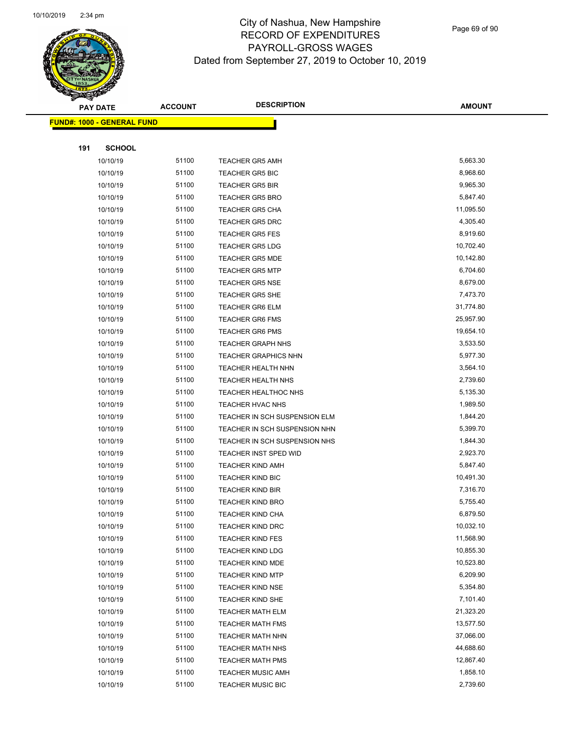# City of Nashua, New Hampshire
## RECORD OF EXPENDITURES
## PAYROLL-GROSS WAGES
## Dated from September 27, 2019 to October 10, 2019

| PAY DATE | ACCOUNT | DESCRIPTION | AMOUNT |
|---|---|---|---|
| **FUND#: 1000 - GENERAL FUND** | | | |
| **191 SCHOOL** | | | |
| 10/10/19 | 51100 | TEACHER GR5 AMH | 5,663.30 |
| 10/10/19 | 51100 | TEACHER GR5 BIC | 8,968.60 |
| 10/10/19 | 51100 | TEACHER GR5 BIR | 9,965.30 |
| 10/10/19 | 51100 | TEACHER GR5 BRO | 5,847.40 |
| 10/10/19 | 51100 | TEACHER GR5 CHA | 11,095.50 |
| 10/10/19 | 51100 | TEACHER GR5 DRC | 4,305.40 |
| 10/10/19 | 51100 | TEACHER GR5 FES | 8,919.60 |
| 10/10/19 | 51100 | TEACHER GR5 LDG | 10,702.40 |
| 10/10/19 | 51100 | TEACHER GR5 MDE | 10,142.80 |
| 10/10/19 | 51100 | TEACHER GR5 MTP | 6,704.60 |
| 10/10/19 | 51100 | TEACHER GR5 NSE | 8,679.00 |
| 10/10/19 | 51100 | TEACHER GR5 SHE | 7,473.70 |
| 10/10/19 | 51100 | TEACHER GR6 ELM | 31,774.80 |
| 10/10/19 | 51100 | TEACHER GR6 FMS | 25,957.90 |
| 10/10/19 | 51100 | TEACHER GR6 PMS | 19,654.10 |
| 10/10/19 | 51100 | TEACHER GRAPH NHS | 3,533.50 |
| 10/10/19 | 51100 | TEACHER GRAPHICS NHN | 5,977.30 |
| 10/10/19 | 51100 | TEACHER HEALTH NHN | 3,564.10 |
| 10/10/19 | 51100 | TEACHER HEALTH NHS | 2,739.60 |
| 10/10/19 | 51100 | TEACHER HEALTHOC NHS | 5,135.30 |
| 10/10/19 | 51100 | TEACHER HVAC NHS | 1,989.50 |
| 10/10/19 | 51100 | TEACHER IN SCH SUSPENSION ELM | 1,844.20 |
| 10/10/19 | 51100 | TEACHER IN SCH SUSPENSION NHN | 5,399.70 |
| 10/10/19 | 51100 | TEACHER IN SCH SUSPENSION NHS | 1,844.30 |
| 10/10/19 | 51100 | TEACHER INST SPED WID | 2,923.70 |
| 10/10/19 | 51100 | TEACHER KIND AMH | 5,847.40 |
| 10/10/19 | 51100 | TEACHER KIND BIC | 10,491.30 |
| 10/10/19 | 51100 | TEACHER KIND BIR | 7,316.70 |
| 10/10/19 | 51100 | TEACHER KIND BRO | 5,755.40 |
| 10/10/19 | 51100 | TEACHER KIND CHA | 6,879.50 |
| 10/10/19 | 51100 | TEACHER KIND DRC | 10,032.10 |
| 10/10/19 | 51100 | TEACHER KIND FES | 11,568.90 |
| 10/10/19 | 51100 | TEACHER KIND LDG | 10,855.30 |
| 10/10/19 | 51100 | TEACHER KIND MDE | 10,523.80 |
| 10/10/19 | 51100 | TEACHER KIND MTP | 6,209.90 |
| 10/10/19 | 51100 | TEACHER KIND NSE | 5,354.80 |
| 10/10/19 | 51100 | TEACHER KIND SHE | 7,101.40 |
| 10/10/19 | 51100 | TEACHER MATH ELM | 21,323.20 |
| 10/10/19 | 51100 | TEACHER MATH FMS | 13,577.50 |
| 10/10/19 | 51100 | TEACHER MATH NHN | 37,066.00 |
| 10/10/19 | 51100 | TEACHER MATH NHS | 44,688.60 |
| 10/10/19 | 51100 | TEACHER MATH PMS | 12,867.40 |
| 10/10/19 | 51100 | TEACHER MUSIC AMH | 1,858.10 |
| 10/10/19 | 51100 | TEACHER MUSIC BIC | 2,739.60 |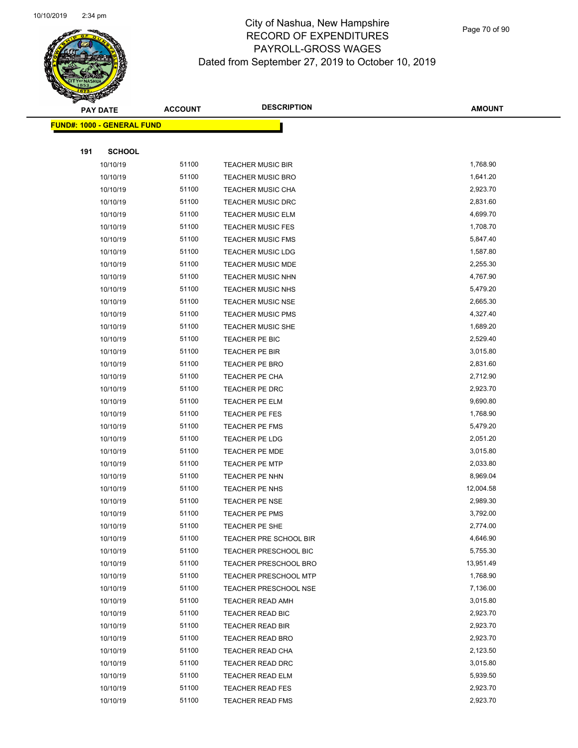# City of Nashua, New Hampshire
## RECORD OF EXPENDITURES
## PAYROLL-GROSS WAGES
### Dated from September 27, 2019 to October 10, 2019

| PAY DATE | ACCOUNT | DESCRIPTION | AMOUNT |
|---|---|---|---|

**FUND#: 1000 - GENERAL FUND**

**191 SCHOOL**

| PAY DATE | ACCOUNT | DESCRIPTION | AMOUNT |
|---|---|---|---|
| 10/10/19 | 51100 | TEACHER MUSIC BIR | 1,768.90 |
| 10/10/19 | 51100 | TEACHER MUSIC BRO | 1,641.20 |
| 10/10/19 | 51100 | TEACHER MUSIC CHA | 2,923.70 |
| 10/10/19 | 51100 | TEACHER MUSIC DRC | 2,831.60 |
| 10/10/19 | 51100 | TEACHER MUSIC ELM | 4,699.70 |
| 10/10/19 | 51100 | TEACHER MUSIC FES | 1,708.70 |
| 10/10/19 | 51100 | TEACHER MUSIC FMS | 5,847.40 |
| 10/10/19 | 51100 | TEACHER MUSIC LDG | 1,587.80 |
| 10/10/19 | 51100 | TEACHER MUSIC MDE | 2,255.30 |
| 10/10/19 | 51100 | TEACHER MUSIC NHN | 4,767.90 |
| 10/10/19 | 51100 | TEACHER MUSIC NHS | 5,479.20 |
| 10/10/19 | 51100 | TEACHER MUSIC NSE | 2,665.30 |
| 10/10/19 | 51100 | TEACHER MUSIC PMS | 4,327.40 |
| 10/10/19 | 51100 | TEACHER MUSIC SHE | 1,689.20 |
| 10/10/19 | 51100 | TEACHER PE BIC | 2,529.40 |
| 10/10/19 | 51100 | TEACHER PE BIR | 3,015.80 |
| 10/10/19 | 51100 | TEACHER PE BRO | 2,831.60 |
| 10/10/19 | 51100 | TEACHER PE CHA | 2,712.90 |
| 10/10/19 | 51100 | TEACHER PE DRC | 2,923.70 |
| 10/10/19 | 51100 | TEACHER PE ELM | 9,690.80 |
| 10/10/19 | 51100 | TEACHER PE FES | 1,768.90 |
| 10/10/19 | 51100 | TEACHER PE FMS | 5,479.20 |
| 10/10/19 | 51100 | TEACHER PE LDG | 2,051.20 |
| 10/10/19 | 51100 | TEACHER PE MDE | 3,015.80 |
| 10/10/19 | 51100 | TEACHER PE MTP | 2,033.80 |
| 10/10/19 | 51100 | TEACHER PE NHN | 8,969.04 |
| 10/10/19 | 51100 | TEACHER PE NHS | 12,004.58 |
| 10/10/19 | 51100 | TEACHER PE NSE | 2,989.30 |
| 10/10/19 | 51100 | TEACHER PE PMS | 3,792.00 |
| 10/10/19 | 51100 | TEACHER PE SHE | 2,774.00 |
| 10/10/19 | 51100 | TEACHER PRE SCHOOL BIR | 4,646.90 |
| 10/10/19 | 51100 | TEACHER PRESCHOOL BIC | 5,755.30 |
| 10/10/19 | 51100 | TEACHER PRESCHOOL BRO | 13,951.49 |
| 10/10/19 | 51100 | TEACHER PRESCHOOL MTP | 1,768.90 |
| 10/10/19 | 51100 | TEACHER PRESCHOOL NSE | 7,136.00 |
| 10/10/19 | 51100 | TEACHER READ AMH | 3,015.80 |
| 10/10/19 | 51100 | TEACHER READ BIC | 2,923.70 |
| 10/10/19 | 51100 | TEACHER READ BIR | 2,923.70 |
| 10/10/19 | 51100 | TEACHER READ BRO | 2,923.70 |
| 10/10/19 | 51100 | TEACHER READ CHA | 2,123.50 |
| 10/10/19 | 51100 | TEACHER READ DRC | 3,015.80 |
| 10/10/19 | 51100 | TEACHER READ ELM | 5,939.50 |
| 10/10/19 | 51100 | TEACHER READ FES | 2,923.70 |
| 10/10/19 | 51100 | TEACHER READ FMS | 2,923.70 |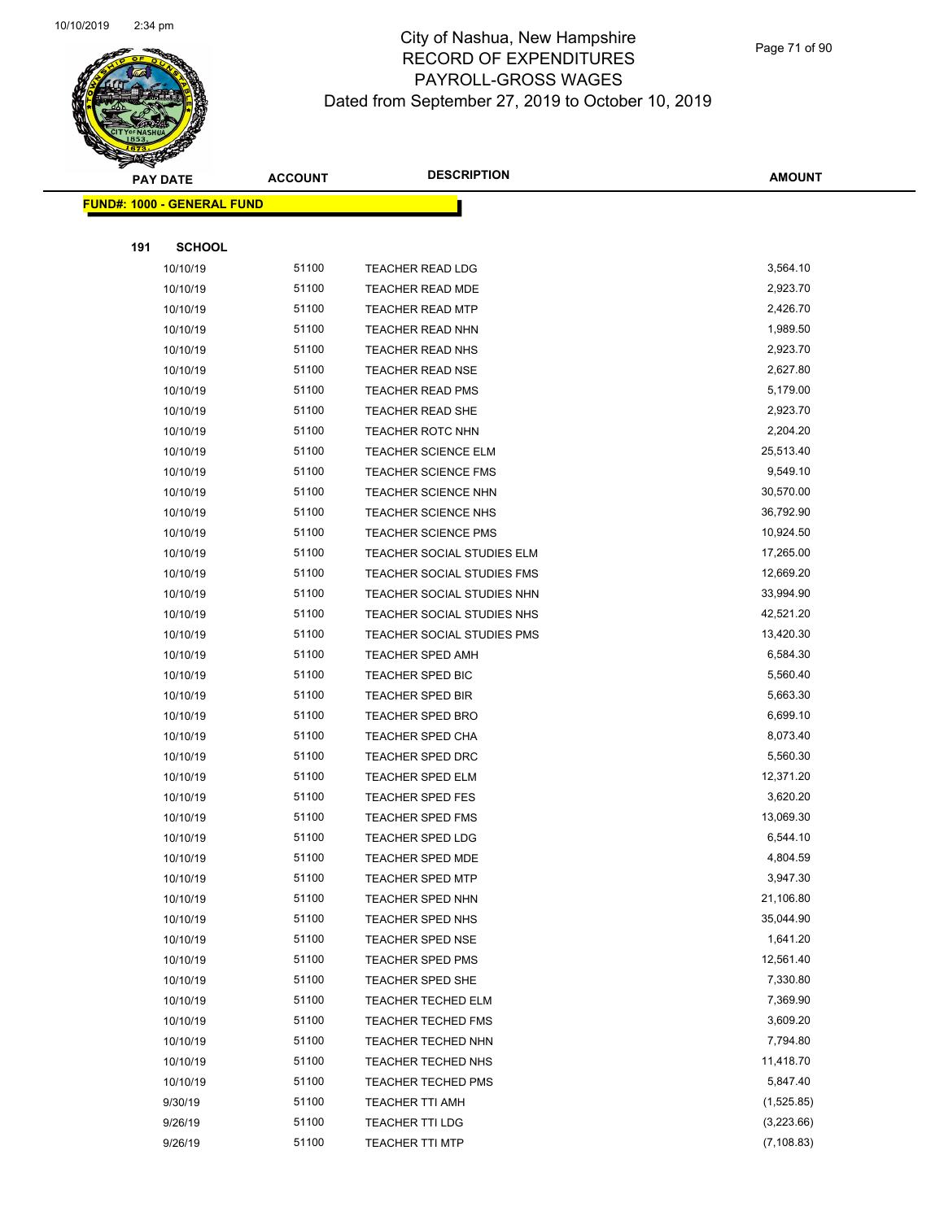# City of Nashua, New Hampshire
## RECORD OF EXPENDITURES
## PAYROLL-GROSS WAGES
## Dated from September 27, 2019 to October 10, 2019

| PAY DATE | ACCOUNT | DESCRIPTION | AMOUNT |
|---|---|---|---|

**FUND#: 1000 - GENERAL FUND**

**191 SCHOOL**

| PAY DATE | ACCOUNT | DESCRIPTION | AMOUNT |
|---|---|---|---|
| 10/10/19 | 51100 | TEACHER READ LDG | 3,564.10 |
| 10/10/19 | 51100 | TEACHER READ MDE | 2,923.70 |
| 10/10/19 | 51100 | TEACHER READ MTP | 2,426.70 |
| 10/10/19 | 51100 | TEACHER READ NHN | 1,989.50 |
| 10/10/19 | 51100 | TEACHER READ NHS | 2,923.70 |
| 10/10/19 | 51100 | TEACHER READ NSE | 2,627.80 |
| 10/10/19 | 51100 | TEACHER READ PMS | 5,179.00 |
| 10/10/19 | 51100 | TEACHER READ SHE | 2,923.70 |
| 10/10/19 | 51100 | TEACHER ROTC NHN | 2,204.20 |
| 10/10/19 | 51100 | TEACHER SCIENCE ELM | 25,513.40 |
| 10/10/19 | 51100 | TEACHER SCIENCE FMS | 9,549.10 |
| 10/10/19 | 51100 | TEACHER SCIENCE NHN | 30,570.00 |
| 10/10/19 | 51100 | TEACHER SCIENCE NHS | 36,792.90 |
| 10/10/19 | 51100 | TEACHER SCIENCE PMS | 10,924.50 |
| 10/10/19 | 51100 | TEACHER SOCIAL STUDIES ELM | 17,265.00 |
| 10/10/19 | 51100 | TEACHER SOCIAL STUDIES FMS | 12,669.20 |
| 10/10/19 | 51100 | TEACHER SOCIAL STUDIES NHN | 33,994.90 |
| 10/10/19 | 51100 | TEACHER SOCIAL STUDIES NHS | 42,521.20 |
| 10/10/19 | 51100 | TEACHER SOCIAL STUDIES PMS | 13,420.30 |
| 10/10/19 | 51100 | TEACHER SPED AMH | 6,584.30 |
| 10/10/19 | 51100 | TEACHER SPED BIC | 5,560.40 |
| 10/10/19 | 51100 | TEACHER SPED BIR | 5,663.30 |
| 10/10/19 | 51100 | TEACHER SPED BRO | 6,699.10 |
| 10/10/19 | 51100 | TEACHER SPED CHA | 8,073.40 |
| 10/10/19 | 51100 | TEACHER SPED DRC | 5,560.30 |
| 10/10/19 | 51100 | TEACHER SPED ELM | 12,371.20 |
| 10/10/19 | 51100 | TEACHER SPED FES | 3,620.20 |
| 10/10/19 | 51100 | TEACHER SPED FMS | 13,069.30 |
| 10/10/19 | 51100 | TEACHER SPED LDG | 6,544.10 |
| 10/10/19 | 51100 | TEACHER SPED MDE | 4,804.59 |
| 10/10/19 | 51100 | TEACHER SPED MTP | 3,947.30 |
| 10/10/19 | 51100 | TEACHER SPED NHN | 21,106.80 |
| 10/10/19 | 51100 | TEACHER SPED NHS | 35,044.90 |
| 10/10/19 | 51100 | TEACHER SPED NSE | 1,641.20 |
| 10/10/19 | 51100 | TEACHER SPED PMS | 12,561.40 |
| 10/10/19 | 51100 | TEACHER SPED SHE | 7,330.80 |
| 10/10/19 | 51100 | TEACHER TECHED ELM | 7,369.90 |
| 10/10/19 | 51100 | TEACHER TECHED FMS | 3,609.20 |
| 10/10/19 | 51100 | TEACHER TECHED NHN | 7,794.80 |
| 10/10/19 | 51100 | TEACHER TECHED NHS | 11,418.70 |
| 10/10/19 | 51100 | TEACHER TECHED PMS | 5,847.40 |
| 9/30/19 | 51100 | TEACHER TTI AMH | (1,525.85) |
| 9/26/19 | 51100 | TEACHER TTI LDG | (3,223.66) |
| 9/26/19 | 51100 | TEACHER TTI MTP | (7,108.83) |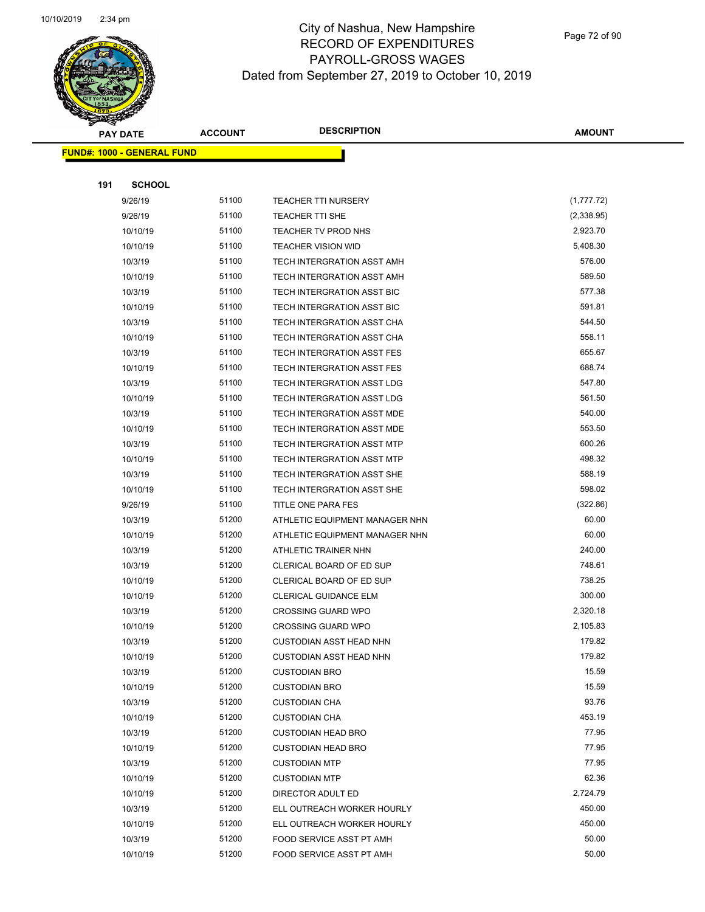# City of Nashua, New Hampshire
## RECORD OF EXPENDITURES
## PAYROLL-GROSS WAGES
### Dated from September 27, 2019 to October 10, 2019

**FUND#: 1000 - GENERAL FUND**

**191 SCHOOL**

| PAY DATE | ACCOUNT | DESCRIPTION | AMOUNT |
|---|---|---|---|
| 9/26/19 | 51100 | TEACHER TTI NURSERY | (1,777.72) |
| 9/26/19 | 51100 | TEACHER TTI SHE | (2,338.95) |
| 10/10/19 | 51100 | TEACHER TV PROD NHS | 2,923.70 |
| 10/10/19 | 51100 | TEACHER VISION WID | 5,408.30 |
| 10/3/19 | 51100 | TECH INTERGRATION ASST AMH | 576.00 |
| 10/10/19 | 51100 | TECH INTERGRATION ASST AMH | 589.50 |
| 10/3/19 | 51100 | TECH INTERGRATION ASST BIC | 577.38 |
| 10/10/19 | 51100 | TECH INTERGRATION ASST BIC | 591.81 |
| 10/3/19 | 51100 | TECH INTERGRATION ASST CHA | 544.50 |
| 10/10/19 | 51100 | TECH INTERGRATION ASST CHA | 558.11 |
| 10/3/19 | 51100 | TECH INTERGRATION ASST FES | 655.67 |
| 10/10/19 | 51100 | TECH INTERGRATION ASST FES | 688.74 |
| 10/3/19 | 51100 | TECH INTERGRATION ASST LDG | 547.80 |
| 10/10/19 | 51100 | TECH INTERGRATION ASST LDG | 561.50 |
| 10/3/19 | 51100 | TECH INTERGRATION ASST MDE | 540.00 |
| 10/10/19 | 51100 | TECH INTERGRATION ASST MDE | 553.50 |
| 10/3/19 | 51100 | TECH INTERGRATION ASST MTP | 600.26 |
| 10/10/19 | 51100 | TECH INTERGRATION ASST MTP | 498.32 |
| 10/3/19 | 51100 | TECH INTERGRATION ASST SHE | 588.19 |
| 10/10/19 | 51100 | TECH INTERGRATION ASST SHE | 598.02 |
| 9/26/19 | 51100 | TITLE ONE PARA FES | (322.86) |
| 10/3/19 | 51200 | ATHLETIC EQUIPMENT MANAGER NHN | 60.00 |
| 10/10/19 | 51200 | ATHLETIC EQUIPMENT MANAGER NHN | 60.00 |
| 10/3/19 | 51200 | ATHLETIC TRAINER NHN | 240.00 |
| 10/3/19 | 51200 | CLERICAL BOARD OF ED SUP | 748.61 |
| 10/10/19 | 51200 | CLERICAL BOARD OF ED SUP | 738.25 |
| 10/10/19 | 51200 | CLERICAL GUIDANCE ELM | 300.00 |
| 10/3/19 | 51200 | CROSSING GUARD WPO | 2,320.18 |
| 10/10/19 | 51200 | CROSSING GUARD WPO | 2,105.83 |
| 10/3/19 | 51200 | CUSTODIAN ASST HEAD NHN | 179.82 |
| 10/10/19 | 51200 | CUSTODIAN ASST HEAD NHN | 179.82 |
| 10/3/19 | 51200 | CUSTODIAN BRO | 15.59 |
| 10/10/19 | 51200 | CUSTODIAN BRO | 15.59 |
| 10/3/19 | 51200 | CUSTODIAN CHA | 93.76 |
| 10/10/19 | 51200 | CUSTODIAN CHA | 453.19 |
| 10/3/19 | 51200 | CUSTODIAN HEAD BRO | 77.95 |
| 10/10/19 | 51200 | CUSTODIAN HEAD BRO | 77.95 |
| 10/3/19 | 51200 | CUSTODIAN MTP | 77.95 |
| 10/10/19 | 51200 | CUSTODIAN MTP | 62.36 |
| 10/10/19 | 51200 | DIRECTOR ADULT ED | 2,724.79 |
| 10/3/19 | 51200 | ELL OUTREACH WORKER HOURLY | 450.00 |
| 10/10/19 | 51200 | ELL OUTREACH WORKER HOURLY | 450.00 |
| 10/3/19 | 51200 | FOOD SERVICE ASST PT AMH | 50.00 |
| 10/10/19 | 51200 | FOOD SERVICE ASST PT AMH | 50.00 |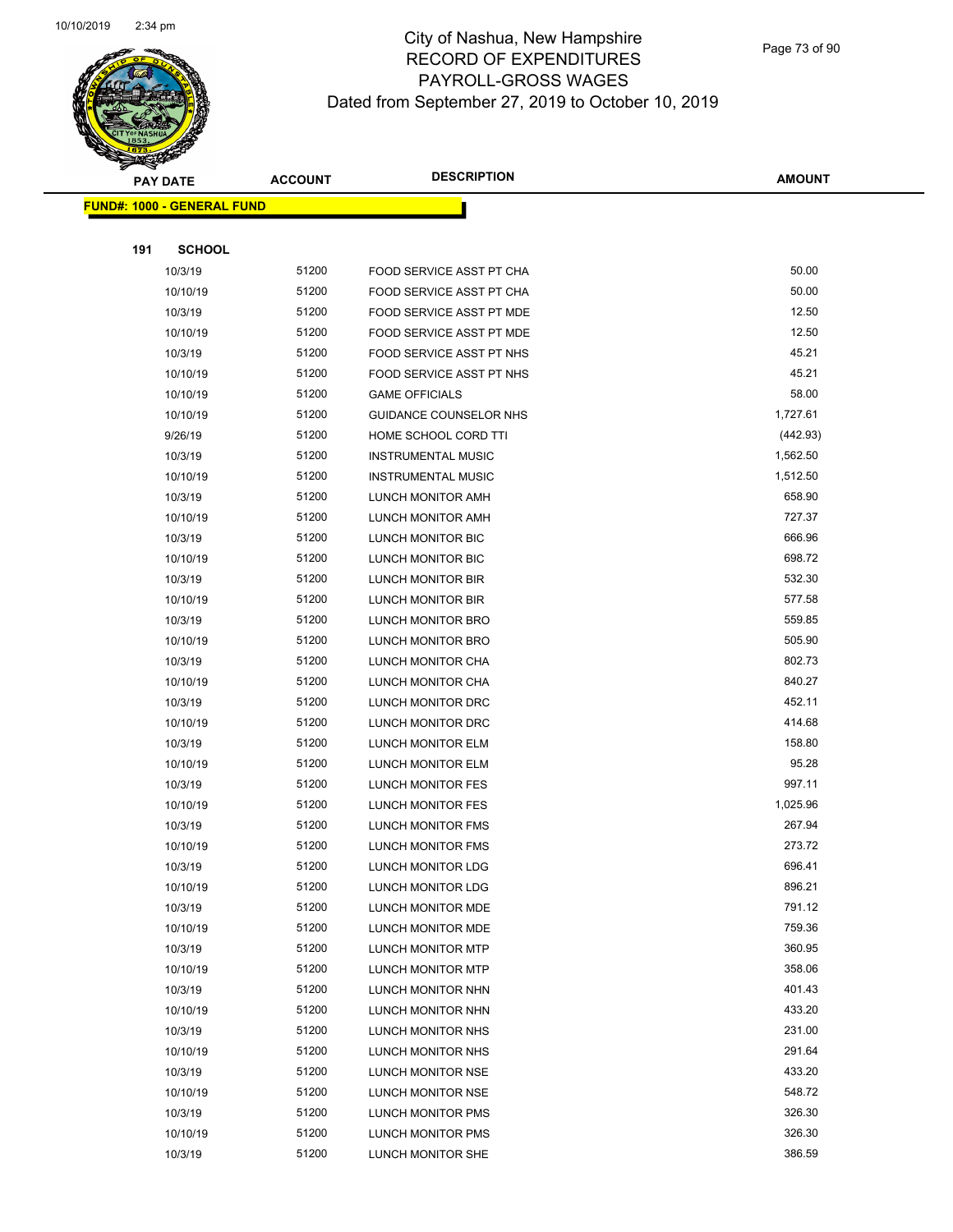# City of Nashua, New Hampshire
## RECORD OF EXPENDITURES
## PAYROLL-GROSS WAGES
## Dated from September 27, 2019 to October 10, 2019

| PAY DATE | ACCOUNT | DESCRIPTION | AMOUNT |
|---|---|---|---|
| **FUND#: 1000 - GENERAL FUND** | | | |
| **191 SCHOOL** | | | |
| 10/3/19 | 51200 | FOOD SERVICE ASST PT CHA | 50.00 |
| 10/10/19 | 51200 | FOOD SERVICE ASST PT CHA | 50.00 |
| 10/3/19 | 51200 | FOOD SERVICE ASST PT MDE | 12.50 |
| 10/10/19 | 51200 | FOOD SERVICE ASST PT MDE | 12.50 |
| 10/3/19 | 51200 | FOOD SERVICE ASST PT NHS | 45.21 |
| 10/10/19 | 51200 | FOOD SERVICE ASST PT NHS | 45.21 |
| 10/10/19 | 51200 | GAME OFFICIALS | 58.00 |
| 10/10/19 | 51200 | GUIDANCE COUNSELOR NHS | 1,727.61 |
| 9/26/19 | 51200 | HOME SCHOOL CORD TTI | (442.93) |
| 10/3/19 | 51200 | INSTRUMENTAL MUSIC | 1,562.50 |
| 10/10/19 | 51200 | INSTRUMENTAL MUSIC | 1,512.50 |
| 10/3/19 | 51200 | LUNCH MONITOR AMH | 658.90 |
| 10/10/19 | 51200 | LUNCH MONITOR AMH | 727.37 |
| 10/3/19 | 51200 | LUNCH MONITOR BIC | 666.96 |
| 10/10/19 | 51200 | LUNCH MONITOR BIC | 698.72 |
| 10/3/19 | 51200 | LUNCH MONITOR BIR | 532.30 |
| 10/10/19 | 51200 | LUNCH MONITOR BIR | 577.58 |
| 10/3/19 | 51200 | LUNCH MONITOR BRO | 559.85 |
| 10/10/19 | 51200 | LUNCH MONITOR BRO | 505.90 |
| 10/3/19 | 51200 | LUNCH MONITOR CHA | 802.73 |
| 10/10/19 | 51200 | LUNCH MONITOR CHA | 840.27 |
| 10/3/19 | 51200 | LUNCH MONITOR DRC | 452.11 |
| 10/10/19 | 51200 | LUNCH MONITOR DRC | 414.68 |
| 10/3/19 | 51200 | LUNCH MONITOR ELM | 158.80 |
| 10/10/19 | 51200 | LUNCH MONITOR ELM | 95.28 |
| 10/3/19 | 51200 | LUNCH MONITOR FES | 997.11 |
| 10/10/19 | 51200 | LUNCH MONITOR FES | 1,025.96 |
| 10/3/19 | 51200 | LUNCH MONITOR FMS | 267.94 |
| 10/10/19 | 51200 | LUNCH MONITOR FMS | 273.72 |
| 10/3/19 | 51200 | LUNCH MONITOR LDG | 696.41 |
| 10/10/19 | 51200 | LUNCH MONITOR LDG | 896.21 |
| 10/3/19 | 51200 | LUNCH MONITOR MDE | 791.12 |
| 10/10/19 | 51200 | LUNCH MONITOR MDE | 759.36 |
| 10/3/19 | 51200 | LUNCH MONITOR MTP | 360.95 |
| 10/10/19 | 51200 | LUNCH MONITOR MTP | 358.06 |
| 10/3/19 | 51200 | LUNCH MONITOR NHN | 401.43 |
| 10/10/19 | 51200 | LUNCH MONITOR NHN | 433.20 |
| 10/3/19 | 51200 | LUNCH MONITOR NHS | 231.00 |
| 10/10/19 | 51200 | LUNCH MONITOR NHS | 291.64 |
| 10/3/19 | 51200 | LUNCH MONITOR NSE | 433.20 |
| 10/10/19 | 51200 | LUNCH MONITOR NSE | 548.72 |
| 10/3/19 | 51200 | LUNCH MONITOR PMS | 326.30 |
| 10/10/19 | 51200 | LUNCH MONITOR PMS | 326.30 |
| 10/3/19 | 51200 | LUNCH MONITOR SHE | 386.59 |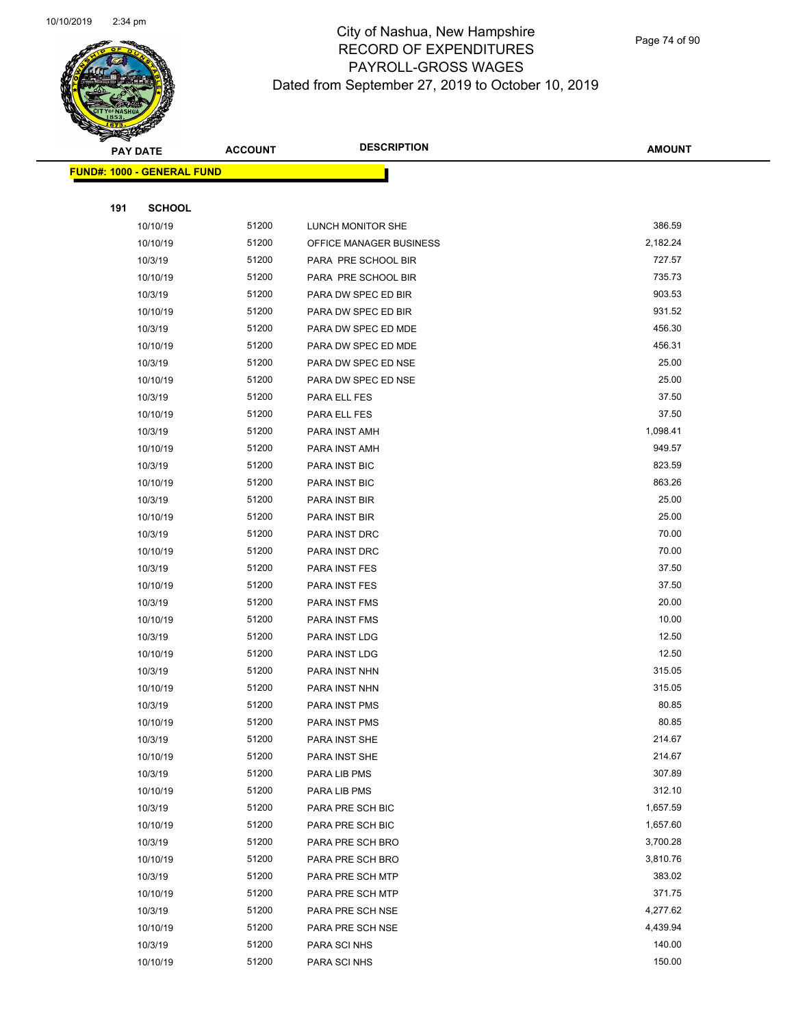# City of Nashua, New Hampshire
## RECORD OF EXPENDITURES
## PAYROLL-GROSS WAGES
### Dated from September 27, 2019 to October 10, 2019

| PAY DATE | ACCOUNT | DESCRIPTION | AMOUNT |
|---|---|---|---|
| **FUND#: 1000 - GENERAL FUND** | | | |
| **191 SCHOOL** | | | |
| 10/10/19 | 51200 | LUNCH MONITOR SHE | 386.59 |
| 10/10/19 | 51200 | OFFICE MANAGER BUSINESS | 2,182.24 |
| 10/3/19 | 51200 | PARA PRE SCHOOL BIR | 727.57 |
| 10/10/19 | 51200 | PARA PRE SCHOOL BIR | 735.73 |
| 10/3/19 | 51200 | PARA DW SPEC ED BIR | 903.53 |
| 10/10/19 | 51200 | PARA DW SPEC ED BIR | 931.52 |
| 10/3/19 | 51200 | PARA DW SPEC ED MDE | 456.30 |
| 10/10/19 | 51200 | PARA DW SPEC ED MDE | 456.31 |
| 10/3/19 | 51200 | PARA DW SPEC ED NSE | 25.00 |
| 10/10/19 | 51200 | PARA DW SPEC ED NSE | 25.00 |
| 10/3/19 | 51200 | PARA ELL FES | 37.50 |
| 10/10/19 | 51200 | PARA ELL FES | 37.50 |
| 10/3/19 | 51200 | PARA INST AMH | 1,098.41 |
| 10/10/19 | 51200 | PARA INST AMH | 949.57 |
| 10/3/19 | 51200 | PARA INST BIC | 823.59 |
| 10/10/19 | 51200 | PARA INST BIC | 863.26 |
| 10/3/19 | 51200 | PARA INST BIR | 25.00 |
| 10/10/19 | 51200 | PARA INST BIR | 25.00 |
| 10/3/19 | 51200 | PARA INST DRC | 70.00 |
| 10/10/19 | 51200 | PARA INST DRC | 70.00 |
| 10/3/19 | 51200 | PARA INST FES | 37.50 |
| 10/10/19 | 51200 | PARA INST FES | 37.50 |
| 10/3/19 | 51200 | PARA INST FMS | 20.00 |
| 10/10/19 | 51200 | PARA INST FMS | 10.00 |
| 10/3/19 | 51200 | PARA INST LDG | 12.50 |
| 10/10/19 | 51200 | PARA INST LDG | 12.50 |
| 10/3/19 | 51200 | PARA INST NHN | 315.05 |
| 10/10/19 | 51200 | PARA INST NHN | 315.05 |
| 10/3/19 | 51200 | PARA INST PMS | 80.85 |
| 10/10/19 | 51200 | PARA INST PMS | 80.85 |
| 10/3/19 | 51200 | PARA INST SHE | 214.67 |
| 10/10/19 | 51200 | PARA INST SHE | 214.67 |
| 10/3/19 | 51200 | PARA LIB PMS | 307.89 |
| 10/10/19 | 51200 | PARA LIB PMS | 312.10 |
| 10/3/19 | 51200 | PARA PRE SCH BIC | 1,657.59 |
| 10/10/19 | 51200 | PARA PRE SCH BIC | 1,657.60 |
| 10/3/19 | 51200 | PARA PRE SCH BRO | 3,700.28 |
| 10/10/19 | 51200 | PARA PRE SCH BRO | 3,810.76 |
| 10/3/19 | 51200 | PARA PRE SCH MTP | 383.02 |
| 10/10/19 | 51200 | PARA PRE SCH MTP | 371.75 |
| 10/3/19 | 51200 | PARA PRE SCH NSE | 4,277.62 |
| 10/10/19 | 51200 | PARA PRE SCH NSE | 4,439.94 |
| 10/3/19 | 51200 | PARA SCI NHS | 140.00 |
| 10/10/19 | 51200 | PARA SCI NHS | 150.00 |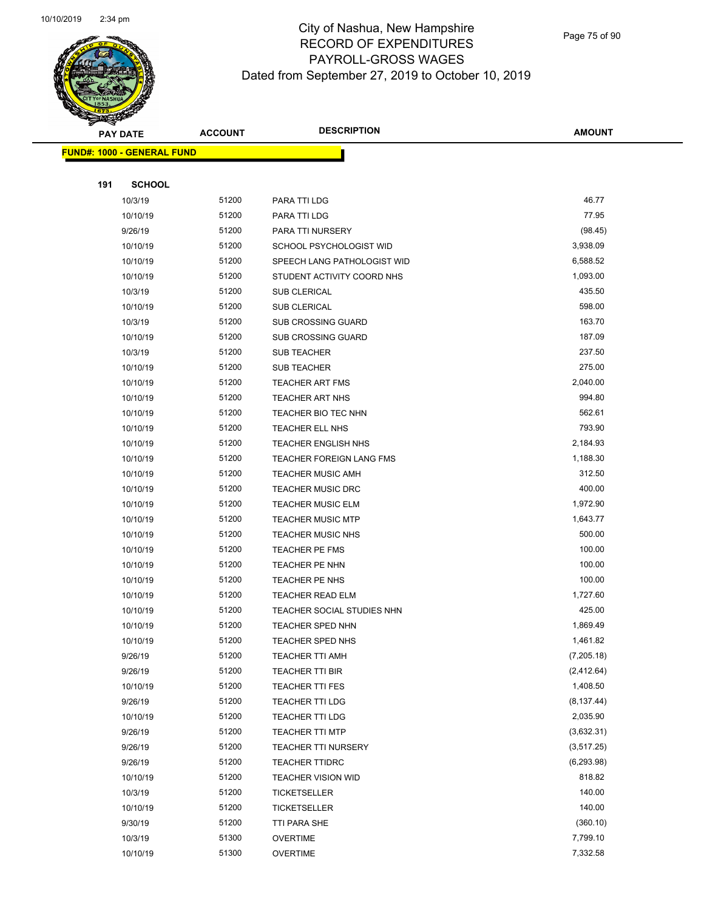# City of Nashua, New Hampshire
## RECORD OF EXPENDITURES
## PAYROLL-GROSS WAGES
### Dated from September 27, 2019 to October 10, 2019

**FUND#: 1000 - GENERAL FUND**

**191 SCHOOL**

| PAY DATE | ACCOUNT | DESCRIPTION | AMOUNT |
|---|---|---|---|
| 10/3/19 | 51200 | PARA TTI LDG | 46.77 |
| 10/10/19 | 51200 | PARA TTI LDG | 77.95 |
| 9/26/19 | 51200 | PARA TTI NURSERY | (98.45) |
| 10/10/19 | 51200 | SCHOOL PSYCHOLOGIST WID | 3,938.09 |
| 10/10/19 | 51200 | SPEECH LANG PATHOLOGIST WID | 6,588.52 |
| 10/10/19 | 51200 | STUDENT ACTIVITY COORD NHS | 1,093.00 |
| 10/3/19 | 51200 | SUB CLERICAL | 435.50 |
| 10/10/19 | 51200 | SUB CLERICAL | 598.00 |
| 10/3/19 | 51200 | SUB CROSSING GUARD | 163.70 |
| 10/10/19 | 51200 | SUB CROSSING GUARD | 187.09 |
| 10/3/19 | 51200 | SUB TEACHER | 237.50 |
| 10/10/19 | 51200 | SUB TEACHER | 275.00 |
| 10/10/19 | 51200 | TEACHER ART FMS | 2,040.00 |
| 10/10/19 | 51200 | TEACHER ART NHS | 994.80 |
| 10/10/19 | 51200 | TEACHER BIO TEC NHN | 562.61 |
| 10/10/19 | 51200 | TEACHER ELL NHS | 793.90 |
| 10/10/19 | 51200 | TEACHER ENGLISH NHS | 2,184.93 |
| 10/10/19 | 51200 | TEACHER FOREIGN LANG FMS | 1,188.30 |
| 10/10/19 | 51200 | TEACHER MUSIC AMH | 312.50 |
| 10/10/19 | 51200 | TEACHER MUSIC DRC | 400.00 |
| 10/10/19 | 51200 | TEACHER MUSIC ELM | 1,972.90 |
| 10/10/19 | 51200 | TEACHER MUSIC MTP | 1,643.77 |
| 10/10/19 | 51200 | TEACHER MUSIC NHS | 500.00 |
| 10/10/19 | 51200 | TEACHER PE FMS | 100.00 |
| 10/10/19 | 51200 | TEACHER PE NHN | 100.00 |
| 10/10/19 | 51200 | TEACHER PE NHS | 100.00 |
| 10/10/19 | 51200 | TEACHER READ ELM | 1,727.60 |
| 10/10/19 | 51200 | TEACHER SOCIAL STUDIES NHN | 425.00 |
| 10/10/19 | 51200 | TEACHER SPED NHN | 1,869.49 |
| 10/10/19 | 51200 | TEACHER SPED NHS | 1,461.82 |
| 9/26/19 | 51200 | TEACHER TTI AMH | (7,205.18) |
| 9/26/19 | 51200 | TEACHER TTI BIR | (2,412.64) |
| 10/10/19 | 51200 | TEACHER TTI FES | 1,408.50 |
| 9/26/19 | 51200 | TEACHER TTI LDG | (8,137.44) |
| 10/10/19 | 51200 | TEACHER TTI LDG | 2,035.90 |
| 9/26/19 | 51200 | TEACHER TTI MTP | (3,632.31) |
| 9/26/19 | 51200 | TEACHER TTI NURSERY | (3,517.25) |
| 9/26/19 | 51200 | TEACHER TTIDRC | (6,293.98) |
| 10/10/19 | 51200 | TEACHER VISION WID | 818.82 |
| 10/3/19 | 51200 | TICKETSELLER | 140.00 |
| 10/10/19 | 51200 | TICKETSELLER | 140.00 |
| 9/30/19 | 51200 | TTI PARA SHE | (360.10) |
| 10/3/19 | 51300 | OVERTIME | 7,799.10 |
| 10/10/19 | 51300 | OVERTIME | 7,332.58 |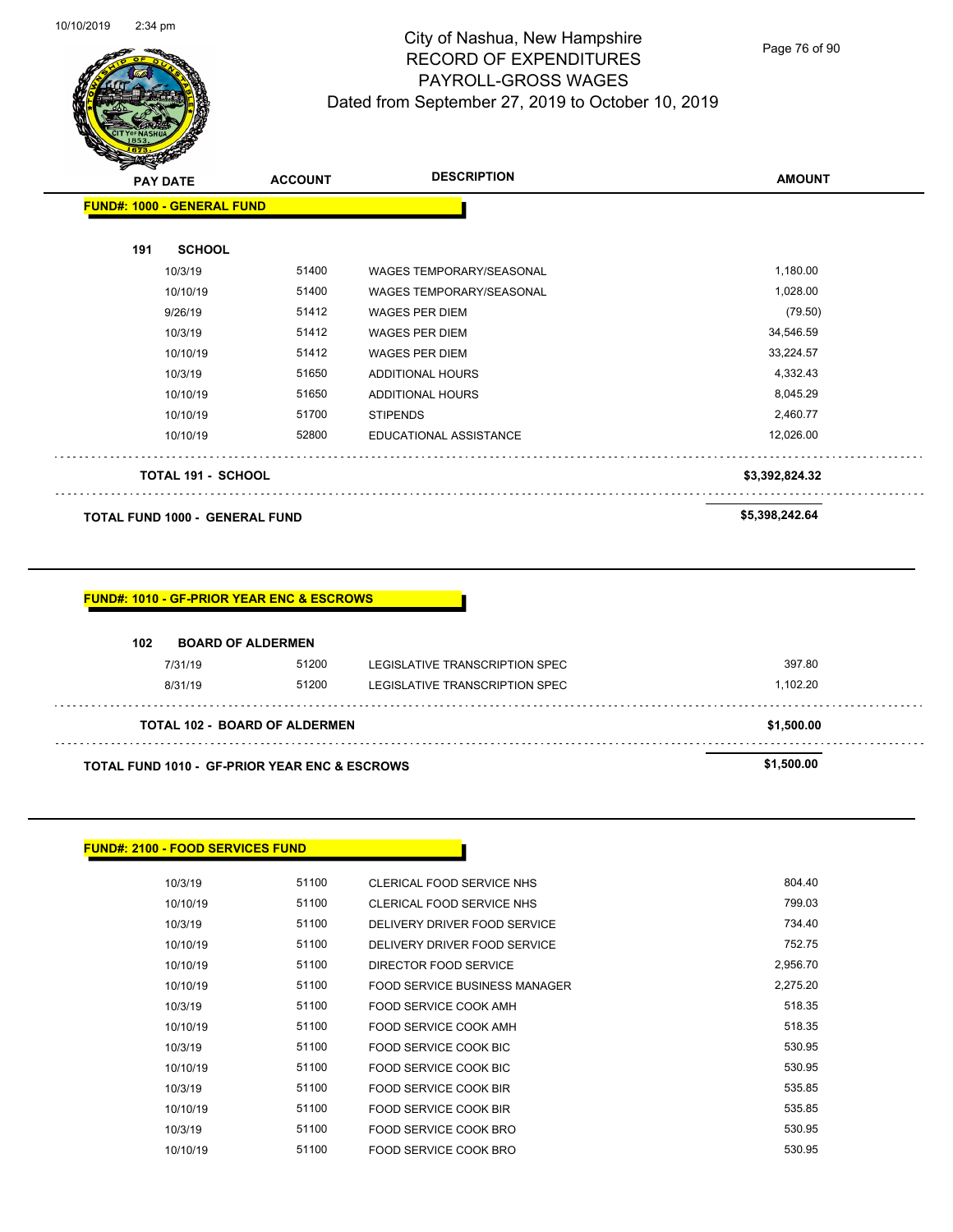City of Nashua, New Hampshire
RECORD OF EXPENDITURES
PAYROLL-GROSS WAGES
Dated from September 27, 2019 to October 10, 2019

| PAY DATE | ACCOUNT | DESCRIPTION | AMOUNT |
|---|---|---|---|

**FUND#: 1000 - GENERAL FUND**

**191 SCHOOL**

| PAY DATE | ACCOUNT | DESCRIPTION | AMOUNT |
|---|---|---|---|
| 10/3/19 | 51400 | WAGES TEMPORARY/SEASONAL | 1,180.00 |
| 10/10/19 | 51400 | WAGES TEMPORARY/SEASONAL | 1,028.00 |
| 9/26/19 | 51412 | WAGES PER DIEM | (79.50) |
| 10/3/19 | 51412 | WAGES PER DIEM | 34,546.59 |
| 10/10/19 | 51412 | WAGES PER DIEM | 33,224.57 |
| 10/3/19 | 51650 | ADDITIONAL HOURS | 4,332.43 |
| 10/10/19 | 51650 | ADDITIONAL HOURS | 8,045.29 |
| 10/10/19 | 51700 | STIPENDS | 2,460.77 |
| 10/10/19 | 52800 | EDUCATIONAL ASSISTANCE | 12,026.00 |
| **TOTAL 191 - SCHOOL** | | | **$3,392,824.32** |
| **TOTAL FUND 1000 - GENERAL FUND** | | | **$5,398,242.64** |

**FUND#: 1010 - GF-PRIOR YEAR ENC & ESCROWS**

**102 BOARD OF ALDERMEN**

| PAY DATE | ACCOUNT | DESCRIPTION | AMOUNT |
|---|---|---|---|
| 7/31/19 | 51200 | LEGISLATIVE TRANSCRIPTION SPEC | 397.80 |
| 8/31/19 | 51200 | LEGISLATIVE TRANSCRIPTION SPEC | 1,102.20 |
| **TOTAL 102 - BOARD OF ALDERMEN** | | | **$1,500.00** |
| **TOTAL FUND 1010 - GF-PRIOR YEAR ENC & ESCROWS** | | | **$1,500.00** |

**FUND#: 2100 - FOOD SERVICES FUND**

| PAY DATE | ACCOUNT | DESCRIPTION | AMOUNT |
|---|---|---|---|
| 10/3/19 | 51100 | CLERICAL FOOD SERVICE NHS | 804.40 |
| 10/10/19 | 51100 | CLERICAL FOOD SERVICE NHS | 799.03 |
| 10/3/19 | 51100 | DELIVERY DRIVER FOOD SERVICE | 734.40 |
| 10/10/19 | 51100 | DELIVERY DRIVER FOOD SERVICE | 752.75 |
| 10/10/19 | 51100 | DIRECTOR FOOD SERVICE | 2,956.70 |
| 10/10/19 | 51100 | FOOD SERVICE BUSINESS MANAGER | 2,275.20 |
| 10/3/19 | 51100 | FOOD SERVICE COOK AMH | 518.35 |
| 10/10/19 | 51100 | FOOD SERVICE COOK AMH | 518.35 |
| 10/3/19 | 51100 | FOOD SERVICE COOK BIC | 530.95 |
| 10/10/19 | 51100 | FOOD SERVICE COOK BIC | 530.95 |
| 10/3/19 | 51100 | FOOD SERVICE COOK BIR | 535.85 |
| 10/10/19 | 51100 | FOOD SERVICE COOK BIR | 535.85 |
| 10/3/19 | 51100 | FOOD SERVICE COOK BRO | 530.95 |
| 10/10/19 | 51100 | FOOD SERVICE COOK BRO | 530.95 |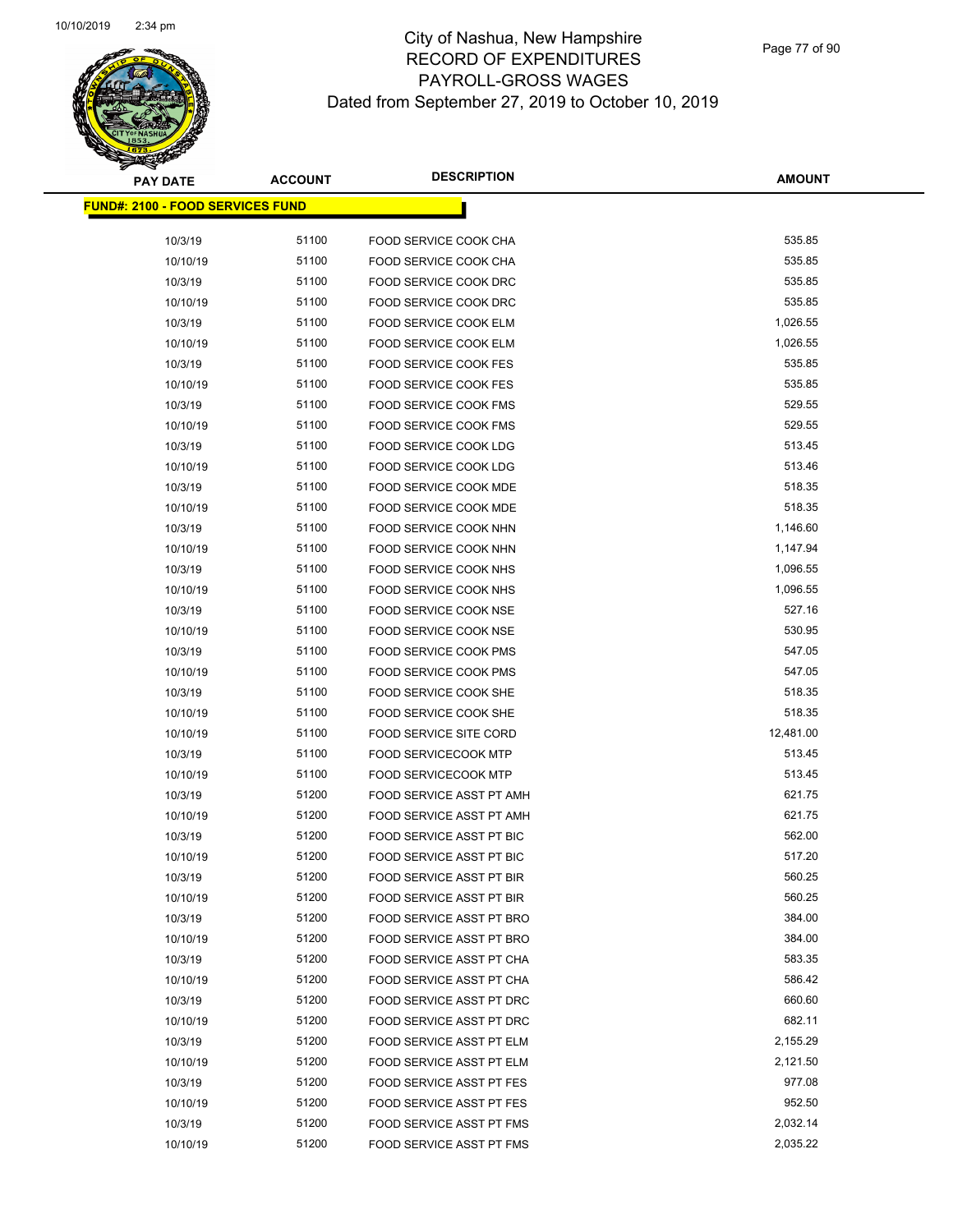# City of Nashua, New Hampshire
## RECORD OF EXPENDITURES
## PAYROLL-GROSS WAGES
### Dated from September 27, 2019 to October 10, 2019

| PAY DATE | ACCOUNT | DESCRIPTION | AMOUNT |
|---|---|---|---|
| **FUND#: 2100 - FOOD SERVICES FUND** | | | |
| 10/3/19 | 51100 | FOOD SERVICE COOK CHA | 535.85 |
| 10/10/19 | 51100 | FOOD SERVICE COOK CHA | 535.85 |
| 10/3/19 | 51100 | FOOD SERVICE COOK DRC | 535.85 |
| 10/10/19 | 51100 | FOOD SERVICE COOK DRC | 535.85 |
| 10/3/19 | 51100 | FOOD SERVICE COOK ELM | 1,026.55 |
| 10/10/19 | 51100 | FOOD SERVICE COOK ELM | 1,026.55 |
| 10/3/19 | 51100 | FOOD SERVICE COOK FES | 535.85 |
| 10/10/19 | 51100 | FOOD SERVICE COOK FES | 535.85 |
| 10/3/19 | 51100 | FOOD SERVICE COOK FMS | 529.55 |
| 10/10/19 | 51100 | FOOD SERVICE COOK FMS | 529.55 |
| 10/3/19 | 51100 | FOOD SERVICE COOK LDG | 513.45 |
| 10/10/19 | 51100 | FOOD SERVICE COOK LDG | 513.46 |
| 10/3/19 | 51100 | FOOD SERVICE COOK MDE | 518.35 |
| 10/10/19 | 51100 | FOOD SERVICE COOK MDE | 518.35 |
| 10/3/19 | 51100 | FOOD SERVICE COOK NHN | 1,146.60 |
| 10/10/19 | 51100 | FOOD SERVICE COOK NHN | 1,147.94 |
| 10/3/19 | 51100 | FOOD SERVICE COOK NHS | 1,096.55 |
| 10/10/19 | 51100 | FOOD SERVICE COOK NHS | 1,096.55 |
| 10/3/19 | 51100 | FOOD SERVICE COOK NSE | 527.16 |
| 10/10/19 | 51100 | FOOD SERVICE COOK NSE | 530.95 |
| 10/3/19 | 51100 | FOOD SERVICE COOK PMS | 547.05 |
| 10/10/19 | 51100 | FOOD SERVICE COOK PMS | 547.05 |
| 10/3/19 | 51100 | FOOD SERVICE COOK SHE | 518.35 |
| 10/10/19 | 51100 | FOOD SERVICE COOK SHE | 518.35 |
| 10/10/19 | 51100 | FOOD SERVICE SITE CORD | 12,481.00 |
| 10/3/19 | 51100 | FOOD SERVICECOOK MTP | 513.45 |
| 10/10/19 | 51100 | FOOD SERVICECOOK MTP | 513.45 |
| 10/3/19 | 51200 | FOOD SERVICE ASST PT AMH | 621.75 |
| 10/10/19 | 51200 | FOOD SERVICE ASST PT AMH | 621.75 |
| 10/3/19 | 51200 | FOOD SERVICE ASST PT BIC | 562.00 |
| 10/10/19 | 51200 | FOOD SERVICE ASST PT BIC | 517.20 |
| 10/3/19 | 51200 | FOOD SERVICE ASST PT BIR | 560.25 |
| 10/10/19 | 51200 | FOOD SERVICE ASST PT BIR | 560.25 |
| 10/3/19 | 51200 | FOOD SERVICE ASST PT BRO | 384.00 |
| 10/10/19 | 51200 | FOOD SERVICE ASST PT BRO | 384.00 |
| 10/3/19 | 51200 | FOOD SERVICE ASST PT CHA | 583.35 |
| 10/10/19 | 51200 | FOOD SERVICE ASST PT CHA | 586.42 |
| 10/3/19 | 51200 | FOOD SERVICE ASST PT DRC | 660.60 |
| 10/10/19 | 51200 | FOOD SERVICE ASST PT DRC | 682.11 |
| 10/3/19 | 51200 | FOOD SERVICE ASST PT ELM | 2,155.29 |
| 10/10/19 | 51200 | FOOD SERVICE ASST PT ELM | 2,121.50 |
| 10/3/19 | 51200 | FOOD SERVICE ASST PT FES | 977.08 |
| 10/10/19 | 51200 | FOOD SERVICE ASST PT FES | 952.50 |
| 10/3/19 | 51200 | FOOD SERVICE ASST PT FMS | 2,032.14 |
| 10/10/19 | 51200 | FOOD SERVICE ASST PT FMS | 2,035.22 |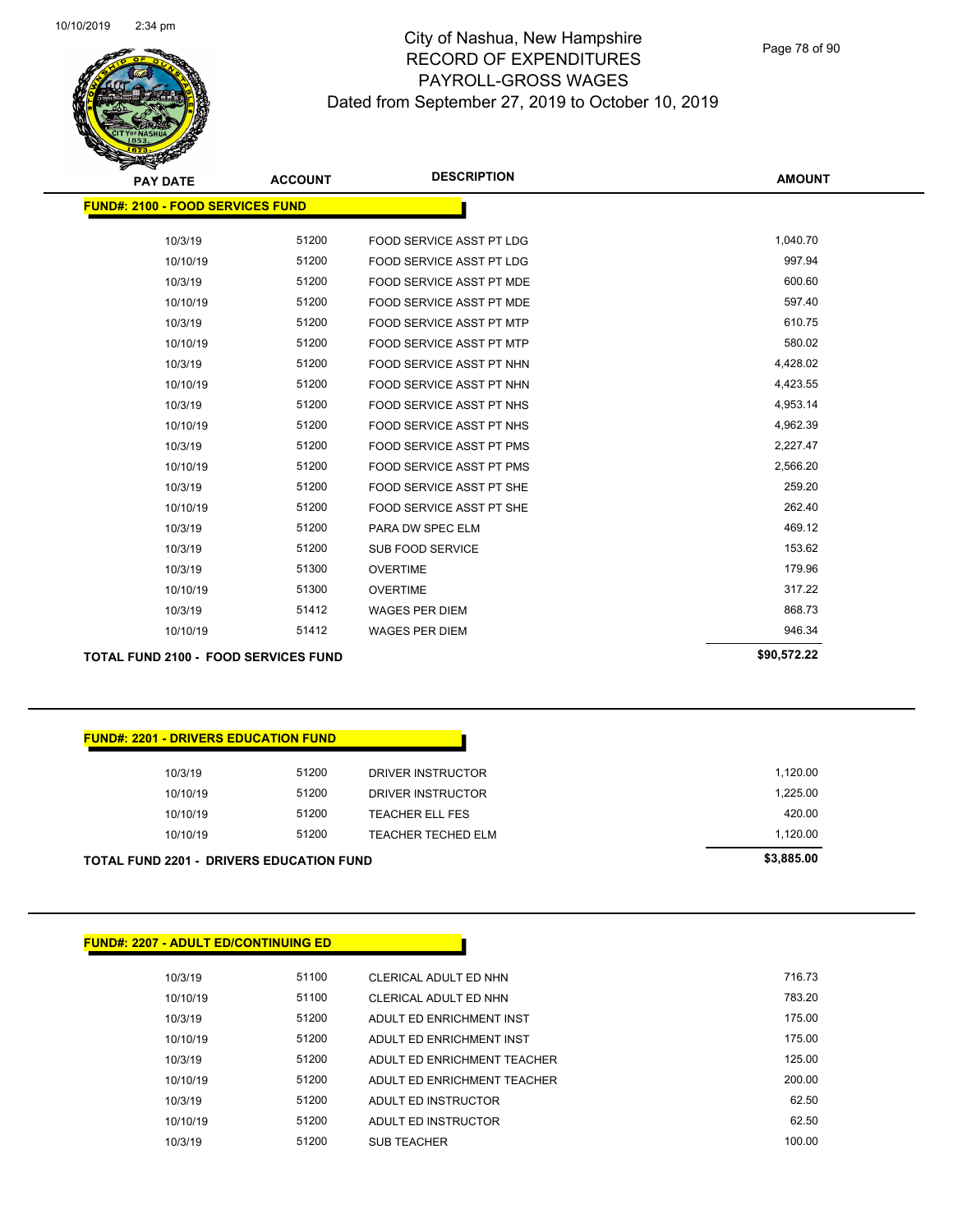# City of Nashua, New Hampshire
## RECORD OF EXPENDITURES
## PAYROLL-GROSS WAGES
### Dated from September 27, 2019 to October 10, 2019

| PAY DATE | ACCOUNT | DESCRIPTION | AMOUNT |
|---|---|---|---|
| **FUND#: 2100 - FOOD SERVICES FUND** | | | |
| 10/3/19 | 51200 | FOOD SERVICE ASST PT LDG | 1,040.70 |
| 10/10/19 | 51200 | FOOD SERVICE ASST PT LDG | 997.94 |
| 10/3/19 | 51200 | FOOD SERVICE ASST PT MDE | 600.60 |
| 10/10/19 | 51200 | FOOD SERVICE ASST PT MDE | 597.40 |
| 10/3/19 | 51200 | FOOD SERVICE ASST PT MTP | 610.75 |
| 10/10/19 | 51200 | FOOD SERVICE ASST PT MTP | 580.02 |
| 10/3/19 | 51200 | FOOD SERVICE ASST PT NHN | 4,428.02 |
| 10/10/19 | 51200 | FOOD SERVICE ASST PT NHN | 4,423.55 |
| 10/3/19 | 51200 | FOOD SERVICE ASST PT NHS | 4,953.14 |
| 10/10/19 | 51200 | FOOD SERVICE ASST PT NHS | 4,962.39 |
| 10/3/19 | 51200 | FOOD SERVICE ASST PT PMS | 2,227.47 |
| 10/10/19 | 51200 | FOOD SERVICE ASST PT PMS | 2,566.20 |
| 10/3/19 | 51200 | FOOD SERVICE ASST PT SHE | 259.20 |
| 10/10/19 | 51200 | FOOD SERVICE ASST PT SHE | 262.40 |
| 10/3/19 | 51200 | PARA DW SPEC ELM | 469.12 |
| 10/3/19 | 51200 | SUB FOOD SERVICE | 153.62 |
| 10/3/19 | 51300 | OVERTIME | 179.96 |
| 10/10/19 | 51300 | OVERTIME | 317.22 |
| 10/3/19 | 51412 | WAGES PER DIEM | 868.73 |
| 10/10/19 | 51412 | WAGES PER DIEM | 946.34 |
| **TOTAL FUND 2100 - FOOD SERVICES FUND** | | | **$90,572.22** |

| PAY DATE | ACCOUNT | DESCRIPTION | AMOUNT |
|---|---|---|---|
| **FUND#: 2201 - DRIVERS EDUCATION FUND** | | | |
| 10/3/19 | 51200 | DRIVER INSTRUCTOR | 1,120.00 |
| 10/10/19 | 51200 | DRIVER INSTRUCTOR | 1,225.00 |
| 10/10/19 | 51200 | TEACHER ELL FES | 420.00 |
| 10/10/19 | 51200 | TEACHER TECHED ELM | 1,120.00 |
| **TOTAL FUND 2201 - DRIVERS EDUCATION FUND** | | | **$3,885.00** |

| PAY DATE | ACCOUNT | DESCRIPTION | AMOUNT |
|---|---|---|---|
| **FUND#: 2207 - ADULT ED/CONTINUING ED** | | | |
| 10/3/19 | 51100 | CLERICAL ADULT ED NHN | 716.73 |
| 10/10/19 | 51100 | CLERICAL ADULT ED NHN | 783.20 |
| 10/3/19 | 51200 | ADULT ED ENRICHMENT INST | 175.00 |
| 10/10/19 | 51200 | ADULT ED ENRICHMENT INST | 175.00 |
| 10/3/19 | 51200 | ADULT ED ENRICHMENT TEACHER | 125.00 |
| 10/10/19 | 51200 | ADULT ED ENRICHMENT TEACHER | 200.00 |
| 10/3/19 | 51200 | ADULT ED INSTRUCTOR | 62.50 |
| 10/10/19 | 51200 | ADULT ED INSTRUCTOR | 62.50 |
| 10/3/19 | 51200 | SUB TEACHER | 100.00 |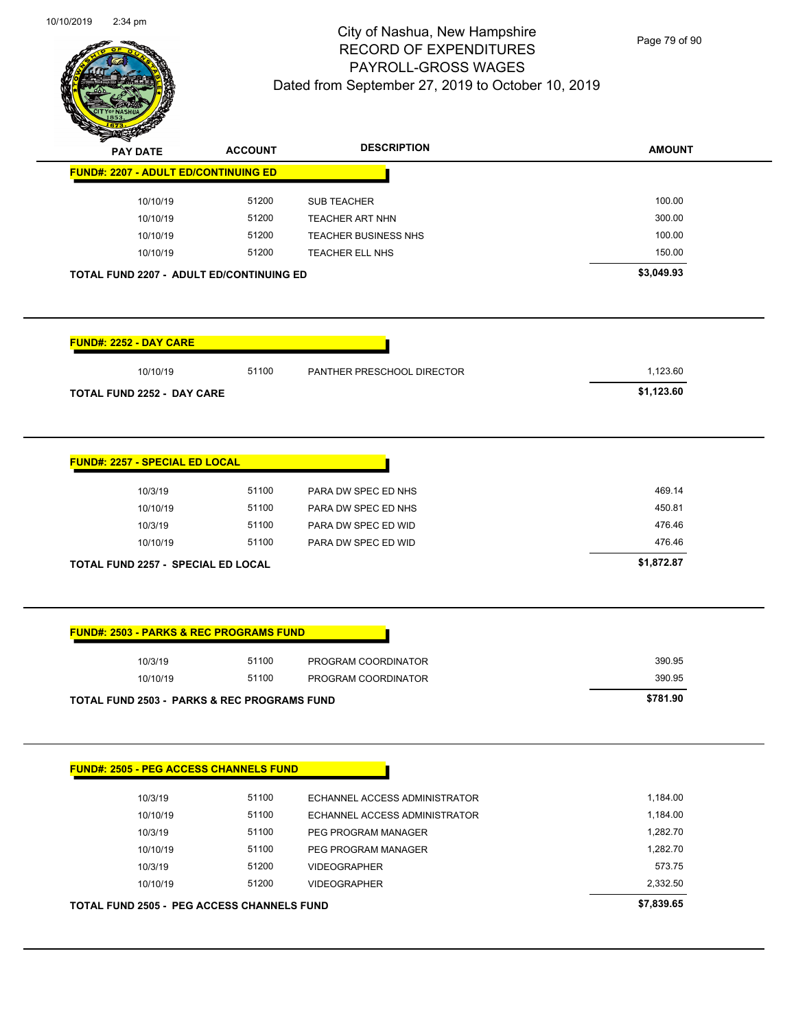# City of Nashua, New Hampshire
## RECORD OF EXPENDITURES
## PAYROLL-GROSS WAGES
### Dated from September 27, 2019 to October 10, 2019

| PAY DATE | ACCOUNT | DESCRIPTION | AMOUNT |
|---|---|---|---|
| **FUND#: 2207 - ADULT ED/CONTINUING ED** | | | |
| 10/10/19 | 51200 | SUB TEACHER | 100.00 |
| 10/10/19 | 51200 | TEACHER ART NHN | 300.00 |
| 10/10/19 | 51200 | TEACHER BUSINESS NHS | 100.00 |
| 10/10/19 | 51200 | TEACHER ELL NHS | 150.00 |
| **TOTAL FUND 2207 - ADULT ED/CONTINUING ED** | | | **$3,049.93** |

| PAY DATE | ACCOUNT | DESCRIPTION | AMOUNT |
|---|---|---|---|
| **FUND#: 2252 - DAY CARE** | | | |
| 10/10/19 | 51100 | PANTHER PRESCHOOL DIRECTOR | 1,123.60 |
| **TOTAL FUND 2252 - DAY CARE** | | | **$1,123.60** |

| PAY DATE | ACCOUNT | DESCRIPTION | AMOUNT |
|---|---|---|---|
| **FUND#: 2257 - SPECIAL ED LOCAL** | | | |
| 10/3/19 | 51100 | PARA DW SPEC ED NHS | 469.14 |
| 10/10/19 | 51100 | PARA DW SPEC ED NHS | 450.81 |
| 10/3/19 | 51100 | PARA DW SPEC ED WID | 476.46 |
| 10/10/19 | 51100 | PARA DW SPEC ED WID | 476.46 |
| **TOTAL FUND 2257 - SPECIAL ED LOCAL** | | | **$1,872.87** |

| PAY DATE | ACCOUNT | DESCRIPTION | AMOUNT |
|---|---|---|---|
| **FUND#: 2503 - PARKS & REC PROGRAMS FUND** | | | |
| 10/3/19 | 51100 | PROGRAM COORDINATOR | 390.95 |
| 10/10/19 | 51100 | PROGRAM COORDINATOR | 390.95 |
| **TOTAL FUND 2503 - PARKS & REC PROGRAMS FUND** | | | **$781.90** |

| PAY DATE | ACCOUNT | DESCRIPTION | AMOUNT |
|---|---|---|---|
| **FUND#: 2505 - PEG ACCESS CHANNELS FUND** | | | |
| 10/3/19 | 51100 | ECHANNEL ACCESS ADMINISTRATOR | 1,184.00 |
| 10/10/19 | 51100 | ECHANNEL ACCESS ADMINISTRATOR | 1,184.00 |
| 10/3/19 | 51100 | PEG PROGRAM MANAGER | 1,282.70 |
| 10/10/19 | 51100 | PEG PROGRAM MANAGER | 1,282.70 |
| 10/3/19 | 51200 | VIDEOGRAPHER | 573.75 |
| 10/10/19 | 51200 | VIDEOGRAPHER | 2,332.50 |
| **TOTAL FUND 2505 - PEG ACCESS CHANNELS FUND** | | | **$7,839.65** |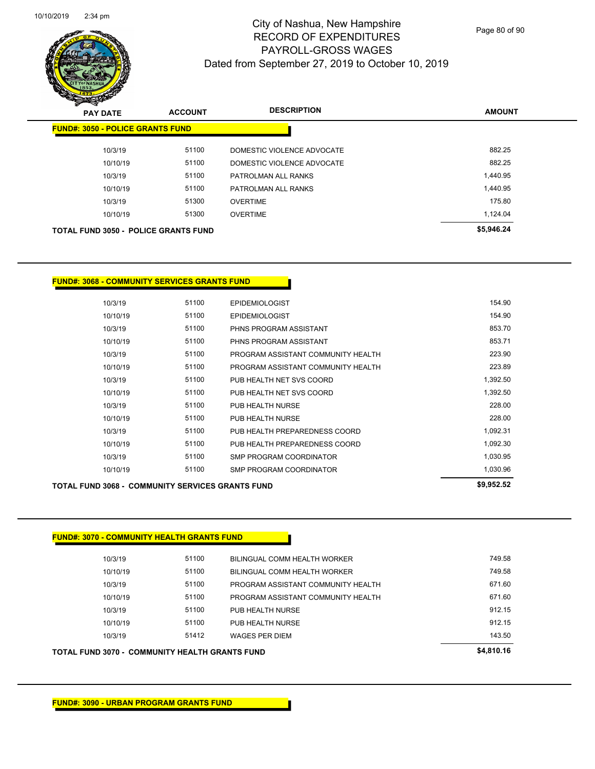# City of Nashua, New Hampshire
## RECORD OF EXPENDITURES
## PAYROLL-GROSS WAGES
### Dated from September 27, 2019 to October 10, 2019

**FUND#: 3050 - POLICE GRANTS FUND**

| PAY DATE | ACCOUNT | DESCRIPTION | AMOUNT |
|---|---|---|---|
| 10/3/19 | 51100 | DOMESTIC VIOLENCE ADVOCATE | 882.25 |
| 10/10/19 | 51100 | DOMESTIC VIOLENCE ADVOCATE | 882.25 |
| 10/3/19 | 51100 | PATROLMAN ALL RANKS | 1,440.95 |
| 10/10/19 | 51100 | PATROLMAN ALL RANKS | 1,440.95 |
| 10/3/19 | 51300 | OVERTIME | 175.80 |
| 10/10/19 | 51300 | OVERTIME | 1,124.04 |
| **TOTAL FUND 3050 - POLICE GRANTS FUND** | | | **$5,946.24** |

**FUND#: 3068 - COMMUNITY SERVICES GRANTS FUND**

| PAY DATE | ACCOUNT | DESCRIPTION | AMOUNT |
|---|---|---|---|
| 10/3/19 | 51100 | EPIDEMIOLOGIST | 154.90 |
| 10/10/19 | 51100 | EPIDEMIOLOGIST | 154.90 |
| 10/3/19 | 51100 | PHNS PROGRAM ASSISTANT | 853.70 |
| 10/10/19 | 51100 | PHNS PROGRAM ASSISTANT | 853.71 |
| 10/3/19 | 51100 | PROGRAM ASSISTANT COMMUNITY HEALTH | 223.90 |
| 10/10/19 | 51100 | PROGRAM ASSISTANT COMMUNITY HEALTH | 223.89 |
| 10/3/19 | 51100 | PUB HEALTH NET SVS COORD | 1,392.50 |
| 10/10/19 | 51100 | PUB HEALTH NET SVS COORD | 1,392.50 |
| 10/3/19 | 51100 | PUB HEALTH NURSE | 228.00 |
| 10/10/19 | 51100 | PUB HEALTH NURSE | 228.00 |
| 10/3/19 | 51100 | PUB HEALTH PREPAREDNESS COORD | 1,092.31 |
| 10/10/19 | 51100 | PUB HEALTH PREPAREDNESS COORD | 1,092.30 |
| 10/3/19 | 51100 | SMP PROGRAM COORDINATOR | 1,030.95 |
| 10/10/19 | 51100 | SMP PROGRAM COORDINATOR | 1,030.96 |
| **TOTAL FUND 3068 - COMMUNITY SERVICES GRANTS FUND** | | | **$9,952.52** |

**FUND#: 3070 - COMMUNITY HEALTH GRANTS FUND**

| PAY DATE | ACCOUNT | DESCRIPTION | AMOUNT |
|---|---|---|---|
| 10/3/19 | 51100 | BILINGUAL COMM HEALTH WORKER | 749.58 |
| 10/10/19 | 51100 | BILINGUAL COMM HEALTH WORKER | 749.58 |
| 10/3/19 | 51100 | PROGRAM ASSISTANT COMMUNITY HEALTH | 671.60 |
| 10/10/19 | 51100 | PROGRAM ASSISTANT COMMUNITY HEALTH | 671.60 |
| 10/3/19 | 51100 | PUB HEALTH NURSE | 912.15 |
| 10/10/19 | 51100 | PUB HEALTH NURSE | 912.15 |
| 10/3/19 | 51412 | WAGES PER DIEM | 143.50 |
| **TOTAL FUND 3070 - COMMUNITY HEALTH GRANTS FUND** | | | **$4,810.16** |

**FUND#: 3090 - URBAN PROGRAM GRANTS FUND**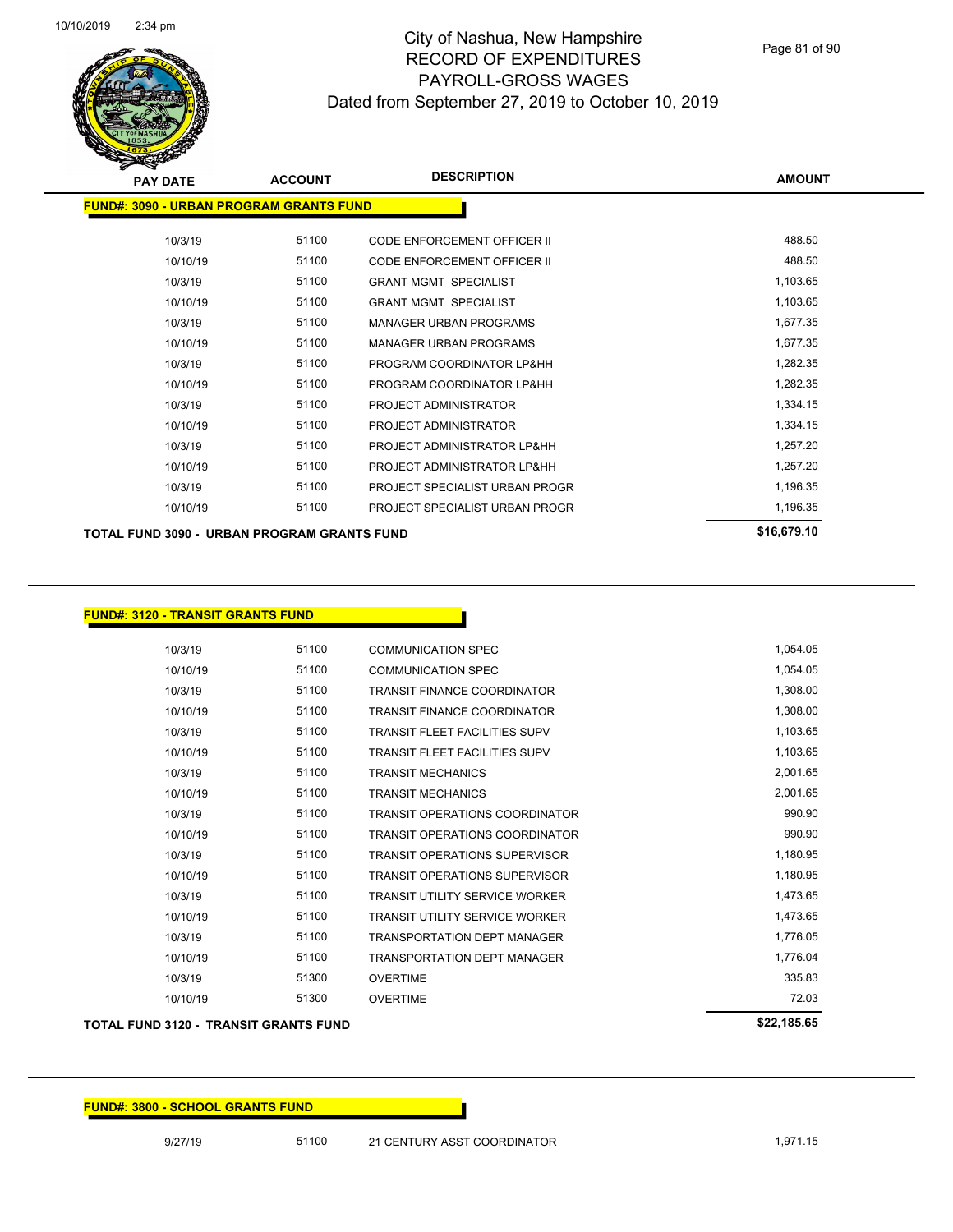City of Nashua, New Hampshire
RECORD OF EXPENDITURES
PAYROLL-GROSS WAGES
Dated from September 27, 2019 to October 10, 2019

| PAY DATE | ACCOUNT | DESCRIPTION | AMOUNT |
|---|---|---|---|
| **FUND#: 3090 - URBAN PROGRAM GRANTS FUND** | | | |
| 10/3/19 | 51100 | CODE ENFORCEMENT OFFICER II | 488.50 |
| 10/10/19 | 51100 | CODE ENFORCEMENT OFFICER II | 488.50 |
| 10/3/19 | 51100 | GRANT MGMT SPECIALIST | 1,103.65 |
| 10/10/19 | 51100 | GRANT MGMT SPECIALIST | 1,103.65 |
| 10/3/19 | 51100 | MANAGER URBAN PROGRAMS | 1,677.35 |
| 10/10/19 | 51100 | MANAGER URBAN PROGRAMS | 1,677.35 |
| 10/3/19 | 51100 | PROGRAM COORDINATOR LP&HH | 1,282.35 |
| 10/10/19 | 51100 | PROGRAM COORDINATOR LP&HH | 1,282.35 |
| 10/3/19 | 51100 | PROJECT ADMINISTRATOR | 1,334.15 |
| 10/10/19 | 51100 | PROJECT ADMINISTRATOR | 1,334.15 |
| 10/3/19 | 51100 | PROJECT ADMINISTRATOR LP&HH | 1,257.20 |
| 10/10/19 | 51100 | PROJECT ADMINISTRATOR LP&HH | 1,257.20 |
| 10/3/19 | 51100 | PROJECT SPECIALIST URBAN PROGR | 1,196.35 |
| 10/10/19 | 51100 | PROJECT SPECIALIST URBAN PROGR | 1,196.35 |
| **TOTAL FUND 3090 - URBAN PROGRAM GRANTS FUND** | | | **$16,679.10** |

| PAY DATE | ACCOUNT | DESCRIPTION | AMOUNT |
|---|---|---|---|
| **FUND#: 3120 - TRANSIT GRANTS FUND** | | | |
| 10/3/19 | 51100 | COMMUNICATION SPEC | 1,054.05 |
| 10/10/19 | 51100 | COMMUNICATION SPEC | 1,054.05 |
| 10/3/19 | 51100 | TRANSIT FINANCE COORDINATOR | 1,308.00 |
| 10/10/19 | 51100 | TRANSIT FINANCE COORDINATOR | 1,308.00 |
| 10/3/19 | 51100 | TRANSIT FLEET FACILITIES SUPV | 1,103.65 |
| 10/10/19 | 51100 | TRANSIT FLEET FACILITIES SUPV | 1,103.65 |
| 10/3/19 | 51100 | TRANSIT MECHANICS | 2,001.65 |
| 10/10/19 | 51100 | TRANSIT MECHANICS | 2,001.65 |
| 10/3/19 | 51100 | TRANSIT OPERATIONS COORDINATOR | 990.90 |
| 10/10/19 | 51100 | TRANSIT OPERATIONS COORDINATOR | 990.90 |
| 10/3/19 | 51100 | TRANSIT OPERATIONS SUPERVISOR | 1,180.95 |
| 10/10/19 | 51100 | TRANSIT OPERATIONS SUPERVISOR | 1,180.95 |
| 10/3/19 | 51100 | TRANSIT UTILITY SERVICE WORKER | 1,473.65 |
| 10/10/19 | 51100 | TRANSIT UTILITY SERVICE WORKER | 1,473.65 |
| 10/3/19 | 51100 | TRANSPORTATION DEPT MANAGER | 1,776.05 |
| 10/10/19 | 51100 | TRANSPORTATION DEPT MANAGER | 1,776.04 |
| 10/3/19 | 51300 | OVERTIME | 335.83 |
| 10/10/19 | 51300 | OVERTIME | 72.03 |
| **TOTAL FUND 3120 - TRANSIT GRANTS FUND** | | | **$22,185.65** |

| PAY DATE | ACCOUNT | DESCRIPTION | AMOUNT |
|---|---|---|---|
| **FUND#: 3800 - SCHOOL GRANTS FUND** | | | |
| 9/27/19 | 51100 | 21 CENTURY ASST COORDINATOR | 1,971.15 |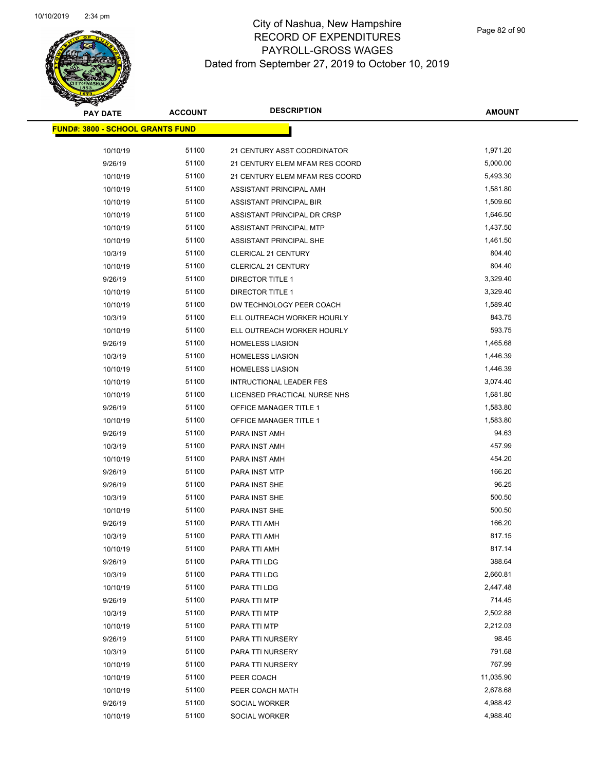# City of Nashua, New Hampshire
## RECORD OF EXPENDITURES
## PAYROLL-GROSS WAGES
### Dated from September 27, 2019 to October 10, 2019

**FUND#: 3800 - SCHOOL GRANTS FUND**

| PAY DATE | ACCOUNT | DESCRIPTION | AMOUNT |
|---|---|---|---|
| 10/10/19 | 51100 | 21 CENTURY ASST COORDINATOR | 1,971.20 |
| 9/26/19 | 51100 | 21 CENTURY ELEM MFAM RES COORD | 5,000.00 |
| 10/10/19 | 51100 | 21 CENTURY ELEM MFAM RES COORD | 5,493.30 |
| 10/10/19 | 51100 | ASSISTANT PRINCIPAL AMH | 1,581.80 |
| 10/10/19 | 51100 | ASSISTANT PRINCIPAL BIR | 1,509.60 |
| 10/10/19 | 51100 | ASSISTANT PRINCIPAL DR CRSP | 1,646.50 |
| 10/10/19 | 51100 | ASSISTANT PRINCIPAL MTP | 1,437.50 |
| 10/10/19 | 51100 | ASSISTANT PRINCIPAL SHE | 1,461.50 |
| 10/3/19 | 51100 | CLERICAL 21 CENTURY | 804.40 |
| 10/10/19 | 51100 | CLERICAL 21 CENTURY | 804.40 |
| 9/26/19 | 51100 | DIRECTOR TITLE 1 | 3,329.40 |
| 10/10/19 | 51100 | DIRECTOR TITLE 1 | 3,329.40 |
| 10/10/19 | 51100 | DW TECHNOLOGY PEER COACH | 1,589.40 |
| 10/3/19 | 51100 | ELL OUTREACH WORKER HOURLY | 843.75 |
| 10/10/19 | 51100 | ELL OUTREACH WORKER HOURLY | 593.75 |
| 9/26/19 | 51100 | HOMELESS LIASION | 1,465.68 |
| 10/3/19 | 51100 | HOMELESS LIASION | 1,446.39 |
| 10/10/19 | 51100 | HOMELESS LIASION | 1,446.39 |
| 10/10/19 | 51100 | INTRUCTIONAL LEADER FES | 3,074.40 |
| 10/10/19 | 51100 | LICENSED PRACTICAL NURSE NHS | 1,681.80 |
| 9/26/19 | 51100 | OFFICE MANAGER TITLE 1 | 1,583.80 |
| 10/10/19 | 51100 | OFFICE MANAGER TITLE 1 | 1,583.80 |
| 9/26/19 | 51100 | PARA INST AMH | 94.63 |
| 10/3/19 | 51100 | PARA INST AMH | 457.99 |
| 10/10/19 | 51100 | PARA INST AMH | 454.20 |
| 9/26/19 | 51100 | PARA INST MTP | 166.20 |
| 9/26/19 | 51100 | PARA INST SHE | 96.25 |
| 10/3/19 | 51100 | PARA INST SHE | 500.50 |
| 10/10/19 | 51100 | PARA INST SHE | 500.50 |
| 9/26/19 | 51100 | PARA TTI AMH | 166.20 |
| 10/3/19 | 51100 | PARA TTI AMH | 817.15 |
| 10/10/19 | 51100 | PARA TTI AMH | 817.14 |
| 9/26/19 | 51100 | PARA TTI LDG | 388.64 |
| 10/3/19 | 51100 | PARA TTI LDG | 2,660.81 |
| 10/10/19 | 51100 | PARA TTI LDG | 2,447.48 |
| 9/26/19 | 51100 | PARA TTI MTP | 714.45 |
| 10/3/19 | 51100 | PARA TTI MTP | 2,502.88 |
| 10/10/19 | 51100 | PARA TTI MTP | 2,212.03 |
| 9/26/19 | 51100 | PARA TTI NURSERY | 98.45 |
| 10/3/19 | 51100 | PARA TTI NURSERY | 791.68 |
| 10/10/19 | 51100 | PARA TTI NURSERY | 767.99 |
| 10/10/19 | 51100 | PEER COACH | 11,035.90 |
| 10/10/19 | 51100 | PEER COACH MATH | 2,678.68 |
| 9/26/19 | 51100 | SOCIAL WORKER | 4,988.42 |
| 10/10/19 | 51100 | SOCIAL WORKER | 4,988.40 |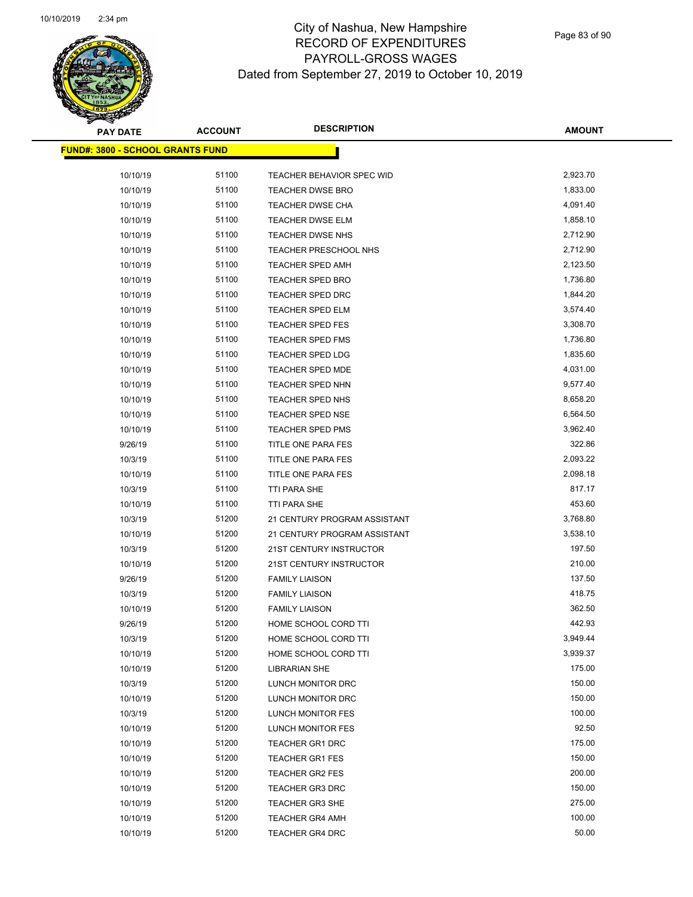# City of Nashua, New Hampshire
# RECORD OF EXPENDITURES
# PAYROLL-GROSS WAGES
# Dated from September 27, 2019 to October 10, 2019

| PAY DATE | ACCOUNT | DESCRIPTION | AMOUNT |
|---|---|---|---|
| **FUND#: 3800 - SCHOOL GRANTS FUND** | | | |
| 10/10/19 | 51100 | TEACHER BEHAVIOR SPEC WID | 2,923.70 |
| 10/10/19 | 51100 | TEACHER DWSE BRO | 1,833.00 |
| 10/10/19 | 51100 | TEACHER DWSE CHA | 4,091.40 |
| 10/10/19 | 51100 | TEACHER DWSE ELM | 1,858.10 |
| 10/10/19 | 51100 | TEACHER DWSE NHS | 2,712.90 |
| 10/10/19 | 51100 | TEACHER PRESCHOOL NHS | 2,712.90 |
| 10/10/19 | 51100 | TEACHER SPED AMH | 2,123.50 |
| 10/10/19 | 51100 | TEACHER SPED BRO | 1,736.80 |
| 10/10/19 | 51100 | TEACHER SPED DRC | 1,844.20 |
| 10/10/19 | 51100 | TEACHER SPED ELM | 3,574.40 |
| 10/10/19 | 51100 | TEACHER SPED FES | 3,308.70 |
| 10/10/19 | 51100 | TEACHER SPED FMS | 1,736.80 |
| 10/10/19 | 51100 | TEACHER SPED LDG | 1,835.60 |
| 10/10/19 | 51100 | TEACHER SPED MDE | 4,031.00 |
| 10/10/19 | 51100 | TEACHER SPED NHN | 9,577.40 |
| 10/10/19 | 51100 | TEACHER SPED NHS | 8,658.20 |
| 10/10/19 | 51100 | TEACHER SPED NSE | 6,564.50 |
| 10/10/19 | 51100 | TEACHER SPED PMS | 3,962.40 |
| 9/26/19 | 51100 | TITLE ONE PARA FES | 322.86 |
| 10/3/19 | 51100 | TITLE ONE PARA FES | 2,093.22 |
| 10/10/19 | 51100 | TITLE ONE PARA FES | 2,098.18 |
| 10/3/19 | 51100 | TTI PARA SHE | 817.17 |
| 10/10/19 | 51100 | TTI PARA SHE | 453.60 |
| 10/3/19 | 51200 | 21 CENTURY PROGRAM ASSISTANT | 3,768.80 |
| 10/10/19 | 51200 | 21 CENTURY PROGRAM ASSISTANT | 3,538.10 |
| 10/3/19 | 51200 | 21ST CENTURY INSTRUCTOR | 197.50 |
| 10/10/19 | 51200 | 21ST CENTURY INSTRUCTOR | 210.00 |
| 9/26/19 | 51200 | FAMILY LIAISON | 137.50 |
| 10/3/19 | 51200 | FAMILY LIAISON | 418.75 |
| 10/10/19 | 51200 | FAMILY LIAISON | 362.50 |
| 9/26/19 | 51200 | HOME SCHOOL CORD TTI | 442.93 |
| 10/3/19 | 51200 | HOME SCHOOL CORD TTI | 3,949.44 |
| 10/10/19 | 51200 | HOME SCHOOL CORD TTI | 3,939.37 |
| 10/10/19 | 51200 | LIBRARIAN SHE | 175.00 |
| 10/3/19 | 51200 | LUNCH MONITOR DRC | 150.00 |
| 10/10/19 | 51200 | LUNCH MONITOR DRC | 150.00 |
| 10/3/19 | 51200 | LUNCH MONITOR FES | 100.00 |
| 10/10/19 | 51200 | LUNCH MONITOR FES | 92.50 |
| 10/10/19 | 51200 | TEACHER GR1 DRC | 175.00 |
| 10/10/19 | 51200 | TEACHER GR1 FES | 150.00 |
| 10/10/19 | 51200 | TEACHER GR2 FES | 200.00 |
| 10/10/19 | 51200 | TEACHER GR3 DRC | 150.00 |
| 10/10/19 | 51200 | TEACHER GR3 SHE | 275.00 |
| 10/10/19 | 51200 | TEACHER GR4 AMH | 100.00 |
| 10/10/19 | 51200 | TEACHER GR4 DRC | 50.00 |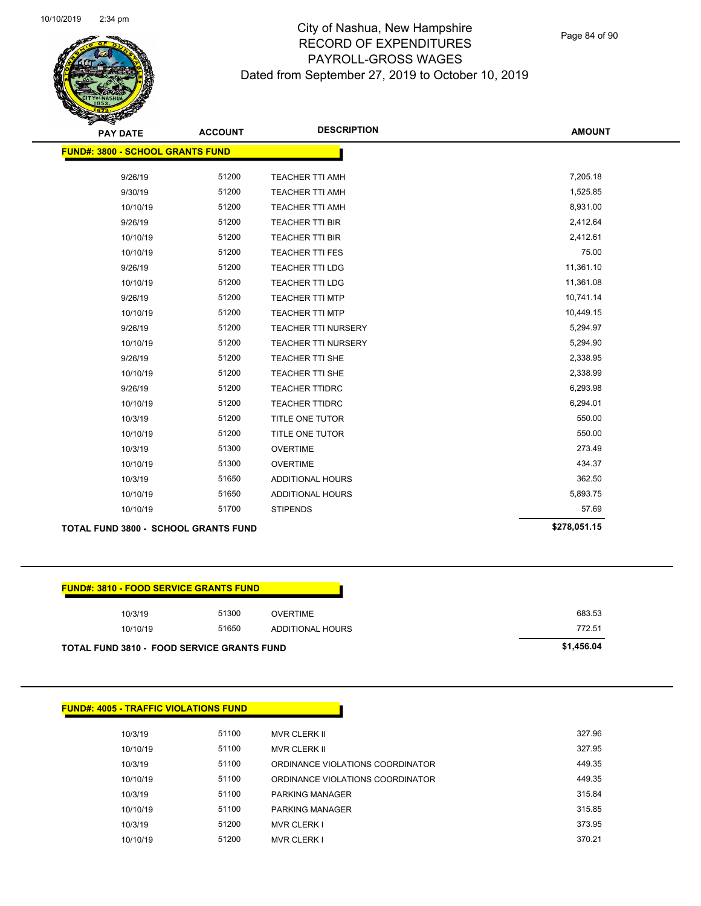# City of Nashua, New Hampshire
## RECORD OF EXPENDITURES
## PAYROLL-GROSS WAGES
### Dated from September 27, 2019 to October 10, 2019

| PAY DATE | ACCOUNT | DESCRIPTION | AMOUNT |
|---|---|---|---|
| **FUND#: 3800 - SCHOOL GRANTS FUND** | | | |
| 9/26/19 | 51200 | TEACHER TTI AMH | 7,205.18 |
| 9/30/19 | 51200 | TEACHER TTI AMH | 1,525.85 |
| 10/10/19 | 51200 | TEACHER TTI AMH | 8,931.00 |
| 9/26/19 | 51200 | TEACHER TTI BIR | 2,412.64 |
| 10/10/19 | 51200 | TEACHER TTI BIR | 2,412.61 |
| 10/10/19 | 51200 | TEACHER TTI FES | 75.00 |
| 9/26/19 | 51200 | TEACHER TTI LDG | 11,361.10 |
| 10/10/19 | 51200 | TEACHER TTI LDG | 11,361.08 |
| 9/26/19 | 51200 | TEACHER TTI MTP | 10,741.14 |
| 10/10/19 | 51200 | TEACHER TTI MTP | 10,449.15 |
| 9/26/19 | 51200 | TEACHER TTI NURSERY | 5,294.97 |
| 10/10/19 | 51200 | TEACHER TTI NURSERY | 5,294.90 |
| 9/26/19 | 51200 | TEACHER TTI SHE | 2,338.95 |
| 10/10/19 | 51200 | TEACHER TTI SHE | 2,338.99 |
| 9/26/19 | 51200 | TEACHER TTIDRC | 6,293.98 |
| 10/10/19 | 51200 | TEACHER TTIDRC | 6,294.01 |
| 10/3/19 | 51200 | TITLE ONE TUTOR | 550.00 |
| 10/10/19 | 51200 | TITLE ONE TUTOR | 550.00 |
| 10/3/19 | 51300 | OVERTIME | 273.49 |
| 10/10/19 | 51300 | OVERTIME | 434.37 |
| 10/3/19 | 51650 | ADDITIONAL HOURS | 362.50 |
| 10/10/19 | 51650 | ADDITIONAL HOURS | 5,893.75 |
| 10/10/19 | 51700 | STIPENDS | 57.69 |
| **TOTAL FUND 3800 - SCHOOL GRANTS FUND** | | | **$278,051.15** |

| PAY DATE | ACCOUNT | DESCRIPTION | AMOUNT |
|---|---|---|---|
| **FUND#: 3810 - FOOD SERVICE GRANTS FUND** | | | |
| 10/3/19 | 51300 | OVERTIME | 683.53 |
| 10/10/19 | 51650 | ADDITIONAL HOURS | 772.51 |
| **TOTAL FUND 3810 - FOOD SERVICE GRANTS FUND** | | | **$1,456.04** |

| PAY DATE | ACCOUNT | DESCRIPTION | AMOUNT |
|---|---|---|---|
| **FUND#: 4005 - TRAFFIC VIOLATIONS FUND** | | | |
| 10/3/19 | 51100 | MVR CLERK II | 327.96 |
| 10/10/19 | 51100 | MVR CLERK II | 327.95 |
| 10/3/19 | 51100 | ORDINANCE VIOLATIONS COORDINATOR | 449.35 |
| 10/10/19 | 51100 | ORDINANCE VIOLATIONS COORDINATOR | 449.35 |
| 10/3/19 | 51100 | PARKING MANAGER | 315.84 |
| 10/10/19 | 51100 | PARKING MANAGER | 315.85 |
| 10/3/19 | 51200 | MVR CLERK I | 373.95 |
| 10/10/19 | 51200 | MVR CLERK I | 370.21 |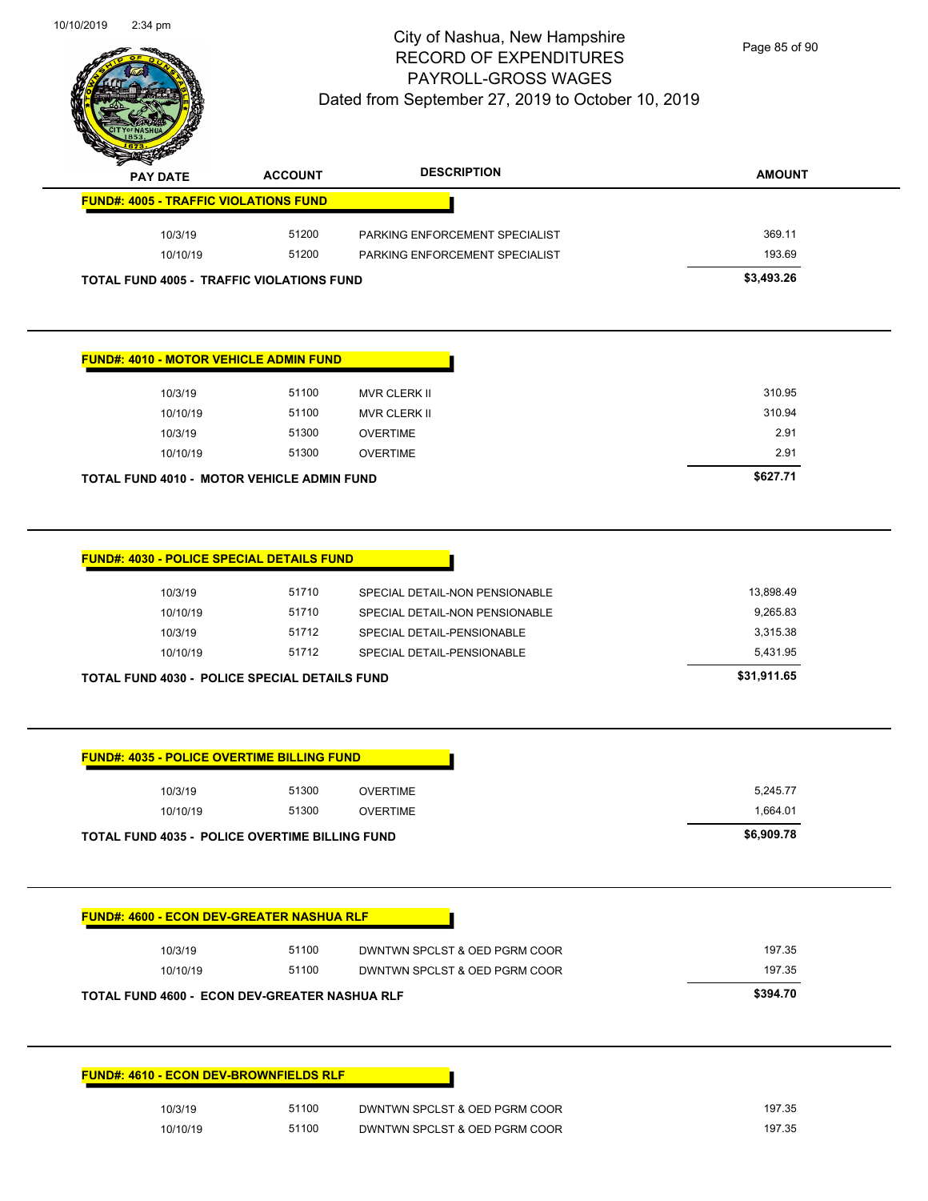| PAY DATE | ACCOUNT | DESCRIPTION | AMOUNT |
|---|---|---|---|
| **FUND#: 4005 - TRAFFIC VIOLATIONS FUND** | | | |
| 10/3/19 | 51200 | PARKING ENFORCEMENT SPECIALIST | 369.11 |
| 10/10/19 | 51200 | PARKING ENFORCEMENT SPECIALIST | 193.69 |
| **TOTAL FUND 4005 - TRAFFIC VIOLATIONS FUND** | | | **$3,493.26** |

| PAY DATE | ACCOUNT | DESCRIPTION | AMOUNT |
|---|---|---|---|
| **FUND#: 4010 - MOTOR VEHICLE ADMIN FUND** | | | |
| 10/3/19 | 51100 | MVR CLERK II | 310.95 |
| 10/10/19 | 51100 | MVR CLERK II | 310.94 |
| 10/3/19 | 51300 | OVERTIME | 2.91 |
| 10/10/19 | 51300 | OVERTIME | 2.91 |
| **TOTAL FUND 4010 - MOTOR VEHICLE ADMIN FUND** | | | **$627.71** |

| PAY DATE | ACCOUNT | DESCRIPTION | AMOUNT |
|---|---|---|---|
| **FUND#: 4030 - POLICE SPECIAL DETAILS FUND** | | | |
| 10/3/19 | 51710 | SPECIAL DETAIL-NON PENSIONABLE | 13,898.49 |
| 10/10/19 | 51710 | SPECIAL DETAIL-NON PENSIONABLE | 9,265.83 |
| 10/3/19 | 51712 | SPECIAL DETAIL-PENSIONABLE | 3,315.38 |
| 10/10/19 | 51712 | SPECIAL DETAIL-PENSIONABLE | 5,431.95 |
| **TOTAL FUND 4030 - POLICE SPECIAL DETAILS FUND** | | | **$31,911.65** |

| PAY DATE | ACCOUNT | DESCRIPTION | AMOUNT |
|---|---|---|---|
| **FUND#: 4035 - POLICE OVERTIME BILLING FUND** | | | |
| 10/3/19 | 51300 | OVERTIME | 5,245.77 |
| 10/10/19 | 51300 | OVERTIME | 1,664.01 |
| **TOTAL FUND 4035 - POLICE OVERTIME BILLING FUND** | | | **$6,909.78** |

| PAY DATE | ACCOUNT | DESCRIPTION | AMOUNT |
|---|---|---|---|
| **FUND#: 4600 - ECON DEV-GREATER NASHUA RLF** | | | |
| 10/3/19 | 51100 | DWNTWN SPCLST & OED PGRM COOR | 197.35 |
| 10/10/19 | 51100 | DWNTWN SPCLST & OED PGRM COOR | 197.35 |
| **TOTAL FUND 4600 - ECON DEV-GREATER NASHUA RLF** | | | **$394.70** |

| PAY DATE | ACCOUNT | DESCRIPTION | AMOUNT |
|---|---|---|---|
| **FUND#: 4610 - ECON DEV-BROWNFIELDS RLF** | | | |
| 10/3/19 | 51100 | DWNTWN SPCLST & OED PGRM COOR | 197.35 |
| 10/10/19 | 51100 | DWNTWN SPCLST & OED PGRM COOR | 197.35 |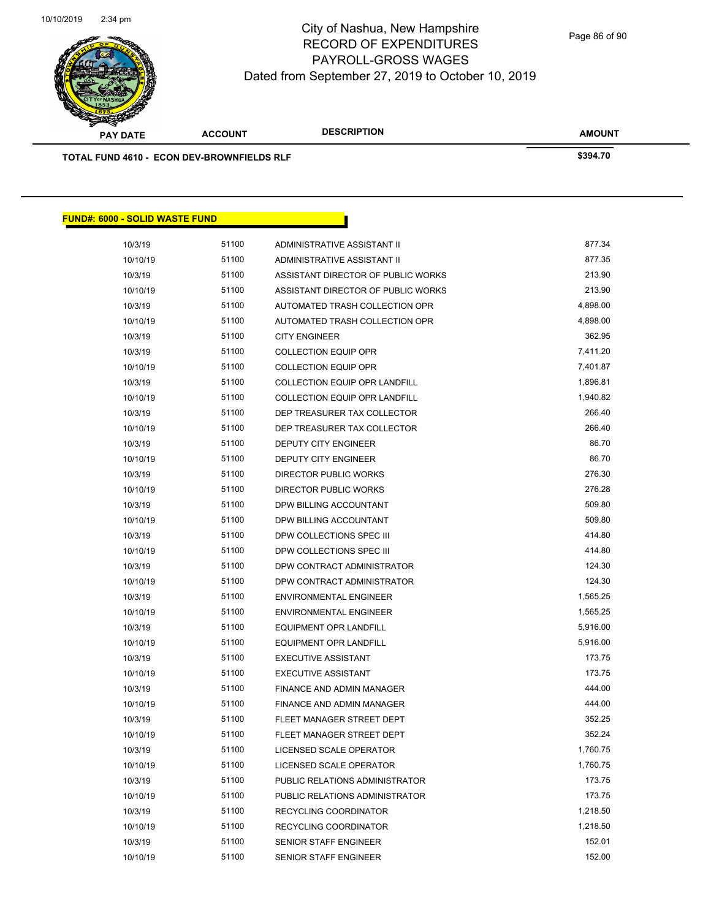| PAY DATE | ACCOUNT | DESCRIPTION | AMOUNT |
|---|---|---|---|
| **TOTAL FUND 4610 - ECON DEV-BROWNFIELDS RLF** | | | **$394.70** |

## FUND#: 6000 - SOLID WASTE FUND

| PAY DATE | ACCOUNT | DESCRIPTION | AMOUNT |
|---|---|---|---|
| 10/3/19 | 51100 | ADMINISTRATIVE ASSISTANT II | 877.34 |
| 10/10/19 | 51100 | ADMINISTRATIVE ASSISTANT II | 877.35 |
| 10/3/19 | 51100 | ASSISTANT DIRECTOR OF PUBLIC WORKS | 213.90 |
| 10/10/19 | 51100 | ASSISTANT DIRECTOR OF PUBLIC WORKS | 213.90 |
| 10/3/19 | 51100 | AUTOMATED TRASH COLLECTION OPR | 4,898.00 |
| 10/10/19 | 51100 | AUTOMATED TRASH COLLECTION OPR | 4,898.00 |
| 10/3/19 | 51100 | CITY ENGINEER | 362.95 |
| 10/3/19 | 51100 | COLLECTION EQUIP OPR | 7,411.20 |
| 10/10/19 | 51100 | COLLECTION EQUIP OPR | 7,401.87 |
| 10/3/19 | 51100 | COLLECTION EQUIP OPR LANDFILL | 1,896.81 |
| 10/10/19 | 51100 | COLLECTION EQUIP OPR LANDFILL | 1,940.82 |
| 10/3/19 | 51100 | DEP TREASURER TAX COLLECTOR | 266.40 |
| 10/10/19 | 51100 | DEP TREASURER TAX COLLECTOR | 266.40 |
| 10/3/19 | 51100 | DEPUTY CITY ENGINEER | 86.70 |
| 10/10/19 | 51100 | DEPUTY CITY ENGINEER | 86.70 |
| 10/3/19 | 51100 | DIRECTOR PUBLIC WORKS | 276.30 |
| 10/10/19 | 51100 | DIRECTOR PUBLIC WORKS | 276.28 |
| 10/3/19 | 51100 | DPW BILLING ACCOUNTANT | 509.80 |
| 10/10/19 | 51100 | DPW BILLING ACCOUNTANT | 509.80 |
| 10/3/19 | 51100 | DPW COLLECTIONS SPEC III | 414.80 |
| 10/10/19 | 51100 | DPW COLLECTIONS SPEC III | 414.80 |
| 10/3/19 | 51100 | DPW CONTRACT ADMINISTRATOR | 124.30 |
| 10/10/19 | 51100 | DPW CONTRACT ADMINISTRATOR | 124.30 |
| 10/3/19 | 51100 | ENVIRONMENTAL ENGINEER | 1,565.25 |
| 10/10/19 | 51100 | ENVIRONMENTAL ENGINEER | 1,565.25 |
| 10/3/19 | 51100 | EQUIPMENT OPR LANDFILL | 5,916.00 |
| 10/10/19 | 51100 | EQUIPMENT OPR LANDFILL | 5,916.00 |
| 10/3/19 | 51100 | EXECUTIVE ASSISTANT | 173.75 |
| 10/10/19 | 51100 | EXECUTIVE ASSISTANT | 173.75 |
| 10/3/19 | 51100 | FINANCE AND ADMIN MANAGER | 444.00 |
| 10/10/19 | 51100 | FINANCE AND ADMIN MANAGER | 444.00 |
| 10/3/19 | 51100 | FLEET MANAGER STREET DEPT | 352.25 |
| 10/10/19 | 51100 | FLEET MANAGER STREET DEPT | 352.24 |
| 10/3/19 | 51100 | LICENSED SCALE OPERATOR | 1,760.75 |
| 10/10/19 | 51100 | LICENSED SCALE OPERATOR | 1,760.75 |
| 10/3/19 | 51100 | PUBLIC RELATIONS ADMINISTRATOR | 173.75 |
| 10/10/19 | 51100 | PUBLIC RELATIONS ADMINISTRATOR | 173.75 |
| 10/3/19 | 51100 | RECYCLING COORDINATOR | 1,218.50 |
| 10/10/19 | 51100 | RECYCLING COORDINATOR | 1,218.50 |
| 10/3/19 | 51100 | SENIOR STAFF ENGINEER | 152.01 |
| 10/10/19 | 51100 | SENIOR STAFF ENGINEER | 152.00 |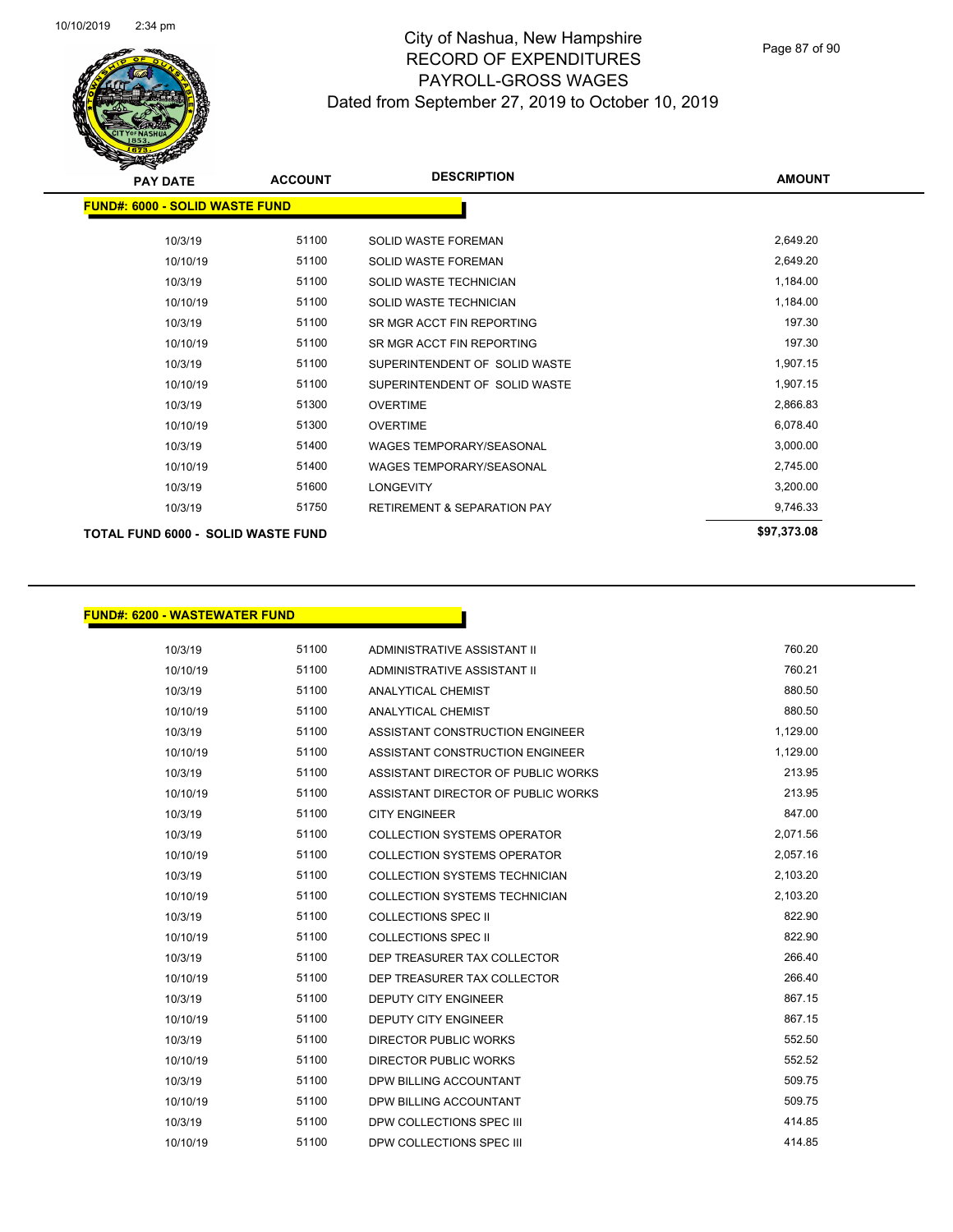# City of Nashua, New Hampshire
# RECORD OF EXPENDITURES
# PAYROLL-GROSS WAGES
# Dated from September 27, 2019 to October 10, 2019

## FUND#: 6000 - SOLID WASTE FUND

| PAY DATE | ACCOUNT | DESCRIPTION | AMOUNT |
|---|---|---|---|
| 10/3/19 | 51100 | SOLID WASTE FOREMAN | 2,649.20 |
| 10/10/19 | 51100 | SOLID WASTE FOREMAN | 2,649.20 |
| 10/3/19 | 51100 | SOLID WASTE TECHNICIAN | 1,184.00 |
| 10/10/19 | 51100 | SOLID WASTE TECHNICIAN | 1,184.00 |
| 10/3/19 | 51100 | SR MGR ACCT FIN REPORTING | 197.30 |
| 10/10/19 | 51100 | SR MGR ACCT FIN REPORTING | 197.30 |
| 10/3/19 | 51100 | SUPERINTENDENT OF SOLID WASTE | 1,907.15 |
| 10/10/19 | 51100 | SUPERINTENDENT OF SOLID WASTE | 1,907.15 |
| 10/3/19 | 51300 | OVERTIME | 2,866.83 |
| 10/10/19 | 51300 | OVERTIME | 6,078.40 |
| 10/3/19 | 51400 | WAGES TEMPORARY/SEASONAL | 3,000.00 |
| 10/10/19 | 51400 | WAGES TEMPORARY/SEASONAL | 2,745.00 |
| 10/3/19 | 51600 | LONGEVITY | 3,200.00 |
| 10/3/19 | 51750 | RETIREMENT & SEPARATION PAY | 9,746.33 |
| **TOTAL FUND 6000 - SOLID WASTE FUND** | | | **$97,373.08** |

## FUND#: 6200 - WASTEWATER FUND

| PAY DATE | ACCOUNT | DESCRIPTION | AMOUNT |
|---|---|---|---|
| 10/3/19 | 51100 | ADMINISTRATIVE ASSISTANT II | 760.20 |
| 10/10/19 | 51100 | ADMINISTRATIVE ASSISTANT II | 760.21 |
| 10/3/19 | 51100 | ANALYTICAL CHEMIST | 880.50 |
| 10/10/19 | 51100 | ANALYTICAL CHEMIST | 880.50 |
| 10/3/19 | 51100 | ASSISTANT CONSTRUCTION ENGINEER | 1,129.00 |
| 10/10/19 | 51100 | ASSISTANT CONSTRUCTION ENGINEER | 1,129.00 |
| 10/3/19 | 51100 | ASSISTANT DIRECTOR OF PUBLIC WORKS | 213.95 |
| 10/10/19 | 51100 | ASSISTANT DIRECTOR OF PUBLIC WORKS | 213.95 |
| 10/3/19 | 51100 | CITY ENGINEER | 847.00 |
| 10/3/19 | 51100 | COLLECTION SYSTEMS OPERATOR | 2,071.56 |
| 10/10/19 | 51100 | COLLECTION SYSTEMS OPERATOR | 2,057.16 |
| 10/3/19 | 51100 | COLLECTION SYSTEMS TECHNICIAN | 2,103.20 |
| 10/10/19 | 51100 | COLLECTION SYSTEMS TECHNICIAN | 2,103.20 |
| 10/3/19 | 51100 | COLLECTIONS SPEC II | 822.90 |
| 10/10/19 | 51100 | COLLECTIONS SPEC II | 822.90 |
| 10/3/19 | 51100 | DEP TREASURER TAX COLLECTOR | 266.40 |
| 10/10/19 | 51100 | DEP TREASURER TAX COLLECTOR | 266.40 |
| 10/3/19 | 51100 | DEPUTY CITY ENGINEER | 867.15 |
| 10/10/19 | 51100 | DEPUTY CITY ENGINEER | 867.15 |
| 10/3/19 | 51100 | DIRECTOR PUBLIC WORKS | 552.50 |
| 10/10/19 | 51100 | DIRECTOR PUBLIC WORKS | 552.52 |
| 10/3/19 | 51100 | DPW BILLING ACCOUNTANT | 509.75 |
| 10/10/19 | 51100 | DPW BILLING ACCOUNTANT | 509.75 |
| 10/3/19 | 51100 | DPW COLLECTIONS SPEC III | 414.85 |
| 10/10/19 | 51100 | DPW COLLECTIONS SPEC III | 414.85 |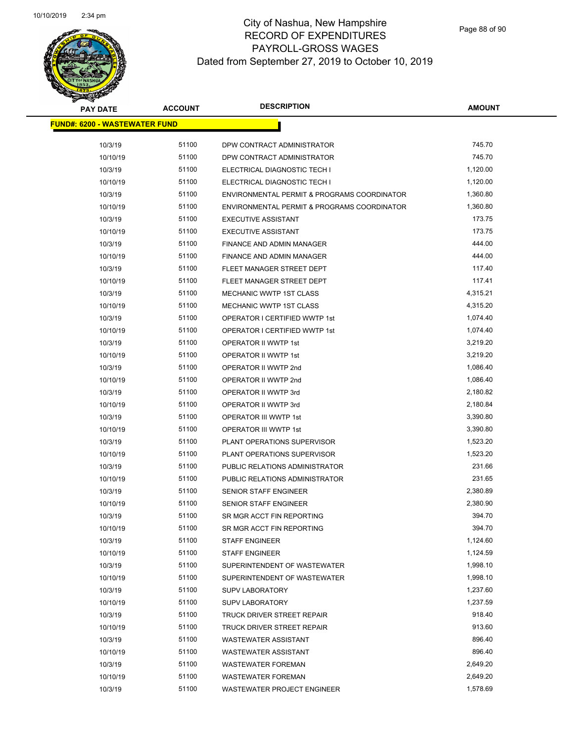# City of Nashua, New Hampshire
## RECORD OF EXPENDITURES
## PAYROLL-GROSS WAGES
## Dated from September 27, 2019 to October 10, 2019

**FUND#: 6200 - WASTEWATER FUND**

| PAY DATE | ACCOUNT | DESCRIPTION | AMOUNT |
|---|---|---|---|
| 10/3/19 | 51100 | DPW CONTRACT ADMINISTRATOR | 745.70 |
| 10/10/19 | 51100 | DPW CONTRACT ADMINISTRATOR | 745.70 |
| 10/3/19 | 51100 | ELECTRICAL DIAGNOSTIC TECH I | 1,120.00 |
| 10/10/19 | 51100 | ELECTRICAL DIAGNOSTIC TECH I | 1,120.00 |
| 10/3/19 | 51100 | ENVIRONMENTAL PERMIT & PROGRAMS COORDINATOR | 1,360.80 |
| 10/10/19 | 51100 | ENVIRONMENTAL PERMIT & PROGRAMS COORDINATOR | 1,360.80 |
| 10/3/19 | 51100 | EXECUTIVE ASSISTANT | 173.75 |
| 10/10/19 | 51100 | EXECUTIVE ASSISTANT | 173.75 |
| 10/3/19 | 51100 | FINANCE AND ADMIN MANAGER | 444.00 |
| 10/10/19 | 51100 | FINANCE AND ADMIN MANAGER | 444.00 |
| 10/3/19 | 51100 | FLEET MANAGER STREET DEPT | 117.40 |
| 10/10/19 | 51100 | FLEET MANAGER STREET DEPT | 117.41 |
| 10/3/19 | 51100 | MECHANIC WWTP 1ST CLASS | 4,315.21 |
| 10/10/19 | 51100 | MECHANIC WWTP 1ST CLASS | 4,315.20 |
| 10/3/19 | 51100 | OPERATOR I CERTIFIED WWTP 1st | 1,074.40 |
| 10/10/19 | 51100 | OPERATOR I CERTIFIED WWTP 1st | 1,074.40 |
| 10/3/19 | 51100 | OPERATOR II WWTP 1st | 3,219.20 |
| 10/10/19 | 51100 | OPERATOR II WWTP 1st | 3,219.20 |
| 10/3/19 | 51100 | OPERATOR II WWTP 2nd | 1,086.40 |
| 10/10/19 | 51100 | OPERATOR II WWTP 2nd | 1,086.40 |
| 10/3/19 | 51100 | OPERATOR II WWTP 3rd | 2,180.82 |
| 10/10/19 | 51100 | OPERATOR II WWTP 3rd | 2,180.84 |
| 10/3/19 | 51100 | OPERATOR III WWTP 1st | 3,390.80 |
| 10/10/19 | 51100 | OPERATOR III WWTP 1st | 3,390.80 |
| 10/3/19 | 51100 | PLANT OPERATIONS SUPERVISOR | 1,523.20 |
| 10/10/19 | 51100 | PLANT OPERATIONS SUPERVISOR | 1,523.20 |
| 10/3/19 | 51100 | PUBLIC RELATIONS ADMINISTRATOR | 231.66 |
| 10/10/19 | 51100 | PUBLIC RELATIONS ADMINISTRATOR | 231.65 |
| 10/3/19 | 51100 | SENIOR STAFF ENGINEER | 2,380.89 |
| 10/10/19 | 51100 | SENIOR STAFF ENGINEER | 2,380.90 |
| 10/3/19 | 51100 | SR MGR ACCT FIN REPORTING | 394.70 |
| 10/10/19 | 51100 | SR MGR ACCT FIN REPORTING | 394.70 |
| 10/3/19 | 51100 | STAFF ENGINEER | 1,124.60 |
| 10/10/19 | 51100 | STAFF ENGINEER | 1,124.59 |
| 10/3/19 | 51100 | SUPERINTENDENT OF WASTEWATER | 1,998.10 |
| 10/10/19 | 51100 | SUPERINTENDENT OF WASTEWATER | 1,998.10 |
| 10/3/19 | 51100 | SUPV LABORATORY | 1,237.60 |
| 10/10/19 | 51100 | SUPV LABORATORY | 1,237.59 |
| 10/3/19 | 51100 | TRUCK DRIVER STREET REPAIR | 918.40 |
| 10/10/19 | 51100 | TRUCK DRIVER STREET REPAIR | 913.60 |
| 10/3/19 | 51100 | WASTEWATER ASSISTANT | 896.40 |
| 10/10/19 | 51100 | WASTEWATER ASSISTANT | 896.40 |
| 10/3/19 | 51100 | WASTEWATER FOREMAN | 2,649.20 |
| 10/10/19 | 51100 | WASTEWATER FOREMAN | 2,649.20 |
| 10/3/19 | 51100 | WASTEWATER PROJECT ENGINEER | 1,578.69 |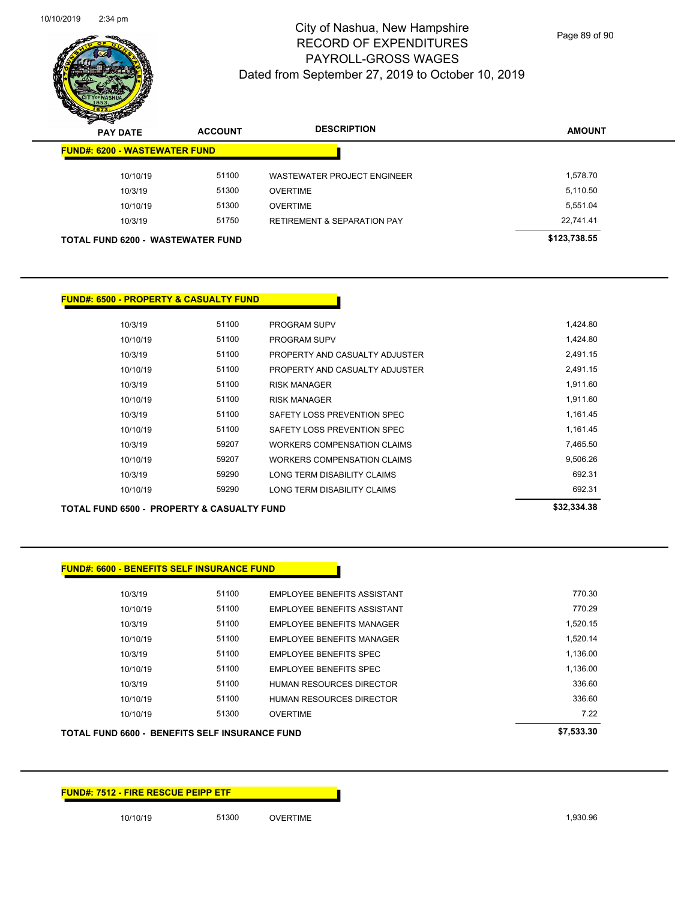# City of Nashua, New Hampshire
## RECORD OF EXPENDITURES
## PAYROLL-GROSS WAGES
## Dated from September 27, 2019 to October 10, 2019

| PAY DATE | ACCOUNT | DESCRIPTION | AMOUNT |
|---|---|---|---|
| **FUND#: 6200 - WASTEWATER FUND** | | | |
| 10/10/19 | 51100 | WASTEWATER PROJECT ENGINEER | 1,578.70 |
| 10/3/19 | 51300 | OVERTIME | 5,110.50 |
| 10/10/19 | 51300 | OVERTIME | 5,551.04 |
| 10/3/19 | 51750 | RETIREMENT & SEPARATION PAY | 22,741.41 |
| **TOTAL FUND 6200 - WASTEWATER FUND** | | | **$123,738.55** |

| PAY DATE | ACCOUNT | DESCRIPTION | AMOUNT |
|---|---|---|---|
| **FUND#: 6500 - PROPERTY & CASUALTY FUND** | | | |
| 10/3/19 | 51100 | PROGRAM SUPV | 1,424.80 |
| 10/10/19 | 51100 | PROGRAM SUPV | 1,424.80 |
| 10/3/19 | 51100 | PROPERTY AND CASUALTY ADJUSTER | 2,491.15 |
| 10/10/19 | 51100 | PROPERTY AND CASUALTY ADJUSTER | 2,491.15 |
| 10/3/19 | 51100 | RISK MANAGER | 1,911.60 |
| 10/10/19 | 51100 | RISK MANAGER | 1,911.60 |
| 10/3/19 | 51100 | SAFETY LOSS PREVENTION SPEC | 1,161.45 |
| 10/10/19 | 51100 | SAFETY LOSS PREVENTION SPEC | 1,161.45 |
| 10/3/19 | 59207 | WORKERS COMPENSATION CLAIMS | 7,465.50 |
| 10/10/19 | 59207 | WORKERS COMPENSATION CLAIMS | 9,506.26 |
| 10/3/19 | 59290 | LONG TERM DISABILITY CLAIMS | 692.31 |
| 10/10/19 | 59290 | LONG TERM DISABILITY CLAIMS | 692.31 |
| **TOTAL FUND 6500 - PROPERTY & CASUALTY FUND** | | | **$32,334.38** |

| PAY DATE | ACCOUNT | DESCRIPTION | AMOUNT |
|---|---|---|---|
| **FUND#: 6600 - BENEFITS SELF INSURANCE FUND** | | | |
| 10/3/19 | 51100 | EMPLOYEE BENEFITS ASSISTANT | 770.30 |
| 10/10/19 | 51100 | EMPLOYEE BENEFITS ASSISTANT | 770.29 |
| 10/3/19 | 51100 | EMPLOYEE BENEFITS MANAGER | 1,520.15 |
| 10/10/19 | 51100 | EMPLOYEE BENEFITS MANAGER | 1,520.14 |
| 10/3/19 | 51100 | EMPLOYEE BENEFITS SPEC | 1,136.00 |
| 10/10/19 | 51100 | EMPLOYEE BENEFITS SPEC | 1,136.00 |
| 10/3/19 | 51100 | HUMAN RESOURCES DIRECTOR | 336.60 |
| 10/10/19 | 51100 | HUMAN RESOURCES DIRECTOR | 336.60 |
| 10/10/19 | 51300 | OVERTIME | 7.22 |
| **TOTAL FUND 6600 - BENEFITS SELF INSURANCE FUND** | | | **$7,533.30** |

| PAY DATE | ACCOUNT | DESCRIPTION | AMOUNT |
|---|---|---|---|
| **FUND#: 7512 - FIRE RESCUE PEIPP ETF** | | | |
| 10/10/19 | 51300 | OVERTIME | 1,930.96 |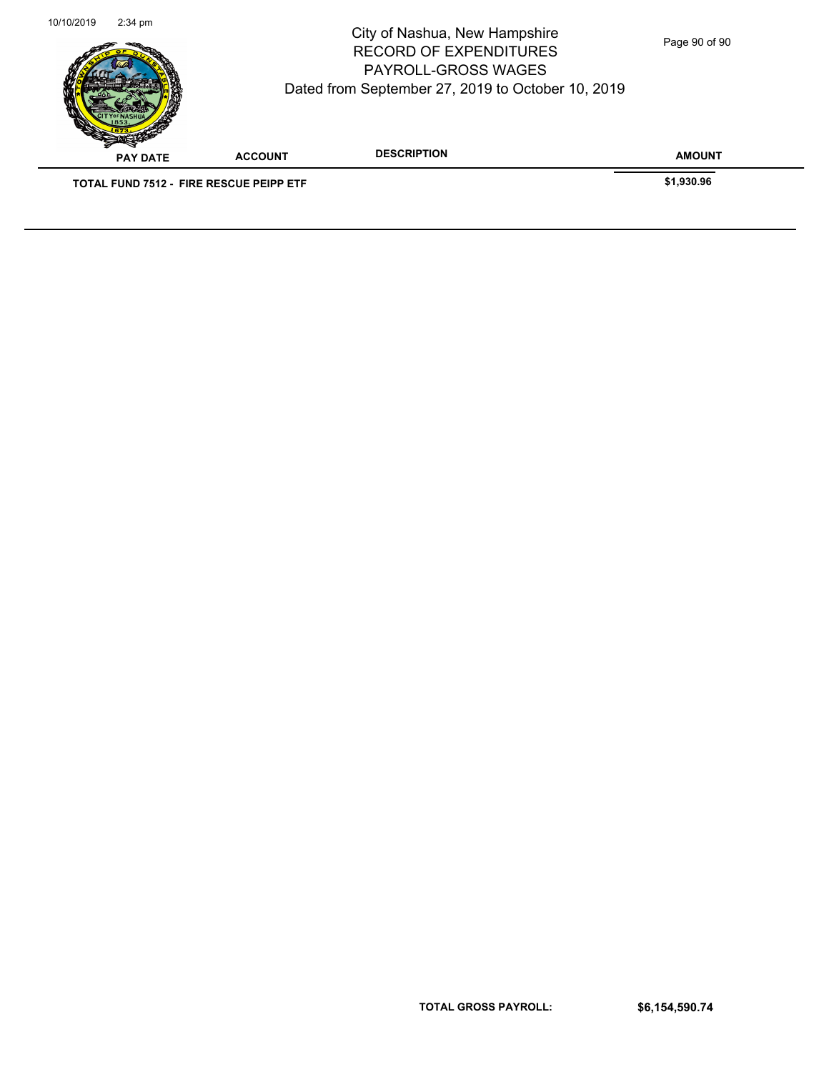| PAY DATE | ACCOUNT | DESCRIPTION | AMOUNT |
|---|---|---|---|
| **TOTAL FUND 7512 - FIRE RESCUE PEIPP ETF** | | | **$1,930.96** |

**TOTAL GROSS PAYROLL:** **$6,154,590.74**